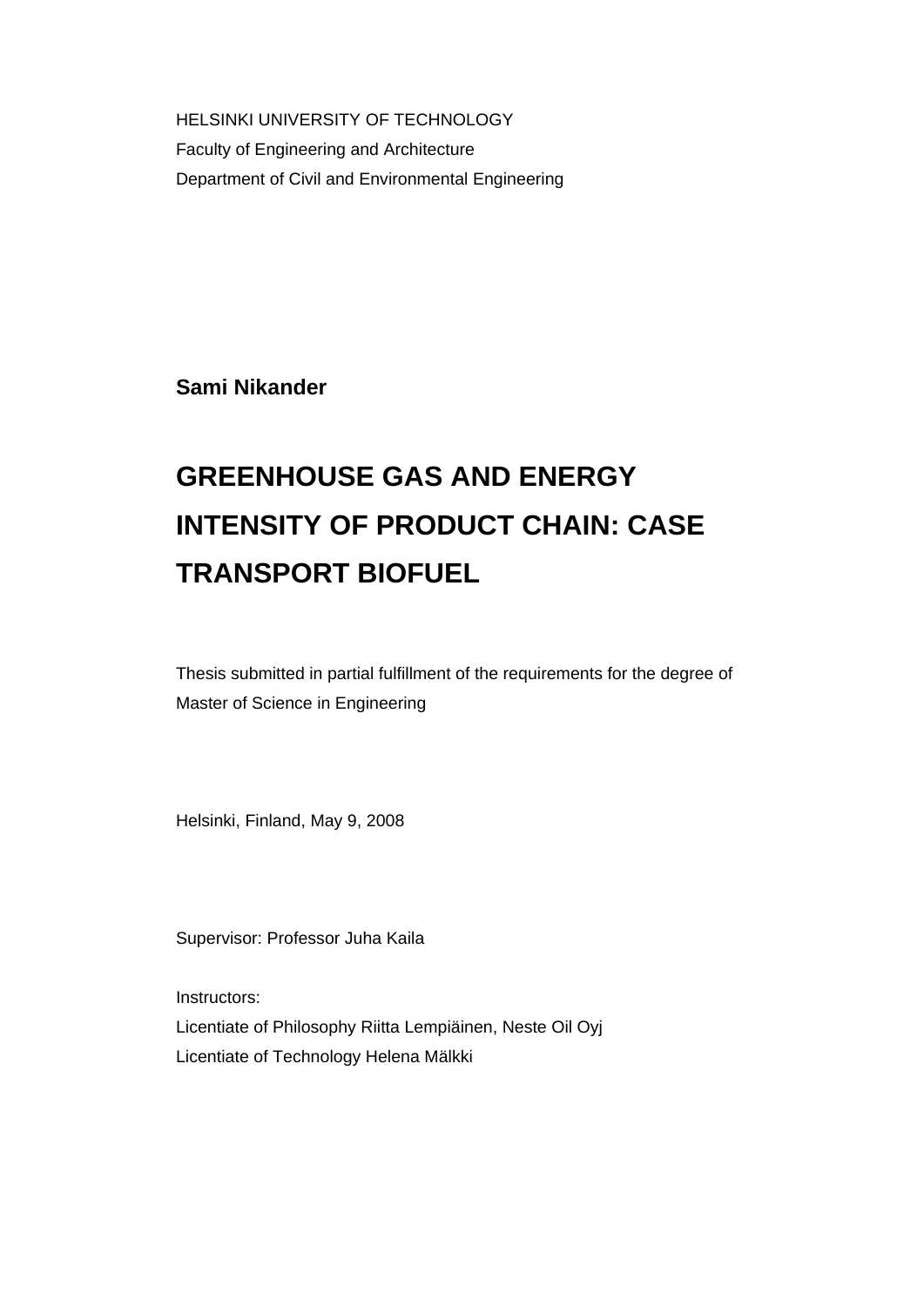HELSINKI UNIVERSITY OF TECHNOLOGY
Faculty of Engineering and Architecture
Department of Civil and Environmental Engineering

**Sami Nikander**

# GREENHOUSE GAS AND ENERGY INTENSITY OF PRODUCT CHAIN: CASE TRANSPORT BIOFUEL

Thesis submitted in partial fulfillment of the requirements for the degree of Master of Science in Engineering

Helsinki, Finland, May 9, 2008

Supervisor: Professor Juha Kaila

Instructors:
Licentiate of Philosophy Riitta Lempiäinen, Neste Oil Oyj
Licentiate of Technology Helena Mälkki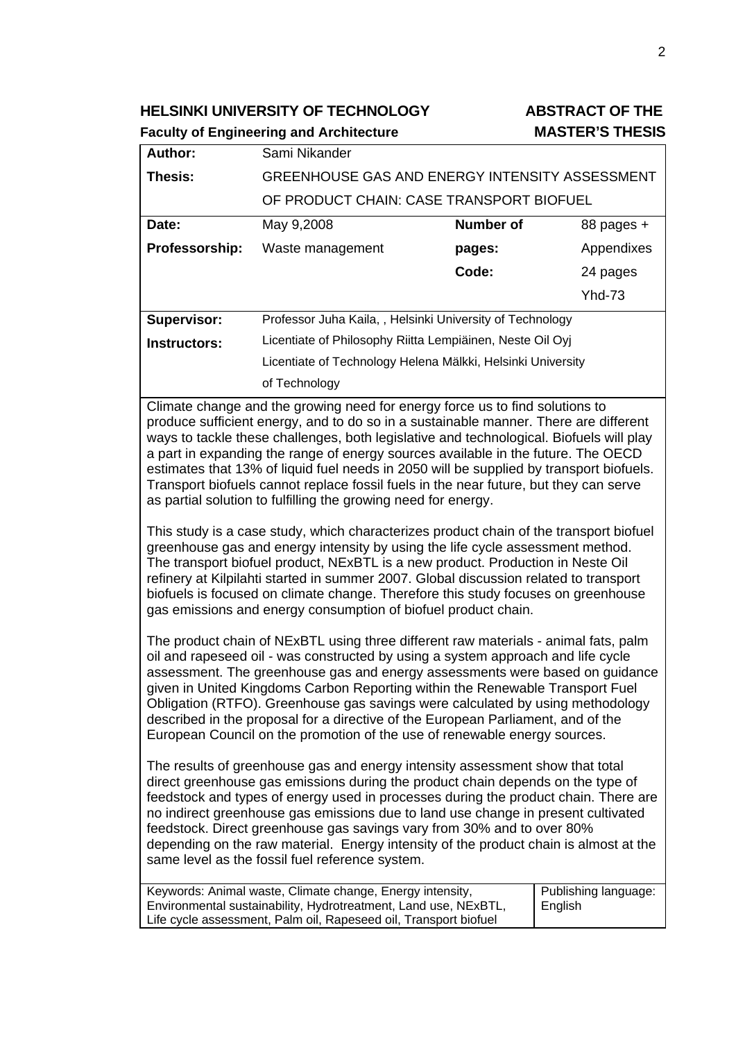**HELSINKI UNIVERSITY OF TECHNOLOGY** **ABSTRACT OF THE**

**Faculty of Engineering and Architecture** **MASTER'S THESIS**

| **Author:** | Sami Nikander | | |
|---|---|---|---|
| **Thesis:** | GREENHOUSE GAS AND ENERGY INTENSITY ASSESSMENT OF PRODUCT CHAIN: CASE TRANSPORT BIOFUEL | | |
| **Date:** | May 9,2008 | **Number of pages:** | 88 pages + Appendixes 24 pages |
| **Professorship:** | Waste management | **Code:** | Yhd-73 |
| **Supervisor:** | Professor Juha Kaila, , Helsinki University of Technology | | |
| **Instructors:** | Licentiate of Philosophy Riitta Lempiäinen, Neste Oil Oyj<br>Licentiate of Technology Helena Mälkki, Helsinki University of Technology | | |

Climate change and the growing need for energy force us to find solutions to produce sufficient energy, and to do so in a sustainable manner. There are different ways to tackle these challenges, both legislative and technological. Biofuels will play a part in expanding the range of energy sources available in the future. The OECD estimates that 13% of liquid fuel needs in 2050 will be supplied by transport biofuels. Transport biofuels cannot replace fossil fuels in the near future, but they can serve as partial solution to fulfilling the growing need for energy.

This study is a case study, which characterizes product chain of the transport biofuel greenhouse gas and energy intensity by using the life cycle assessment method. The transport biofuel product, NExBTL is a new product. Production in Neste Oil refinery at Kilpilahti started in summer 2007. Global discussion related to transport biofuels is focused on climate change. Therefore this study focuses on greenhouse gas emissions and energy consumption of biofuel product chain.

The product chain of NExBTL using three different raw materials - animal fats, palm oil and rapeseed oil - was constructed by using a system approach and life cycle assessment. The greenhouse gas and energy assessments were based on guidance given in United Kingdoms Carbon Reporting within the Renewable Transport Fuel Obligation (RTFO). Greenhouse gas savings were calculated by using methodology described in the proposal for a directive of the European Parliament, and of the European Council on the promotion of the use of renewable energy sources.

The results of greenhouse gas and energy intensity assessment show that total direct greenhouse gas emissions during the product chain depends on the type of feedstock and types of energy used in processes during the product chain. There are no indirect greenhouse gas emissions due to land use change in present cultivated feedstock. Direct greenhouse gas savings vary from 30% and to over 80% depending on the raw material. Energy intensity of the product chain is almost at the same level as the fossil fuel reference system.

| Keywords: Animal waste, Climate change, Energy intensity, Environmental sustainability, Hydrotreatment, Land use, NExBTL, Life cycle assessment, Palm oil, Rapeseed oil, Transport biofuel | Publishing language: English |
|---|---|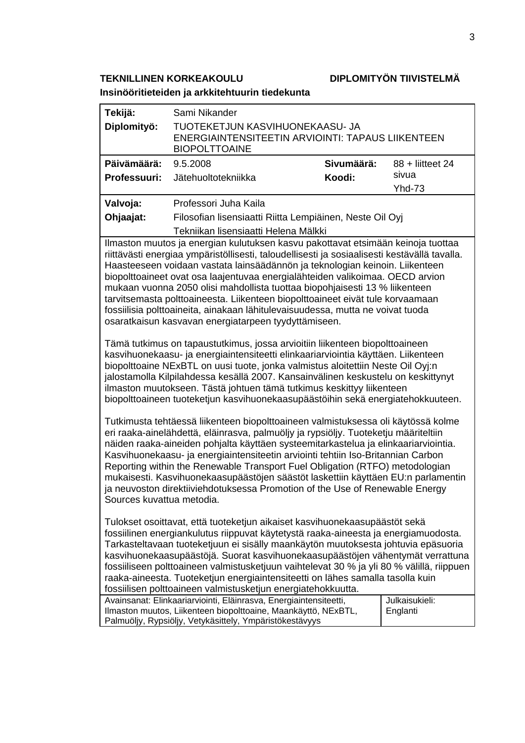**TEKNILLINEN KORKEAKOULU** **DIPLOMITYÖN TIIVISTELMÄ**

**Insinööritieteiden ja arkkitehtuurin tiedekunta**

| | | | |
|---|---|---|---|
| **Tekijä:** | Sami Nikander | | |
| **Diplomityö:** | TUOTEKETJUN KASVIHUONEKAASU- JA ENERGIAINTENSITEETIN ARVIOINTI: TAPAUS LIIKENTEEN BIOPOLTTOAINE | | |
| **Päivämäärä:** | 9.5.2008 | **Sivumäärä:** | 88 + liitteet 24 sivua |
| **Professuuri:** | Jätehuoltotekniikka | **Koodi:** | Yhd-73 |
| **Valvoja:** | Professori Juha Kaila | | |
| **Ohjaajat:** | Filosofian lisensiaatti Riitta Lempiäinen, Neste Oil Oyj<br>Tekniikan lisensiaatti Helena Mälkki | | |

Ilmaston muutos ja energian kulutuksen kasvu pakottavat etsimään keinoja tuottaa riittävästi energiaa ympäristöllisesti, taloudellisesti ja sosiaalisesti kestävällä tavalla. Haasteeseen voidaan vastata lainsäädännön ja teknologian keinoin. Liikenteen biopolttoaineet ovat osa laajentuvaa energialähteiden valikoimaa. OECD arvion mukaan vuonna 2050 olisi mahdollista tuottaa biopohjaisesti 13 % liikenteen tarvitsemasta polttoaineesta. Liikenteen biopolttoaineet eivät tule korvaamaan fossiilisia polttoaineita, ainakaan lähitulevaisuudessa, mutta ne voivat tuoda osaratkaisun kasvavan energiatarpeen tyydyttämiseen.

Tämä tutkimus on tapaustutkimus, jossa arvioitiin liikenteen biopolttoaineen kasvihuonekaasu- ja energiaintensiteetti elinkaariarviointia käyttäen. Liikenteen biopolttoaine NExBTL on uusi tuote, jonka valmistus aloitettiin Neste Oil Oyj:n jalostamolla Kilpilahdessa kesällä 2007. Kansainvälinen keskustelu on keskittynyt ilmaston muutokseen. Tästä johtuen tämä tutkimus keskittyy liikenteen biopolttoaineen tuoteketjun kasvihuonekaasupäästöihin sekä energiatehokkuuteen.

Tutkimusta tehtäessä liikenteen biopolttoaineen valmistuksessa oli käytössä kolme eri raaka-ainelähdettä, eläinrasva, palmuöljy ja rypsiöljy. Tuoteketju määriteltiin näiden raaka-aineiden pohjalta käyttäen systeemitarkastelua ja elinkaariarviointia. Kasvihuonekaasu- ja energiaintensiteetin arviointi tehtiin Iso-Britannian Carbon Reporting within the Renewable Transport Fuel Obligation (RTFO) metodologian mukaisesti. Kasvihuonekaasupäästöjen säästöt laskettiin käyttäen EU:n parlamentin ja neuvoston direktiiviehdotuksessa Promotion of the Use of Renewable Energy Sources kuvattua metodia.

Tulokset osoittavat, että tuoteketjun aikaiset kasvihuonekaasupäästöt sekä fossiilinen energiankulutus riippuvat käytetystä raaka-aineesta ja energiamuodosta. Tarkasteltavaan tuoteketjuun ei sisälly maankäytön muutoksesta johtuvia epäsuoria kasvihuonekaasupäästöjä. Suorat kasvihuonekaasupäästöjen vähentymät verrattuna fossiiliseen polttoaineen valmistusketjuun vaihtelevat 30 % ja yli 80 % välillä, riippuen raaka-aineesta. Tuoteketjun energiaintensiteetti on lähes samalla tasolla kuin fossiilisen polttoaineen valmistusketjun energiatehokkuutta.

| | |
|---|---|
| Avainsanat: Elinkaariarviointi, Eläinrasva, Energiaintensiteetti, Ilmaston muutos, Liikenteen biopolttoaine, Maankäyttö, NExBTL, Palmuöljy, Rypsiöljy, Vetykäsittely, Ympäristökestävyys | Julkaisukieli: Englanti |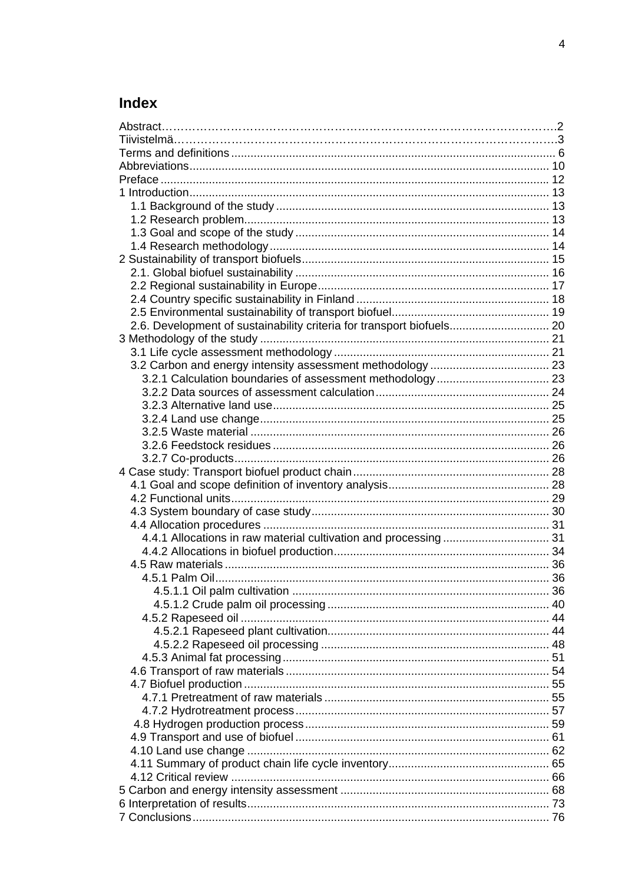## Index

Abstract……………………………………………………………………………………………2
Tiivistelmä…………………………………………………………………………………………3
Terms and definitions ............................................................................................ 6
Abbreviations........................................................................................................ 10
Preface .................................................................................................................. 12
1 Introduction......................................................................................................... 13
  1.1 Background of the study ................................................................................ 13
  1.2 Research problem.......................................................................................... 13
  1.3 Goal and scope of the study .......................................................................... 14
  1.4 Research methodology.................................................................................. 14
2 Sustainability of transport biofuels...................................................................... 15
  2.1. Global biofuel sustainability .......................................................................... 16
  2.2 Regional sustainability in Europe................................................................... 17
  2.4 Country specific sustainability in Finland ....................................................... 18
  2.5 Environmental sustainability of transport biofuel............................................ 19
  2.6. Development of sustainability criteria for transport biofuels........................... 20
3 Methodology of the study .................................................................................... 21
  3.1 Life cycle assessment methodology .............................................................. 21
  3.2 Carbon and energy intensity assessment methodology ................................. 23
    3.2.1 Calculation boundaries of assessment methodology ............................... 23
    3.2.2 Data sources of assessment calculation.................................................. 24
    3.2.3 Alternative land use................................................................................. 25
    3.2.4 Land use change..................................................................................... 25
    3.2.5 Waste material ........................................................................................ 26
    3.2.6 Feedstock residues ................................................................................. 26
    3.2.7 Co-products............................................................................................. 26
4 Case study: Transport biofuel product chain....................................................... 28
  4.1 Goal and scope definition of inventory analysis............................................. 28
  4.2 Functional units.............................................................................................. 29
  4.3 System boundary of case study..................................................................... 30
  4.4 Allocation procedures .................................................................................... 31
    4.4.1 Allocations in raw material cultivation and processing ............................ 31
    4.4.2 Allocations in biofuel production.............................................................. 34
  4.5 Raw materials ................................................................................................ 36
    4.5.1 Palm Oil................................................................................................... 36
      4.5.1.1 Oil palm cultivation ............................................................................ 36
      4.5.1.2 Crude palm oil processing ................................................................. 40
    4.5.2 Rapeseed oil ........................................................................................... 44
      4.5.2.1 Rapeseed plant cultivation................................................................. 44
      4.5.2.2 Rapeseed oil processing ................................................................... 48
    4.5.3 Animal fat processing.............................................................................. 51
  4.6 Transport of raw materials ............................................................................. 54
  4.7 Biofuel production .......................................................................................... 55
    4.7.1 Pretreatment of raw materials ................................................................. 55
    4.7.2 Hydrotreatment process.......................................................................... 57
  4.8 Hydrogen production process ........................................................................ 59
  4.9 Transport and use of biofuel .......................................................................... 61
  4.10 Land use change ......................................................................................... 62
  4.11 Summary of product chain life cycle inventory.............................................. 65
  4.12 Critical review .............................................................................................. 66
5 Carbon and energy intensity assessment ........................................................... 68
6 Interpretation of results........................................................................................ 73
7 Conclusions......................................................................................................... 76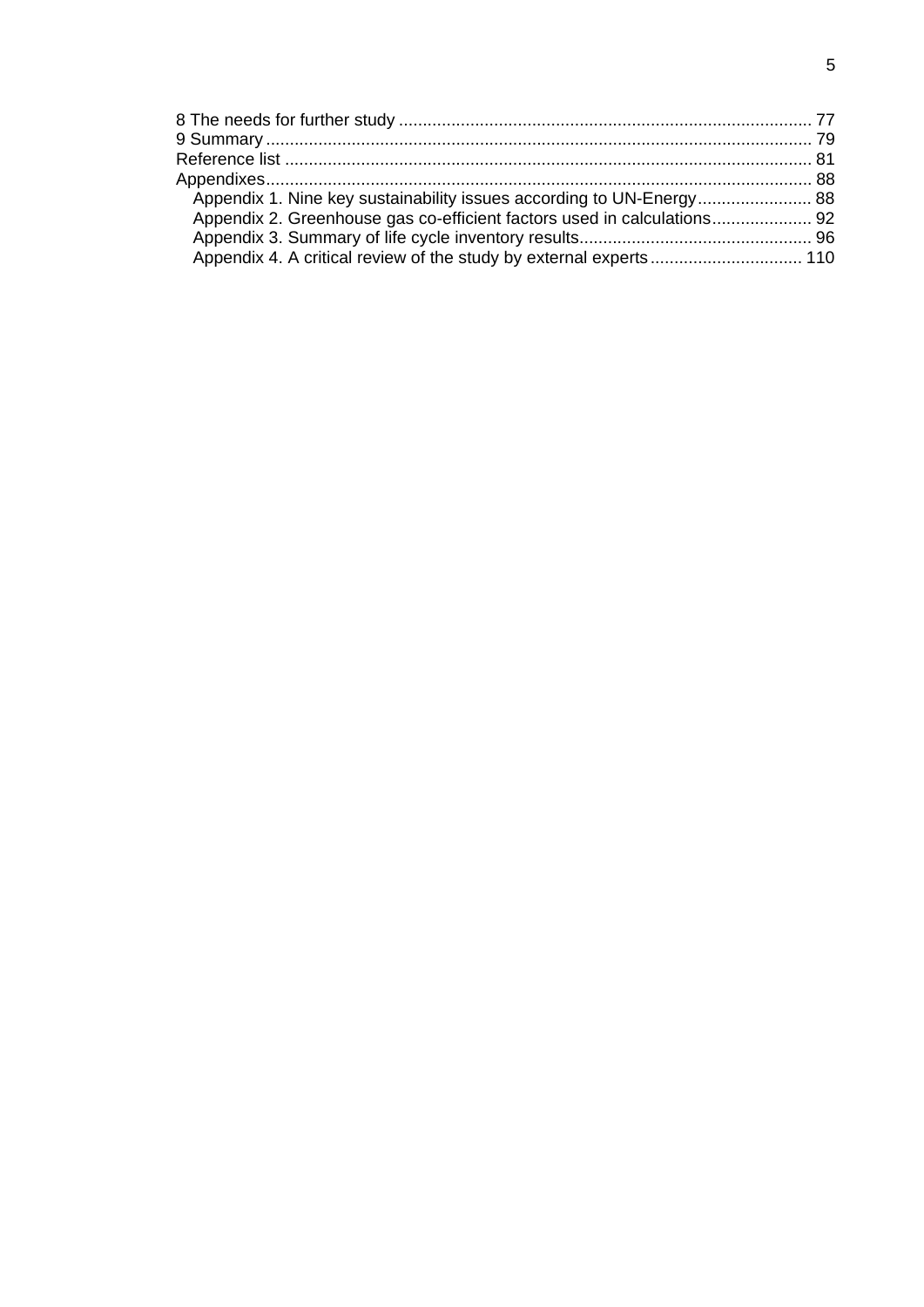8 The needs for further study ........................................................................................ 77
9 Summary ....................................................................................................................... 79
Reference list ................................................................................................................ 81
Appendixes.................................................................................................................... 88
  Appendix 1. Nine key sustainability issues according to UN-Energy ......................... 88
  Appendix 2. Greenhouse gas co-efficient factors used in calculations ..................... 92
  Appendix 3. Summary of life cycle inventory results.................................................. 96
  Appendix 4. A critical review of the study by external experts ................................ 110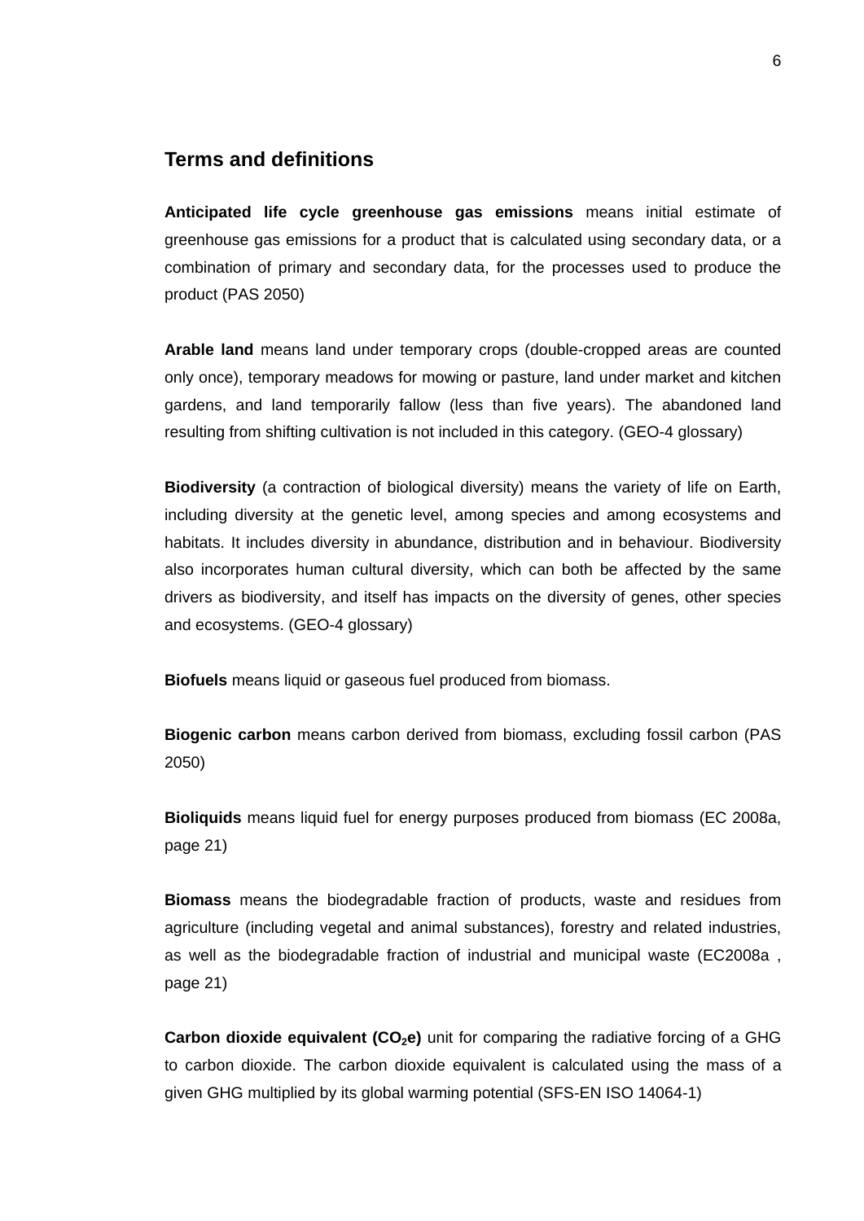## Terms and definitions

**Anticipated life cycle greenhouse gas emissions** means initial estimate of greenhouse gas emissions for a product that is calculated using secondary data, or a combination of primary and secondary data, for the processes used to produce the product (PAS 2050)

**Arable land** means land under temporary crops (double-cropped areas are counted only once), temporary meadows for mowing or pasture, land under market and kitchen gardens, and land temporarily fallow (less than five years). The abandoned land resulting from shifting cultivation is not included in this category. (GEO-4 glossary)

**Biodiversity** (a contraction of biological diversity) means the variety of life on Earth, including diversity at the genetic level, among species and among ecosystems and habitats. It includes diversity in abundance, distribution and in behaviour. Biodiversity also incorporates human cultural diversity, which can both be affected by the same drivers as biodiversity, and itself has impacts on the diversity of genes, other species and ecosystems. (GEO-4 glossary)

**Biofuels** means liquid or gaseous fuel produced from biomass.

**Biogenic carbon** means carbon derived from biomass, excluding fossil carbon (PAS 2050)

**Bioliquids** means liquid fuel for energy purposes produced from biomass (EC 2008a, page 21)

**Biomass** means the biodegradable fraction of products, waste and residues from agriculture (including vegetal and animal substances), forestry and related industries, as well as the biodegradable fraction of industrial and municipal waste (EC2008a , page 21)

**Carbon dioxide equivalent ($CO_2e$)** unit for comparing the radiative forcing of a GHG to carbon dioxide. The carbon dioxide equivalent is calculated using the mass of a given GHG multiplied by its global warming potential (SFS-EN ISO 14064-1)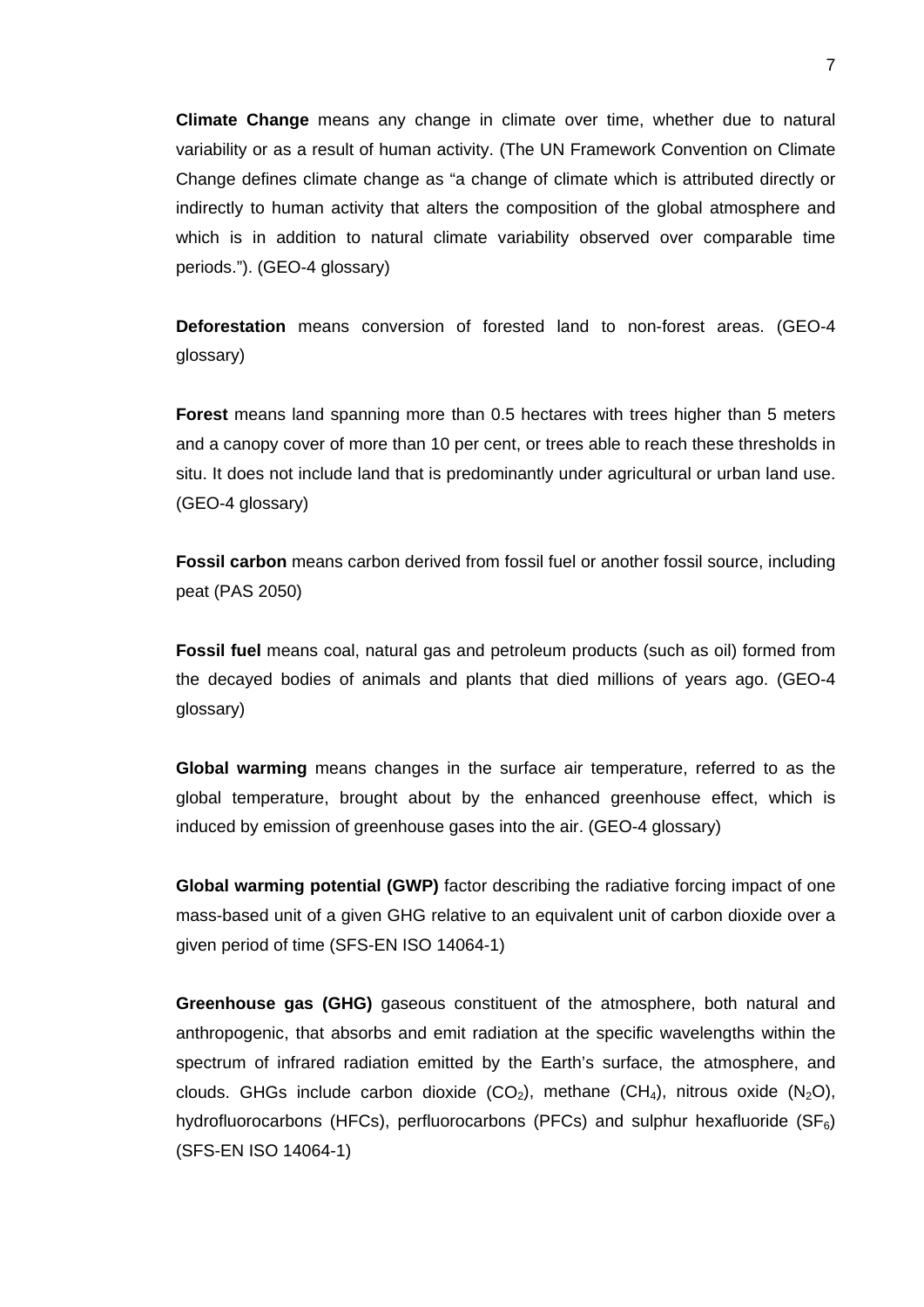**Climate Change** means any change in climate over time, whether due to natural variability or as a result of human activity. (The UN Framework Convention on Climate Change defines climate change as “a change of climate which is attributed directly or indirectly to human activity that alters the composition of the global atmosphere and which is in addition to natural climate variability observed over comparable time periods.”). (GEO-4 glossary)

**Deforestation** means conversion of forested land to non-forest areas. (GEO-4 glossary)

**Forest** means land spanning more than 0.5 hectares with trees higher than 5 meters and a canopy cover of more than 10 per cent, or trees able to reach these thresholds in situ. It does not include land that is predominantly under agricultural or urban land use. (GEO-4 glossary)

**Fossil carbon** means carbon derived from fossil fuel or another fossil source, including peat (PAS 2050)

**Fossil fuel** means coal, natural gas and petroleum products (such as oil) formed from the decayed bodies of animals and plants that died millions of years ago. (GEO-4 glossary)

**Global warming** means changes in the surface air temperature, referred to as the global temperature, brought about by the enhanced greenhouse effect, which is induced by emission of greenhouse gases into the air. (GEO-4 glossary)

**Global warming potential (GWP)** factor describing the radiative forcing impact of one mass-based unit of a given GHG relative to an equivalent unit of carbon dioxide over a given period of time (SFS-EN ISO 14064-1)

**Greenhouse gas (GHG)** gaseous constituent of the atmosphere, both natural and anthropogenic, that absorbs and emit radiation at the specific wavelengths within the spectrum of infrared radiation emitted by the Earth’s surface, the atmosphere, and clouds. GHGs include carbon dioxide ($CO_2$), methane ($CH_4$), nitrous oxide ($N_2O$), hydrofluorocarbons (HFCs), perfluorocarbons (PFCs) and sulphur hexafluoride ($SF_6$) (SFS-EN ISO 14064-1)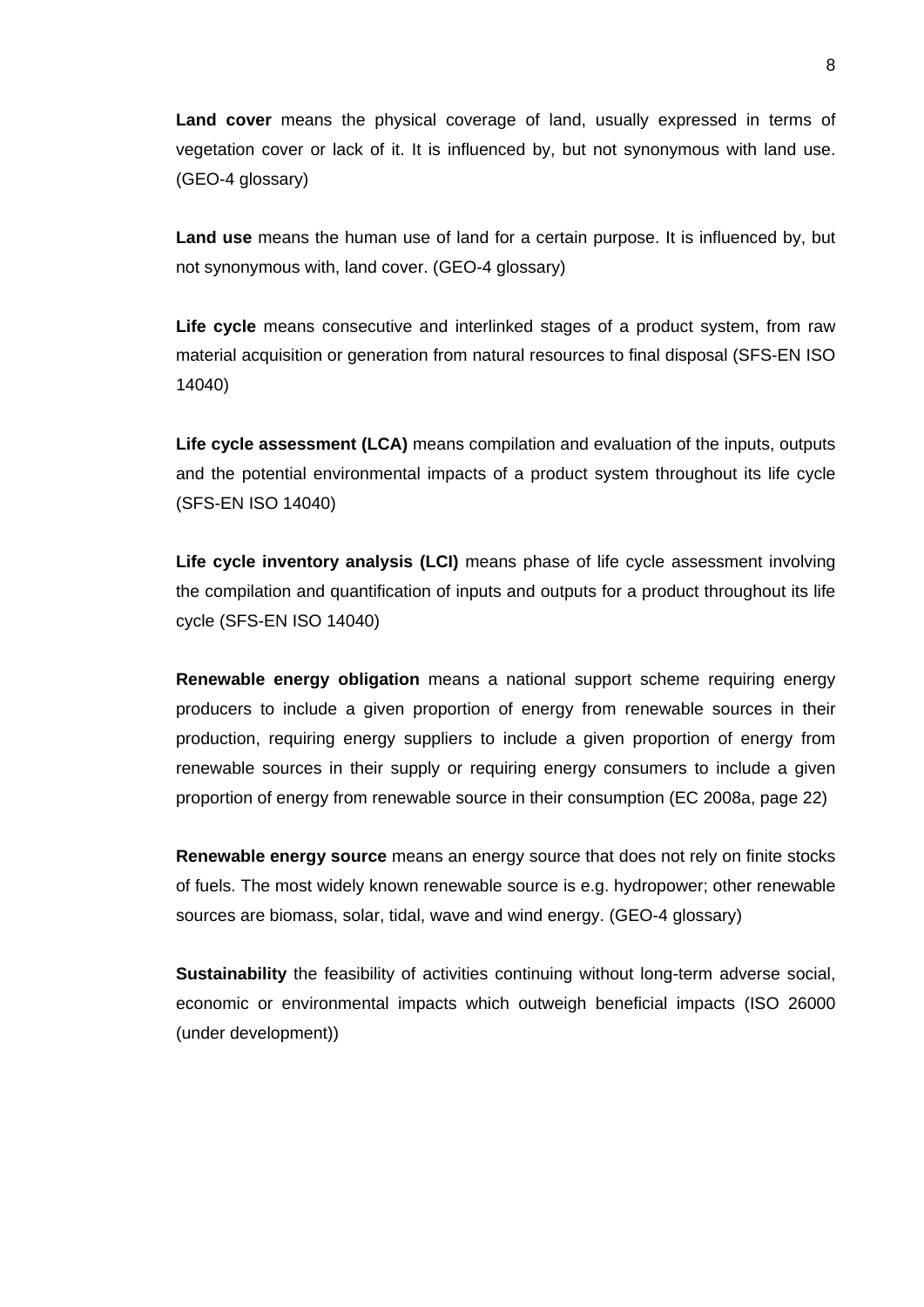**Land cover** means the physical coverage of land, usually expressed in terms of vegetation cover or lack of it. It is influenced by, but not synonymous with land use. (GEO-4 glossary)

**Land use** means the human use of land for a certain purpose. It is influenced by, but not synonymous with, land cover. (GEO-4 glossary)

**Life cycle** means consecutive and interlinked stages of a product system, from raw material acquisition or generation from natural resources to final disposal (SFS-EN ISO 14040)

**Life cycle assessment (LCA)** means compilation and evaluation of the inputs, outputs and the potential environmental impacts of a product system throughout its life cycle (SFS-EN ISO 14040)

**Life cycle inventory analysis (LCI)** means phase of life cycle assessment involving the compilation and quantification of inputs and outputs for a product throughout its life cycle (SFS-EN ISO 14040)

**Renewable energy obligation** means a national support scheme requiring energy producers to include a given proportion of energy from renewable sources in their production, requiring energy suppliers to include a given proportion of energy from renewable sources in their supply or requiring energy consumers to include a given proportion of energy from renewable source in their consumption (EC 2008a, page 22)

**Renewable energy source** means an energy source that does not rely on finite stocks of fuels. The most widely known renewable source is e.g. hydropower; other renewable sources are biomass, solar, tidal, wave and wind energy. (GEO-4 glossary)

**Sustainability** the feasibility of activities continuing without long-term adverse social, economic or environmental impacts which outweigh beneficial impacts (ISO 26000 (under development))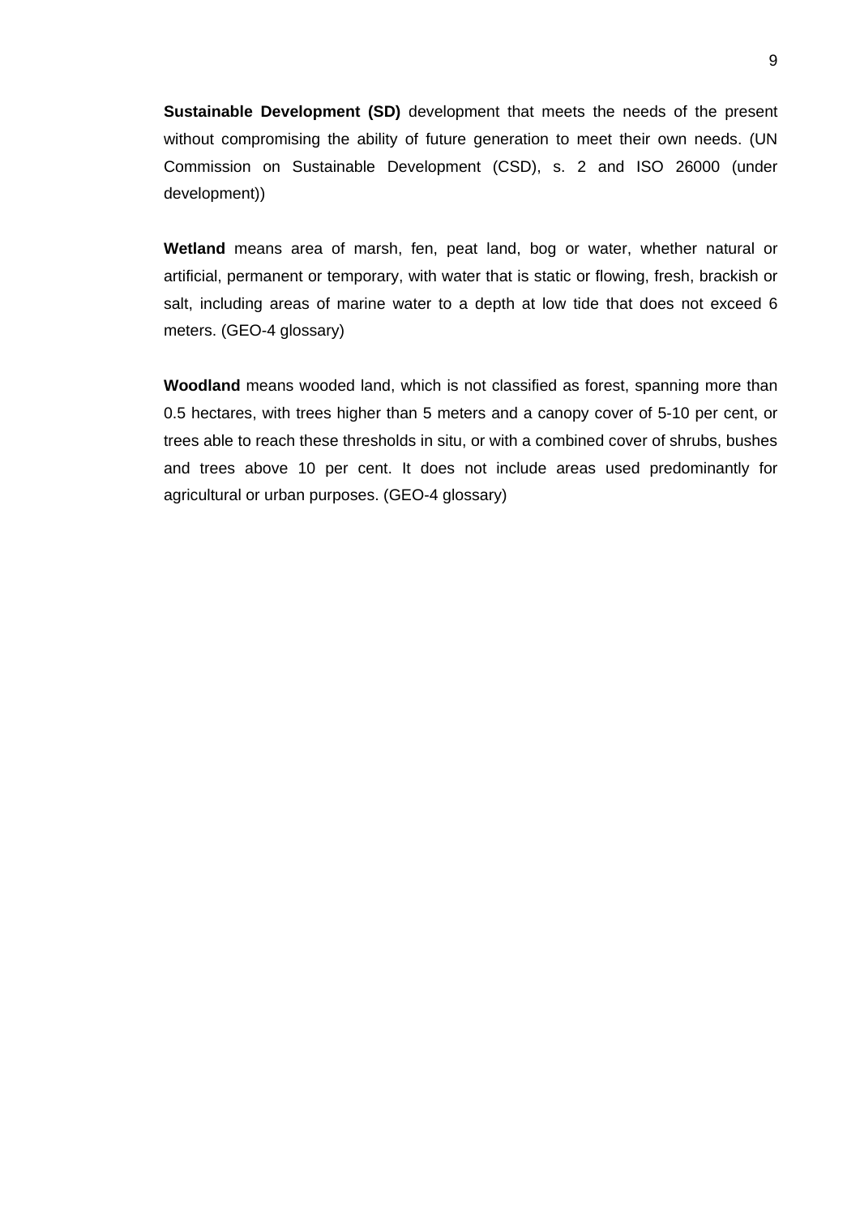**Sustainable Development (SD)** development that meets the needs of the present without compromising the ability of future generation to meet their own needs. (UN Commission on Sustainable Development (CSD), s. 2 and ISO 26000 (under development))

**Wetland** means area of marsh, fen, peat land, bog or water, whether natural or artificial, permanent or temporary, with water that is static or flowing, fresh, brackish or salt, including areas of marine water to a depth at low tide that does not exceed 6 meters. (GEO-4 glossary)

**Woodland** means wooded land, which is not classified as forest, spanning more than 0.5 hectares, with trees higher than 5 meters and a canopy cover of 5-10 per cent, or trees able to reach these thresholds in situ, or with a combined cover of shrubs, bushes and trees above 10 per cent. It does not include areas used predominantly for agricultural or urban purposes. (GEO-4 glossary)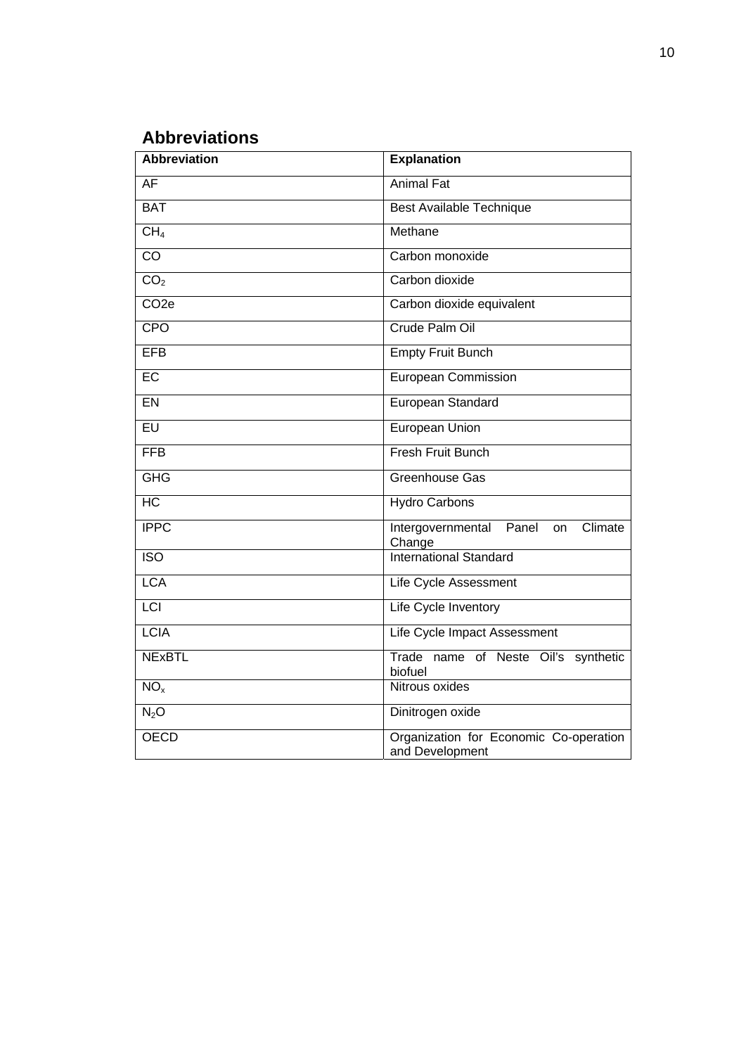## Abbreviations

| Abbreviation | Explanation |
|---|---|
| AF | Animal Fat |
| BAT | Best Available Technique |
| $CH_4$ | Methane |
| CO | Carbon monoxide |
| $CO_2$ | Carbon dioxide |
| CO2e | Carbon dioxide equivalent |
| CPO | Crude Palm Oil |
| EFB | Empty Fruit Bunch |
| EC | European Commission |
| EN | European Standard |
| EU | European Union |
| FFB | Fresh Fruit Bunch |
| GHG | Greenhouse Gas |
| HC | Hydro Carbons |
| IPPC | Intergovernmental Panel on Climate Change |
| ISO | International Standard |
| LCA | Life Cycle Assessment |
| LCI | Life Cycle Inventory |
| LCIA | Life Cycle Impact Assessment |
| NExBTL | Trade name of Neste Oil's synthetic biofuel |
| $NO_x$ | Nitrous oxides |
| $N_2O$ | Dinitrogen oxide |
| OECD | Organization for Economic Co-operation and Development |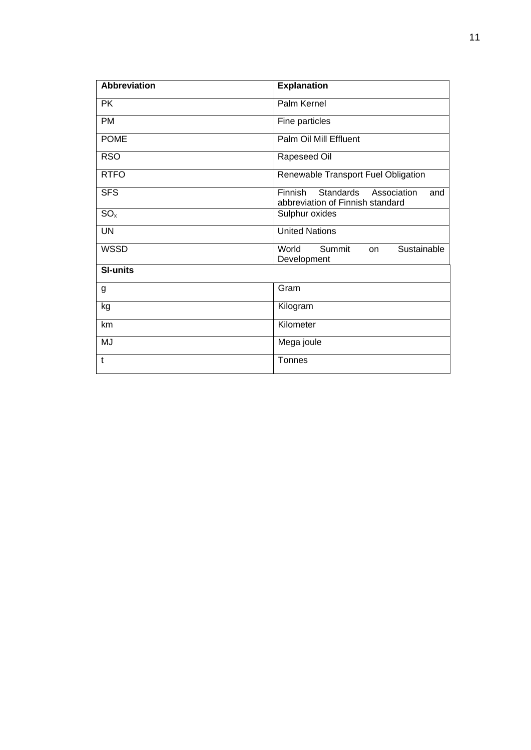| Abbreviation | Explanation |
|---|---|
| PK | Palm Kernel |
| PM | Fine particles |
| POME | Palm Oil Mill Effluent |
| RSO | Rapeseed Oil |
| RTFO | Renewable Transport Fuel Obligation |
| SFS | Finnish Standards Association and abbreviation of Finnish standard |
| $SO_x$ | Sulphur oxides |
| UN | United Nations |
| WSSD | World Summit on Sustainable Development |
| **SI-units** | |
| g | Gram |
| kg | Kilogram |
| km | Kilometer |
| MJ | Mega joule |
| t | Tonnes |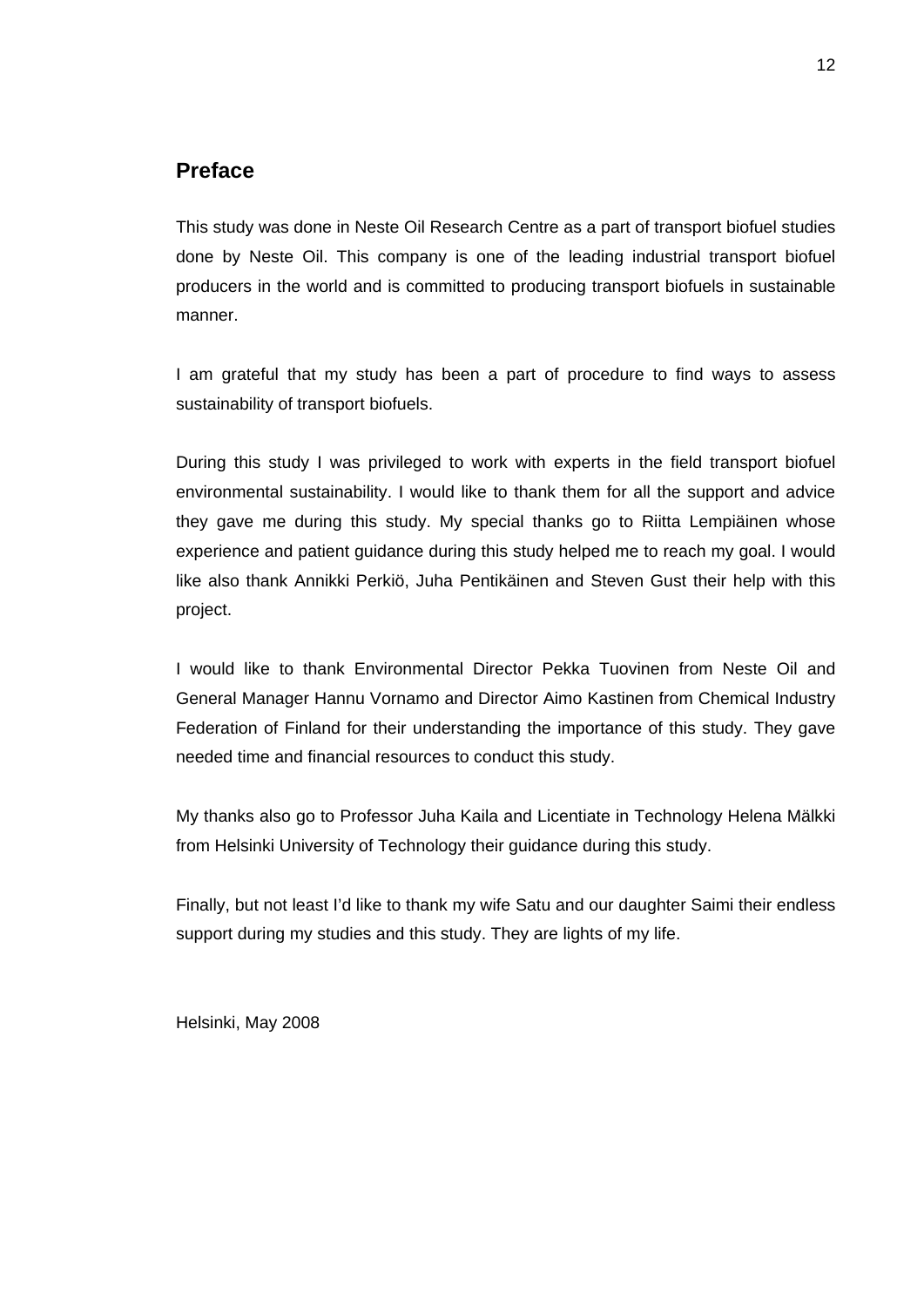## Preface

This study was done in Neste Oil Research Centre as a part of transport biofuel studies done by Neste Oil. This company is one of the leading industrial transport biofuel producers in the world and is committed to producing transport biofuels in sustainable manner.

I am grateful that my study has been a part of procedure to find ways to assess sustainability of transport biofuels.

During this study I was privileged to work with experts in the field transport biofuel environmental sustainability. I would like to thank them for all the support and advice they gave me during this study. My special thanks go to Riitta Lempiäinen whose experience and patient guidance during this study helped me to reach my goal. I would like also thank Annikki Perkiö, Juha Pentikäinen and Steven Gust their help with this project.

I would like to thank Environmental Director Pekka Tuovinen from Neste Oil and General Manager Hannu Vornamo and Director Aimo Kastinen from Chemical Industry Federation of Finland for their understanding the importance of this study. They gave needed time and financial resources to conduct this study.

My thanks also go to Professor Juha Kaila and Licentiate in Technology Helena Mälkki from Helsinki University of Technology their guidance during this study.

Finally, but not least I'd like to thank my wife Satu and our daughter Saimi their endless support during my studies and this study. They are lights of my life.

Helsinki, May 2008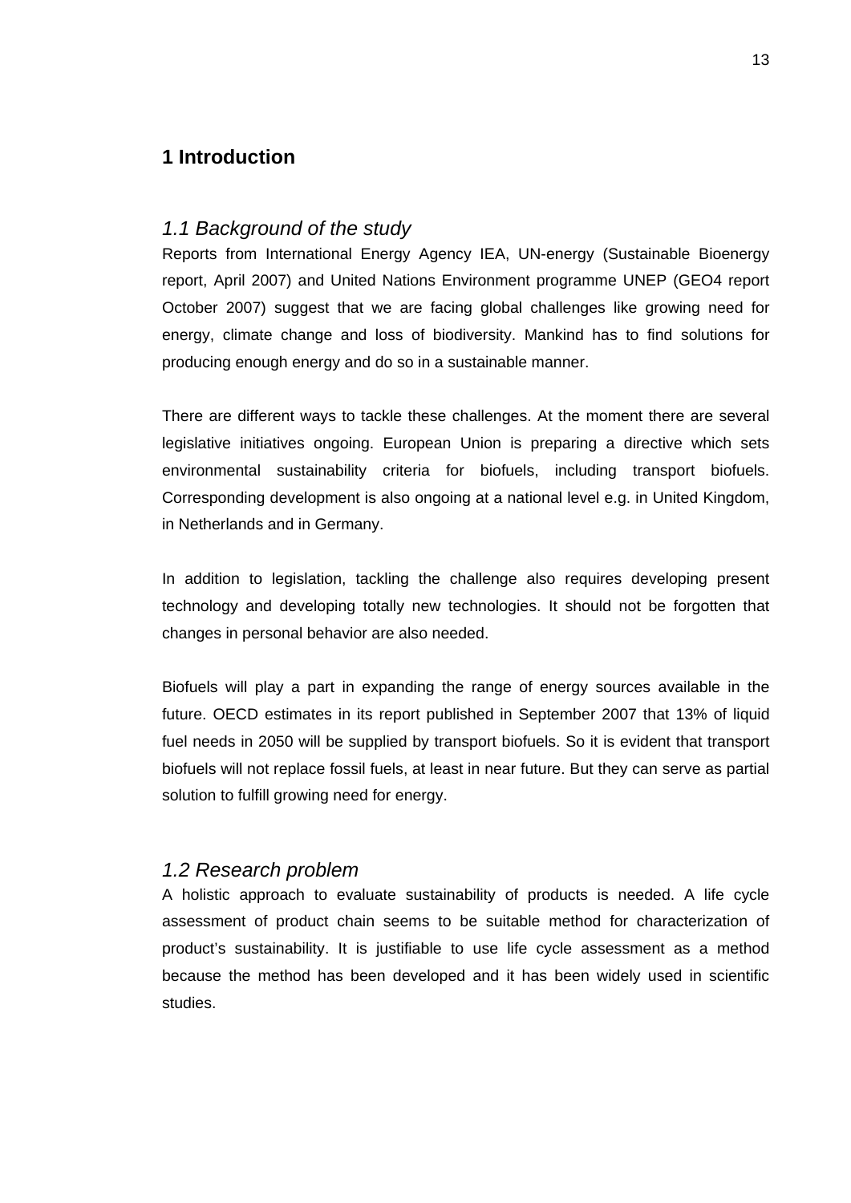# 1 Introduction

## *1.1 Background of the study*

Reports from International Energy Agency IEA, UN-energy (Sustainable Bioenergy report, April 2007) and United Nations Environment programme UNEP (GEO4 report October 2007) suggest that we are facing global challenges like growing need for energy, climate change and loss of biodiversity. Mankind has to find solutions for producing enough energy and do so in a sustainable manner.

There are different ways to tackle these challenges. At the moment there are several legislative initiatives ongoing. European Union is preparing a directive which sets environmental sustainability criteria for biofuels, including transport biofuels. Corresponding development is also ongoing at a national level e.g. in United Kingdom, in Netherlands and in Germany.

In addition to legislation, tackling the challenge also requires developing present technology and developing totally new technologies. It should not be forgotten that changes in personal behavior are also needed.

Biofuels will play a part in expanding the range of energy sources available in the future. OECD estimates in its report published in September 2007 that 13% of liquid fuel needs in 2050 will be supplied by transport biofuels. So it is evident that transport biofuels will not replace fossil fuels, at least in near future. But they can serve as partial solution to fulfill growing need for energy.

## *1.2 Research problem*

A holistic approach to evaluate sustainability of products is needed. A life cycle assessment of product chain seems to be suitable method for characterization of product's sustainability. It is justifiable to use life cycle assessment as a method because the method has been developed and it has been widely used in scientific studies.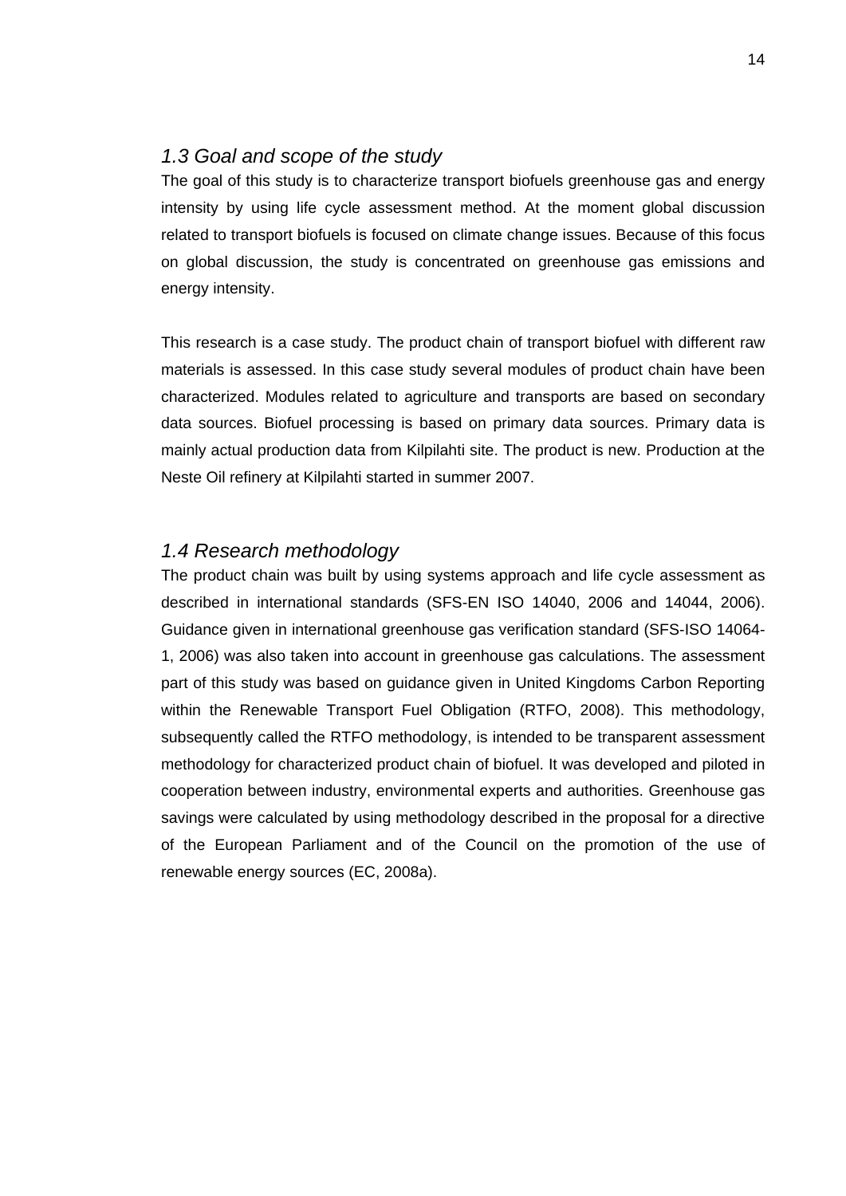## *1.3 Goal and scope of the study*

The goal of this study is to characterize transport biofuels greenhouse gas and energy intensity by using life cycle assessment method. At the moment global discussion related to transport biofuels is focused on climate change issues. Because of this focus on global discussion, the study is concentrated on greenhouse gas emissions and energy intensity.

This research is a case study. The product chain of transport biofuel with different raw materials is assessed. In this case study several modules of product chain have been characterized. Modules related to agriculture and transports are based on secondary data sources. Biofuel processing is based on primary data sources. Primary data is mainly actual production data from Kilpilahti site. The product is new. Production at the Neste Oil refinery at Kilpilahti started in summer 2007.

## *1.4 Research methodology*

The product chain was built by using systems approach and life cycle assessment as described in international standards (SFS-EN ISO 14040, 2006 and 14044, 2006). Guidance given in international greenhouse gas verification standard (SFS-ISO 14064-1, 2006) was also taken into account in greenhouse gas calculations. The assessment part of this study was based on guidance given in United Kingdoms Carbon Reporting within the Renewable Transport Fuel Obligation (RTFO, 2008). This methodology, subsequently called the RTFO methodology, is intended to be transparent assessment methodology for characterized product chain of biofuel. It was developed and piloted in cooperation between industry, environmental experts and authorities. Greenhouse gas savings were calculated by using methodology described in the proposal for a directive of the European Parliament and of the Council on the promotion of the use of renewable energy sources (EC, 2008a).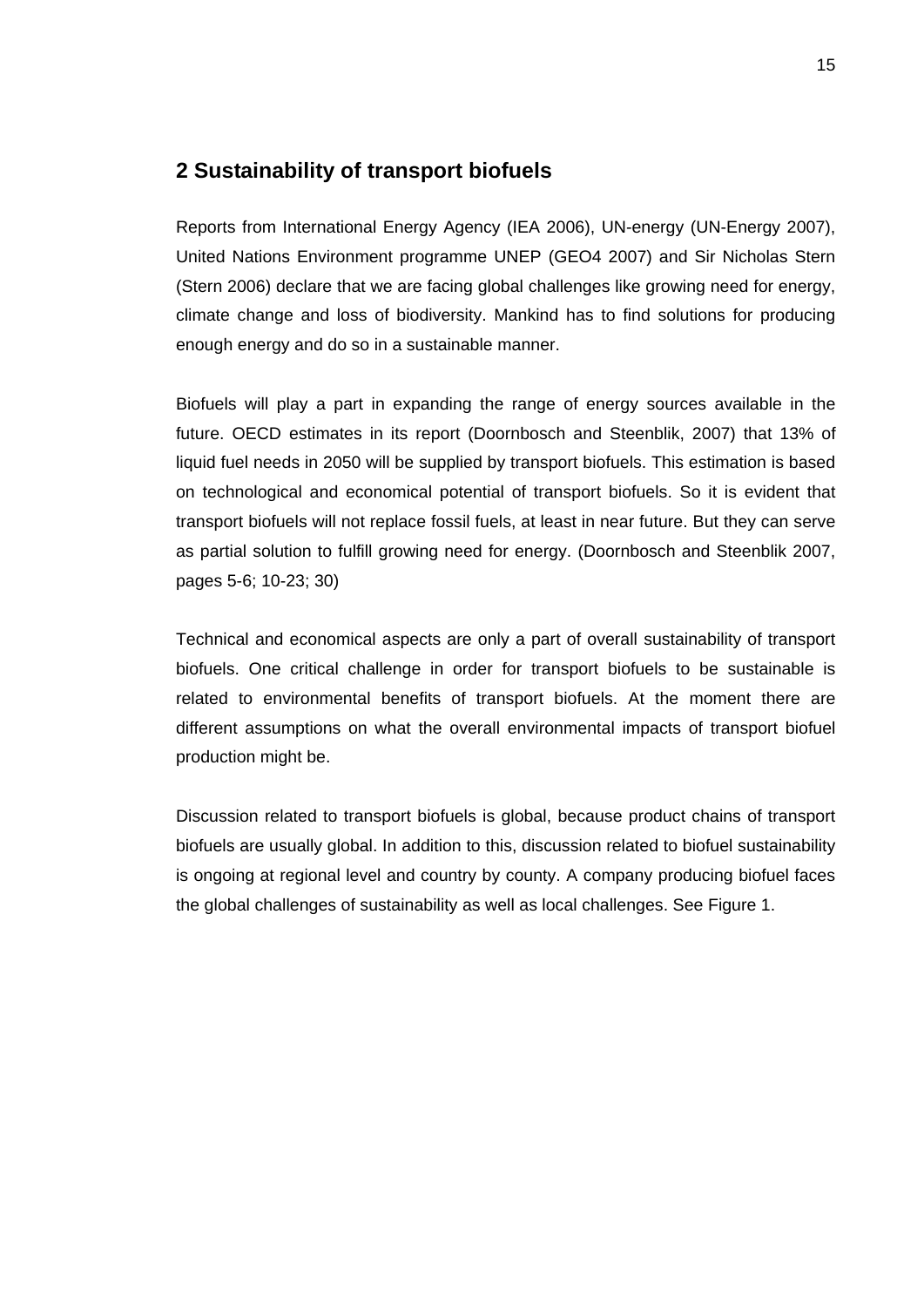## 2 Sustainability of transport biofuels

Reports from International Energy Agency (IEA 2006), UN-energy (UN-Energy 2007), United Nations Environment programme UNEP (GEO4 2007) and Sir Nicholas Stern (Stern 2006) declare that we are facing global challenges like growing need for energy, climate change and loss of biodiversity. Mankind has to find solutions for producing enough energy and do so in a sustainable manner.

Biofuels will play a part in expanding the range of energy sources available in the future. OECD estimates in its report (Doornbosch and Steenblik, 2007) that 13% of liquid fuel needs in 2050 will be supplied by transport biofuels. This estimation is based on technological and economical potential of transport biofuels. So it is evident that transport biofuels will not replace fossil fuels, at least in near future. But they can serve as partial solution to fulfill growing need for energy. (Doornbosch and Steenblik 2007, pages 5-6; 10-23; 30)

Technical and economical aspects are only a part of overall sustainability of transport biofuels. One critical challenge in order for transport biofuels to be sustainable is related to environmental benefits of transport biofuels. At the moment there are different assumptions on what the overall environmental impacts of transport biofuel production might be.

Discussion related to transport biofuels is global, because product chains of transport biofuels are usually global. In addition to this, discussion related to biofuel sustainability is ongoing at regional level and country by county. A company producing biofuel faces the global challenges of sustainability as well as local challenges. See Figure 1.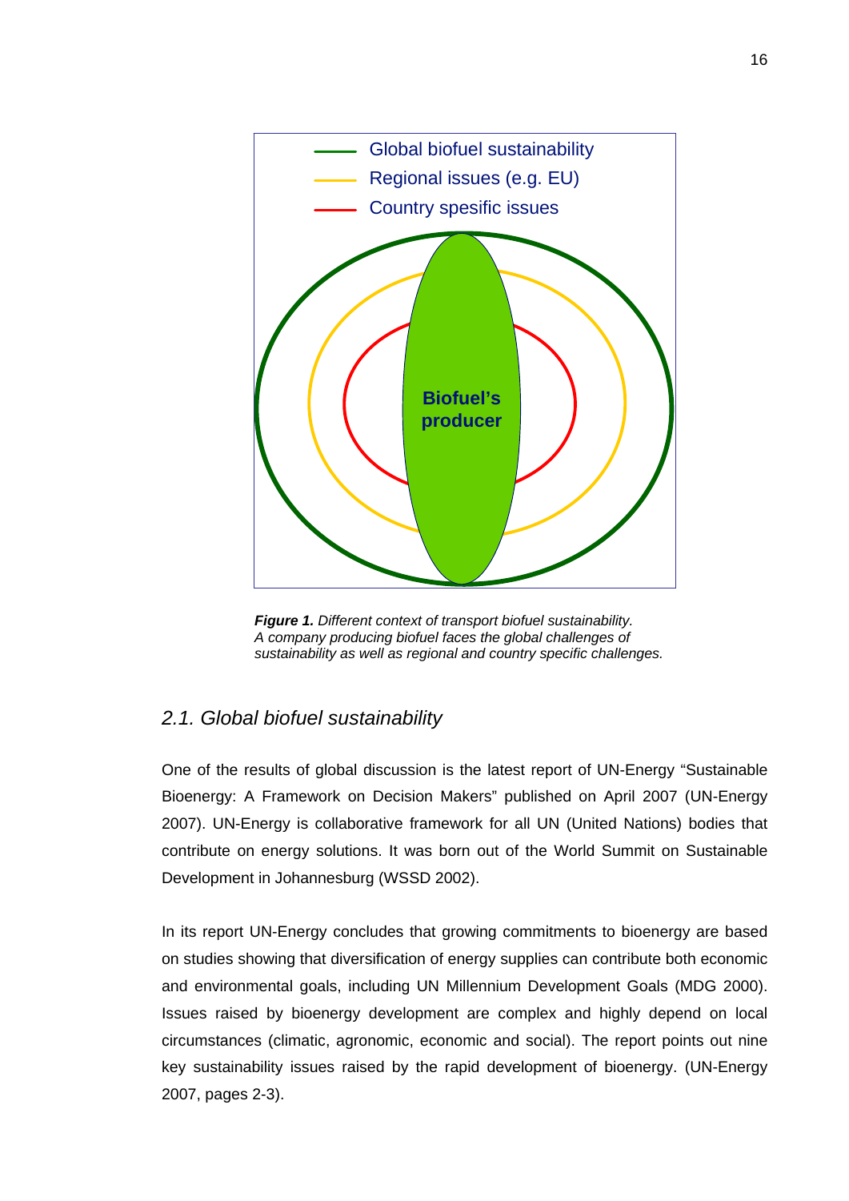*Global biofuel sustainability*
*Regional issues (e.g. EU)*
*Country spesific issues*

**Biofuel's producer**

***Figure 1.*** *Different context of transport biofuel sustainability. A company producing biofuel faces the global challenges of sustainability as well as regional and country specific challenges.*

## *2.1. Global biofuel sustainability*

One of the results of global discussion is the latest report of UN-Energy "Sustainable Bioenergy: A Framework on Decision Makers" published on April 2007 (UN-Energy 2007). UN-Energy is collaborative framework for all UN (United Nations) bodies that contribute on energy solutions. It was born out of the World Summit on Sustainable Development in Johannesburg (WSSD 2002).

In its report UN-Energy concludes that growing commitments to bioenergy are based on studies showing that diversification of energy supplies can contribute both economic and environmental goals, including UN Millennium Development Goals (MDG 2000). Issues raised by bioenergy development are complex and highly depend on local circumstances (climatic, agronomic, economic and social). The report points out nine key sustainability issues raised by the rapid development of bioenergy. (UN-Energy 2007, pages 2-3).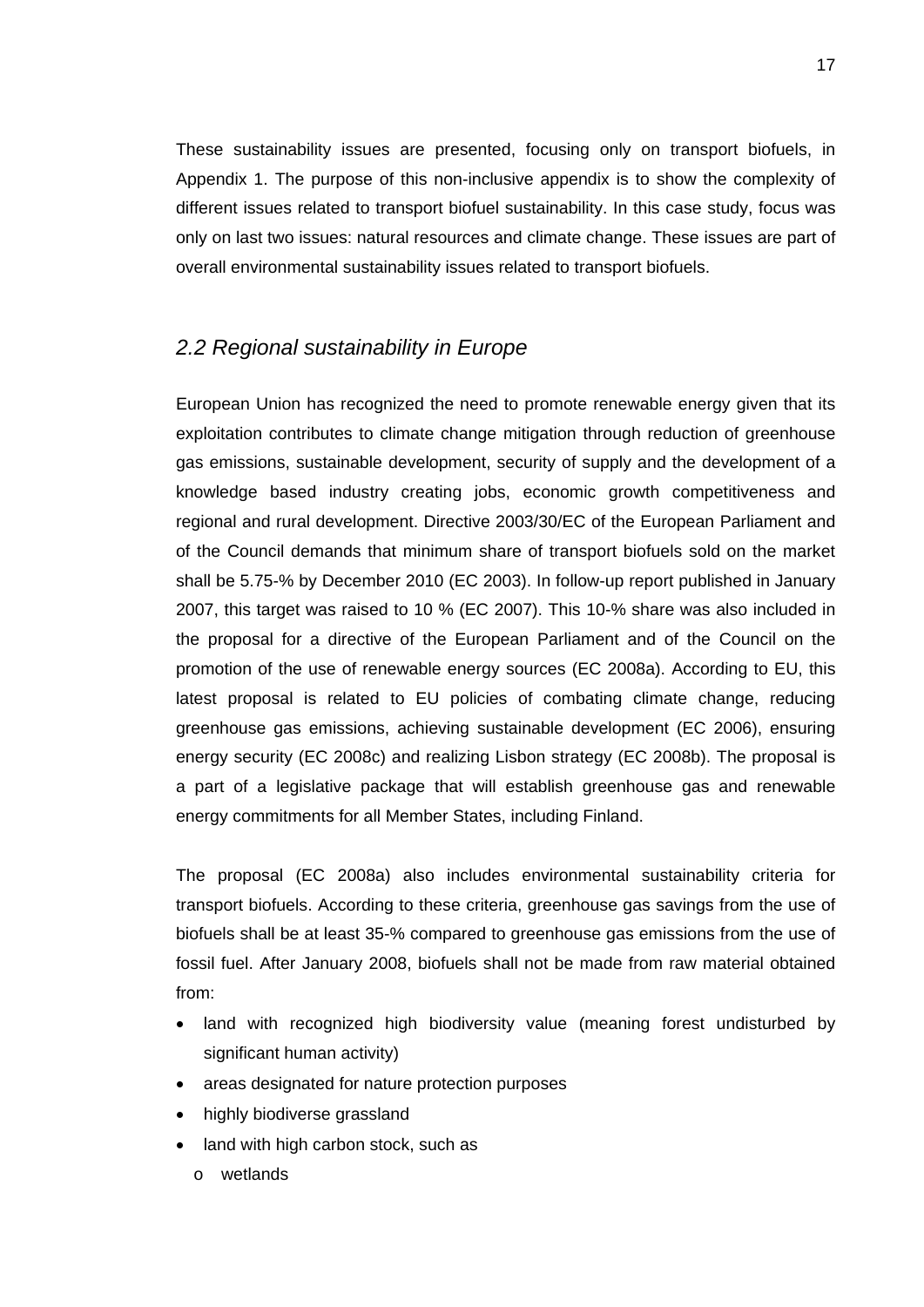These sustainability issues are presented, focusing only on transport biofuels, in Appendix 1. The purpose of this non-inclusive appendix is to show the complexity of different issues related to transport biofuel sustainability. In this case study, focus was only on last two issues: natural resources and climate change. These issues are part of overall environmental sustainability issues related to transport biofuels.

## *2.2 Regional sustainability in Europe*

European Union has recognized the need to promote renewable energy given that its exploitation contributes to climate change mitigation through reduction of greenhouse gas emissions, sustainable development, security of supply and the development of a knowledge based industry creating jobs, economic growth competitiveness and regional and rural development. Directive 2003/30/EC of the European Parliament and of the Council demands that minimum share of transport biofuels sold on the market shall be 5.75-% by December 2010 (EC 2003). In follow-up report published in January 2007, this target was raised to 10 % (EC 2007). This 10-% share was also included in the proposal for a directive of the European Parliament and of the Council on the promotion of the use of renewable energy sources (EC 2008a). According to EU, this latest proposal is related to EU policies of combating climate change, reducing greenhouse gas emissions, achieving sustainable development (EC 2006), ensuring energy security (EC 2008c) and realizing Lisbon strategy (EC 2008b). The proposal is a part of a legislative package that will establish greenhouse gas and renewable energy commitments for all Member States, including Finland.

The proposal (EC 2008a) also includes environmental sustainability criteria for transport biofuels. According to these criteria, greenhouse gas savings from the use of biofuels shall be at least 35-% compared to greenhouse gas emissions from the use of fossil fuel. After January 2008, biofuels shall not be made from raw material obtained from:

- land with recognized high biodiversity value (meaning forest undisturbed by significant human activity)
- areas designated for nature protection purposes
- highly biodiverse grassland
- land with high carbon stock, such as
  - wetlands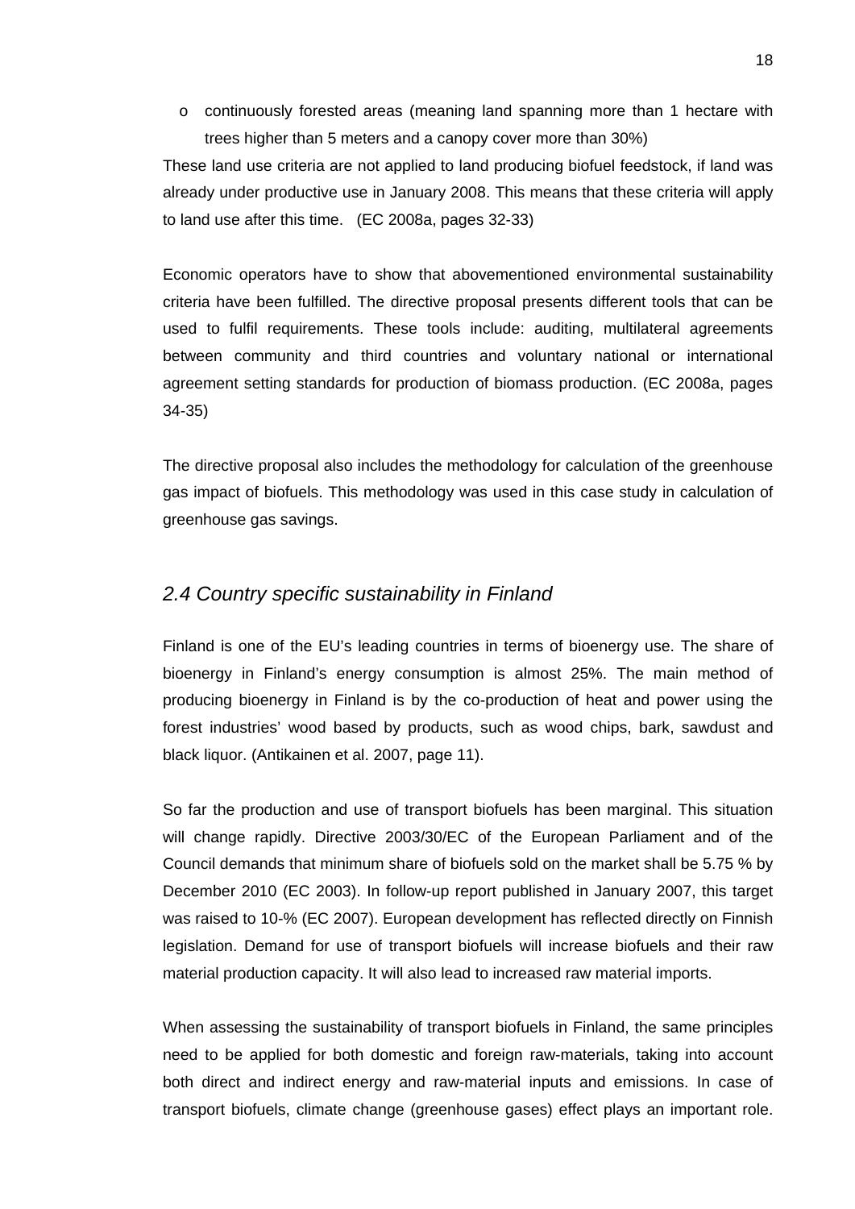- continuously forested areas (meaning land spanning more than 1 hectare with trees higher than 5 meters and a canopy cover more than 30%)

These land use criteria are not applied to land producing biofuel feedstock, if land was already under productive use in January 2008. This means that these criteria will apply to land use after this time. (EC 2008a, pages 32-33)

Economic operators have to show that abovementioned environmental sustainability criteria have been fulfilled. The directive proposal presents different tools that can be used to fulfil requirements. These tools include: auditing, multilateral agreements between community and third countries and voluntary national or international agreement setting standards for production of biomass production. (EC 2008a, pages 34-35)

The directive proposal also includes the methodology for calculation of the greenhouse gas impact of biofuels. This methodology was used in this case study in calculation of greenhouse gas savings.

## *2.4 Country specific sustainability in Finland*

Finland is one of the EU's leading countries in terms of bioenergy use. The share of bioenergy in Finland's energy consumption is almost 25%. The main method of producing bioenergy in Finland is by the co-production of heat and power using the forest industries' wood based by products, such as wood chips, bark, sawdust and black liquor. (Antikainen et al. 2007, page 11).

So far the production and use of transport biofuels has been marginal. This situation will change rapidly. Directive 2003/30/EC of the European Parliament and of the Council demands that minimum share of biofuels sold on the market shall be 5.75 % by December 2010 (EC 2003). In follow-up report published in January 2007, this target was raised to 10-% (EC 2007). European development has reflected directly on Finnish legislation. Demand for use of transport biofuels will increase biofuels and their raw material production capacity. It will also lead to increased raw material imports.

When assessing the sustainability of transport biofuels in Finland, the same principles need to be applied for both domestic and foreign raw-materials, taking into account both direct and indirect energy and raw-material inputs and emissions. In case of transport biofuels, climate change (greenhouse gases) effect plays an important role.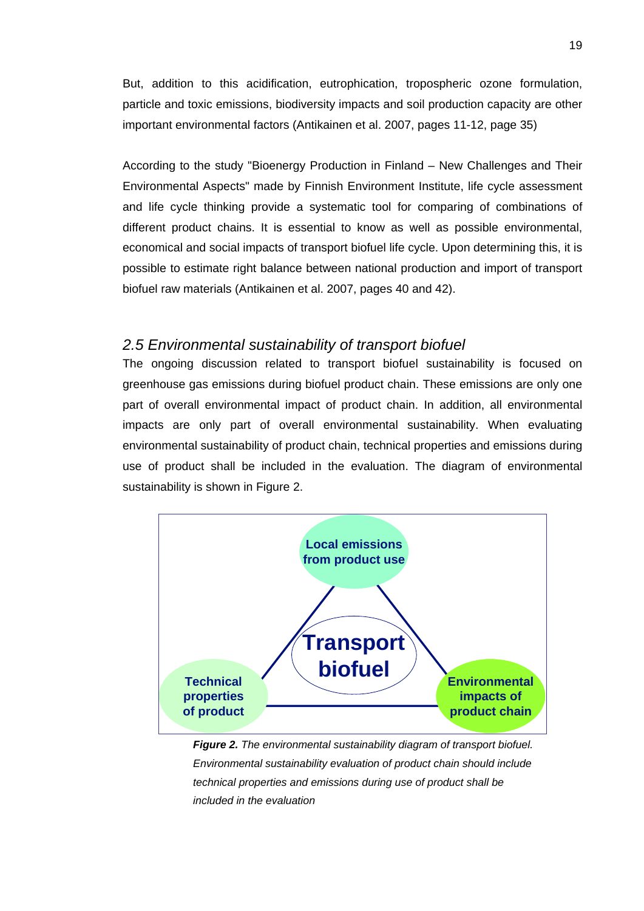But, addition to this acidification, eutrophication, tropospheric ozone formulation, particle and toxic emissions, biodiversity impacts and soil production capacity are other important environmental factors (Antikainen et al. 2007, pages 11-12, page 35)

According to the study "Bioenergy Production in Finland – New Challenges and Their Environmental Aspects" made by Finnish Environment Institute, life cycle assessment and life cycle thinking provide a systematic tool for comparing of combinations of different product chains. It is essential to know as well as possible environmental, economical and social impacts of transport biofuel life cycle. Upon determining this, it is possible to estimate right balance between national production and import of transport biofuel raw materials (Antikainen et al. 2007, pages 40 and 42).

## *2.5 Environmental sustainability of transport biofuel*

The ongoing discussion related to transport biofuel sustainability is focused on greenhouse gas emissions during biofuel product chain. These emissions are only one part of overall environmental impact of product chain. In addition, all environmental impacts are only part of overall environmental sustainability. When evaluating environmental sustainability of product chain, technical properties and emissions during use of product shall be included in the evaluation. The diagram of environmental sustainability is shown in Figure 2.

Local emissions from product use

Transport biofuel

Technical properties of product

Environmental impacts of product chain

***Figure 2.*** *The environmental sustainability diagram of transport biofuel. Environmental sustainability evaluation of product chain should include technical properties and emissions during use of product shall be included in the evaluation*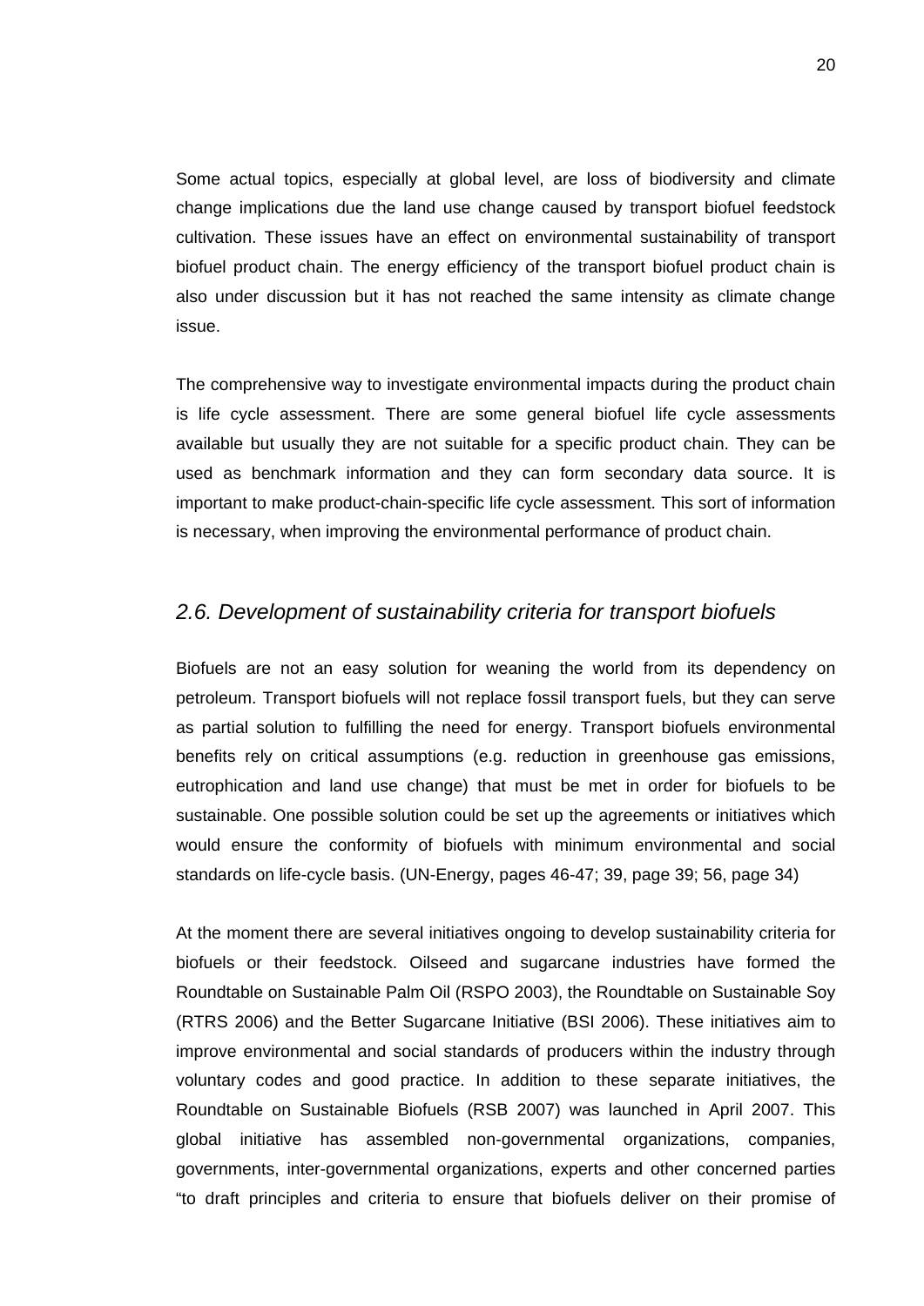Some actual topics, especially at global level, are loss of biodiversity and climate change implications due the land use change caused by transport biofuel feedstock cultivation. These issues have an effect on environmental sustainability of transport biofuel product chain. The energy efficiency of the transport biofuel product chain is also under discussion but it has not reached the same intensity as climate change issue.

The comprehensive way to investigate environmental impacts during the product chain is life cycle assessment. There are some general biofuel life cycle assessments available but usually they are not suitable for a specific product chain. They can be used as benchmark information and they can form secondary data source. It is important to make product-chain-specific life cycle assessment. This sort of information is necessary, when improving the environmental performance of product chain.

## *2.6. Development of sustainability criteria for transport biofuels*

Biofuels are not an easy solution for weaning the world from its dependency on petroleum. Transport biofuels will not replace fossil transport fuels, but they can serve as partial solution to fulfilling the need for energy. Transport biofuels environmental benefits rely on critical assumptions (e.g. reduction in greenhouse gas emissions, eutrophication and land use change) that must be met in order for biofuels to be sustainable. One possible solution could be set up the agreements or initiatives which would ensure the conformity of biofuels with minimum environmental and social standards on life-cycle basis. (UN-Energy, pages 46-47; 39, page 39; 56, page 34)

At the moment there are several initiatives ongoing to develop sustainability criteria for biofuels or their feedstock. Oilseed and sugarcane industries have formed the Roundtable on Sustainable Palm Oil (RSPO 2003), the Roundtable on Sustainable Soy (RTRS 2006) and the Better Sugarcane Initiative (BSI 2006). These initiatives aim to improve environmental and social standards of producers within the industry through voluntary codes and good practice. In addition to these separate initiatives, the Roundtable on Sustainable Biofuels (RSB 2007) was launched in April 2007. This global initiative has assembled non-governmental organizations, companies, governments, inter-governmental organizations, experts and other concerned parties "to draft principles and criteria to ensure that biofuels deliver on their promise of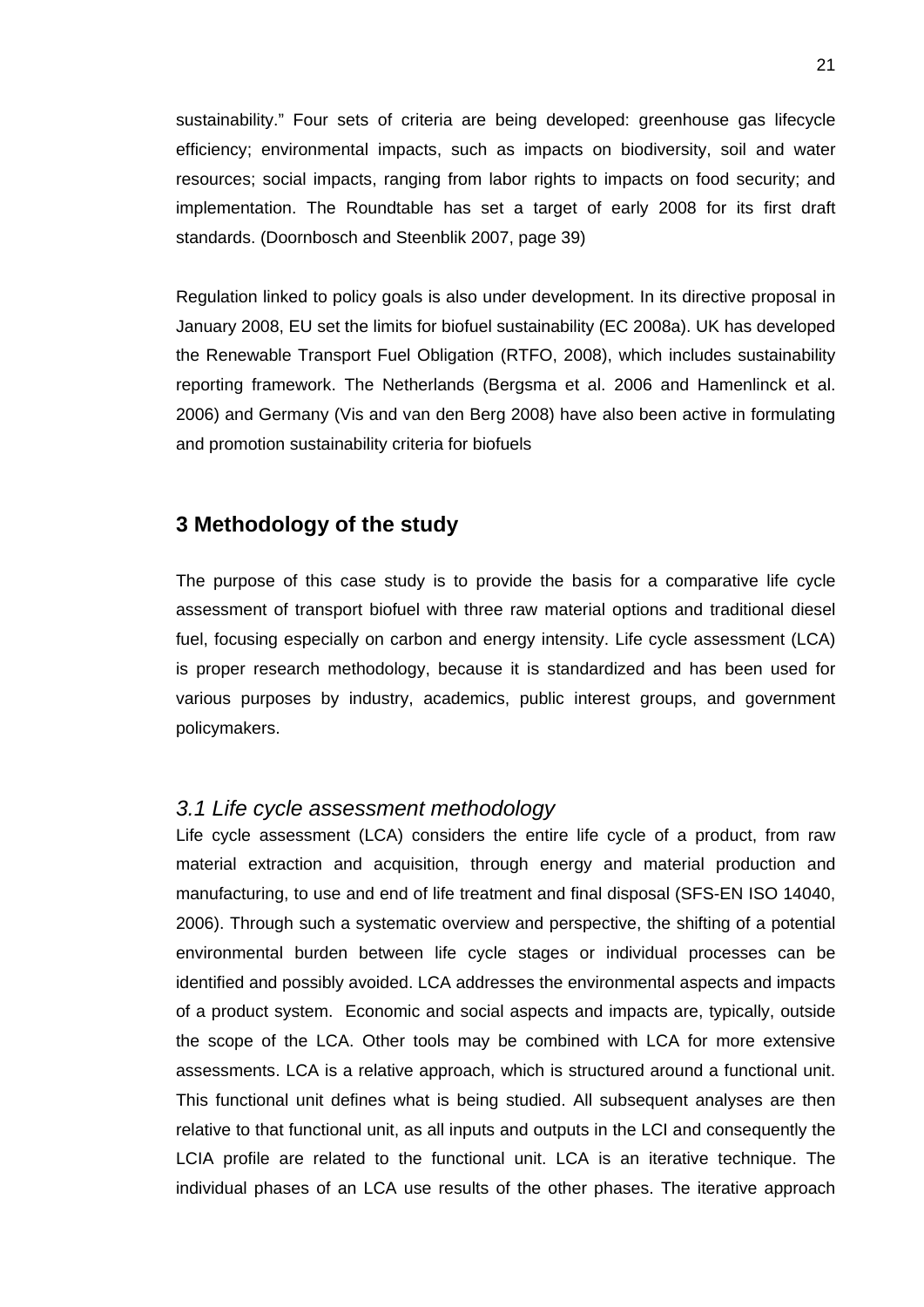sustainability." Four sets of criteria are being developed: greenhouse gas lifecycle efficiency; environmental impacts, such as impacts on biodiversity, soil and water resources; social impacts, ranging from labor rights to impacts on food security; and implementation. The Roundtable has set a target of early 2008 for its first draft standards. (Doornbosch and Steenblik 2007, page 39)

Regulation linked to policy goals is also under development. In its directive proposal in January 2008, EU set the limits for biofuel sustainability (EC 2008a). UK has developed the Renewable Transport Fuel Obligation (RTFO, 2008), which includes sustainability reporting framework. The Netherlands (Bergsma et al. 2006 and Hamenlinck et al. 2006) and Germany (Vis and van den Berg 2008) have also been active in formulating and promotion sustainability criteria for biofuels

## 3 Methodology of the study

The purpose of this case study is to provide the basis for a comparative life cycle assessment of transport biofuel with three raw material options and traditional diesel fuel, focusing especially on carbon and energy intensity. Life cycle assessment (LCA) is proper research methodology, because it is standardized and has been used for various purposes by industry, academics, public interest groups, and government policymakers.

### *3.1 Life cycle assessment methodology*

Life cycle assessment (LCA) considers the entire life cycle of a product, from raw material extraction and acquisition, through energy and material production and manufacturing, to use and end of life treatment and final disposal (SFS-EN ISO 14040, 2006). Through such a systematic overview and perspective, the shifting of a potential environmental burden between life cycle stages or individual processes can be identified and possibly avoided. LCA addresses the environmental aspects and impacts of a product system. Economic and social aspects and impacts are, typically, outside the scope of the LCA. Other tools may be combined with LCA for more extensive assessments. LCA is a relative approach, which is structured around a functional unit. This functional unit defines what is being studied. All subsequent analyses are then relative to that functional unit, as all inputs and outputs in the LCI and consequently the LCIA profile are related to the functional unit. LCA is an iterative technique. The individual phases of an LCA use results of the other phases. The iterative approach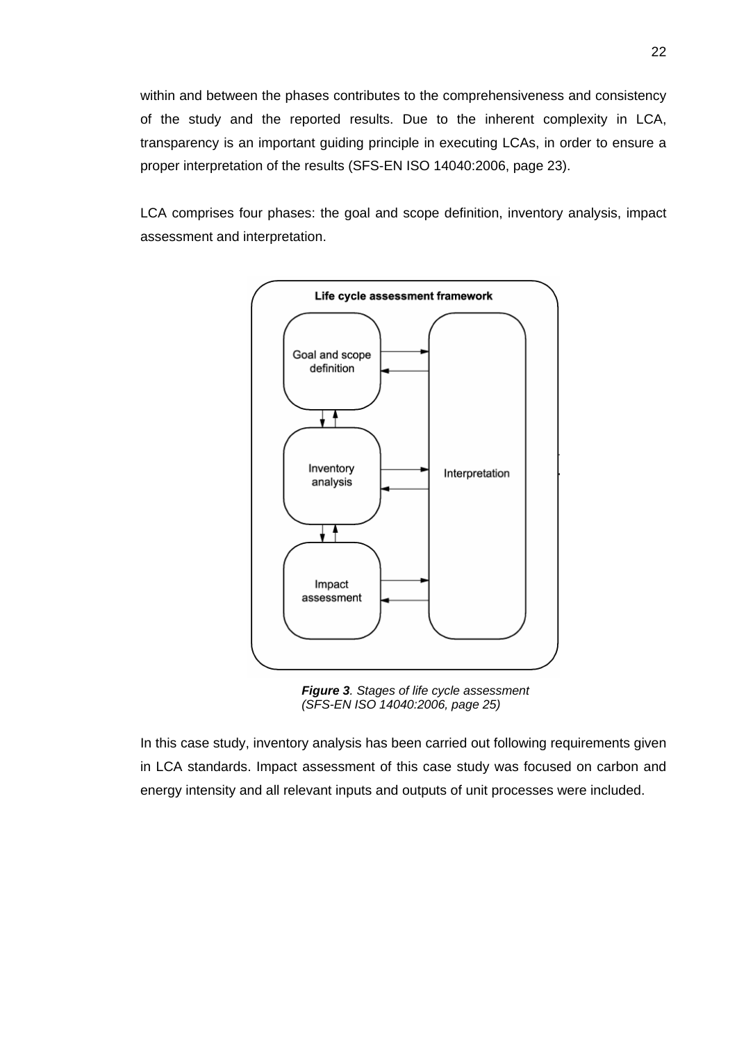within and between the phases contributes to the comprehensiveness and consistency of the study and the reported results. Due to the inherent complexity in LCA, transparency is an important guiding principle in executing LCAs, in order to ensure a proper interpretation of the results (SFS-EN ISO 14040:2006, page 23).

LCA comprises four phases: the goal and scope definition, inventory analysis, impact assessment and interpretation.

Life cycle assessment framework

Goal and scope definition

Inventory analysis

Impact assessment

Interpretation

***Figure 3**. Stages of life cycle assessment (SFS-EN ISO 14040:2006, page 25)*

In this case study, inventory analysis has been carried out following requirements given in LCA standards. Impact assessment of this case study was focused on carbon and energy intensity and all relevant inputs and outputs of unit processes were included.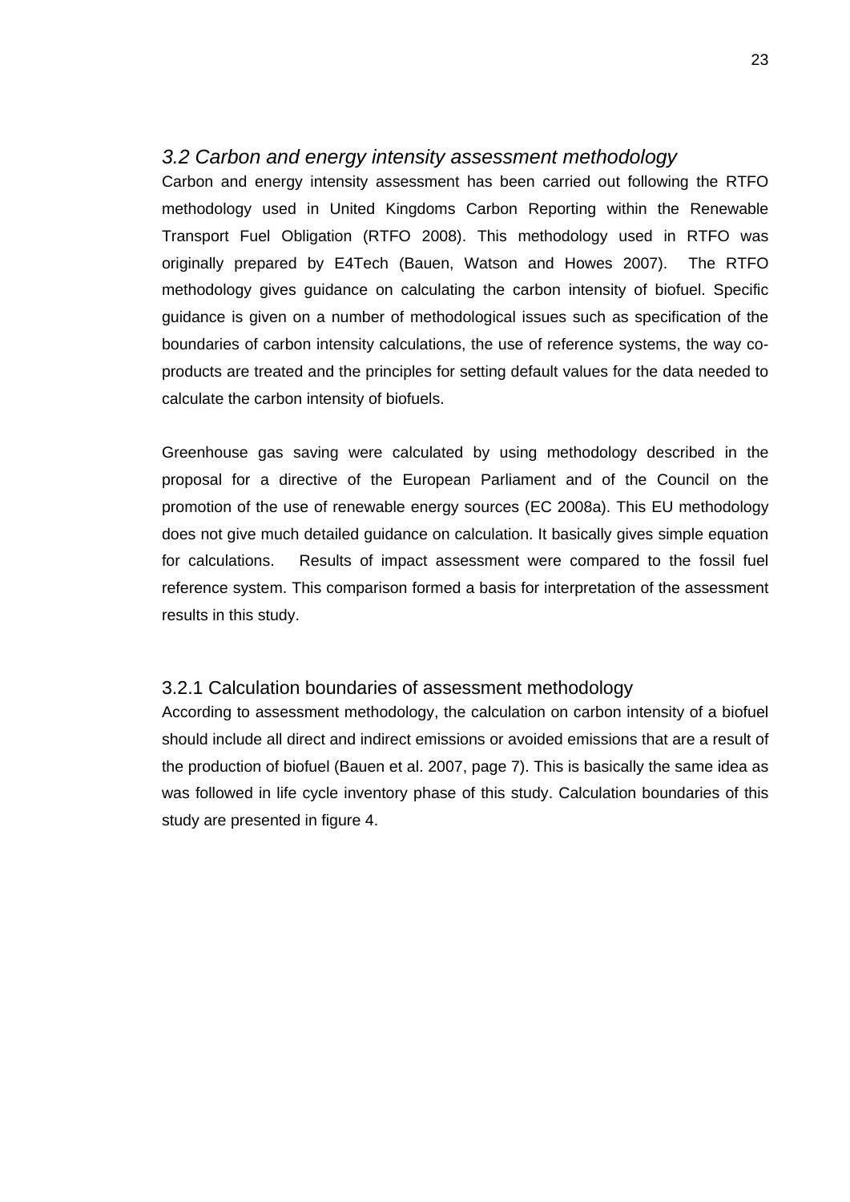## *3.2 Carbon and energy intensity assessment methodology*

Carbon and energy intensity assessment has been carried out following the RTFO methodology used in United Kingdoms Carbon Reporting within the Renewable Transport Fuel Obligation (RTFO 2008). This methodology used in RTFO was originally prepared by E4Tech (Bauen, Watson and Howes 2007). The RTFO methodology gives guidance on calculating the carbon intensity of biofuel. Specific guidance is given on a number of methodological issues such as specification of the boundaries of carbon intensity calculations, the use of reference systems, the way co-products are treated and the principles for setting default values for the data needed to calculate the carbon intensity of biofuels.

Greenhouse gas saving were calculated by using methodology described in the proposal for a directive of the European Parliament and of the Council on the promotion of the use of renewable energy sources (EC 2008a). This EU methodology does not give much detailed guidance on calculation. It basically gives simple equation for calculations. Results of impact assessment were compared to the fossil fuel reference system. This comparison formed a basis for interpretation of the assessment results in this study.

### 3.2.1 Calculation boundaries of assessment methodology

According to assessment methodology, the calculation on carbon intensity of a biofuel should include all direct and indirect emissions or avoided emissions that are a result of the production of biofuel (Bauen et al. 2007, page 7). This is basically the same idea as was followed in life cycle inventory phase of this study. Calculation boundaries of this study are presented in figure 4.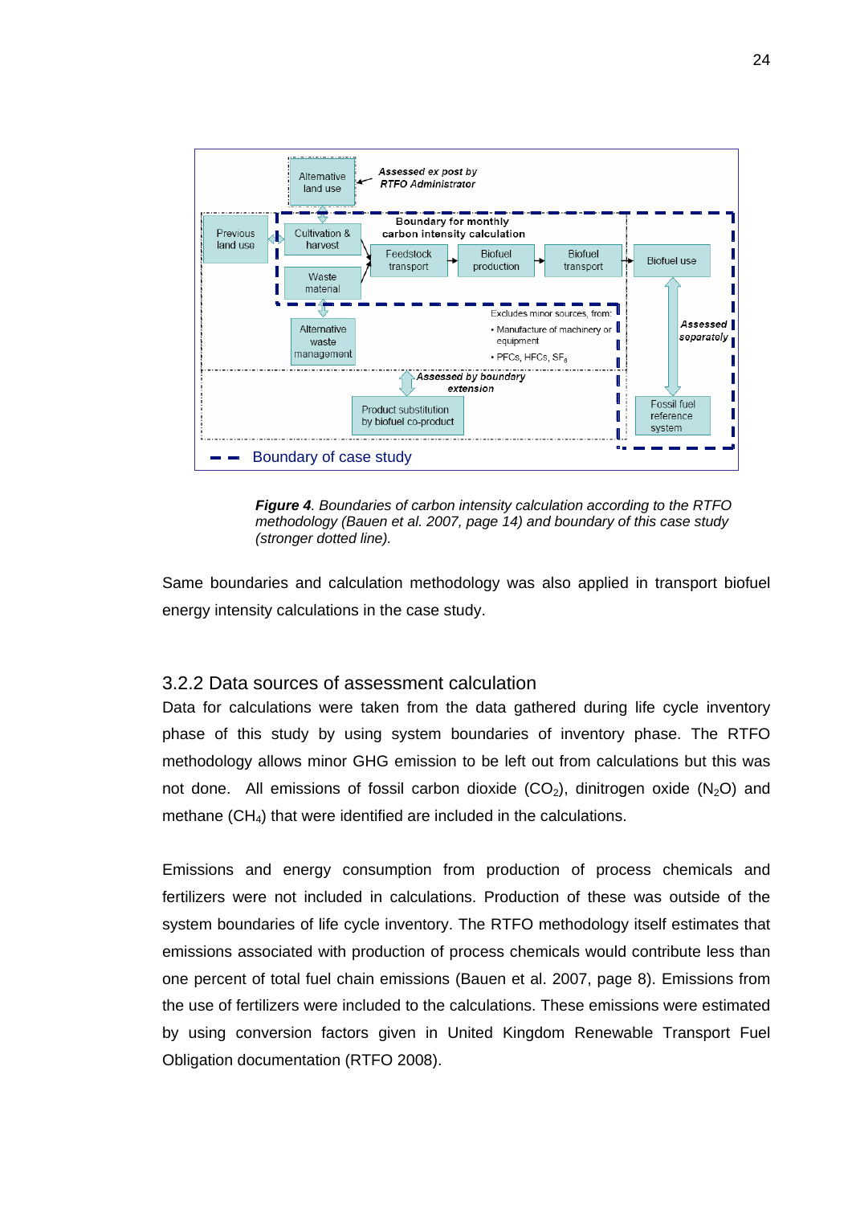*Figure 4. Boundaries of carbon intensity calculation according to the RTFO methodology (Bauen et al. 2007, page 14) and boundary of this case study (stronger dotted line).*

Same boundaries and calculation methodology was also applied in transport biofuel energy intensity calculations in the case study.

### 3.2.2 Data sources of assessment calculation

Data for calculations were taken from the data gathered during life cycle inventory phase of this study by using system boundaries of inventory phase. The RTFO methodology allows minor GHG emission to be left out from calculations but this was not done. All emissions of fossil carbon dioxide ($CO_2$), dinitrogen oxide ($N_2O$) and methane ($CH_4$) that were identified are included in the calculations.

Emissions and energy consumption from production of process chemicals and fertilizers were not included in calculations. Production of these was outside of the system boundaries of life cycle inventory. The RTFO methodology itself estimates that emissions associated with production of process chemicals would contribute less than one percent of total fuel chain emissions (Bauen et al. 2007, page 8). Emissions from the use of fertilizers were included to the calculations. These emissions were estimated by using conversion factors given in United Kingdom Renewable Transport Fuel Obligation documentation (RTFO 2008).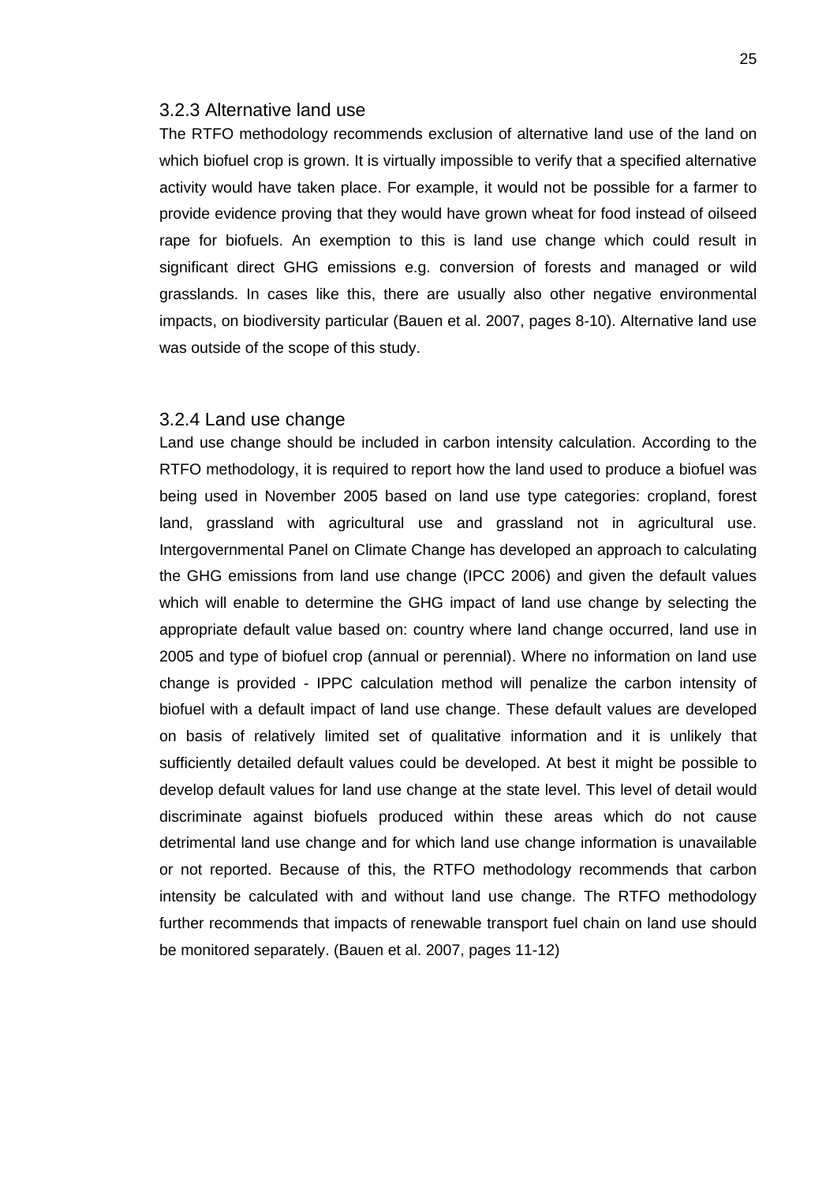### 3.2.3 Alternative land use

The RTFO methodology recommends exclusion of alternative land use of the land on which biofuel crop is grown. It is virtually impossible to verify that a specified alternative activity would have taken place. For example, it would not be possible for a farmer to provide evidence proving that they would have grown wheat for food instead of oilseed rape for biofuels. An exemption to this is land use change which could result in significant direct GHG emissions e.g. conversion of forests and managed or wild grasslands. In cases like this, there are usually also other negative environmental impacts, on biodiversity particular (Bauen et al. 2007, pages 8-10). Alternative land use was outside of the scope of this study.

### 3.2.4 Land use change

Land use change should be included in carbon intensity calculation. According to the RTFO methodology, it is required to report how the land used to produce a biofuel was being used in November 2005 based on land use type categories: cropland, forest land, grassland with agricultural use and grassland not in agricultural use. Intergovernmental Panel on Climate Change has developed an approach to calculating the GHG emissions from land use change (IPCC 2006) and given the default values which will enable to determine the GHG impact of land use change by selecting the appropriate default value based on: country where land change occurred, land use in 2005 and type of biofuel crop (annual or perennial). Where no information on land use change is provided - IPPC calculation method will penalize the carbon intensity of biofuel with a default impact of land use change. These default values are developed on basis of relatively limited set of qualitative information and it is unlikely that sufficiently detailed default values could be developed. At best it might be possible to develop default values for land use change at the state level. This level of detail would discriminate against biofuels produced within these areas which do not cause detrimental land use change and for which land use change information is unavailable or not reported. Because of this, the RTFO methodology recommends that carbon intensity be calculated with and without land use change. The RTFO methodology further recommends that impacts of renewable transport fuel chain on land use should be monitored separately. (Bauen et al. 2007, pages 11-12)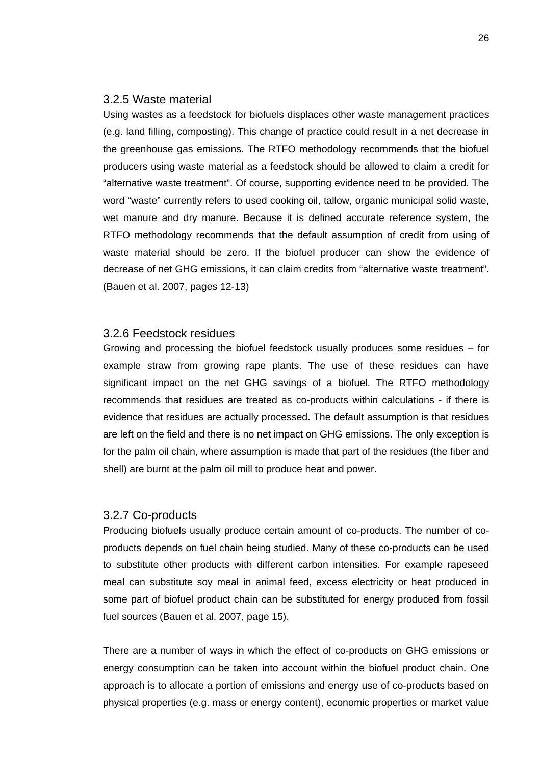### 3.2.5 Waste material

Using wastes as a feedstock for biofuels displaces other waste management practices (e.g. land filling, composting). This change of practice could result in a net decrease in the greenhouse gas emissions. The RTFO methodology recommends that the biofuel producers using waste material as a feedstock should be allowed to claim a credit for "alternative waste treatment". Of course, supporting evidence need to be provided. The word "waste" currently refers to used cooking oil, tallow, organic municipal solid waste, wet manure and dry manure. Because it is defined accurate reference system, the RTFO methodology recommends that the default assumption of credit from using of waste material should be zero. If the biofuel producer can show the evidence of decrease of net GHG emissions, it can claim credits from "alternative waste treatment". (Bauen et al. 2007, pages 12-13)

### 3.2.6 Feedstock residues

Growing and processing the biofuel feedstock usually produces some residues – for example straw from growing rape plants. The use of these residues can have significant impact on the net GHG savings of a biofuel. The RTFO methodology recommends that residues are treated as co-products within calculations - if there is evidence that residues are actually processed. The default assumption is that residues are left on the field and there is no net impact on GHG emissions. The only exception is for the palm oil chain, where assumption is made that part of the residues (the fiber and shell) are burnt at the palm oil mill to produce heat and power.

### 3.2.7 Co-products

Producing biofuels usually produce certain amount of co-products. The number of co-products depends on fuel chain being studied. Many of these co-products can be used to substitute other products with different carbon intensities. For example rapeseed meal can substitute soy meal in animal feed, excess electricity or heat produced in some part of biofuel product chain can be substituted for energy produced from fossil fuel sources (Bauen et al. 2007, page 15).

There are a number of ways in which the effect of co-products on GHG emissions or energy consumption can be taken into account within the biofuel product chain. One approach is to allocate a portion of emissions and energy use of co-products based on physical properties (e.g. mass or energy content), economic properties or market value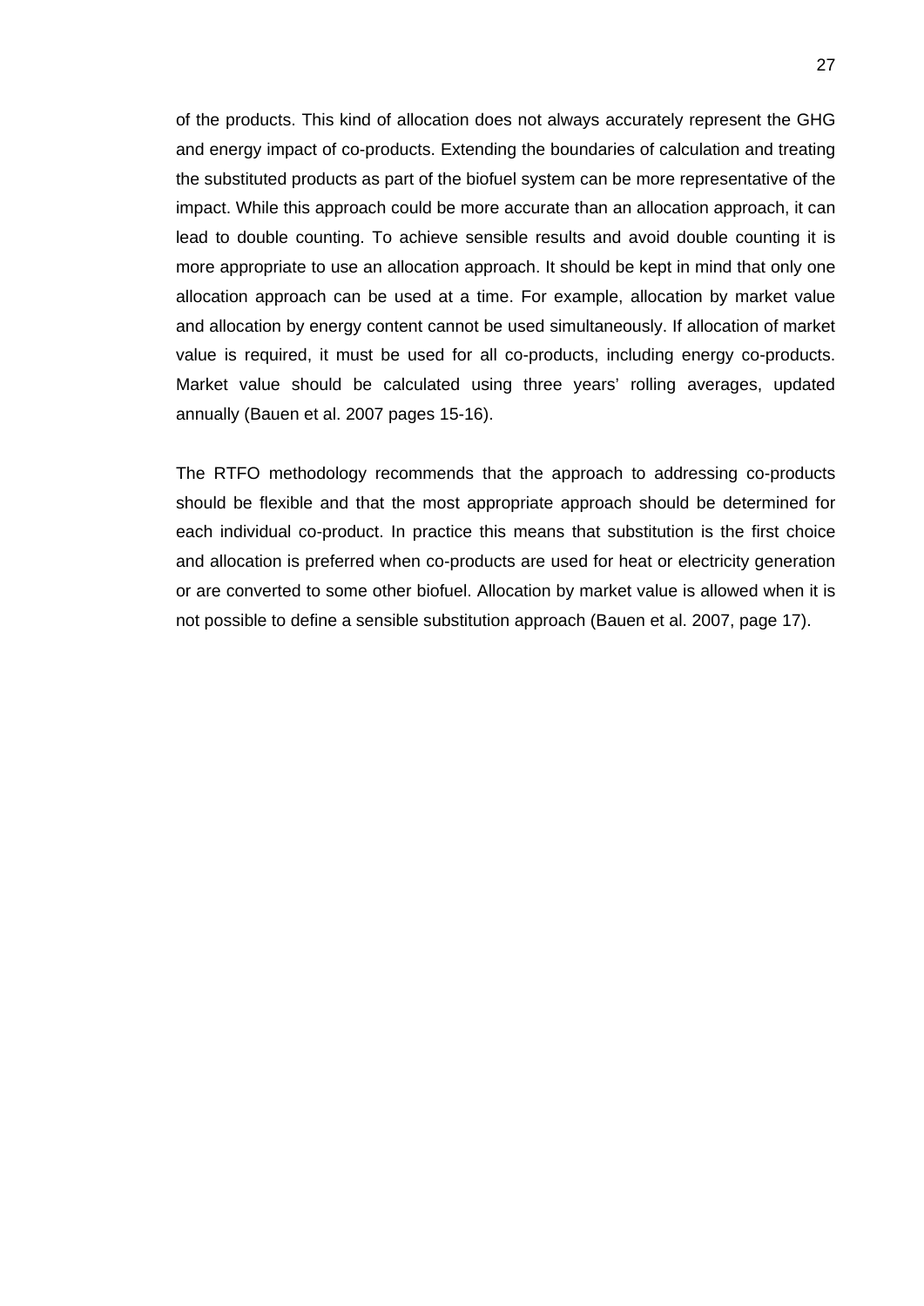of the products. This kind of allocation does not always accurately represent the GHG and energy impact of co-products. Extending the boundaries of calculation and treating the substituted products as part of the biofuel system can be more representative of the impact. While this approach could be more accurate than an allocation approach, it can lead to double counting. To achieve sensible results and avoid double counting it is more appropriate to use an allocation approach. It should be kept in mind that only one allocation approach can be used at a time. For example, allocation by market value and allocation by energy content cannot be used simultaneously. If allocation of market value is required, it must be used for all co-products, including energy co-products. Market value should be calculated using three years' rolling averages, updated annually (Bauen et al. 2007 pages 15-16).

The RTFO methodology recommends that the approach to addressing co-products should be flexible and that the most appropriate approach should be determined for each individual co-product. In practice this means that substitution is the first choice and allocation is preferred when co-products are used for heat or electricity generation or are converted to some other biofuel. Allocation by market value is allowed when it is not possible to define a sensible substitution approach (Bauen et al. 2007, page 17).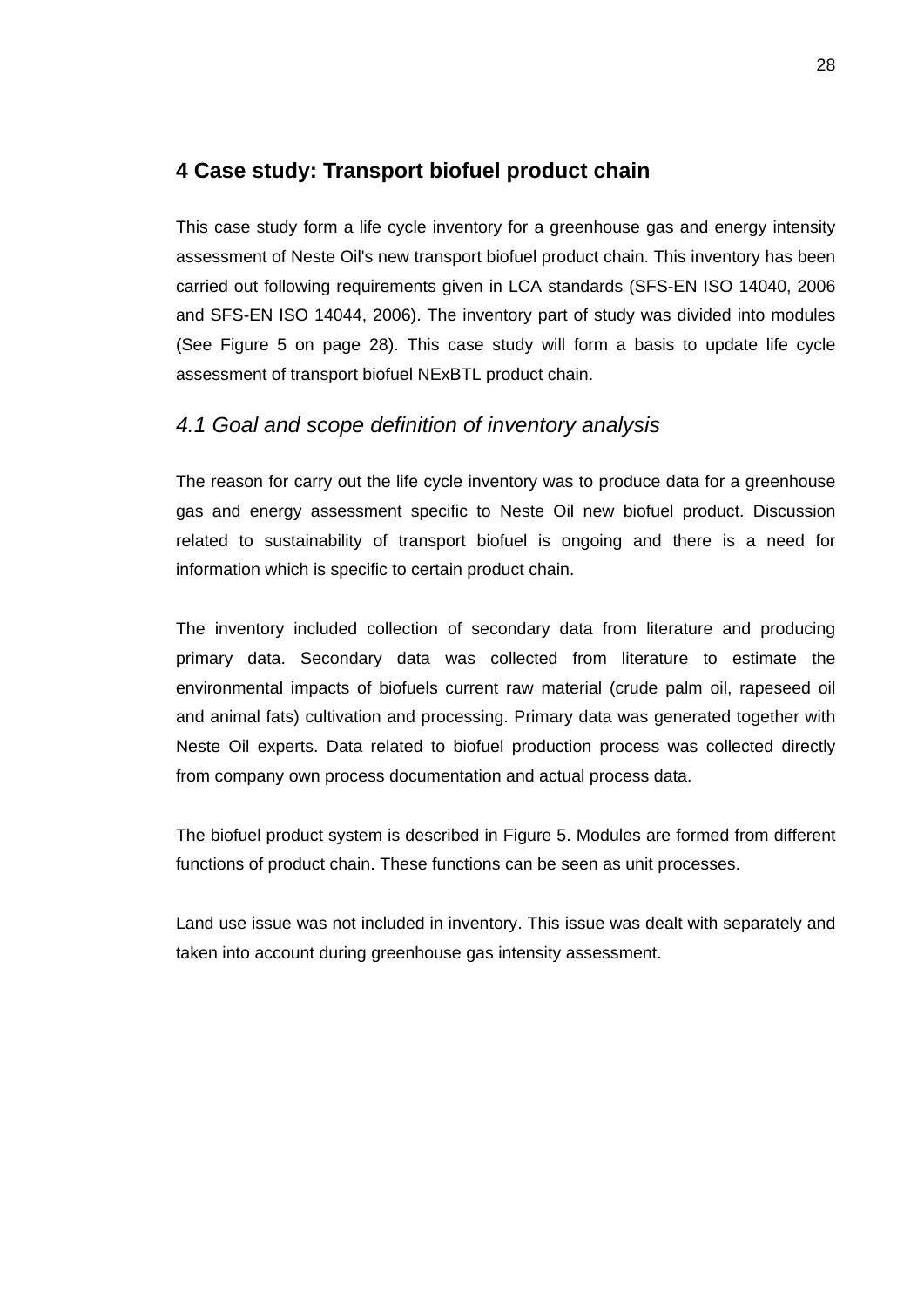# 4 Case study: Transport biofuel product chain

This case study form a life cycle inventory for a greenhouse gas and energy intensity assessment of Neste Oil's new transport biofuel product chain. This inventory has been carried out following requirements given in LCA standards (SFS-EN ISO 14040, 2006 and SFS-EN ISO 14044, 2006). The inventory part of study was divided into modules (See Figure 5 on page 28). This case study will form a basis to update life cycle assessment of transport biofuel NExBTL product chain.

## *4.1 Goal and scope definition of inventory analysis*

The reason for carry out the life cycle inventory was to produce data for a greenhouse gas and energy assessment specific to Neste Oil new biofuel product. Discussion related to sustainability of transport biofuel is ongoing and there is a need for information which is specific to certain product chain.

The inventory included collection of secondary data from literature and producing primary data. Secondary data was collected from literature to estimate the environmental impacts of biofuels current raw material (crude palm oil, rapeseed oil and animal fats) cultivation and processing. Primary data was generated together with Neste Oil experts. Data related to biofuel production process was collected directly from company own process documentation and actual process data.

The biofuel product system is described in Figure 5. Modules are formed from different functions of product chain. These functions can be seen as unit processes.

Land use issue was not included in inventory. This issue was dealt with separately and taken into account during greenhouse gas intensity assessment.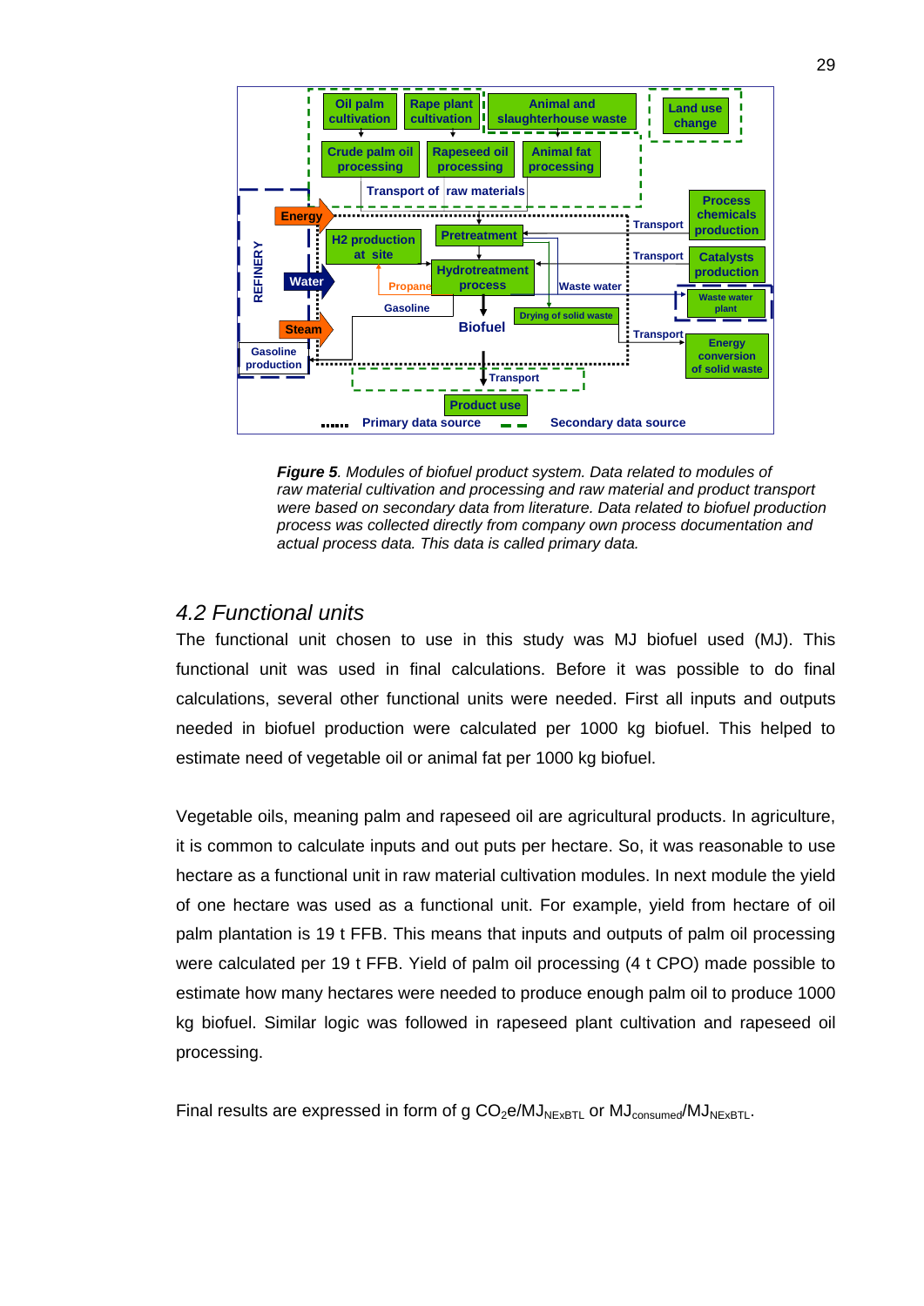***Figure 5****. Modules of biofuel product system. Data related to modules of raw material cultivation and processing and raw material and product transport were based on secondary data from literature. Data related to biofuel production process was collected directly from company own process documentation and actual process data. This data is called primary data.*

## *4.2 Functional units*

The functional unit chosen to use in this study was MJ biofuel used (MJ). This functional unit was used in final calculations. Before it was possible to do final calculations, several other functional units were needed. First all inputs and outputs needed in biofuel production were calculated per 1000 kg biofuel. This helped to estimate need of vegetable oil or animal fat per 1000 kg biofuel.

Vegetable oils, meaning palm and rapeseed oil are agricultural products. In agriculture, it is common to calculate inputs and out puts per hectare. So, it was reasonable to use hectare as a functional unit in raw material cultivation modules. In next module the yield of one hectare was used as a functional unit. For example, yield from hectare of oil palm plantation is 19 t FFB. This means that inputs and outputs of palm oil processing were calculated per 19 t FFB. Yield of palm oil processing (4 t CPO) made possible to estimate how many hectares were needed to produce enough palm oil to produce 1000 kg biofuel. Similar logic was followed in rapeseed plant cultivation and rapeseed oil processing.

Final results are expressed in form of g $CO_2e/MJ_{NExBTL}$ or $MJ_{consumed}/MJ_{NExBTL}$.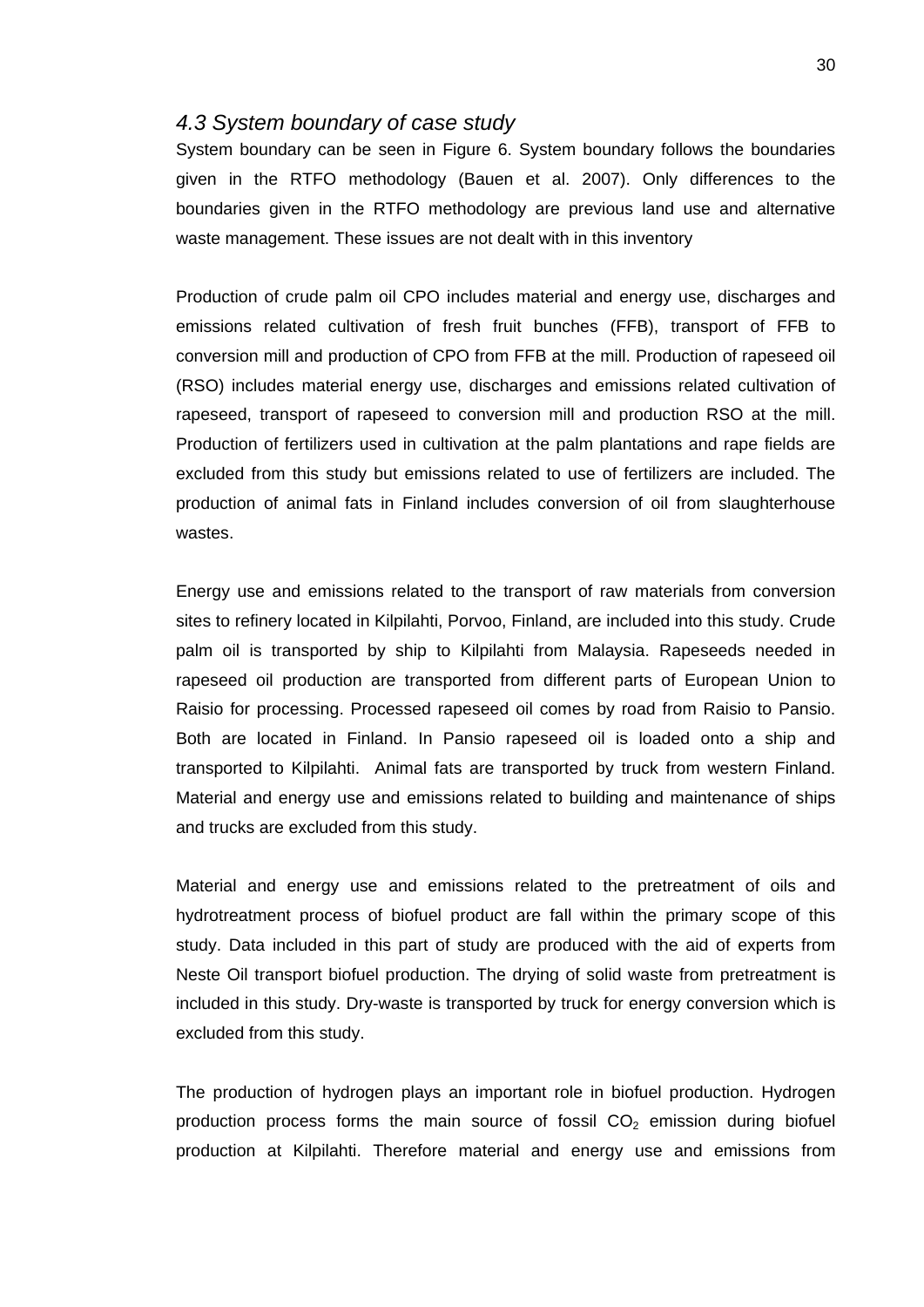### *4.3 System boundary of case study*

System boundary can be seen in Figure 6. System boundary follows the boundaries given in the RTFO methodology (Bauen et al. 2007). Only differences to the boundaries given in the RTFO methodology are previous land use and alternative waste management. These issues are not dealt with in this inventory

Production of crude palm oil CPO includes material and energy use, discharges and emissions related cultivation of fresh fruit bunches (FFB), transport of FFB to conversion mill and production of CPO from FFB at the mill. Production of rapeseed oil (RSO) includes material energy use, discharges and emissions related cultivation of rapeseed, transport of rapeseed to conversion mill and production RSO at the mill. Production of fertilizers used in cultivation at the palm plantations and rape fields are excluded from this study but emissions related to use of fertilizers are included. The production of animal fats in Finland includes conversion of oil from slaughterhouse wastes.

Energy use and emissions related to the transport of raw materials from conversion sites to refinery located in Kilpilahti, Porvoo, Finland, are included into this study. Crude palm oil is transported by ship to Kilpilahti from Malaysia. Rapeseeds needed in rapeseed oil production are transported from different parts of European Union to Raisio for processing. Processed rapeseed oil comes by road from Raisio to Pansio. Both are located in Finland. In Pansio rapeseed oil is loaded onto a ship and transported to Kilpilahti. Animal fats are transported by truck from western Finland. Material and energy use and emissions related to building and maintenance of ships and trucks are excluded from this study.

Material and energy use and emissions related to the pretreatment of oils and hydrotreatment process of biofuel product are fall within the primary scope of this study. Data included in this part of study are produced with the aid of experts from Neste Oil transport biofuel production. The drying of solid waste from pretreatment is included in this study. Dry-waste is transported by truck for energy conversion which is excluded from this study.

The production of hydrogen plays an important role in biofuel production. Hydrogen production process forms the main source of fossil $CO_2$ emission during biofuel production at Kilpilahti. Therefore material and energy use and emissions from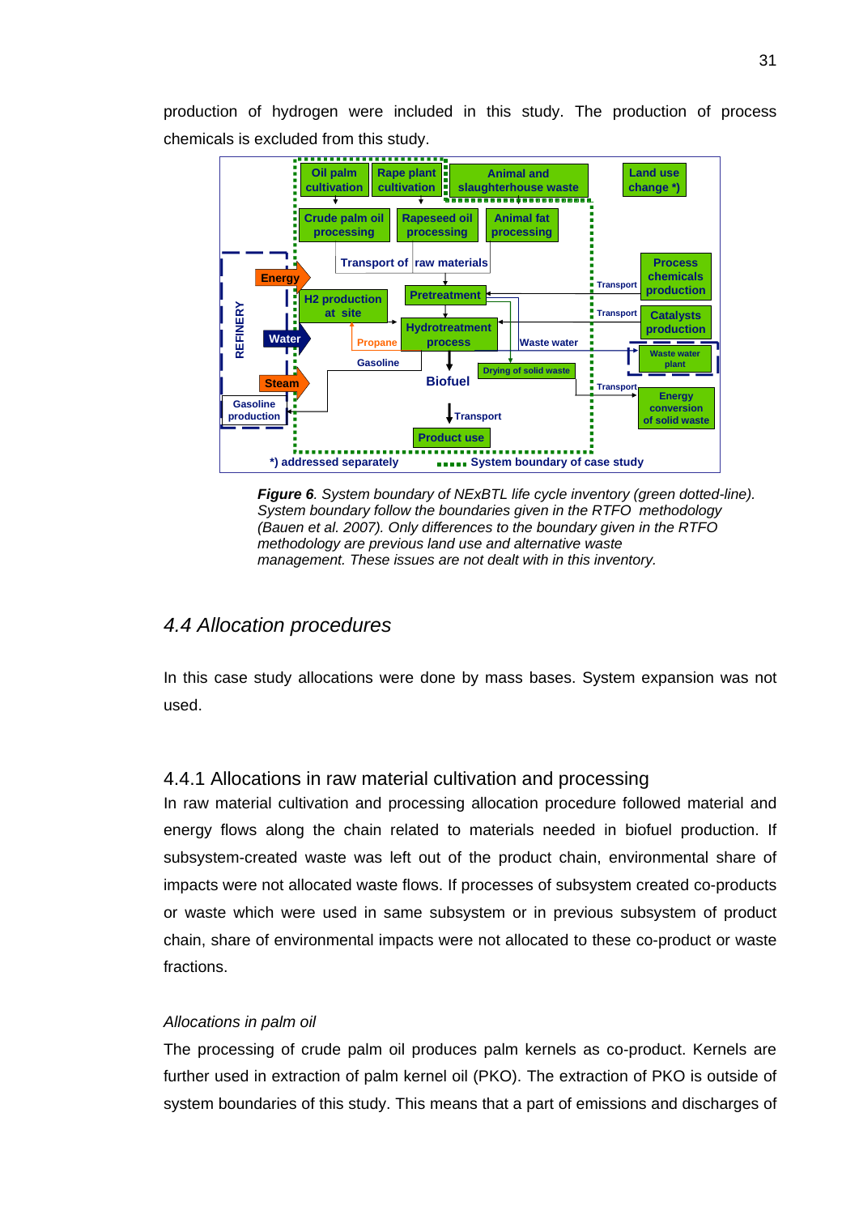production of hydrogen were included in this study. The production of process chemicals is excluded from this study.

*Figure 6. System boundary of NExBTL life cycle inventory (green dotted-line). System boundary follow the boundaries given in the RTFO methodology (Bauen et al. 2007). Only differences to the boundary given in the RTFO methodology are previous land use and alternative waste management. These issues are not dealt with in this inventory.*

## *4.4 Allocation procedures*

In this case study allocations were done by mass bases. System expansion was not used.

### 4.4.1 Allocations in raw material cultivation and processing

In raw material cultivation and processing allocation procedure followed material and energy flows along the chain related to materials needed in biofuel production. If subsystem-created waste was left out of the product chain, environmental share of impacts were not allocated waste flows. If processes of subsystem created co-products or waste which were used in same subsystem or in previous subsystem of product chain, share of environmental impacts were not allocated to these co-product or waste fractions.

#### *Allocations in palm oil*

The processing of crude palm oil produces palm kernels as co-product. Kernels are further used in extraction of palm kernel oil (PKO). The extraction of PKO is outside of system boundaries of this study. This means that a part of emissions and discharges of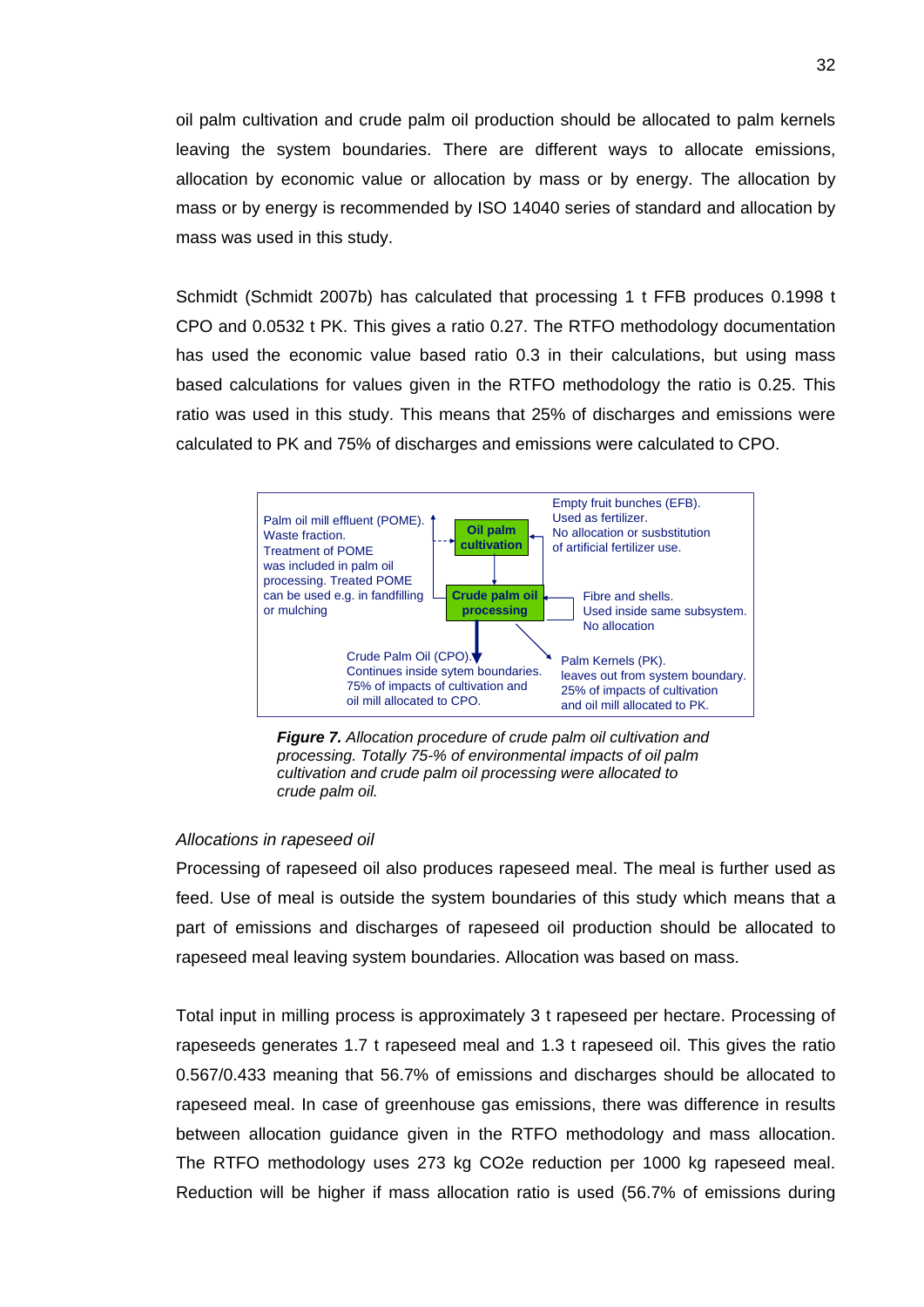oil palm cultivation and crude palm oil production should be allocated to palm kernels leaving the system boundaries. There are different ways to allocate emissions, allocation by economic value or allocation by mass or by energy. The allocation by mass or by energy is recommended by ISO 14040 series of standard and allocation by mass was used in this study.

Schmidt (Schmidt 2007b) has calculated that processing 1 t FFB produces 0.1998 t CPO and 0.0532 t PK. This gives a ratio 0.27. The RTFO methodology documentation has used the economic value based ratio 0.3 in their calculations, but using mass based calculations for values given in the RTFO methodology the ratio is 0.25. This ratio was used in this study. This means that 25% of discharges and emissions were calculated to PK and 75% of discharges and emissions were calculated to CPO.

Palm oil mill effluent (POME). Waste fraction. Treatment of POME was included in palm oil processing. Treated POME can be used e.g. in fandfilling or mulching

**Oil palm cultivation**

Empty fruit bunches (EFB). Used as fertilizer. No allocation or susbstitution of artificial fertilizer use.

**Crude palm oil processing**

Fibre and shells. Used inside same subsystem. No allocation

Crude Palm Oil (CPO). Continues inside sytem boundaries. 75% of impacts of cultivation and oil mill allocated to CPO.

Palm Kernels (PK). leaves out from system boundary. 25% of impacts of cultivation and oil mill allocated to PK.

***Figure 7.*** *Allocation procedure of crude palm oil cultivation and processing. Totally 75-% of environmental impacts of oil palm cultivation and crude palm oil processing were allocated to crude palm oil.*

*Allocations in rapeseed oil*

Processing of rapeseed oil also produces rapeseed meal. The meal is further used as feed. Use of meal is outside the system boundaries of this study which means that a part of emissions and discharges of rapeseed oil production should be allocated to rapeseed meal leaving system boundaries. Allocation was based on mass.

Total input in milling process is approximately 3 t rapeseed per hectare. Processing of rapeseeds generates 1.7 t rapeseed meal and 1.3 t rapeseed oil. This gives the ratio 0.567/0.433 meaning that 56.7% of emissions and discharges should be allocated to rapeseed meal. In case of greenhouse gas emissions, there was difference in results between allocation guidance given in the RTFO methodology and mass allocation. The RTFO methodology uses 273 kg CO2e reduction per 1000 kg rapeseed meal. Reduction will be higher if mass allocation ratio is used (56.7% of emissions during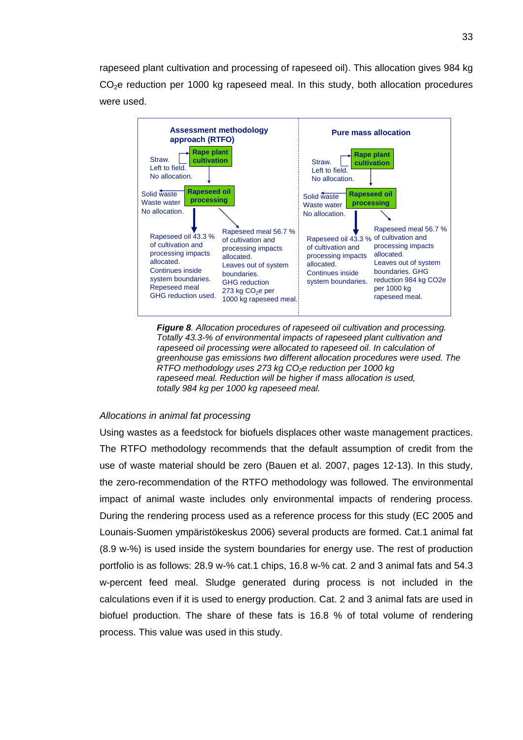rapeseed plant cultivation and processing of rapeseed oil). This allocation gives 984 kg $CO_2e$ reduction per 1000 kg rapeseed meal. In this study, both allocation procedures were used.

**Assessment methodology approach (RTFO)**

**Rape plant cultivation**

Straw. Left to field. No allocation.

**Rapeseed oil processing**

Solid waste Waste water No allocation.

Rapeseed oil 43.3 % of cultivation and processing impacts allocated. Continues inside system boundaries. Repeseed meal GHG reduction used.

Rapeseed meal 56.7 % of cultivation and processing impacts allocated. Leaves out of system boundaries. GHG reduction 273 kg $CO_2e$ per 1000 kg rapeseed meal.

**Pure mass allocation**

**Rape plant cultivation**

Straw. Left to field. No allocation.

**Rapeseed oil processing**

Solid waste Waste water No allocation.

Rapeseed oil 43.3 % of cultivation and processing impacts allocated. Continues inside system boundaries.

Rapeseed meal 56.7 % of cultivation and processing impacts allocated. Leaves out of system boundaries. GHG reduction 984 kg CO2e per 1000 kg rapeseed meal.

***Figure 8****. Allocation procedures of rapeseed oil cultivation and processing. Totally 43.3-% of environmental impacts of rapeseed plant cultivation and rapeseed oil processing were allocated to rapeseed oil. In calculation of greenhouse gas emissions two different allocation procedures were used. The RTFO methodology uses 273 kg $CO_2e$ reduction per 1000 kg rapeseed meal. Reduction will be higher if mass allocation is used, totally 984 kg per 1000 kg rapeseed meal.*

*Allocations in animal fat processing*

Using wastes as a feedstock for biofuels displaces other waste management practices. The RTFO methodology recommends that the default assumption of credit from the use of waste material should be zero (Bauen et al. 2007, pages 12-13). In this study, the zero-recommendation of the RTFO methodology was followed. The environmental impact of animal waste includes only environmental impacts of rendering process. During the rendering process used as a reference process for this study (EC 2005 and Lounais-Suomen ympäristökeskus 2006) several products are formed. Cat.1 animal fat (8.9 w-%) is used inside the system boundaries for energy use. The rest of production portfolio is as follows: 28.9 w-% cat.1 chips, 16.8 w-% cat. 2 and 3 animal fats and 54.3 w-percent feed meal. Sludge generated during process is not included in the calculations even if it is used to energy production. Cat. 2 and 3 animal fats are used in biofuel production. The share of these fats is 16.8 % of total volume of rendering process. This value was used in this study.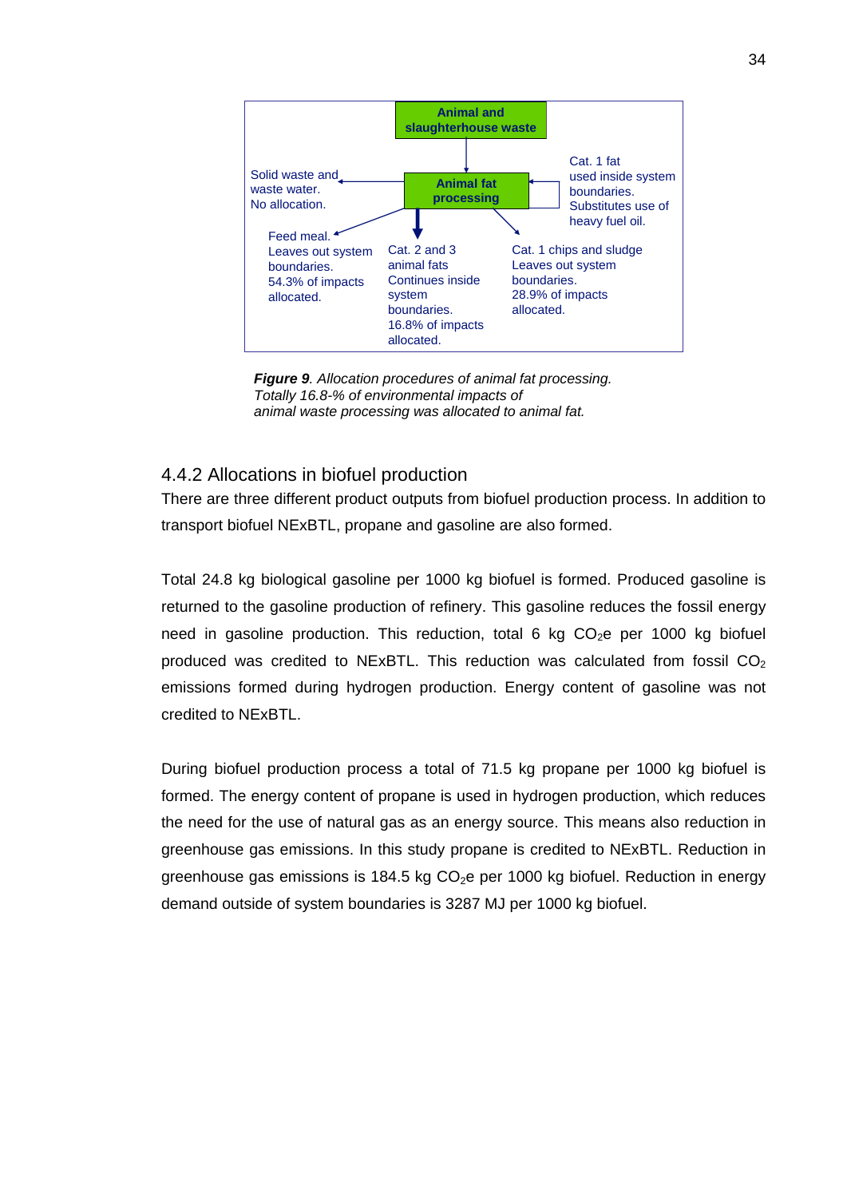Animal and slaughterhouse waste

Animal fat processing

Solid waste and waste water. No allocation.

Cat. 1 fat used inside system boundaries. Substitutes use of heavy fuel oil.

Feed meal. Leaves out system boundaries. 54.3% of impacts allocated.

Cat. 2 and 3 animal fats Continues inside system boundaries. 16.8% of impacts allocated.

Cat. 1 chips and sludge Leaves out system boundaries. 28.9% of impacts allocated.

***Figure 9****. Allocation procedures of animal fat processing. Totally 16.8-% of environmental impacts of animal waste processing was allocated to animal fat.*

### 4.4.2 Allocations in biofuel production

There are three different product outputs from biofuel production process. In addition to transport biofuel NExBTL, propane and gasoline are also formed.

Total 24.8 kg biological gasoline per 1000 kg biofuel is formed. Produced gasoline is returned to the gasoline production of refinery. This gasoline reduces the fossil energy need in gasoline production. This reduction, total 6 kg $CO_2$e per 1000 kg biofuel produced was credited to NExBTL. This reduction was calculated from fossil $CO_2$ emissions formed during hydrogen production. Energy content of gasoline was not credited to NExBTL.

During biofuel production process a total of 71.5 kg propane per 1000 kg biofuel is formed. The energy content of propane is used in hydrogen production, which reduces the need for the use of natural gas as an energy source. This means also reduction in greenhouse gas emissions. In this study propane is credited to NExBTL. Reduction in greenhouse gas emissions is 184.5 kg $CO_2$e per 1000 kg biofuel. Reduction in energy demand outside of system boundaries is 3287 MJ per 1000 kg biofuel.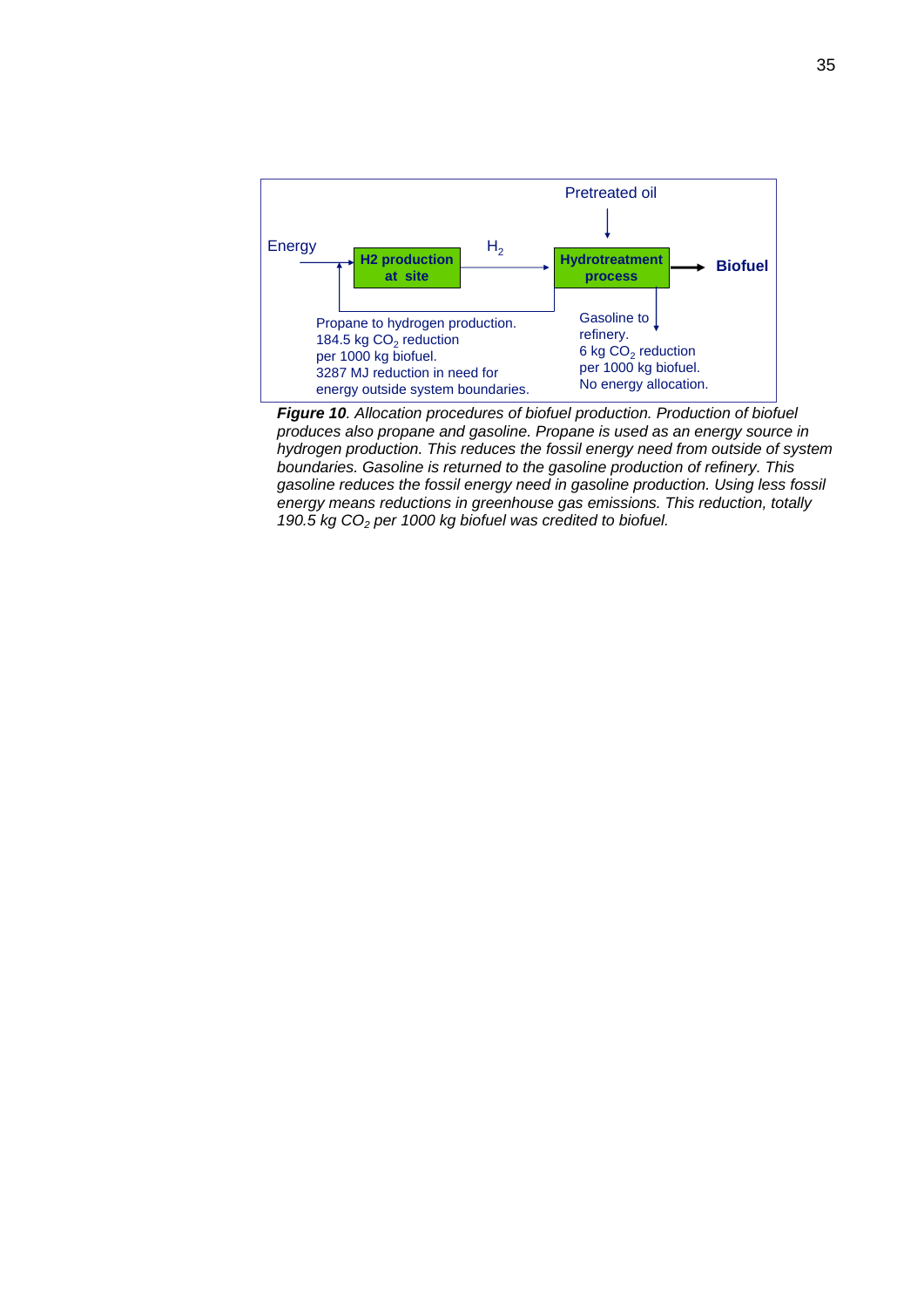Pretreated oil

Energy → **H2 production at site** → $H_2$ → **Hydrotreatment process** → **Biofuel**

Propane to hydrogen production.
184.5 kg $CO_2$ reduction
per 1000 kg biofuel.
3287 MJ reduction in need for
energy outside system boundaries.

Gasoline to
refinery.
6 kg $CO_2$ reduction
per 1000 kg biofuel.
No energy allocation.

***Figure 10****. Allocation procedures of biofuel production. Production of biofuel produces also propane and gasoline. Propane is used as an energy source in hydrogen production. This reduces the fossil energy need from outside of system boundaries. Gasoline is returned to the gasoline production of refinery. This gasoline reduces the fossil energy need in gasoline production. Using less fossil energy means reductions in greenhouse gas emissions. This reduction, totally 190.5 kg* $CO_2$ *per 1000 kg biofuel was credited to biofuel.*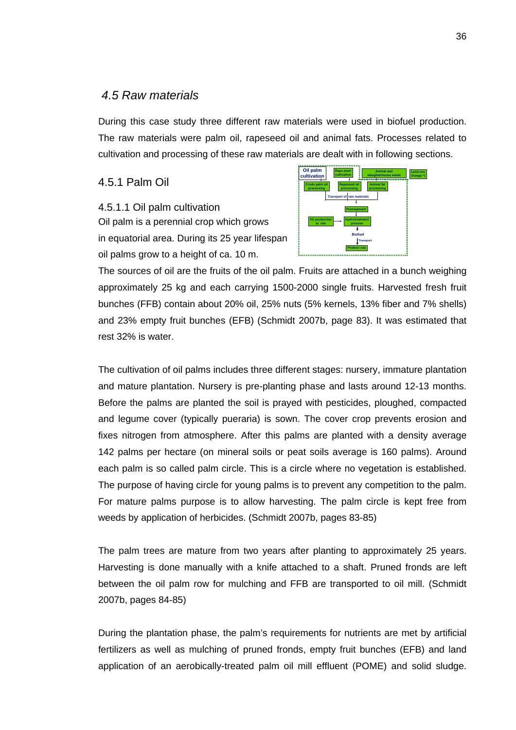## *4.5 Raw materials*

During this case study three different raw materials were used in biofuel production. The raw materials were palm oil, rapeseed oil and animal fats. Processes related to cultivation and processing of these raw materials are dealt with in following sections.

### 4.5.1 Palm Oil

#### 4.5.1.1 Oil palm cultivation

Oil palm is a perennial crop which grows in equatorial area. During its 25 year lifespan oil palms grow to a height of ca. 10 m. The sources of oil are the fruits of the oil palm. Fruits are attached in a bunch weighing approximately 25 kg and each carrying 1500-2000 single fruits. Harvested fresh fruit bunches (FFB) contain about 20% oil, 25% nuts (5% kernels, 13% fiber and 7% shells) and 23% empty fruit bunches (EFB) (Schmidt 2007b, page 83). It was estimated that rest 32% is water.

The cultivation of oil palms includes three different stages: nursery, immature plantation and mature plantation. Nursery is pre-planting phase and lasts around 12-13 months. Before the palms are planted the soil is prayed with pesticides, ploughed, compacted and legume cover (typically pueraria) is sown. The cover crop prevents erosion and fixes nitrogen from atmosphere. After this palms are planted with a density average 142 palms per hectare (on mineral soils or peat soils average is 160 palms). Around each palm is so called palm circle. This is a circle where no vegetation is established. The purpose of having circle for young palms is to prevent any competition to the palm. For mature palms purpose is to allow harvesting. The palm circle is kept free from weeds by application of herbicides. (Schmidt 2007b, pages 83-85)

The palm trees are mature from two years after planting to approximately 25 years. Harvesting is done manually with a knife attached to a shaft. Pruned fronds are left between the oil palm row for mulching and FFB are transported to oil mill. (Schmidt 2007b, pages 84-85)

During the plantation phase, the palm's requirements for nutrients are met by artificial fertilizers as well as mulching of pruned fronds, empty fruit bunches (EFB) and land application of an aerobically-treated palm oil mill effluent (POME) and solid sludge.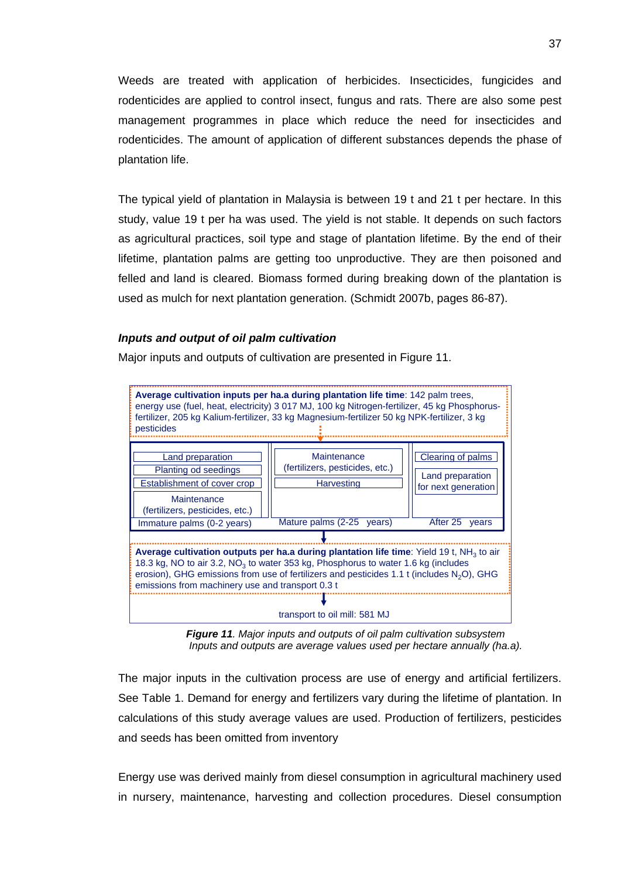Weeds are treated with application of herbicides. Insecticides, fungicides and rodenticides are applied to control insect, fungus and rats. There are also some pest management programmes in place which reduce the need for insecticides and rodenticides. The amount of application of different substances depends the phase of plantation life.

The typical yield of plantation in Malaysia is between 19 t and 21 t per hectare. In this study, value 19 t per ha was used. The yield is not stable. It depends on such factors as agricultural practices, soil type and stage of plantation lifetime. By the end of their lifetime, plantation palms are getting too unproductive. They are then poisoned and felled and land is cleared. Biomass formed during breaking down of the plantation is used as mulch for next plantation generation. (Schmidt 2007b, pages 86-87).

### *Inputs and output of oil palm cultivation*

Major inputs and outputs of cultivation are presented in Figure 11.

**Average cultivation inputs per ha.a during plantation life time**: 142 palm trees, energy use (fuel, heat, electricity) 3 017 MJ, 100 kg Nitrogen-fertilizer, 45 kg Phosphorus-fertilizer, 205 kg Kalium-fertilizer, 33 kg Magnesium-fertilizer 50 kg NPK-fertilizer, 3 kg pesticides

| Immature palms (0-2 years) | Mature palms (2-25 years) | After 25 years |
|---|---|---|
| Land preparation | Maintenance (fertilizers, pesticides, etc.) | Clearing of palms |
| Planting od seedings | Harvesting | Land preparation for next generation |
| Establishment of cover crop | | |
| Maintenance (fertilizers, pesticides, etc.) | | |

**Average cultivation outputs per ha.a during plantation life time**: Yield 19 t, $NH_3$ to air 18.3 kg, NO to air 3.2, $NO_3$ to water 353 kg, Phosphorus to water 1.6 kg (includes erosion), GHG emissions from use of fertilizers and pesticides 1.1 t (includes $N_2O$), GHG emissions from machinery use and transport 0.3 t

transport to oil mill: 581 MJ

***Figure 11**. Major inputs and outputs of oil palm cultivation subsystem*
*Inputs and outputs are average values used per hectare annually (ha.a).*

The major inputs in the cultivation process are use of energy and artificial fertilizers. See Table 1. Demand for energy and fertilizers vary during the lifetime of plantation. In calculations of this study average values are used. Production of fertilizers, pesticides and seeds has been omitted from inventory

Energy use was derived mainly from diesel consumption in agricultural machinery used in nursery, maintenance, harvesting and collection procedures. Diesel consumption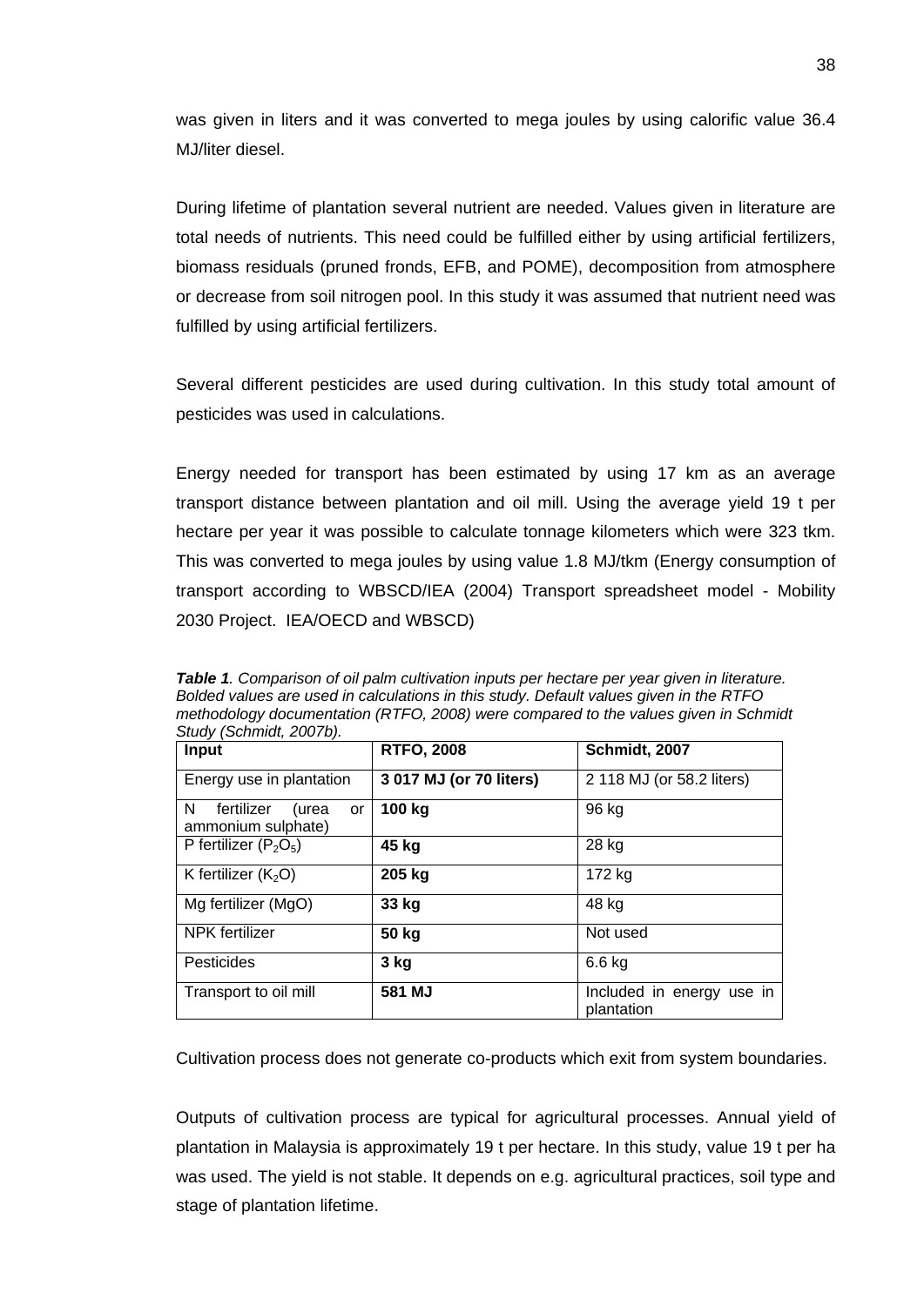was given in liters and it was converted to mega joules by using calorific value 36.4 MJ/liter diesel.

During lifetime of plantation several nutrient are needed. Values given in literature are total needs of nutrients. This need could be fulfilled either by using artificial fertilizers, biomass residuals (pruned fronds, EFB, and POME), decomposition from atmosphere or decrease from soil nitrogen pool. In this study it was assumed that nutrient need was fulfilled by using artificial fertilizers.

Several different pesticides are used during cultivation. In this study total amount of pesticides was used in calculations.

Energy needed for transport has been estimated by using 17 km as an average transport distance between plantation and oil mill. Using the average yield 19 t per hectare per year it was possible to calculate tonnage kilometers which were 323 tkm. This was converted to mega joules by using value 1.8 MJ/tkm (Energy consumption of transport according to WBSCD/IEA (2004) Transport spreadsheet model - Mobility 2030 Project. IEA/OECD and WBSCD)

***Table 1**. Comparison of oil palm cultivation inputs per hectare per year given in literature. Bolded values are used in calculations in this study. Default values given in the RTFO methodology documentation (RTFO, 2008) were compared to the values given in Schmidt Study (Schmidt, 2007b).*

| Input | RTFO, 2008 | Schmidt, 2007 |
| --- | --- | --- |
| Energy use in plantation | **3 017 MJ (or 70 liters)** | 2 118 MJ (or 58.2 liters) |
| N fertilizer (urea or ammonium sulphate) | **100 kg** | 96 kg |
| P fertilizer ($P_2O_5$) | **45 kg** | 28 kg |
| K fertilizer ($K_2O$) | **205 kg** | 172 kg |
| Mg fertilizer (MgO) | **33 kg** | 48 kg |
| NPK fertilizer | **50 kg** | Not used |
| Pesticides | **3 kg** | 6.6 kg |
| Transport to oil mill | **581 MJ** | Included in energy use in plantation |

Cultivation process does not generate co-products which exit from system boundaries.

Outputs of cultivation process are typical for agricultural processes. Annual yield of plantation in Malaysia is approximately 19 t per hectare. In this study, value 19 t per ha was used. The yield is not stable. It depends on e.g. agricultural practices, soil type and stage of plantation lifetime.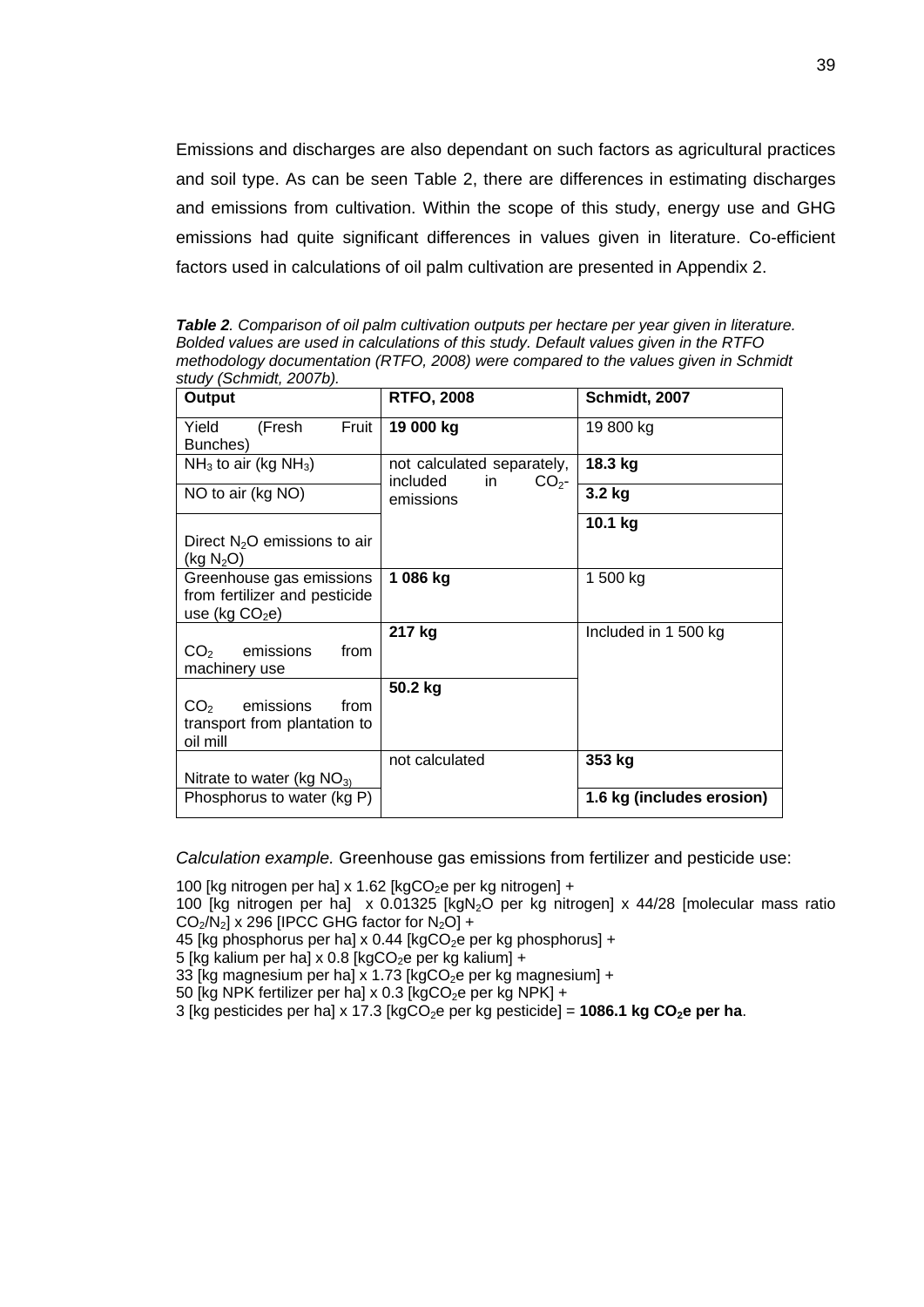Emissions and discharges are also dependant on such factors as agricultural practices and soil type. As can be seen Table 2, there are differences in estimating discharges and emissions from cultivation. Within the scope of this study, energy use and GHG emissions had quite significant differences in values given in literature. Co-efficient factors used in calculations of oil palm cultivation are presented in Appendix 2.

***Table 2**. Comparison of oil palm cultivation outputs per hectare per year given in literature. Bolded values are used in calculations of this study. Default values given in the RTFO methodology documentation (RTFO, 2008) were compared to the values given in Schmidt study (Schmidt, 2007b).*

| Output | RTFO, 2008 | Schmidt, 2007 |
|---|---|---|
| Yield (Fresh Fruit Bunches) | **19 000 kg** | 19 800 kg |
| $NH_3$ to air (kg $NH_3$) | not calculated separately, included in $CO_2$-emissions | **18.3 kg** |
| NO to air (kg NO) | | **3.2 kg** |
| Direct $N_2O$ emissions to air (kg $N_2O$) | | **10.1 kg** |
| Greenhouse gas emissions from fertilizer and pesticide use (kg $CO_2$e) | **1 086 kg** | 1 500 kg |
| $CO_2$ emissions from machinery use | **217 kg** | Included in 1 500 kg |
| $CO_2$ emissions from transport from plantation to oil mill | **50.2 kg** | |
| Nitrate to water (kg $NO_3$) | not calculated | **353 kg** |
| Phosphorus to water (kg P) | | **1.6 kg (includes erosion)** |

*Calculation example.* Greenhouse gas emissions from fertilizer and pesticide use:

100 [kg nitrogen per ha] x 1.62 [kg$CO_2$e per kg nitrogen] +
100 [kg nitrogen per ha] x 0.01325 [kg$N_2O$ per kg nitrogen] x 44/28 [molecular mass ratio $CO_2/N_2$] x 296 [IPCC GHG factor for $N_2O$] +
45 [kg phosphorus per ha] x 0.44 [kg$CO_2$e per kg phosphorus] +
5 [kg kalium per ha] x 0.8 [kg$CO_2$e per kg kalium] +
33 [kg magnesium per ha] x 1.73 [kg$CO_2$e per kg magnesium] +
50 [kg NPK fertilizer per ha] x 0.3 [kg$CO_2$e per kg NPK] +
3 [kg pesticides per ha] x 17.3 [kg$CO_2$e per kg pesticide] = **1086.1 kg $CO_2$e per ha**.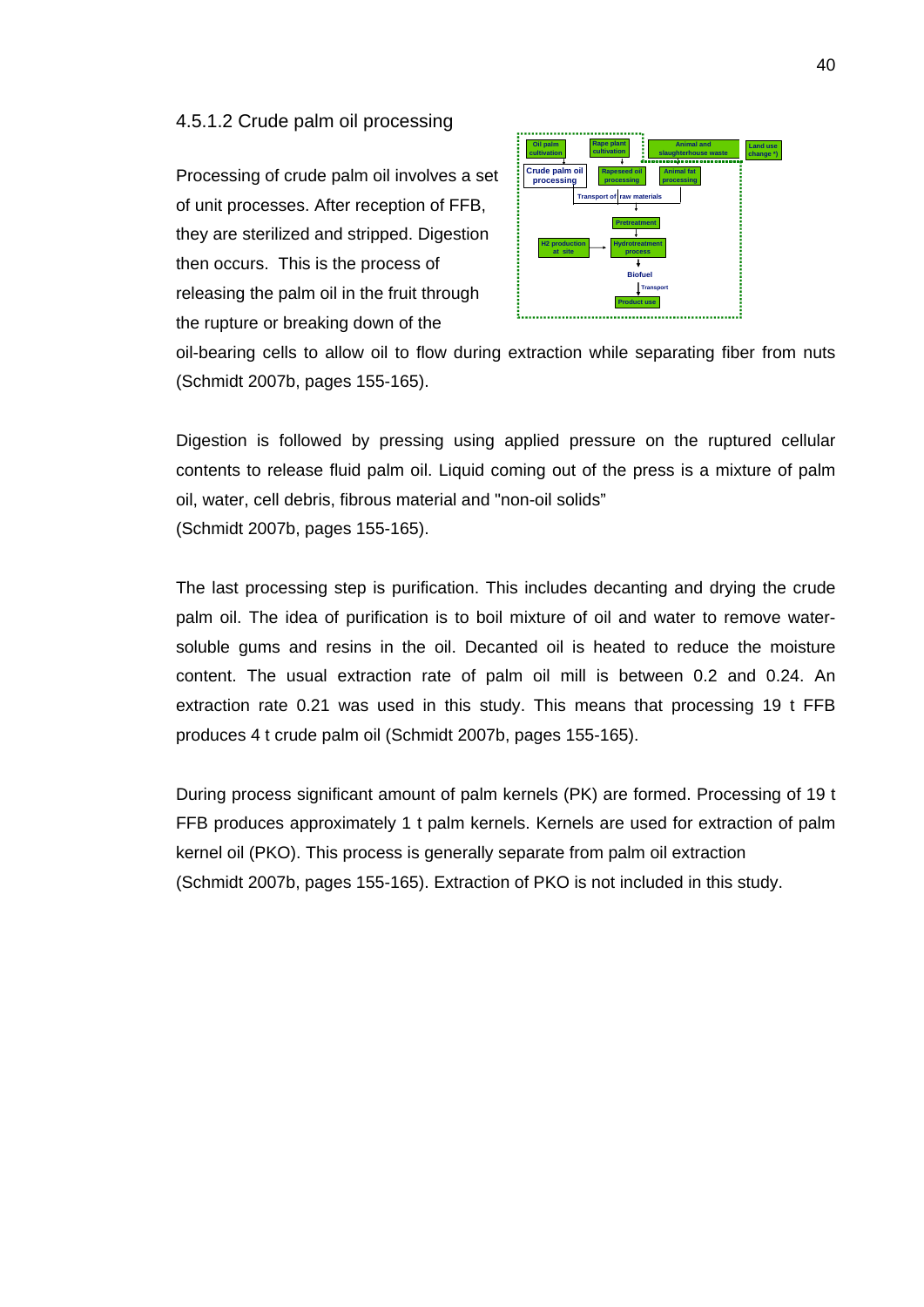#### 4.5.1.2 Crude palm oil processing

Processing of crude palm oil involves a set of unit processes. After reception of FFB, they are sterilized and stripped. Digestion then occurs. This is the process of releasing the palm oil in the fruit through the rupture or breaking down of the oil-bearing cells to allow oil to flow during extraction while separating fiber from nuts (Schmidt 2007b, pages 155-165).

Digestion is followed by pressing using applied pressure on the ruptured cellular contents to release fluid palm oil. Liquid coming out of the press is a mixture of palm oil, water, cell debris, fibrous material and "non-oil solids" (Schmidt 2007b, pages 155-165).

The last processing step is purification. This includes decanting and drying the crude palm oil. The idea of purification is to boil mixture of oil and water to remove water-soluble gums and resins in the oil. Decanted oil is heated to reduce the moisture content. The usual extraction rate of palm oil mill is between 0.2 and 0.24. An extraction rate 0.21 was used in this study. This means that processing 19 t FFB produces 4 t crude palm oil (Schmidt 2007b, pages 155-165).

During process significant amount of palm kernels (PK) are formed. Processing of 19 t FFB produces approximately 1 t palm kernels. Kernels are used for extraction of palm kernel oil (PKO). This process is generally separate from palm oil extraction (Schmidt 2007b, pages 155-165). Extraction of PKO is not included in this study.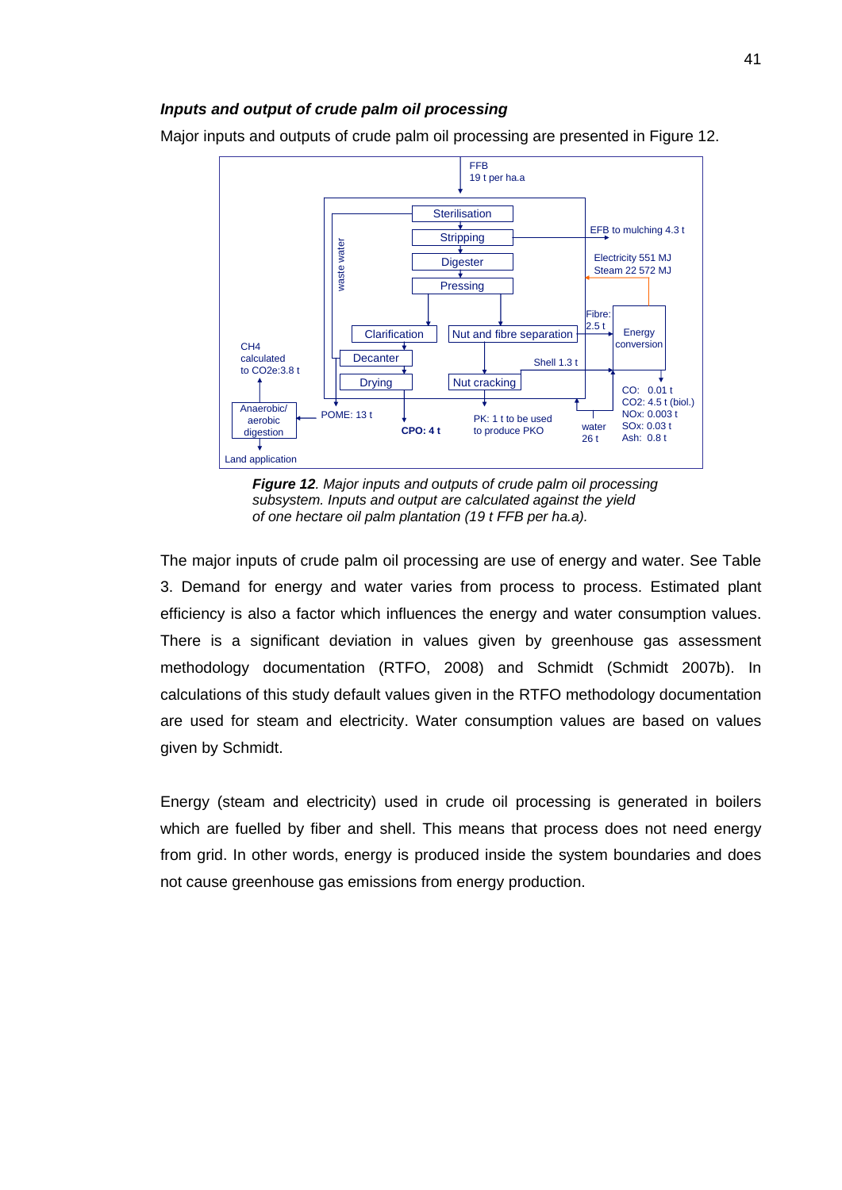### *Inputs and output of crude palm oil processing*

Major inputs and outputs of crude palm oil processing are presented in Figure 12.

FFB
19 t per ha.a

Sterilisation
Stripping
Digester
Pressing
Clarification
Decanter
Drying
Nut and fibre separation
Nut cracking
Energy conversion
waste water

EFB to mulching 4.3 t
Electricity 551 MJ
Steam 22 572 MJ
Fibre: 2.5 t
Shell 1.3 t
CH4 calculated to CO2e:3.8 t
Anaerobic/ aerobic digestion
Land application
POME: 13 t
**CPO: 4 t**
PK: 1 t to be used to produce PKO
water 26 t
CO: 0.01 t
CO2: 4.5 t (biol.)
NOx: 0.003 t
SOx: 0.03 t
Ash: 0.8 t

***Figure 12**. Major inputs and outputs of crude palm oil processing subsystem. Inputs and output are calculated against the yield of one hectare oil palm plantation (19 t FFB per ha.a).*

The major inputs of crude palm oil processing are use of energy and water. See Table 3. Demand for energy and water varies from process to process. Estimated plant efficiency is also a factor which influences the energy and water consumption values. There is a significant deviation in values given by greenhouse gas assessment methodology documentation (RTFO, 2008) and Schmidt (Schmidt 2007b). In calculations of this study default values given in the RTFO methodology documentation are used for steam and electricity. Water consumption values are based on values given by Schmidt.

Energy (steam and electricity) used in crude oil processing is generated in boilers which are fuelled by fiber and shell. This means that process does not need energy from grid. In other words, energy is produced inside the system boundaries and does not cause greenhouse gas emissions from energy production.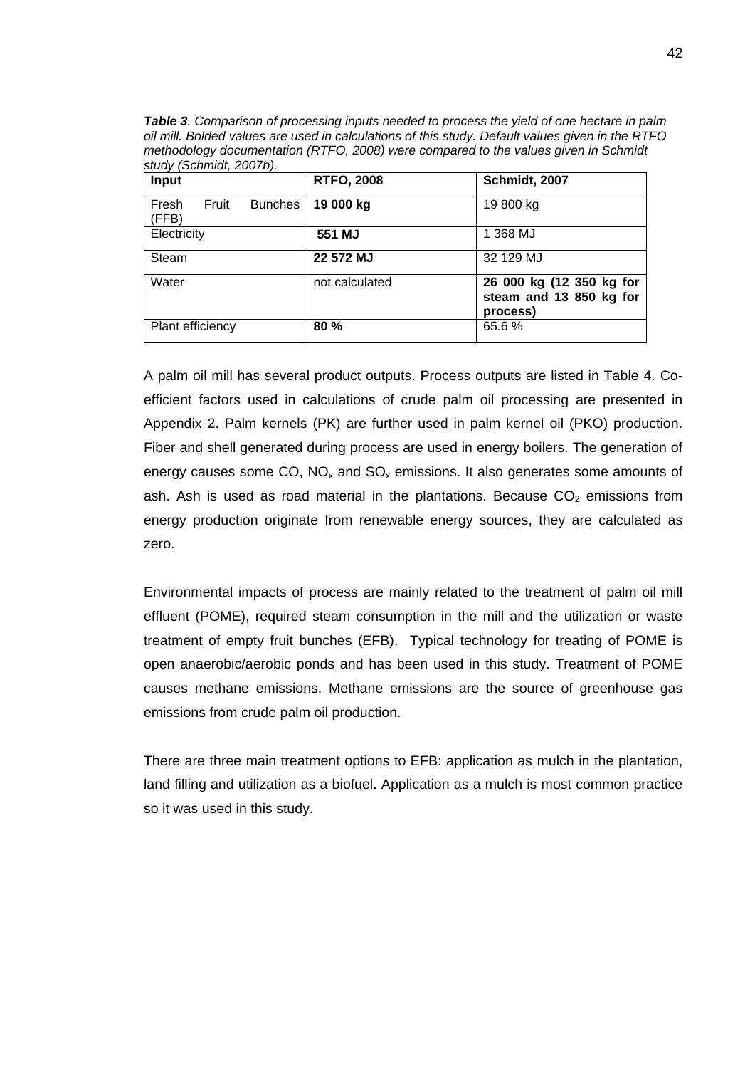***Table 3**. Comparison of processing inputs needed to process the yield of one hectare in palm oil mill. Bolded values are used in calculations of this study. Default values given in the RTFO methodology documentation (RTFO, 2008) were compared to the values given in Schmidt study (Schmidt, 2007b).*

| **Input** | **RTFO, 2008** | **Schmidt, 2007** |
| --- | --- | --- |
| Fresh Fruit Bunches (FFB) | **19 000 kg** | 19 800 kg |
| Electricity | **551 MJ** | 1 368 MJ |
| Steam | **22 572 MJ** | 32 129 MJ |
| Water | not calculated | **26 000 kg (12 350 kg for steam and 13 850 kg for process)** |
| Plant efficiency | **80 %** | 65.6 % |

A palm oil mill has several product outputs. Process outputs are listed in Table 4. Co-efficient factors used in calculations of crude palm oil processing are presented in Appendix 2. Palm kernels (PK) are further used in palm kernel oil (PKO) production. Fiber and shell generated during process are used in energy boilers. The generation of energy causes some CO, $NO_x$ and $SO_x$ emissions. It also generates some amounts of ash. Ash is used as road material in the plantations. Because $CO_2$ emissions from energy production originate from renewable energy sources, they are calculated as zero.

Environmental impacts of process are mainly related to the treatment of palm oil mill effluent (POME), required steam consumption in the mill and the utilization or waste treatment of empty fruit bunches (EFB). Typical technology for treating of POME is open anaerobic/aerobic ponds and has been used in this study. Treatment of POME causes methane emissions. Methane emissions are the source of greenhouse gas emissions from crude palm oil production.

There are three main treatment options to EFB: application as mulch in the plantation, land filling and utilization as a biofuel. Application as a mulch is most common practice so it was used in this study.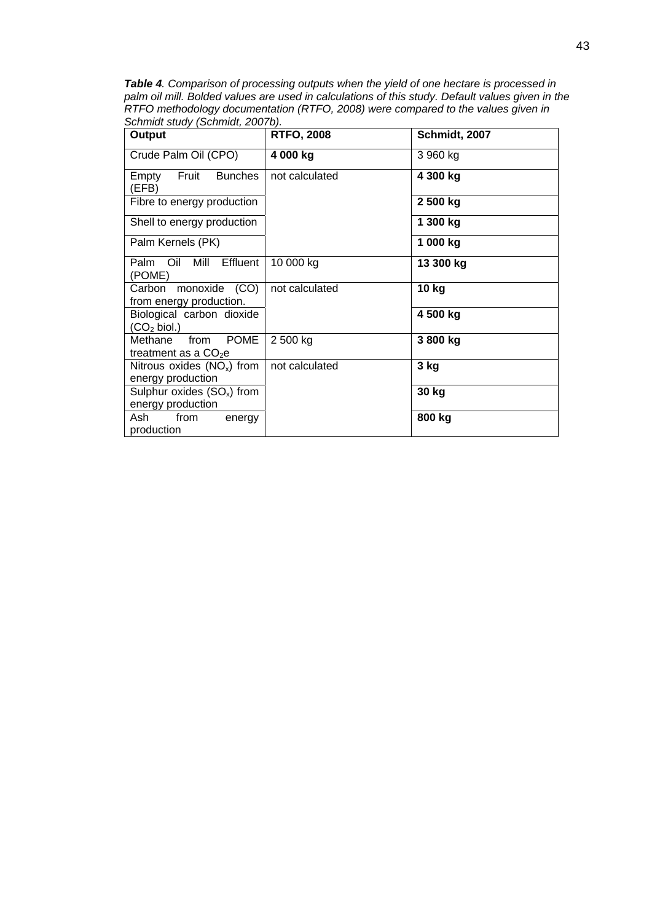***Table 4**. Comparison of processing outputs when the yield of one hectare is processed in palm oil mill. Bolded values are used in calculations of this study. Default values given in the RTFO methodology documentation (RTFO, 2008) were compared to the values given in Schmidt study (Schmidt, 2007b).*

| **Output** | **RTFO, 2008** | **Schmidt, 2007** |
|---|---|---|
| Crude Palm Oil (CPO) | **4 000 kg** | 3 960 kg |
| Empty Fruit Bunches (EFB) | not calculated | **4 300 kg** |
| Fibre to energy production | | **2 500 kg** |
| Shell to energy production | | **1 300 kg** |
| Palm Kernels (PK) | | **1 000 kg** |
| Palm Oil Mill Effluent (POME) | 10 000 kg | **13 300 kg** |
| Carbon monoxide (CO) from energy production. | not calculated | **10 kg** |
| Biological carbon dioxide ($CO_2$ biol.) | | **4 500 kg** |
| Methane from POME treatment as a $CO_2e$ | 2 500 kg | **3 800 kg** |
| Nitrous oxides ($NO_x$) from energy production | not calculated | **3 kg** |
| Sulphur oxides ($SO_x$) from energy production | | **30 kg** |
| Ash from energy production | | **800 kg** |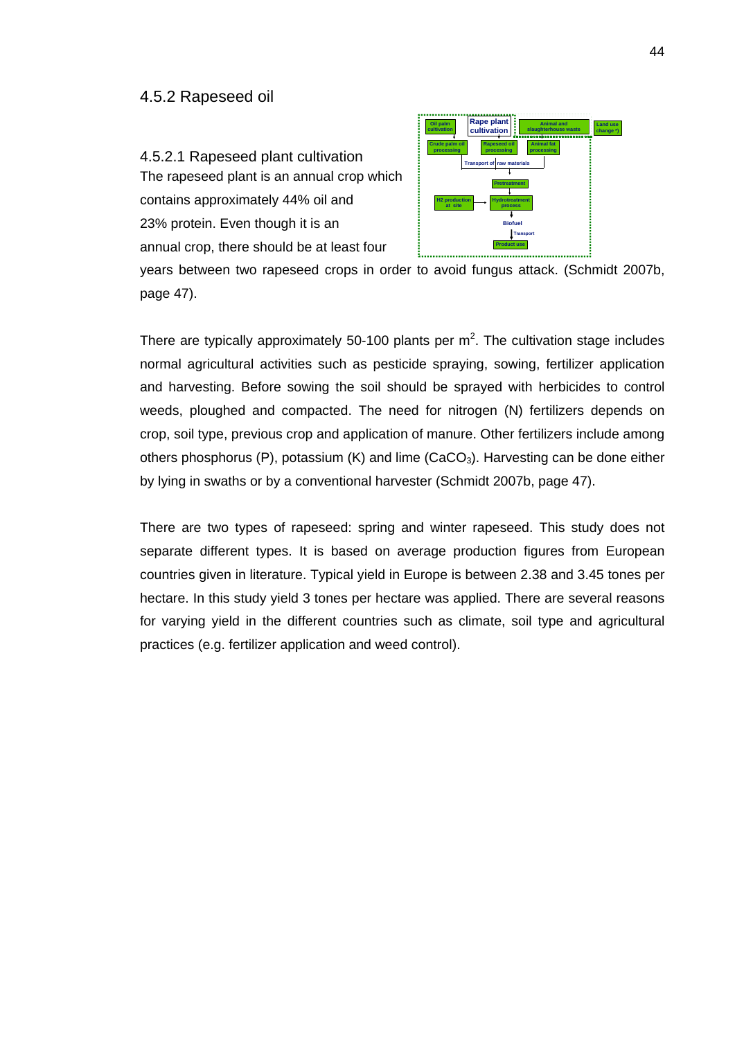## 4.5.2 Rapeseed oil

### 4.5.2.1 Rapeseed plant cultivation

The rapeseed plant is an annual crop which contains approximately 44% oil and 23% protein. Even though it is an annual crop, there should be at least four years between two rapeseed crops in order to avoid fungus attack. (Schmidt 2007b, page 47).

There are typically approximately 50-100 plants per $m^2$. The cultivation stage includes normal agricultural activities such as pesticide spraying, sowing, fertilizer application and harvesting. Before sowing the soil should be sprayed with herbicides to control weeds, ploughed and compacted. The need for nitrogen (N) fertilizers depends on crop, soil type, previous crop and application of manure. Other fertilizers include among others phosphorus (P), potassium (K) and lime ($CaCO_3$). Harvesting can be done either by lying in swaths or by a conventional harvester (Schmidt 2007b, page 47).

There are two types of rapeseed: spring and winter rapeseed. This study does not separate different types. It is based on average production figures from European countries given in literature. Typical yield in Europe is between 2.38 and 3.45 tones per hectare. In this study yield 3 tones per hectare was applied. There are several reasons for varying yield in the different countries such as climate, soil type and agricultural practices (e.g. fertilizer application and weed control).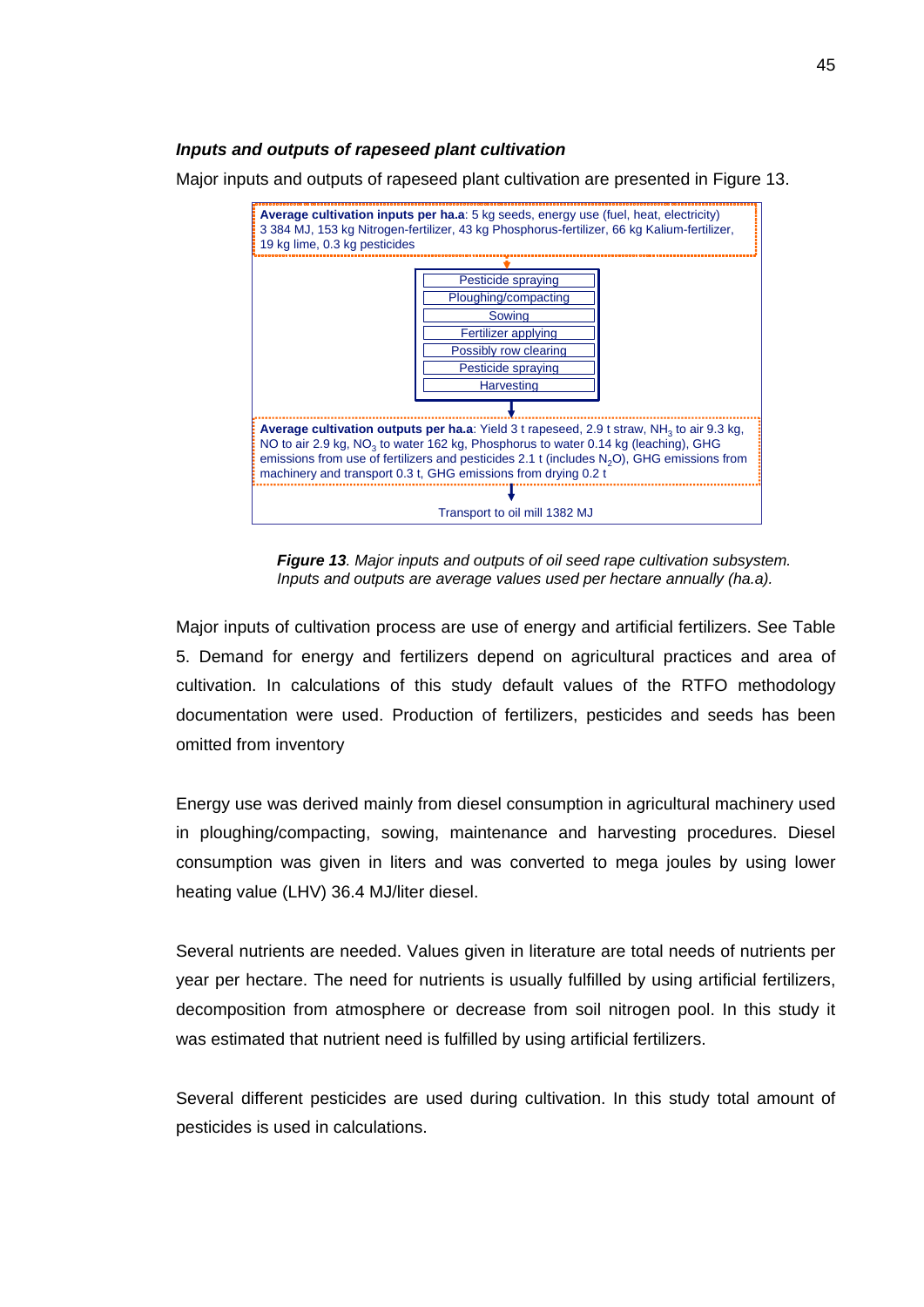***Inputs and outputs of rapeseed plant cultivation***

Major inputs and outputs of rapeseed plant cultivation are presented in Figure 13.

**Average cultivation inputs per ha.a**: 5 kg seeds, energy use (fuel, heat, electricity) 3 384 MJ, 153 kg Nitrogen-fertilizer, 43 kg Phosphorus-fertilizer, 66 kg Kalium-fertilizer, 19 kg lime, 0.3 kg pesticides

- Pesticide spraying
- Ploughing/compacting
- Sowing
- Fertilizer applying
- Possibly row clearing
- Pesticide spraying
- Harvesting

**Average cultivation outputs per ha.a**: Yield 3 t rapeseed, 2.9 t straw, $NH_3$ to air 9.3 kg, NO to air 2.9 kg, $NO_3$ to water 162 kg, Phosphorus to water 0.14 kg (leaching), GHG emissions from use of fertilizers and pesticides 2.1 t (includes $N_2O$), GHG emissions from machinery and transport 0.3 t, GHG emissions from drying 0.2 t

Transport to oil mill 1382 MJ

***Figure 13**. Major inputs and outputs of oil seed rape cultivation subsystem. Inputs and outputs are average values used per hectare annually (ha.a).*

Major inputs of cultivation process are use of energy and artificial fertilizers. See Table 5. Demand for energy and fertilizers depend on agricultural practices and area of cultivation. In calculations of this study default values of the RTFO methodology documentation were used. Production of fertilizers, pesticides and seeds has been omitted from inventory

Energy use was derived mainly from diesel consumption in agricultural machinery used in ploughing/compacting, sowing, maintenance and harvesting procedures. Diesel consumption was given in liters and was converted to mega joules by using lower heating value (LHV) 36.4 MJ/liter diesel.

Several nutrients are needed. Values given in literature are total needs of nutrients per year per hectare. The need for nutrients is usually fulfilled by using artificial fertilizers, decomposition from atmosphere or decrease from soil nitrogen pool. In this study it was estimated that nutrient need is fulfilled by using artificial fertilizers.

Several different pesticides are used during cultivation. In this study total amount of pesticides is used in calculations.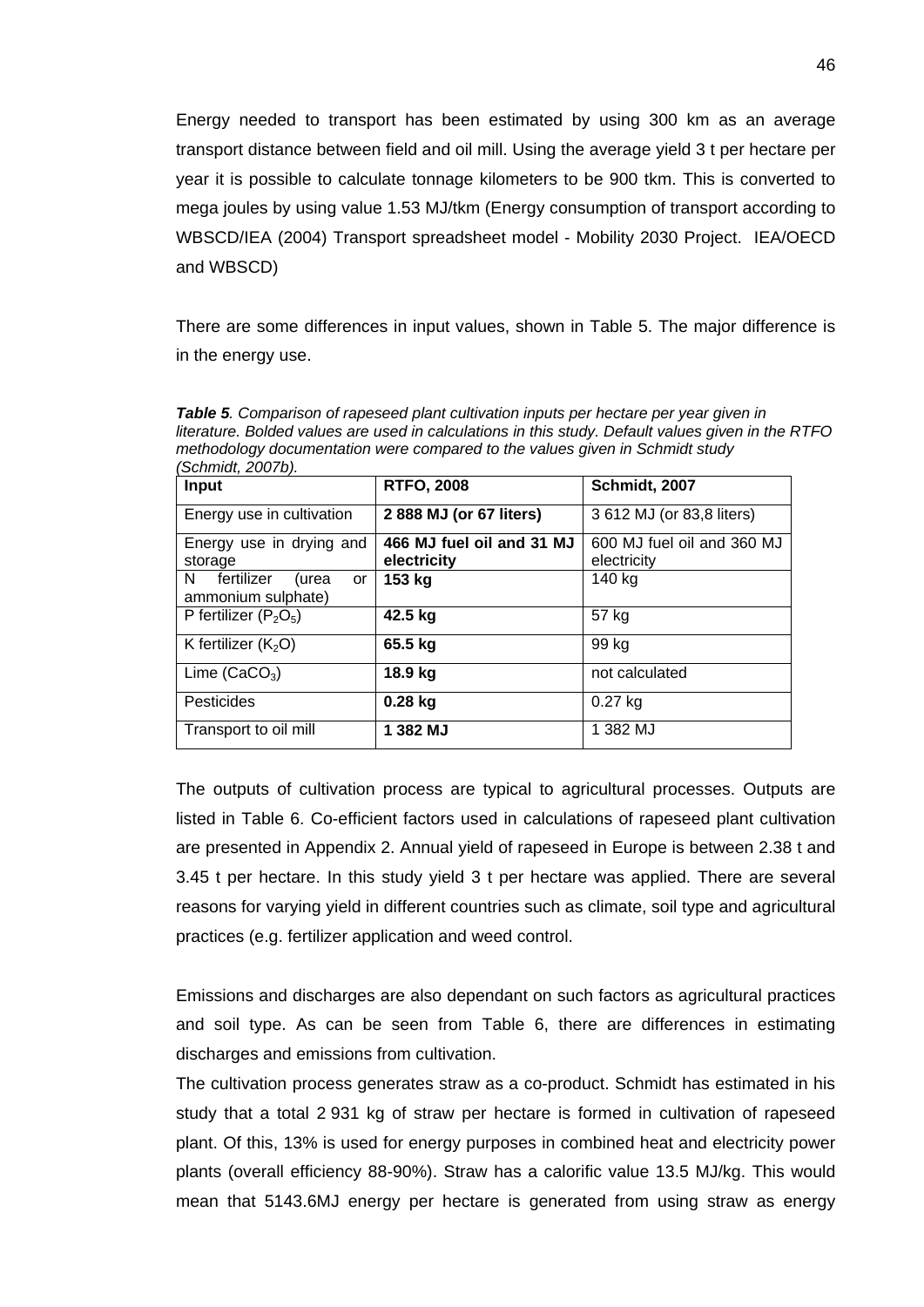Energy needed to transport has been estimated by using 300 km as an average transport distance between field and oil mill. Using the average yield 3 t per hectare per year it is possible to calculate tonnage kilometers to be 900 tkm. This is converted to mega joules by using value 1.53 MJ/tkm (Energy consumption of transport according to WBSCD/IEA (2004) Transport spreadsheet model - Mobility 2030 Project. IEA/OECD and WBSCD)

There are some differences in input values, shown in Table 5. The major difference is in the energy use.

***Table 5**. Comparison of rapeseed plant cultivation inputs per hectare per year given in literature. Bolded values are used in calculations in this study. Default values given in the RTFO methodology documentation were compared to the values given in Schmidt study (Schmidt, 2007b).*

| Input | RTFO, 2008 | Schmidt, 2007 |
| --- | --- | --- |
| Energy use in cultivation | **2 888 MJ (or 67 liters)** | 3 612 MJ (or 83,8 liters) |
| Energy use in drying and storage | **466 MJ fuel oil and 31 MJ electricity** | 600 MJ fuel oil and 360 MJ electricity |
| N fertilizer (urea or ammonium sulphate) | **153 kg** | 140 kg |
| P fertilizer ($P_2O_5$) | **42.5 kg** | 57 kg |
| K fertilizer ($K_2O$) | **65.5 kg** | 99 kg |
| Lime ($CaCO_3$) | **18.9 kg** | not calculated |
| Pesticides | **0.28 kg** | 0.27 kg |
| Transport to oil mill | **1 382 MJ** | 1 382 MJ |

The outputs of cultivation process are typical to agricultural processes. Outputs are listed in Table 6. Co-efficient factors used in calculations of rapeseed plant cultivation are presented in Appendix 2. Annual yield of rapeseed in Europe is between 2.38 t and 3.45 t per hectare. In this study yield 3 t per hectare was applied. There are several reasons for varying yield in different countries such as climate, soil type and agricultural practices (e.g. fertilizer application and weed control.

Emissions and discharges are also dependant on such factors as agricultural practices and soil type. As can be seen from Table 6, there are differences in estimating discharges and emissions from cultivation.

The cultivation process generates straw as a co-product. Schmidt has estimated in his study that a total 2 931 kg of straw per hectare is formed in cultivation of rapeseed plant. Of this, 13% is used for energy purposes in combined heat and electricity power plants (overall efficiency 88-90%). Straw has a calorific value 13.5 MJ/kg. This would mean that 5143.6MJ energy per hectare is generated from using straw as energy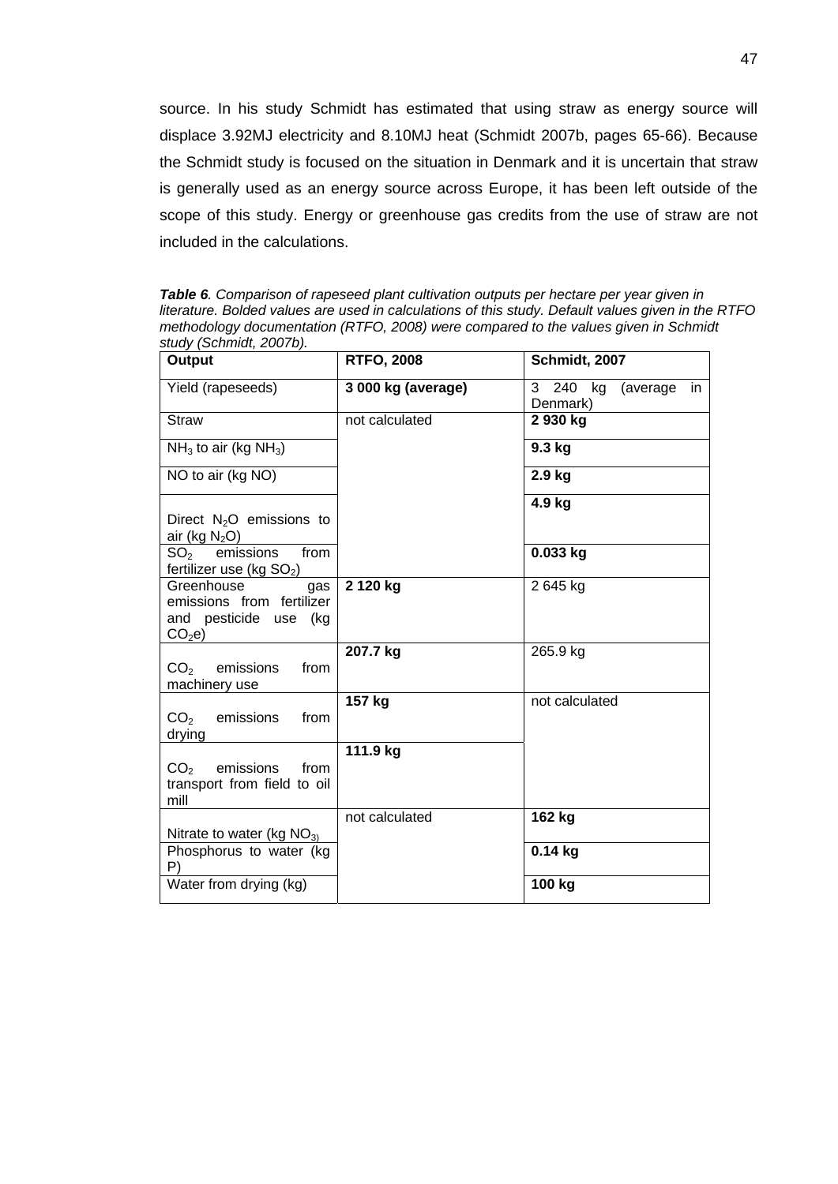source. In his study Schmidt has estimated that using straw as energy source will displace 3.92MJ electricity and 8.10MJ heat (Schmidt 2007b, pages 65-66). Because the Schmidt study is focused on the situation in Denmark and it is uncertain that straw is generally used as an energy source across Europe, it has been left outside of the scope of this study. Energy or greenhouse gas credits from the use of straw are not included in the calculations.

***Table 6****. Comparison of rapeseed plant cultivation outputs per hectare per year given in literature. Bolded values are used in calculations of this study. Default values given in the RTFO methodology documentation (RTFO, 2008) were compared to the values given in Schmidt study (Schmidt, 2007b).*

| Output | RTFO, 2008 | Schmidt, 2007 |
|---|---|---|
| Yield (rapeseeds) | **3 000 kg (average)** | 3 240 kg (average in Denmark) |
| Straw | not calculated | **2 930 kg** |
| $NH_3$ to air (kg $NH_3$) | | **9.3 kg** |
| NO to air (kg NO) | | **2.9 kg** |
| Direct $N_2O$ emissions to air (kg $N_2O$) | | **4.9 kg** |
| $SO_2$ emissions from fertilizer use (kg $SO_2$) | | **0.033 kg** |
| Greenhouse gas emissions from fertilizer and pesticide use (kg $CO_2e$) | **2 120 kg** | 2 645 kg |
| $CO_2$ emissions from machinery use | **207.7 kg** | 265.9 kg |
| $CO_2$ emissions from drying | **157 kg** | not calculated |
| $CO_2$ emissions from transport from field to oil mill | **111.9 kg** | |
| Nitrate to water (kg $NO_3$) | not calculated | **162 kg** |
| Phosphorus to water (kg P) | | **0.14 kg** |
| Water from drying (kg) | | **100 kg** |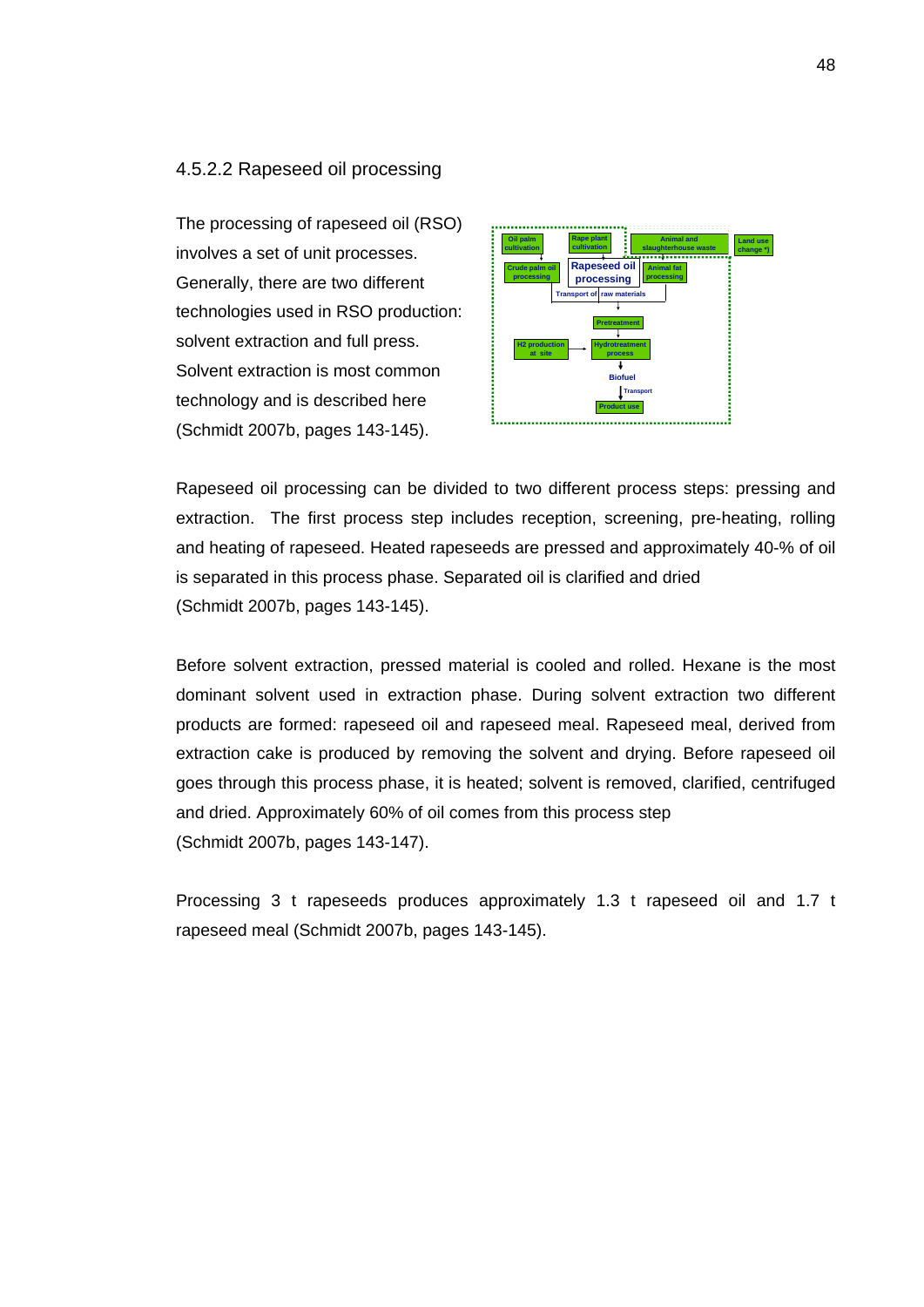### 4.5.2.2 Rapeseed oil processing

The processing of rapeseed oil (RSO) involves a set of unit processes. Generally, there are two different technologies used in RSO production: solvent extraction and full press. Solvent extraction is most common technology and is described here (Schmidt 2007b, pages 143-145).

Rapeseed oil processing can be divided to two different process steps: pressing and extraction. The first process step includes reception, screening, pre-heating, rolling and heating of rapeseed. Heated rapeseeds are pressed and approximately 40-% of oil is separated in this process phase. Separated oil is clarified and dried (Schmidt 2007b, pages 143-145).

Before solvent extraction, pressed material is cooled and rolled. Hexane is the most dominant solvent used in extraction phase. During solvent extraction two different products are formed: rapeseed oil and rapeseed meal. Rapeseed meal, derived from extraction cake is produced by removing the solvent and drying. Before rapeseed oil goes through this process phase, it is heated; solvent is removed, clarified, centrifuged and dried. Approximately 60% of oil comes from this process step (Schmidt 2007b, pages 143-147).

Processing 3 t rapeseeds produces approximately 1.3 t rapeseed oil and 1.7 t rapeseed meal (Schmidt 2007b, pages 143-145).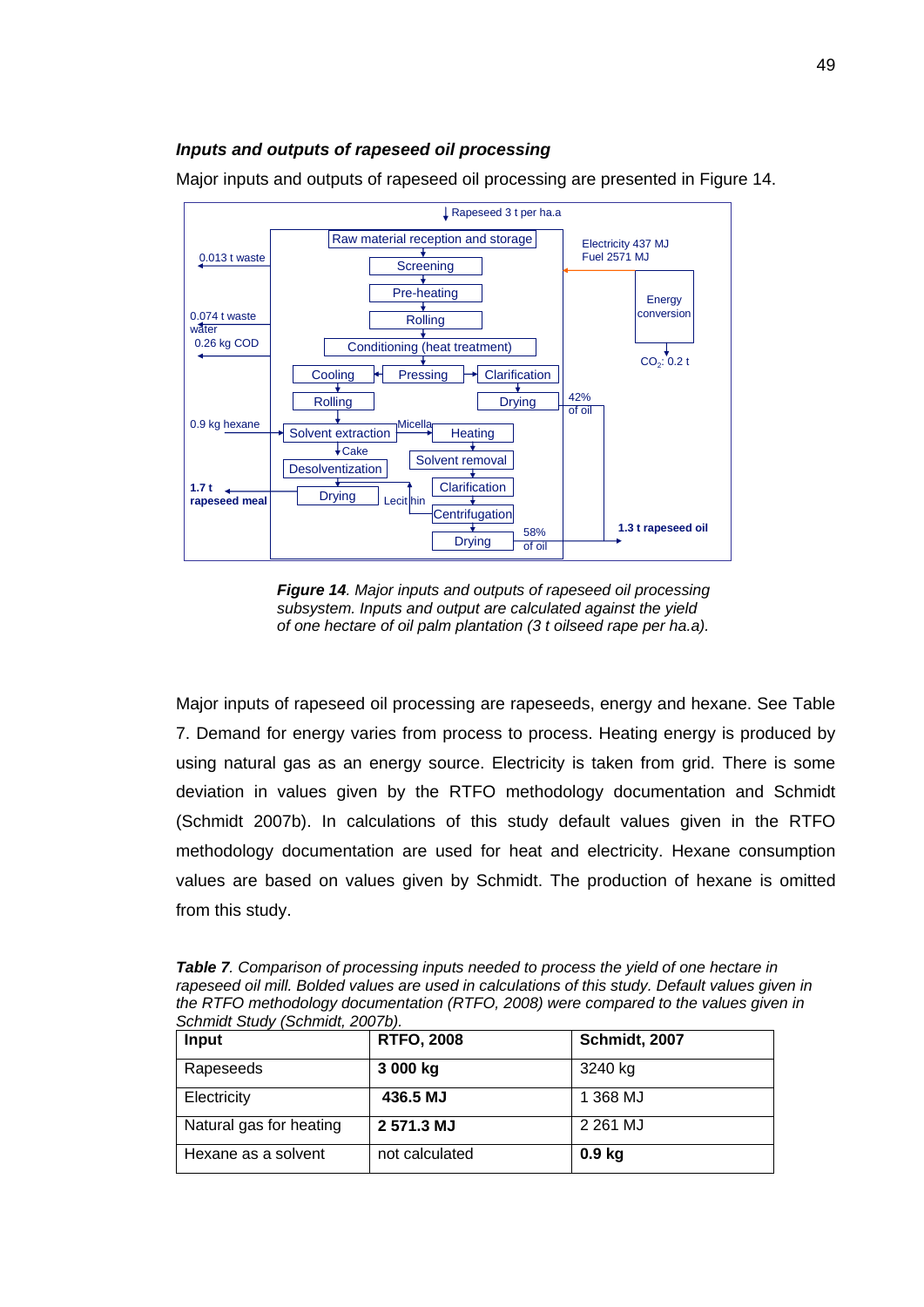### *Inputs and outputs of rapeseed oil processing*

Major inputs and outputs of rapeseed oil processing are presented in Figure 14.

Rapeseed 3 t per ha.a

Raw material reception and storage → Screening → Pre-heating → Rolling → Conditioning (heat treatment) → Pressing

Pressing → Clarification → Drying → 42% of oil

Pressing → Cooling → Rolling → Solvent extraction

Solvent extraction → Micella → Heating → Solvent removal → Clarification → Centrifugation → Drying → 58% of oil

Solvent extraction → Cake → Desolventization → Drying → 1.7 t rapeseed meal

Lecithin

Energy conversion: Electricity 437 MJ, Fuel 2571 MJ; $CO_2$: 0.2 t

0.013 t waste

0.074 t waste water

0.26 kg COD

0.9 kg hexane

**1.7 t rapeseed meal**

**1.3 t rapeseed oil**

***Figure 14**. Major inputs and outputs of rapeseed oil processing subsystem. Inputs and output are calculated against the yield of one hectare of oil palm plantation (3 t oilseed rape per ha.a).*

Major inputs of rapeseed oil processing are rapeseeds, energy and hexane. See Table 7. Demand for energy varies from process to process. Heating energy is produced by using natural gas as an energy source. Electricity is taken from grid. There is some deviation in values given by the RTFO methodology documentation and Schmidt (Schmidt 2007b). In calculations of this study default values given in the RTFO methodology documentation are used for heat and electricity. Hexane consumption values are based on values given by Schmidt. The production of hexane is omitted from this study.

***Table 7**. Comparison of processing inputs needed to process the yield of one hectare in rapeseed oil mill. Bolded values are used in calculations of this study. Default values given in the RTFO methodology documentation (RTFO, 2008) were compared to the values given in Schmidt Study (Schmidt, 2007b).*

| **Input** | **RTFO, 2008** | **Schmidt, 2007** |
|---|---|---|
| Rapeseeds | **3 000 kg** | 3240 kg |
| Electricity | **436.5 MJ** | 1 368 MJ |
| Natural gas for heating | **2 571.3 MJ** | 2 261 MJ |
| Hexane as a solvent | not calculated | **0.9 kg** |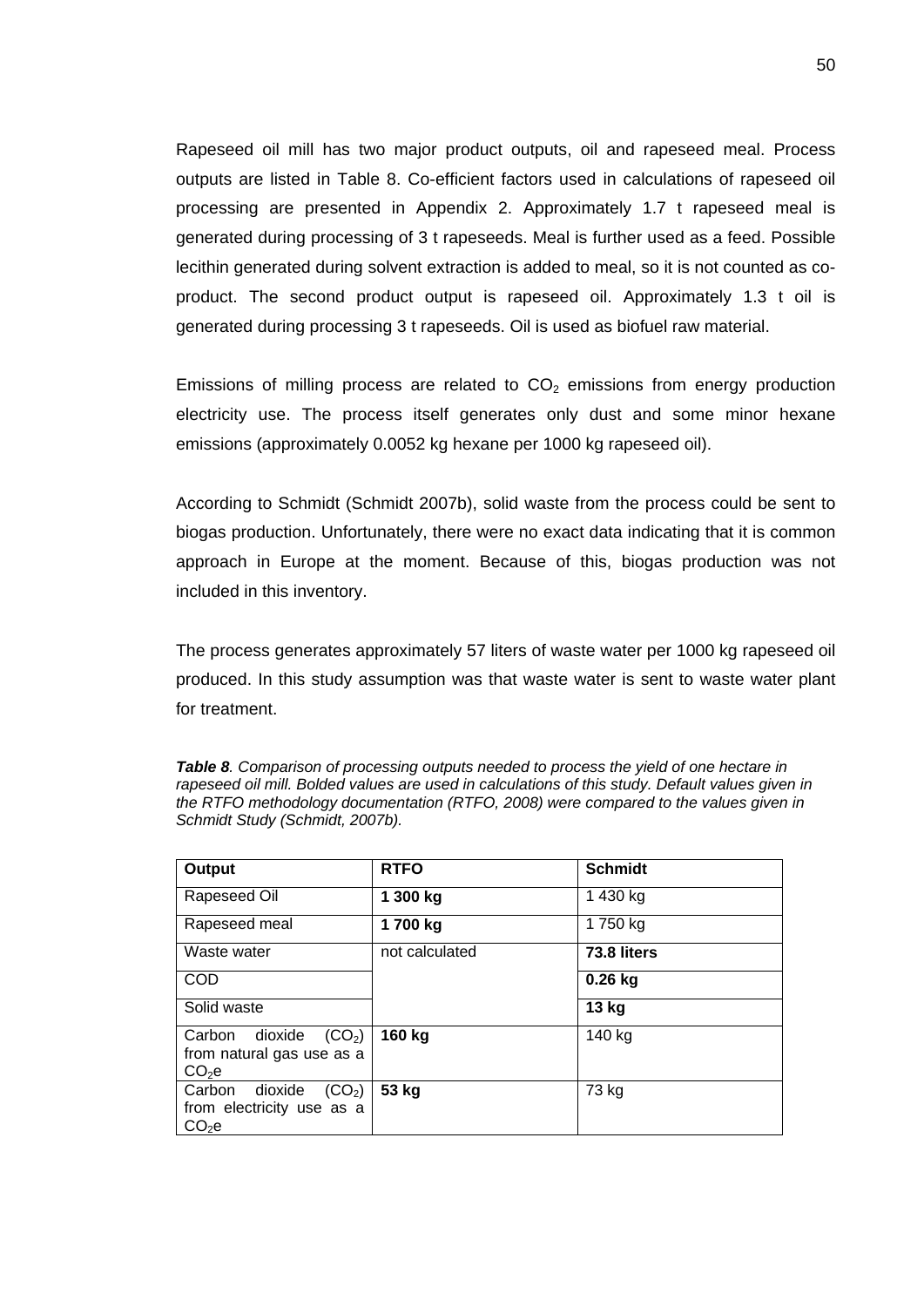Rapeseed oil mill has two major product outputs, oil and rapeseed meal. Process outputs are listed in Table 8. Co-efficient factors used in calculations of rapeseed oil processing are presented in Appendix 2. Approximately 1.7 t rapeseed meal is generated during processing of 3 t rapeseeds. Meal is further used as a feed. Possible lecithin generated during solvent extraction is added to meal, so it is not counted as co-product. The second product output is rapeseed oil. Approximately 1.3 t oil is generated during processing 3 t rapeseeds. Oil is used as biofuel raw material.

Emissions of milling process are related to $CO_2$ emissions from energy production electricity use. The process itself generates only dust and some minor hexane emissions (approximately 0.0052 kg hexane per 1000 kg rapeseed oil).

According to Schmidt (Schmidt 2007b), solid waste from the process could be sent to biogas production. Unfortunately, there were no exact data indicating that it is common approach in Europe at the moment. Because of this, biogas production was not included in this inventory.

The process generates approximately 57 liters of waste water per 1000 kg rapeseed oil produced. In this study assumption was that waste water is sent to waste water plant for treatment.

***Table 8**. Comparison of processing outputs needed to process the yield of one hectare in rapeseed oil mill. Bolded values are used in calculations of this study. Default values given in the RTFO methodology documentation (RTFO, 2008) were compared to the values given in Schmidt Study (Schmidt, 2007b).*

| Output | RTFO | Schmidt |
|---|---|---|
| Rapeseed Oil | **1 300 kg** | 1 430 kg |
| Rapeseed meal | **1 700 kg** | 1 750 kg |
| Waste water | not calculated | **73.8 liters** |
| COD | | **0.26 kg** |
| Solid waste | | **13 kg** |
| Carbon dioxide ($CO_2$) from natural gas use as a $CO_2e$ | **160 kg** | 140 kg |
| Carbon dioxide ($CO_2$) from electricity use as a $CO_2e$ | **53 kg** | 73 kg |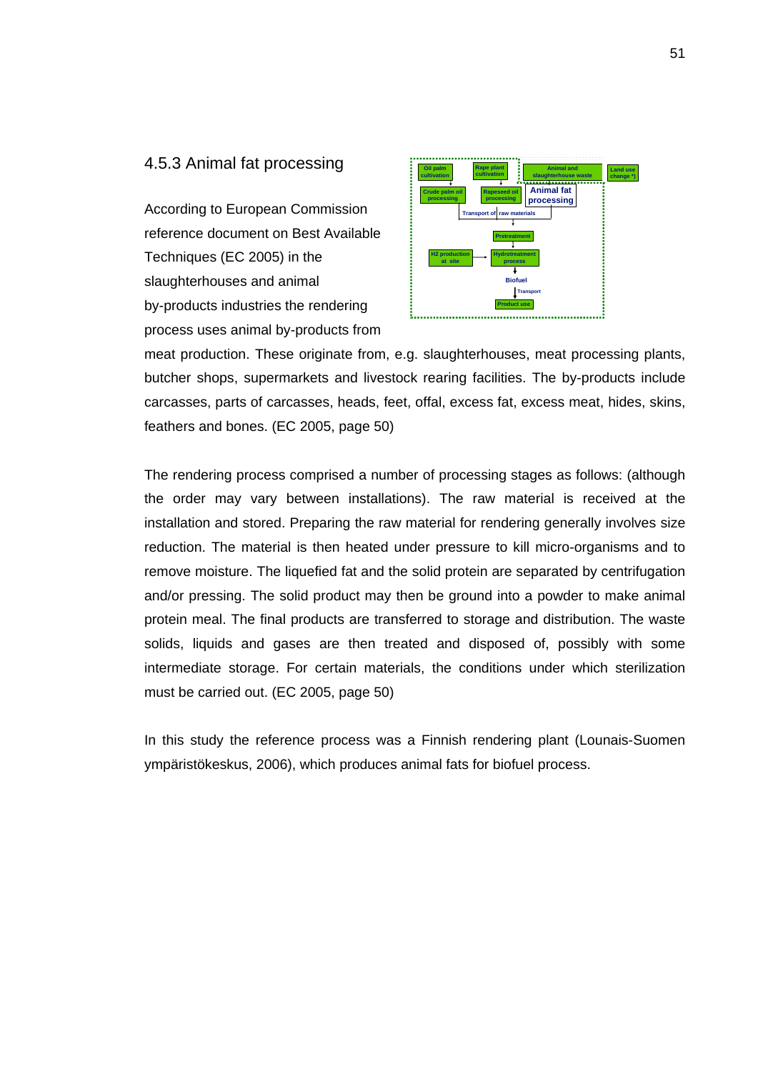### 4.5.3 Animal fat processing

According to European Commission reference document on Best Available Techniques (EC 2005) in the slaughterhouses and animal by-products industries the rendering process uses animal by-products from meat production. These originate from, e.g. slaughterhouses, meat processing plants, butcher shops, supermarkets and livestock rearing facilities. The by-products include carcasses, parts of carcasses, heads, feet, offal, excess fat, excess meat, hides, skins, feathers and bones. (EC 2005, page 50)

The rendering process comprised a number of processing stages as follows: (although the order may vary between installations). The raw material is received at the installation and stored. Preparing the raw material for rendering generally involves size reduction. The material is then heated under pressure to kill micro-organisms and to remove moisture. The liquefied fat and the solid protein are separated by centrifugation and/or pressing. The solid product may then be ground into a powder to make animal protein meal. The final products are transferred to storage and distribution. The waste solids, liquids and gases are then treated and disposed of, possibly with some intermediate storage. For certain materials, the conditions under which sterilization must be carried out. (EC 2005, page 50)

In this study the reference process was a Finnish rendering plant (Lounais-Suomen ympäristökeskus, 2006), which produces animal fats for biofuel process.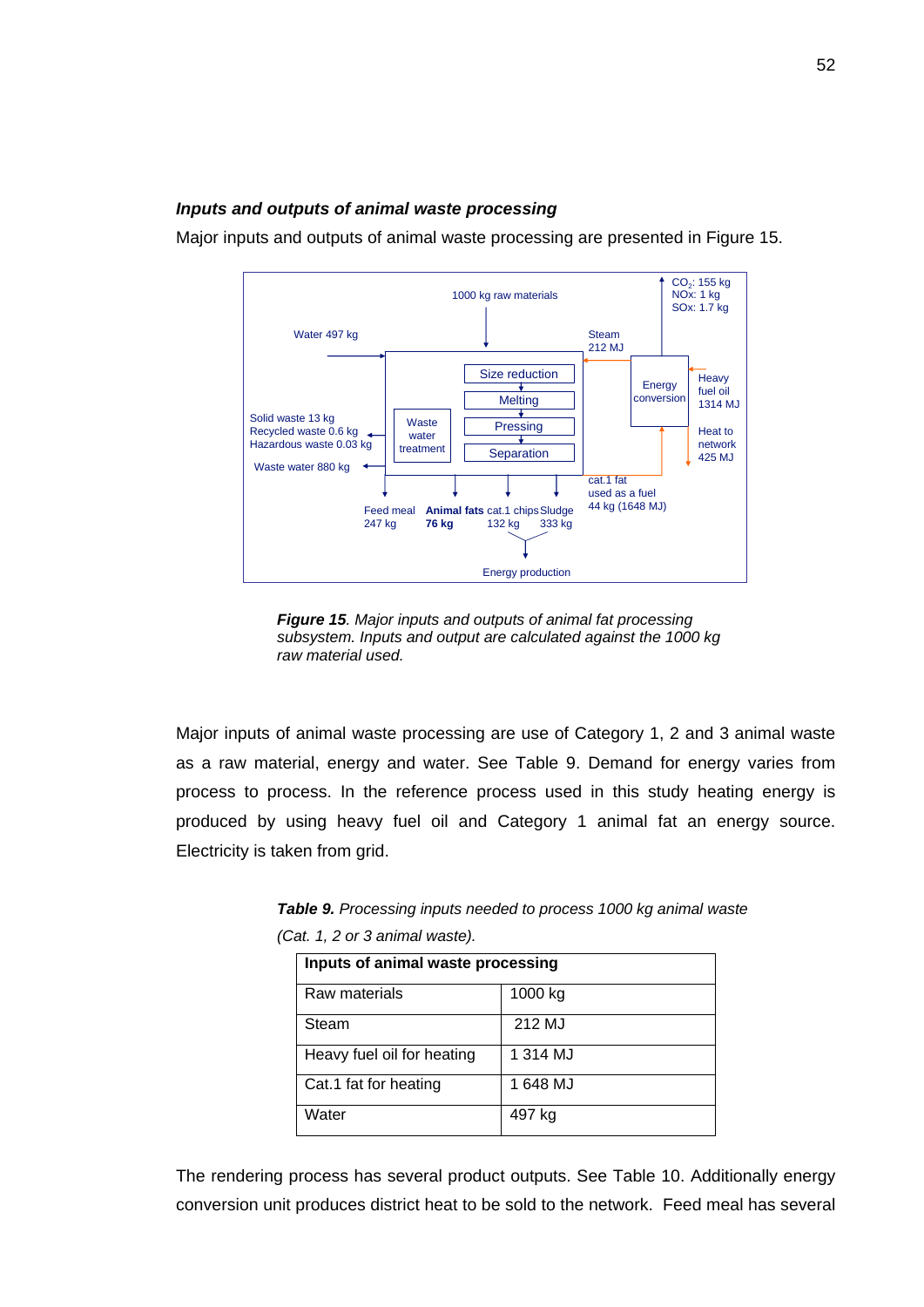### *Inputs and outputs of animal waste processing*

Major inputs and outputs of animal waste processing are presented in Figure 15.

***Figure 15**. Major inputs and outputs of animal fat processing subsystem. Inputs and output are calculated against the 1000 kg raw material used.*

Major inputs of animal waste processing are use of Category 1, 2 and 3 animal waste as a raw material, energy and water. See Table 9. Demand for energy varies from process to process. In the reference process used in this study heating energy is produced by using heavy fuel oil and Category 1 animal fat an energy source. Electricity is taken from grid.

***Table 9.** Processing inputs needed to process 1000 kg animal waste (Cat. 1, 2 or 3 animal waste).*

| **Inputs of animal waste processing** | |
|---|---|
| Raw materials | 1000 kg |
| Steam | 212 MJ |
| Heavy fuel oil for heating | 1 314 MJ |
| Cat.1 fat for heating | 1 648 MJ |
| Water | 497 kg |

The rendering process has several product outputs. See Table 10. Additionally energy conversion unit produces district heat to be sold to the network. Feed meal has several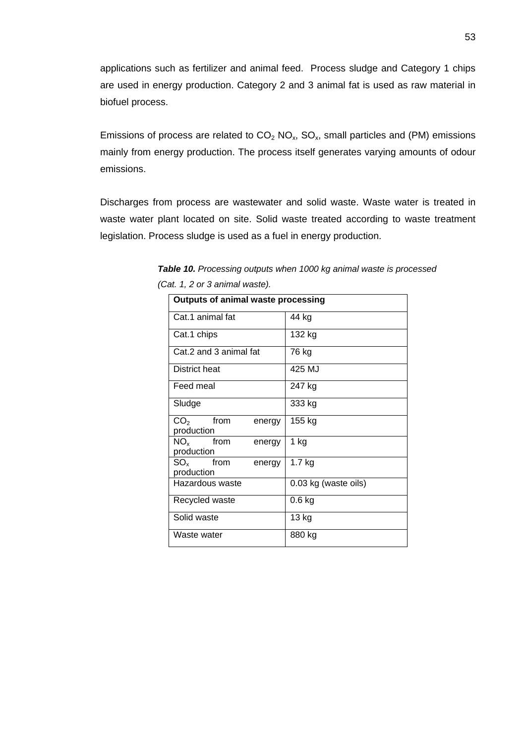applications such as fertilizer and animal feed. Process sludge and Category 1 chips are used in energy production. Category 2 and 3 animal fat is used as raw material in biofuel process.

Emissions of process are related to $CO_2$ $NO_x$, $SO_x$, small particles and (PM) emissions mainly from energy production. The process itself generates varying amounts of odour emissions.

Discharges from process are wastewater and solid waste. Waste water is treated in waste water plant located on site. Solid waste treated according to waste treatment legislation. Process sludge is used as a fuel in energy production.

***Table 10.*** *Processing outputs when 1000 kg animal waste is processed (Cat. 1, 2 or 3 animal waste).*

| **Outputs of animal waste processing** | |
|---|---|
| Cat.1 animal fat | 44 kg |
| Cat.1 chips | 132 kg |
| Cat.2 and 3 animal fat | 76 kg |
| District heat | 425 MJ |
| Feed meal | 247 kg |
| Sludge | 333 kg |
| $CO_2$ from energy production | 155 kg |
| $NO_x$ from energy production | 1 kg |
| $SO_x$ from energy production | 1.7 kg |
| Hazardous waste | 0.03 kg (waste oils) |
| Recycled waste | 0.6 kg |
| Solid waste | 13 kg |
| Waste water | 880 kg |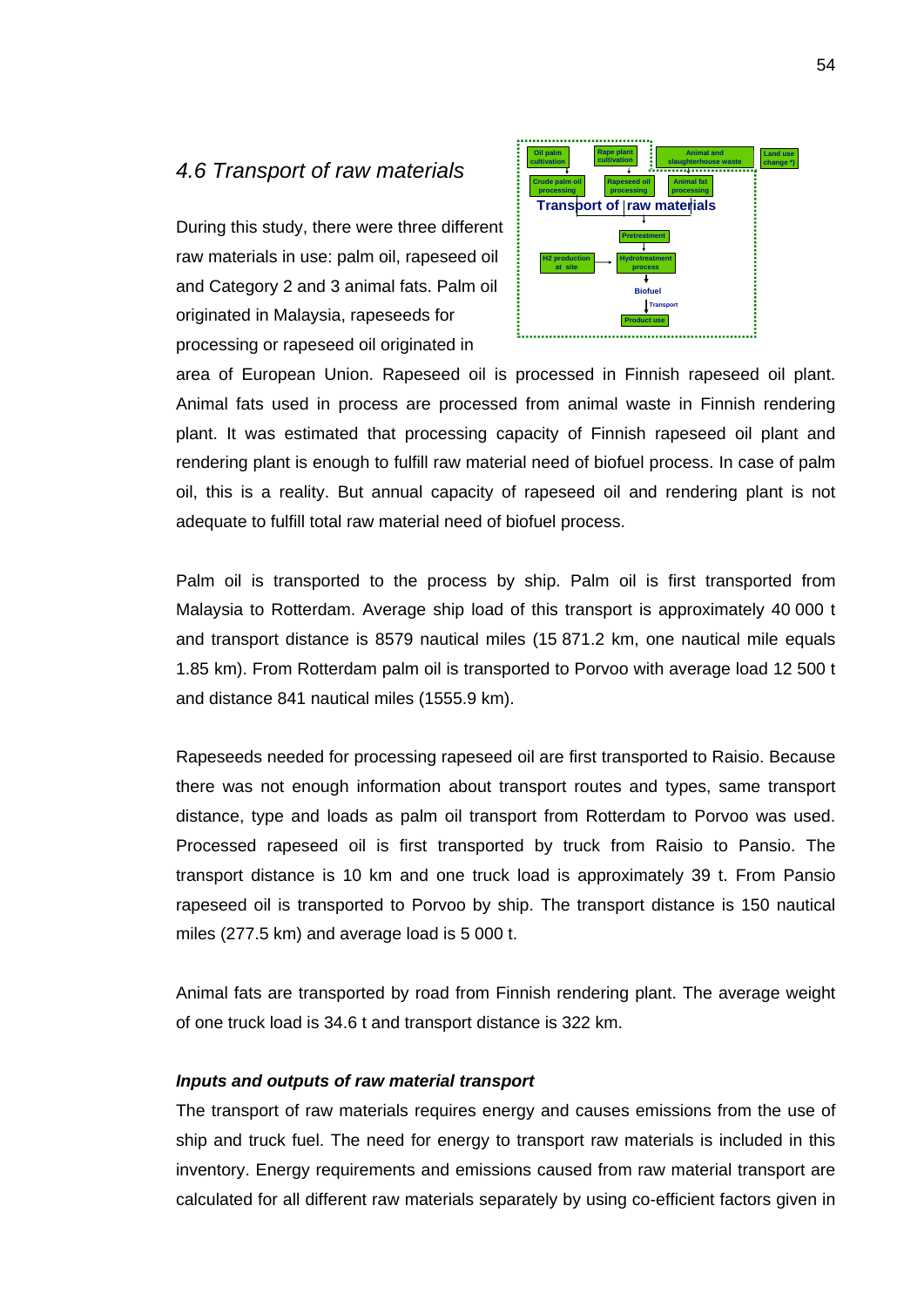### *4.6 Transport of raw materials*

During this study, there were three different raw materials in use: palm oil, rapeseed oil and Category 2 and 3 animal fats. Palm oil originated in Malaysia, rapeseeds for processing or rapeseed oil originated in area of European Union. Rapeseed oil is processed in Finnish rapeseed oil plant. Animal fats used in process are processed from animal waste in Finnish rendering plant. It was estimated that processing capacity of Finnish rapeseed oil plant and rendering plant is enough to fulfill raw material need of biofuel process. In case of palm oil, this is a reality. But annual capacity of rapeseed oil and rendering plant is not adequate to fulfill total raw material need of biofuel process.

Palm oil is transported to the process by ship. Palm oil is first transported from Malaysia to Rotterdam. Average ship load of this transport is approximately 40 000 t and transport distance is 8579 nautical miles (15 871.2 km, one nautical mile equals 1.85 km). From Rotterdam palm oil is transported to Porvoo with average load 12 500 t and distance 841 nautical miles (1555.9 km).

Rapeseeds needed for processing rapeseed oil are first transported to Raisio. Because there was not enough information about transport routes and types, same transport distance, type and loads as palm oil transport from Rotterdam to Porvoo was used. Processed rapeseed oil is first transported by truck from Raisio to Pansio. The transport distance is 10 km and one truck load is approximately 39 t. From Pansio rapeseed oil is transported to Porvoo by ship. The transport distance is 150 nautical miles (277.5 km) and average load is 5 000 t.

Animal fats are transported by road from Finnish rendering plant. The average weight of one truck load is 34.6 t and transport distance is 322 km.

***Inputs and outputs of raw material transport***

The transport of raw materials requires energy and causes emissions from the use of ship and truck fuel. The need for energy to transport raw materials is included in this inventory. Energy requirements and emissions caused from raw material transport are calculated for all different raw materials separately by using co-efficient factors given in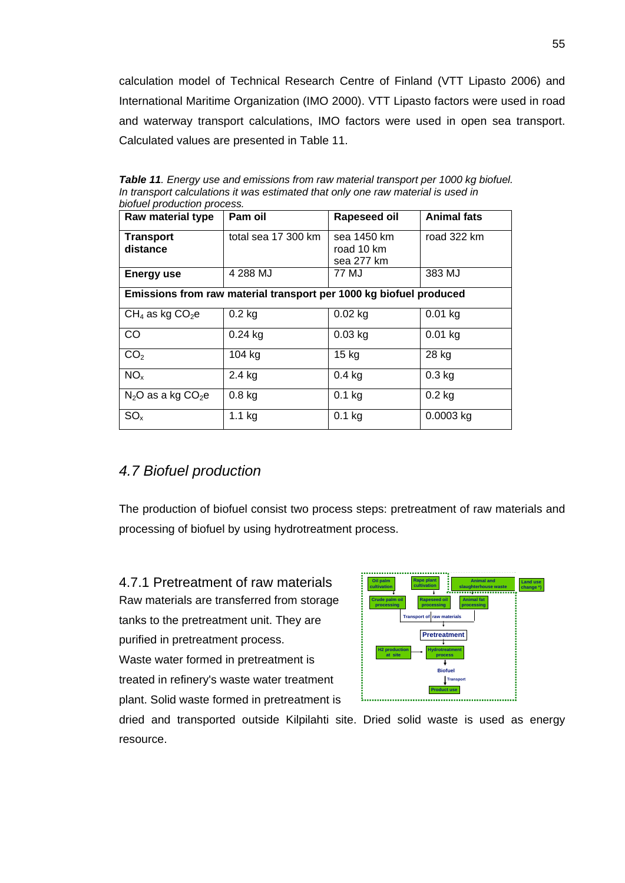calculation model of Technical Research Centre of Finland (VTT Lipasto 2006) and International Maritime Organization (IMO 2000). VTT Lipasto factors were used in road and waterway transport calculations, IMO factors were used in open sea transport. Calculated values are presented in Table 11.

***Table 11**. Energy use and emissions from raw material transport per 1000 kg biofuel. In transport calculations it was estimated that only one raw material is used in biofuel production process.*

| **Raw material type** | **Pam oil** | **Rapeseed oil** | **Animal fats** |
|---|---|---|---|
| **Transport distance** | total sea 17 300 km | sea 1450 km road 10 km sea 277 km | road 322 km |
| **Energy use** | 4 288 MJ | 77 MJ | 383 MJ |
| **Emissions from raw material transport per 1000 kg biofuel produced** | | | |
| $CH_4$ as kg $CO_2e$ | 0.2 kg | 0.02 kg | 0.01 kg |
| CO | 0.24 kg | 0.03 kg | 0.01 kg |
| $CO_2$ | 104 kg | 15 kg | 28 kg |
| $NO_x$ | 2.4 kg | 0.4 kg | 0.3 kg |
| $N_2O$ as a kg $CO_2e$ | 0.8 kg | 0.1 kg | 0.2 kg |
| $SO_x$ | 1.1 kg | 0.1 kg | 0.0003 kg |

## *4.7 Biofuel production*

The production of biofuel consist two process steps: pretreatment of raw materials and processing of biofuel by using hydrotreatment process.

### 4.7.1 Pretreatment of raw materials

Raw materials are transferred from storage tanks to the pretreatment unit. They are purified in pretreatment process. Waste water formed in pretreatment is treated in refinery's waste water treatment plant. Solid waste formed in pretreatment is dried and transported outside Kilpilahti site. Dried solid waste is used as energy resource.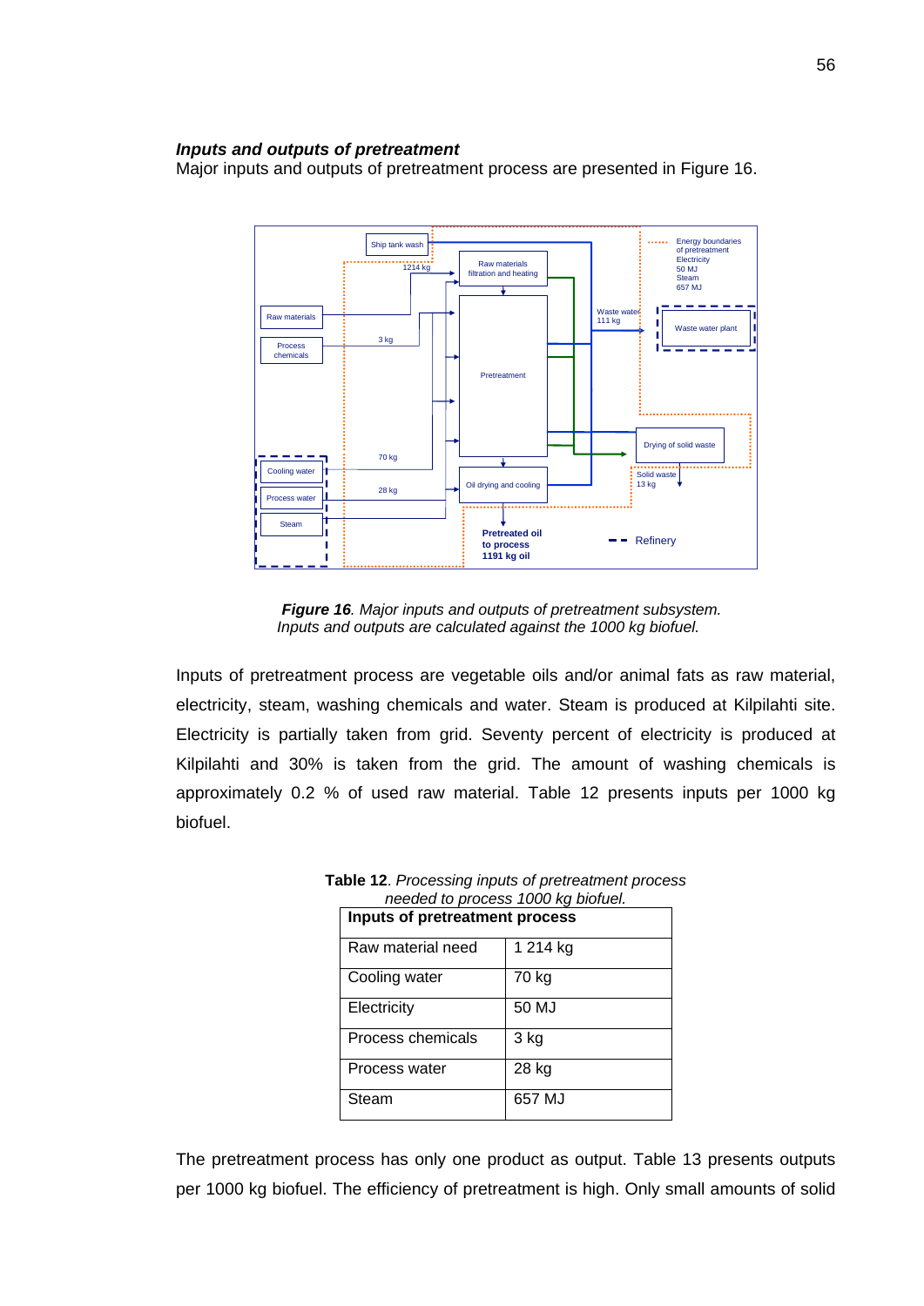***Inputs and outputs of pretreatment***

Major inputs and outputs of pretreatment process are presented in Figure 16.

***Figure 16**. Major inputs and outputs of pretreatment subsystem. Inputs and outputs are calculated against the 1000 kg biofuel.*

Inputs of pretreatment process are vegetable oils and/or animal fats as raw material, electricity, steam, washing chemicals and water. Steam is produced at Kilpilahti site. Electricity is partially taken from grid. Seventy percent of electricity is produced at Kilpilahti and 30% is taken from the grid. The amount of washing chemicals is approximately 0.2 % of used raw material. Table 12 presents inputs per 1000 kg biofuel.

**Table 12**. *Processing inputs of pretreatment process needed to process 1000 kg biofuel.*

| **Inputs of pretreatment process** | |
|---|---|
| Raw material need | 1 214 kg |
| Cooling water | 70 kg |
| Electricity | 50 MJ |
| Process chemicals | 3 kg |
| Process water | 28 kg |
| Steam | 657 MJ |

The pretreatment process has only one product as output. Table 13 presents outputs per 1000 kg biofuel. The efficiency of pretreatment is high. Only small amounts of solid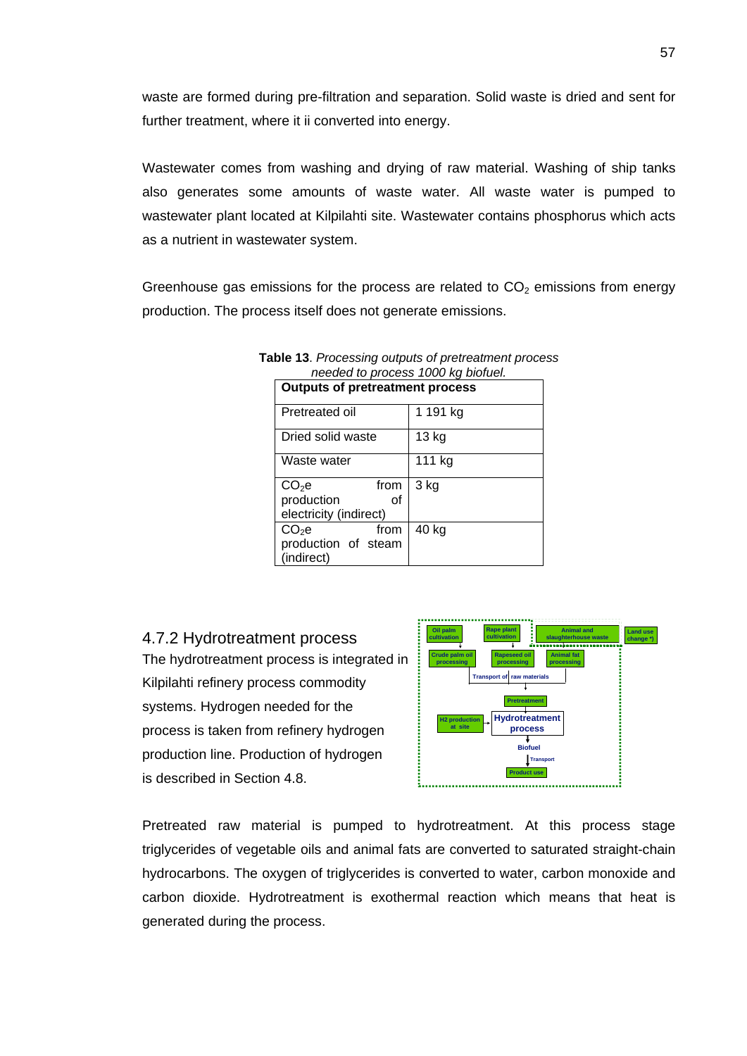waste are formed during pre-filtration and separation. Solid waste is dried and sent for further treatment, where it ii converted into energy.

Wastewater comes from washing and drying of raw material. Washing of ship tanks also generates some amounts of waste water. All waste water is pumped to wastewater plant located at Kilpilahti site. Wastewater contains phosphorus which acts as a nutrient in wastewater system.

Greenhouse gas emissions for the process are related to $CO_2$ emissions from energy production. The process itself does not generate emissions.

**Table 13**. *Processing outputs of pretreatment process needed to process 1000 kg biofuel.*

| Outputs of pretreatment process | |
|---|---|
| Pretreated oil | 1 191 kg |
| Dried solid waste | 13 kg |
| Waste water | 111 kg |
| $CO_2$e from production of electricity (indirect) | 3 kg |
| $CO_2$e from production of steam (indirect) | 40 kg |

## 4.7.2 Hydrotreatment process

The hydrotreatment process is integrated in Kilpilahti refinery process commodity systems. Hydrogen needed for the process is taken from refinery hydrogen production line. Production of hydrogen is described in Section 4.8.

Oil palm cultivation → Crude palm oil processing; Rape plant cultivation → Rapeseed oil processing; Animal and slaughterhouse waste → Animal fat processing; Land use change *) ; Transport of raw materials → Pretreatment → Hydrotreatment process (H2 production at site →) → Biofuel → Transport → Product use

Pretreated raw material is pumped to hydrotreatment. At this process stage triglycerides of vegetable oils and animal fats are converted to saturated straight-chain hydrocarbons. The oxygen of triglycerides is converted to water, carbon monoxide and carbon dioxide. Hydrotreatment is exothermal reaction which means that heat is generated during the process.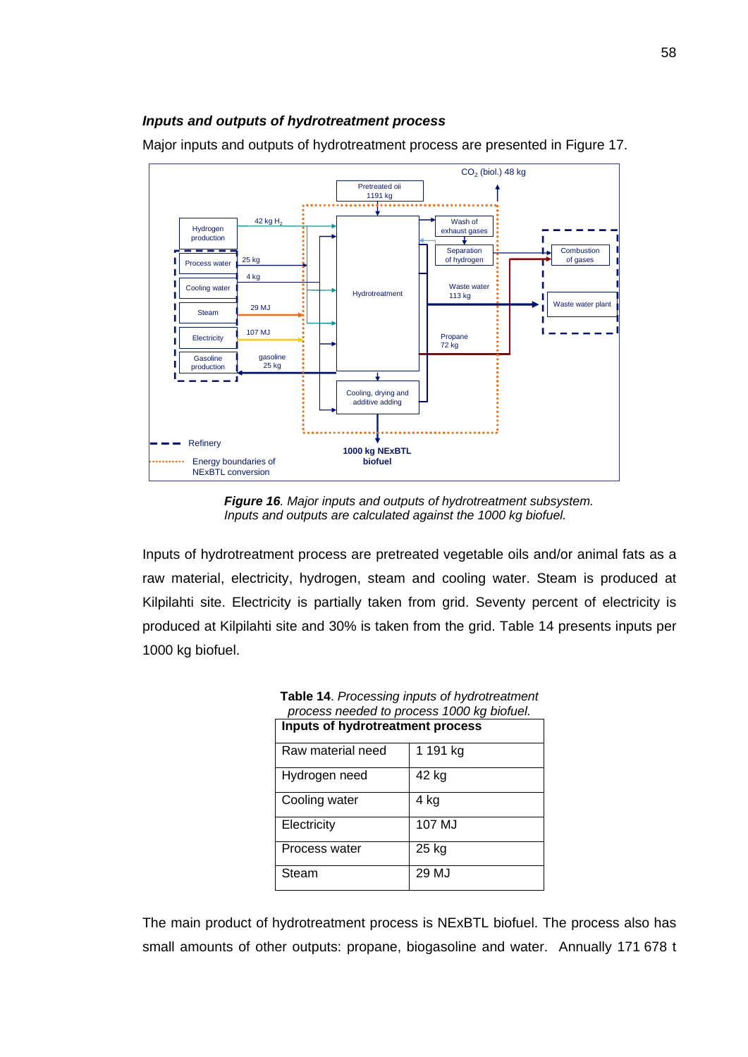### *Inputs and outputs of hydrotreatment process*

Major inputs and outputs of hydrotreatment process are presented in Figure 17.

***Figure 16**. Major inputs and outputs of hydrotreatment subsystem. Inputs and outputs are calculated against the 1000 kg biofuel.*

Inputs of hydrotreatment process are pretreated vegetable oils and/or animal fats as a raw material, electricity, hydrogen, steam and cooling water. Steam is produced at Kilpilahti site. Electricity is partially taken from grid. Seventy percent of electricity is produced at Kilpilahti site and 30% is taken from the grid. Table 14 presents inputs per 1000 kg biofuel.

**Table 14**. *Processing inputs of hydrotreatment process needed to process 1000 kg biofuel.*

| **Inputs of hydrotreatment process** | |
|---|---|
| Raw material need | 1 191 kg |
| Hydrogen need | 42 kg |
| Cooling water | 4 kg |
| Electricity | 107 MJ |
| Process water | 25 kg |
| Steam | 29 MJ |

The main product of hydrotreatment process is NExBTL biofuel. The process also has small amounts of other outputs: propane, biogasoline and water. Annually 171 678 t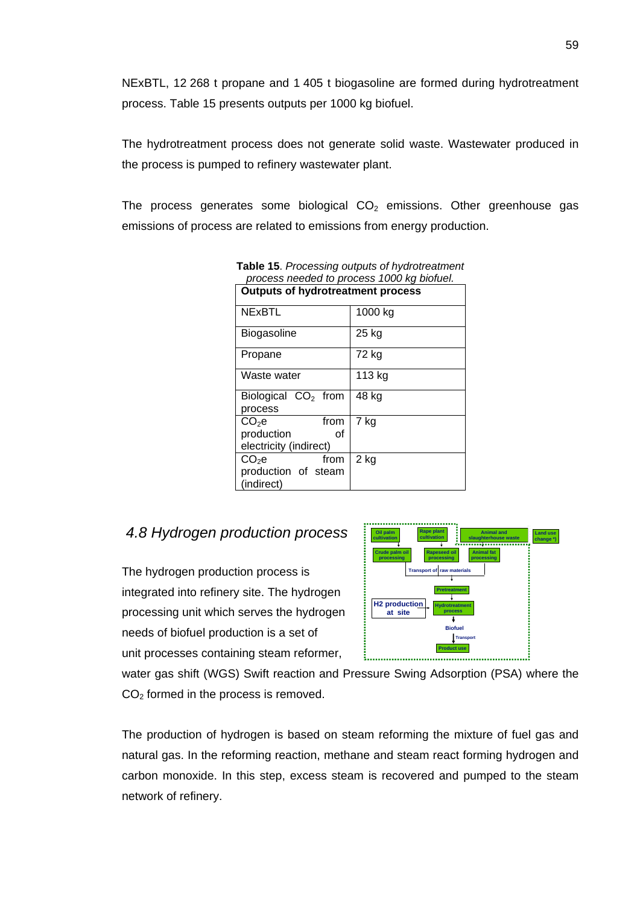NExBTL, 12 268 t propane and 1 405 t biogasoline are formed during hydrotreatment process. Table 15 presents outputs per 1000 kg biofuel.

The hydrotreatment process does not generate solid waste. Wastewater produced in the process is pumped to refinery wastewater plant.

The process generates some biological $CO_2$ emissions. Other greenhouse gas emissions of process are related to emissions from energy production.

**Table 15**. *Processing outputs of hydrotreatment process needed to process 1000 kg biofuel.*

| **Outputs of hydrotreatment process** | |
|---|---|
| NExBTL | 1000 kg |
| Biogasoline | 25 kg |
| Propane | 72 kg |
| Waste water | 113 kg |
| Biological $CO_2$ from process | 48 kg |
| $CO_2e$ from production of electricity (indirect) | 7 kg |
| $CO_2e$ from production of steam (indirect) | 2 kg |

## 4.8 Hydrogen production process

The hydrogen production process is integrated into refinery site. The hydrogen processing unit which serves the hydrogen needs of biofuel production is a set of unit processes containing steam reformer, water gas shift (WGS) Swift reaction and Pressure Swing Adsorption (PSA) where the $CO_2$ formed in the process is removed.

The production of hydrogen is based on steam reforming the mixture of fuel gas and natural gas. In the reforming reaction, methane and steam react forming hydrogen and carbon monoxide. In this step, excess steam is recovered and pumped to the steam network of refinery.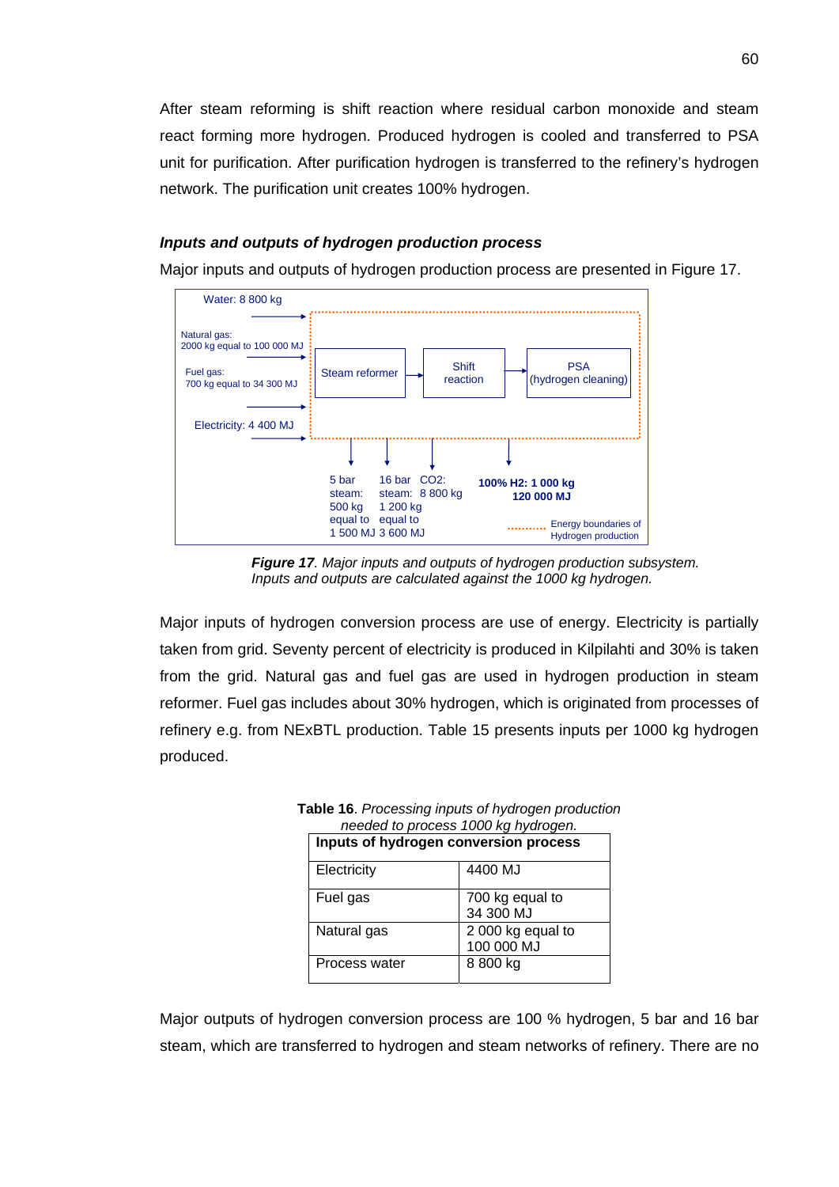After steam reforming is shift reaction where residual carbon monoxide and steam react forming more hydrogen. Produced hydrogen is cooled and transferred to PSA unit for purification. After purification hydrogen is transferred to the refinery's hydrogen network. The purification unit creates 100% hydrogen.

### *Inputs and outputs of hydrogen production process*

Major inputs and outputs of hydrogen production process are presented in Figure 17.

Water: 8 800 kg

Natural gas: 2000 kg equal to 100 000 MJ

Fuel gas: 700 kg equal to 34 300 MJ

Electricity: 4 400 MJ

Steam reformer → Shift reaction → PSA (hydrogen cleaning)

5 bar steam: 500 kg equal to 1 500 MJ

16 bar steam: 1 200 kg equal to 3 600 MJ

$CO_2$: 8 800 kg

**100% $H_2$: 1 000 kg 120 000 MJ**

Energy boundaries of Hydrogen production

***Figure 17**. Major inputs and outputs of hydrogen production subsystem. Inputs and outputs are calculated against the 1000 kg hydrogen.*

Major inputs of hydrogen conversion process are use of energy. Electricity is partially taken from grid. Seventy percent of electricity is produced in Kilpilahti and 30% is taken from the grid. Natural gas and fuel gas are used in hydrogen production in steam reformer. Fuel gas includes about 30% hydrogen, which is originated from processes of refinery e.g. from NExBTL production. Table 15 presents inputs per 1000 kg hydrogen produced.

**Table 16**. *Processing inputs of hydrogen production needed to process 1000 kg hydrogen.*

| **Inputs of hydrogen conversion process** | |
|---|---|
| Electricity | 4400 MJ |
| Fuel gas | 700 kg equal to 34 300 MJ |
| Natural gas | 2 000 kg equal to 100 000 MJ |
| Process water | 8 800 kg |

Major outputs of hydrogen conversion process are 100 % hydrogen, 5 bar and 16 bar steam, which are transferred to hydrogen and steam networks of refinery. There are no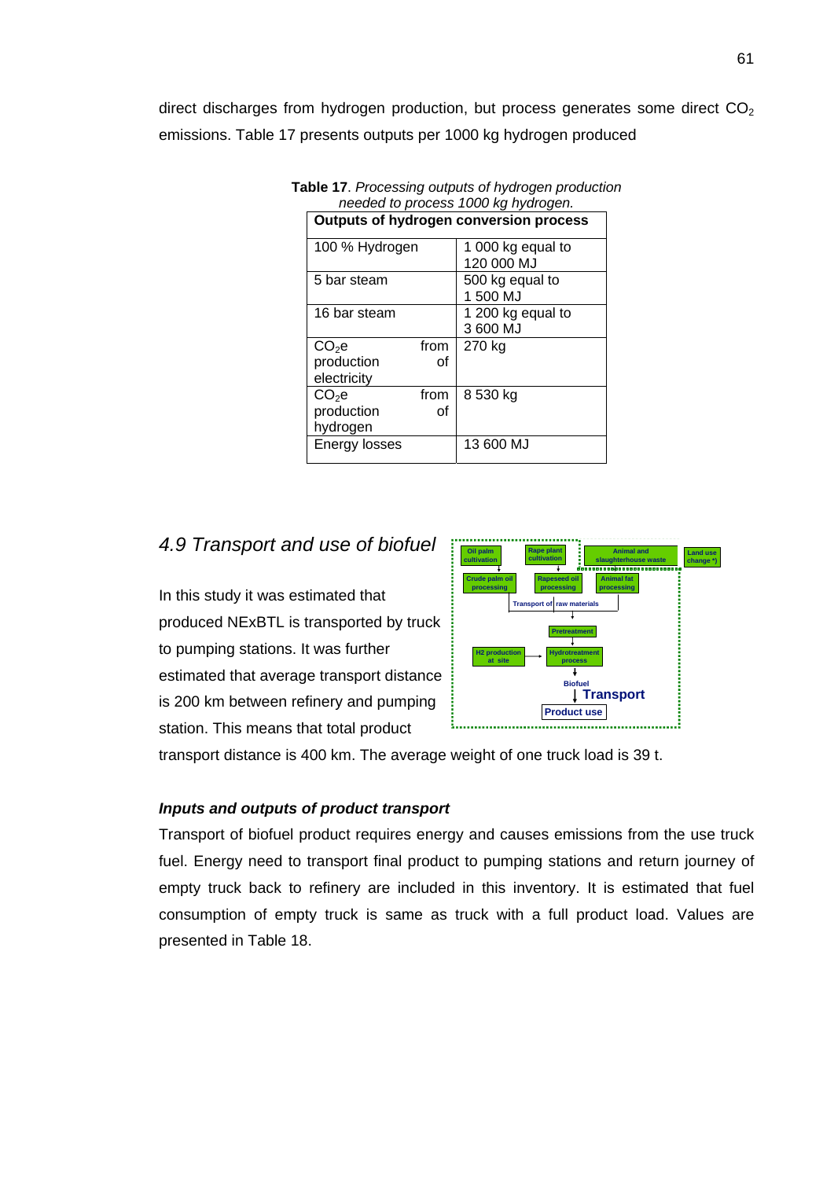direct discharges from hydrogen production, but process generates some direct $CO_2$ emissions. Table 17 presents outputs per 1000 kg hydrogen produced

**Table 17**. *Processing outputs of hydrogen production needed to process 1000 kg hydrogen.*

| **Outputs of hydrogen conversion process** | |
|---|---|
| 100 % Hydrogen | 1 000 kg equal to 120 000 MJ |
| 5 bar steam | 500 kg equal to 1 500 MJ |
| 16 bar steam | 1 200 kg equal to 3 600 MJ |
| $CO_2e$ from production of electricity | 270 kg |
| $CO_2e$ from production of hydrogen | 8 530 kg |
| Energy losses | 13 600 MJ |

## 4.9 Transport and use of biofuel

In this study it was estimated that produced NExBTL is transported by truck to pumping stations. It was further estimated that average transport distance is 200 km between refinery and pumping station. This means that total product transport distance is 400 km. The average weight of one truck load is 39 t.

### *Inputs and outputs of product transport*

Transport of biofuel product requires energy and causes emissions from the use truck fuel. Energy need to transport final product to pumping stations and return journey of empty truck back to refinery are included in this inventory. It is estimated that fuel consumption of empty truck is same as truck with a full product load. Values are presented in Table 18.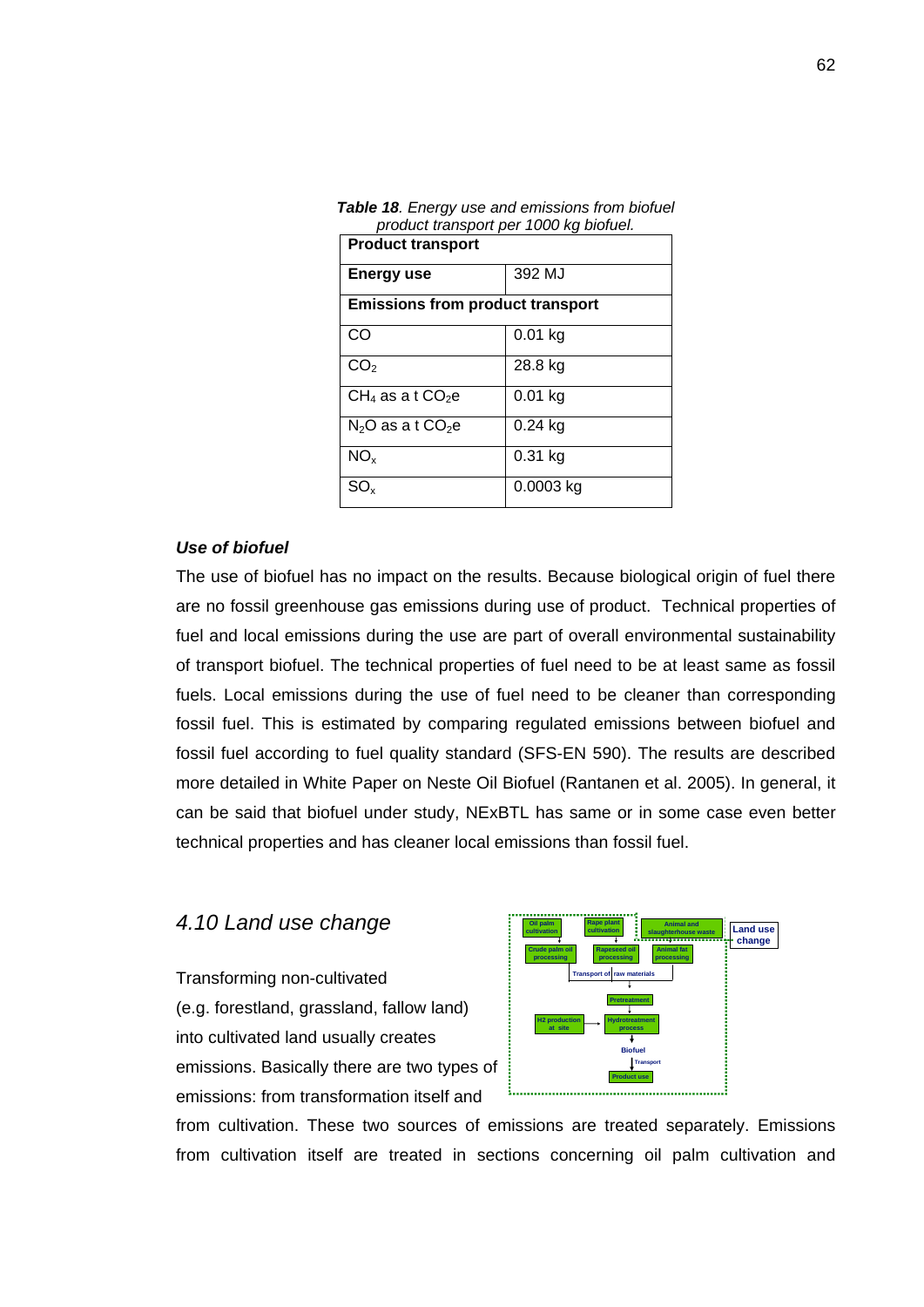***Table 18**. Energy use and emissions from biofuel product transport per 1000 kg biofuel.*

| **Product transport** | |
|---|---|
| **Energy use** | 392 MJ |
| **Emissions from product transport** | |
| CO | 0.01 kg |
| $CO_2$ | 28.8 kg |
| $CH_4$ as a t $CO_2$e | 0.01 kg |
| $N_2O$ as a t $CO_2$e | 0.24 kg |
| $NO_x$ | 0.31 kg |
| $SO_x$ | 0.0003 kg |

***Use of biofuel***

The use of biofuel has no impact on the results. Because biological origin of fuel there are no fossil greenhouse gas emissions during use of product. Technical properties of fuel and local emissions during the use are part of overall environmental sustainability of transport biofuel. The technical properties of fuel need to be at least same as fossil fuels. Local emissions during the use of fuel need to be cleaner than corresponding fossil fuel. This is estimated by comparing regulated emissions between biofuel and fossil fuel according to fuel quality standard (SFS-EN 590). The results are described more detailed in White Paper on Neste Oil Biofuel (Rantanen et al. 2005). In general, it can be said that biofuel under study, NExBTL has same or in some case even better technical properties and has cleaner local emissions than fossil fuel.

## *4.10 Land use change*

Transforming non-cultivated (e.g. forestland, grassland, fallow land) into cultivated land usually creates emissions. Basically there are two types of emissions: from transformation itself and from cultivation. These two sources of emissions are treated separately. Emissions from cultivation itself are treated in sections concerning oil palm cultivation and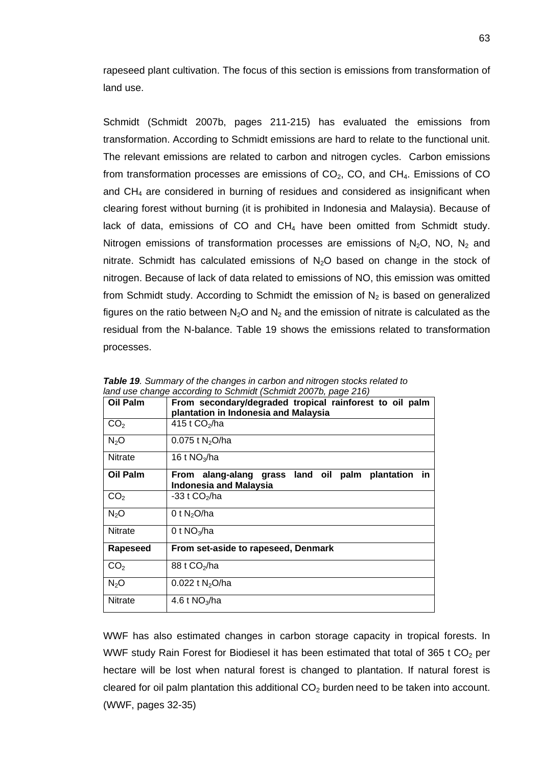rapeseed plant cultivation. The focus of this section is emissions from transformation of land use.

Schmidt (Schmidt 2007b, pages 211-215) has evaluated the emissions from transformation. According to Schmidt emissions are hard to relate to the functional unit. The relevant emissions are related to carbon and nitrogen cycles. Carbon emissions from transformation processes are emissions of $CO_2$, CO, and $CH_4$. Emissions of CO and $CH_4$ are considered in burning of residues and considered as insignificant when clearing forest without burning (it is prohibited in Indonesia and Malaysia). Because of lack of data, emissions of CO and $CH_4$ have been omitted from Schmidt study. Nitrogen emissions of transformation processes are emissions of $N_2O$, NO, $N_2$ and nitrate. Schmidt has calculated emissions of $N_2O$ based on change in the stock of nitrogen. Because of lack of data related to emissions of NO, this emission was omitted from Schmidt study. According to Schmidt the emission of $N_2$ is based on generalized figures on the ratio between $N_2O$ and $N_2$ and the emission of nitrate is calculated as the residual from the N-balance. Table 19 shows the emissions related to transformation processes.

***Table 19**. Summary of the changes in carbon and nitrogen stocks related to land use change according to Schmidt (Schmidt 2007b, page 216)*

| **Oil Palm** | **From secondary/degraded tropical rainforest to oil palm plantation in Indonesia and Malaysia** |
|---|---|
| $CO_2$ | 415 t $CO_2$/ha |
| $N_2O$ | 0.075 t $N_2O$/ha |
| Nitrate | 16 t $NO_3$/ha |
| **Oil Palm** | **From alang-alang grass land oil palm plantation in Indonesia and Malaysia** |
| $CO_2$ | -33 t $CO_2$/ha |
| $N_2O$ | 0 t $N_2O$/ha |
| Nitrate | 0 t $NO_3$/ha |
| **Rapeseed** | **From set-aside to rapeseed, Denmark** |
| $CO_2$ | 88 t $CO_2$/ha |
| $N_2O$ | 0.022 t $N_2O$/ha |
| Nitrate | 4.6 t $NO_3$/ha |

WWF has also estimated changes in carbon storage capacity in tropical forests. In WWF study Rain Forest for Biodiesel it has been estimated that total of 365 t $CO_2$ per hectare will be lost when natural forest is changed to plantation. If natural forest is cleared for oil palm plantation this additional $CO_2$ burden need to be taken into account. (WWF, pages 32-35)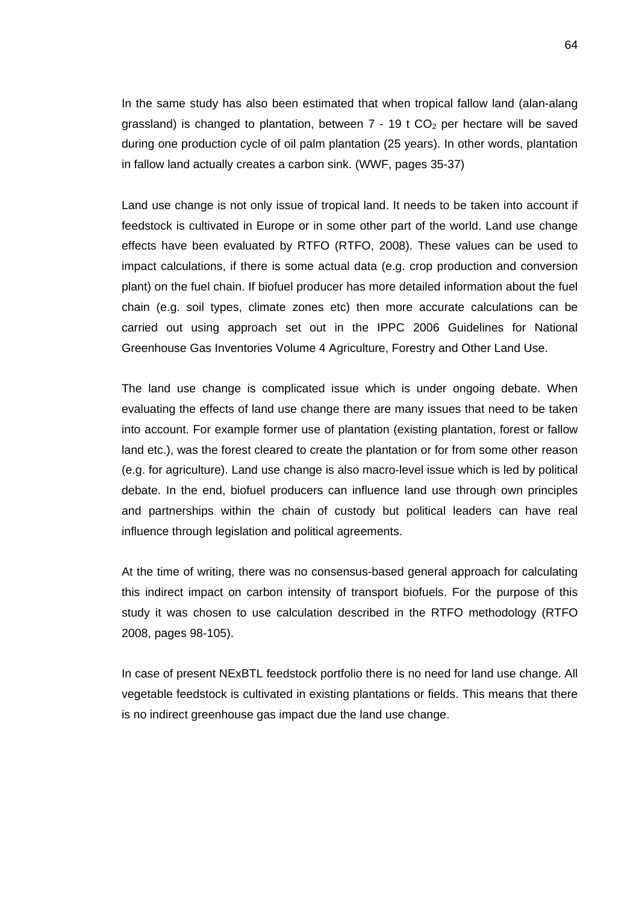In the same study has also been estimated that when tropical fallow land (alan-alang grassland) is changed to plantation, between 7 - 19 t $CO_2$ per hectare will be saved during one production cycle of oil palm plantation (25 years). In other words, plantation in fallow land actually creates a carbon sink. (WWF, pages 35-37)

Land use change is not only issue of tropical land. It needs to be taken into account if feedstock is cultivated in Europe or in some other part of the world. Land use change effects have been evaluated by RTFO (RTFO, 2008). These values can be used to impact calculations, if there is some actual data (e.g. crop production and conversion plant) on the fuel chain. If biofuel producer has more detailed information about the fuel chain (e.g. soil types, climate zones etc) then more accurate calculations can be carried out using approach set out in the IPPC 2006 Guidelines for National Greenhouse Gas Inventories Volume 4 Agriculture, Forestry and Other Land Use.

The land use change is complicated issue which is under ongoing debate. When evaluating the effects of land use change there are many issues that need to be taken into account. For example former use of plantation (existing plantation, forest or fallow land etc.), was the forest cleared to create the plantation or for from some other reason (e.g. for agriculture). Land use change is also macro-level issue which is led by political debate. In the end, biofuel producers can influence land use through own principles and partnerships within the chain of custody but political leaders can have real influence through legislation and political agreements.

At the time of writing, there was no consensus-based general approach for calculating this indirect impact on carbon intensity of transport biofuels. For the purpose of this study it was chosen to use calculation described in the RTFO methodology (RTFO 2008, pages 98-105).

In case of present NExBTL feedstock portfolio there is no need for land use change. All vegetable feedstock is cultivated in existing plantations or fields. This means that there is no indirect greenhouse gas impact due the land use change.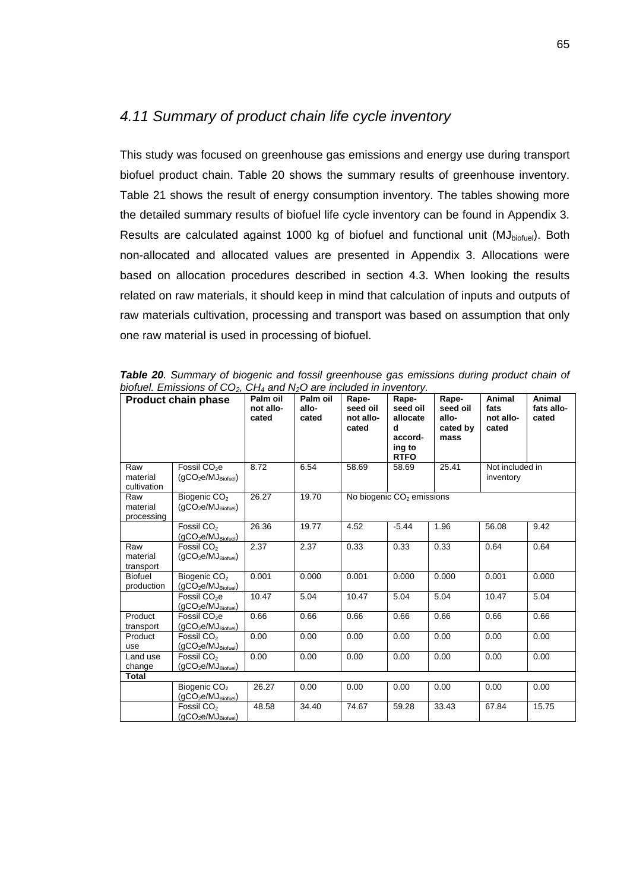## *4.11 Summary of product chain life cycle inventory*

This study was focused on greenhouse gas emissions and energy use during transport biofuel product chain. Table 20 shows the summary results of greenhouse inventory. Table 21 shows the result of energy consumption inventory. The tables showing more the detailed summary results of biofuel life cycle inventory can be found in Appendix 3. Results are calculated against 1000 kg of biofuel and functional unit ($MJ_{biofuel}$). Both non-allocated and allocated values are presented in Appendix 3. Allocations were based on allocation procedures described in section 4.3. When looking the results related on raw materials, it should keep in mind that calculation of inputs and outputs of raw materials cultivation, processing and transport was based on assumption that only one raw material is used in processing of biofuel.

***Table 20**. Summary of biogenic and fossil greenhouse gas emissions during product chain of biofuel. Emissions of $CO_2$, $CH_4$ and $N_2O$ are included in inventory.*

| **Product chain phase** | | **Palm oil not allocated** | **Palm oil allocated** | **Rapeseed oil not allocated** | **Rapeseed oil allocated according to RTFO** | **Rapeseed oil allocated by mass** | **Animal fats not allocated** | **Animal fats allocated** |
|---|---|---|---|---|---|---|---|---|
| Raw material cultivation | Fossil $CO_2e$ ($gCO_2e/MJ_{Biofuel}$) | 8.72 | 6.54 | 58.69 | 58.69 | 25.41 | Not included in inventory | |
| Raw material processing | Biogenic $CO_2$ ($gCO_2e/MJ_{Biofuel}$) | 26.27 | 19.70 | No biogenic $CO_2$ emissions | | | | |
| | Fossil $CO_2$ ($gCO_2e/MJ_{Biofuel}$) | 26.36 | 19.77 | 4.52 | -5.44 | 1.96 | 56.08 | 9.42 |
| Raw material transport | Fossil $CO_2$ ($gCO_2e/MJ_{Biofuel}$) | 2.37 | 2.37 | 0.33 | 0.33 | 0.33 | 0.64 | 0.64 |
| Biofuel production | Biogenic $CO_2$ ($gCO_2e/MJ_{Biofuel}$) | 0.001 | 0.000 | 0.001 | 0.000 | 0.000 | 0.001 | 0.000 |
| | Fossil $CO_2e$ ($gCO_2e/MJ_{Biofuel}$) | 10.47 | 5.04 | 10.47 | 5.04 | 5.04 | 10.47 | 5.04 |
| Product transport | Fossil $CO_2e$ ($gCO_2e/MJ_{Biofuel}$) | 0.66 | 0.66 | 0.66 | 0.66 | 0.66 | 0.66 | 0.66 |
| Product use | Fossil $CO_2$ ($gCO_2e/MJ_{Biofuel}$) | 0.00 | 0.00 | 0.00 | 0.00 | 0.00 | 0.00 | 0.00 |
| Land use change | Fossil $CO_2$ ($gCO_2e/MJ_{Biofuel}$) | 0.00 | 0.00 | 0.00 | 0.00 | 0.00 | 0.00 | 0.00 |
| **Total** | | | | | | | | |
| | Biogenic $CO_2$ ($gCO_2e/MJ_{Biofuel}$) | 26.27 | 0.00 | 0.00 | 0.00 | 0.00 | 0.00 | 0.00 |
| | Fossil $CO_2$ ($gCO_2e/MJ_{Biofuel}$) | 48.58 | 34.40 | 74.67 | 59.28 | 33.43 | 67.84 | 15.75 |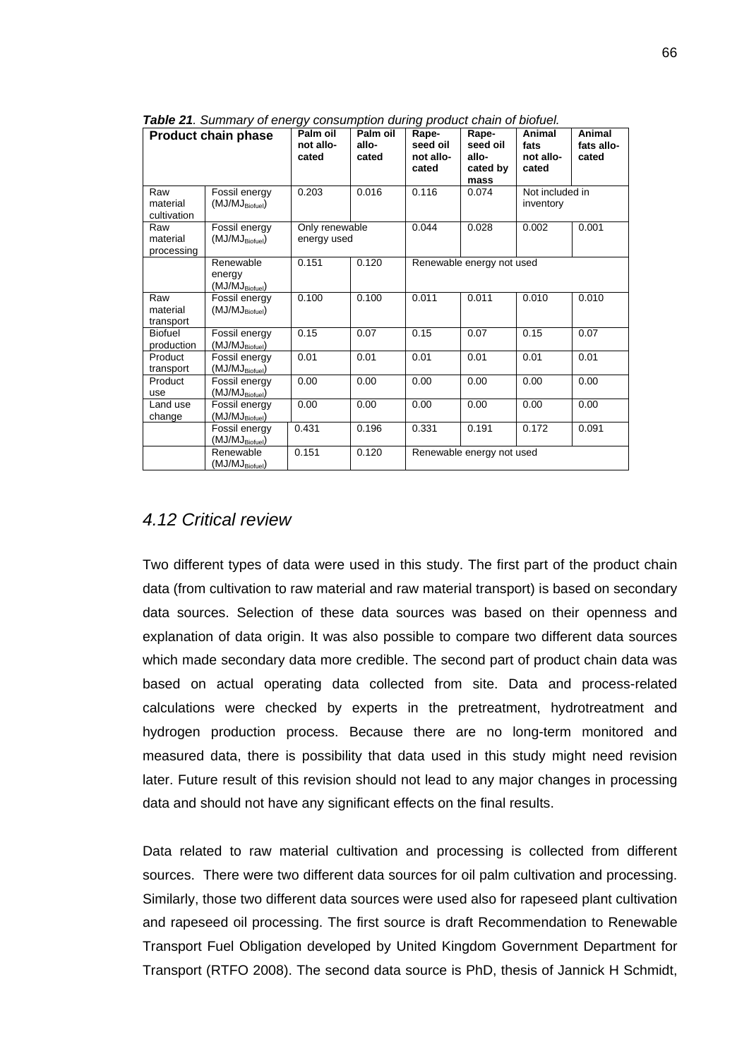***Table 21**. Summary of energy consumption during product chain of biofuel.*

| Product chain phase | | Palm oil not allocated | Palm oil allocated | Rapeseed oil not allocated | Rapeseed oil allocated by mass | Animal fats not allocated | Animal fats allocated |
|---|---|---|---|---|---|---|---|
| Raw material cultivation | Fossil energy ($MJ/MJ_{Biofuel}$) | 0.203 | 0.016 | 0.116 | 0.074 | Not included in inventory | |
| Raw material processing | Fossil energy ($MJ/MJ_{Biofuel}$) | Only renewable energy used | | 0.044 | 0.028 | 0.002 | 0.001 |
| | Renewable energy ($MJ/MJ_{Biofuel}$) | 0.151 | 0.120 | Renewable energy not used | | | |
| Raw material transport | Fossil energy ($MJ/MJ_{Biofuel}$) | 0.100 | 0.100 | 0.011 | 0.011 | 0.010 | 0.010 |
| Biofuel production | Fossil energy ($MJ/MJ_{Biofuel}$) | 0.15 | 0.07 | 0.15 | 0.07 | 0.15 | 0.07 |
| Product transport | Fossil energy ($MJ/MJ_{Biofuel}$) | 0.01 | 0.01 | 0.01 | 0.01 | 0.01 | 0.01 |
| Product use | Fossil energy ($MJ/MJ_{Biofuel}$) | 0.00 | 0.00 | 0.00 | 0.00 | 0.00 | 0.00 |
| Land use change | Fossil energy ($MJ/MJ_{Biofuel}$) | 0.00 | 0.00 | 0.00 | 0.00 | 0.00 | 0.00 |
| | Fossil energy ($MJ/MJ_{Biofuel}$) | 0.431 | 0.196 | 0.331 | 0.191 | 0.172 | 0.091 |
| | Renewable ($MJ/MJ_{Biofuel}$) | 0.151 | 0.120 | Renewable energy not used | | | |

## *4.12 Critical review*

Two different types of data were used in this study. The first part of the product chain data (from cultivation to raw material and raw material transport) is based on secondary data sources. Selection of these data sources was based on their openness and explanation of data origin. It was also possible to compare two different data sources which made secondary data more credible. The second part of product chain data was based on actual operating data collected from site. Data and process-related calculations were checked by experts in the pretreatment, hydrotreatment and hydrogen production process. Because there are no long-term monitored and measured data, there is possibility that data used in this study might need revision later. Future result of this revision should not lead to any major changes in processing data and should not have any significant effects on the final results.

Data related to raw material cultivation and processing is collected from different sources. There were two different data sources for oil palm cultivation and processing. Similarly, those two different data sources were used also for rapeseed plant cultivation and rapeseed oil processing. The first source is draft Recommendation to Renewable Transport Fuel Obligation developed by United Kingdom Government Department for Transport (RTFO 2008). The second data source is PhD, thesis of Jannick H Schmidt,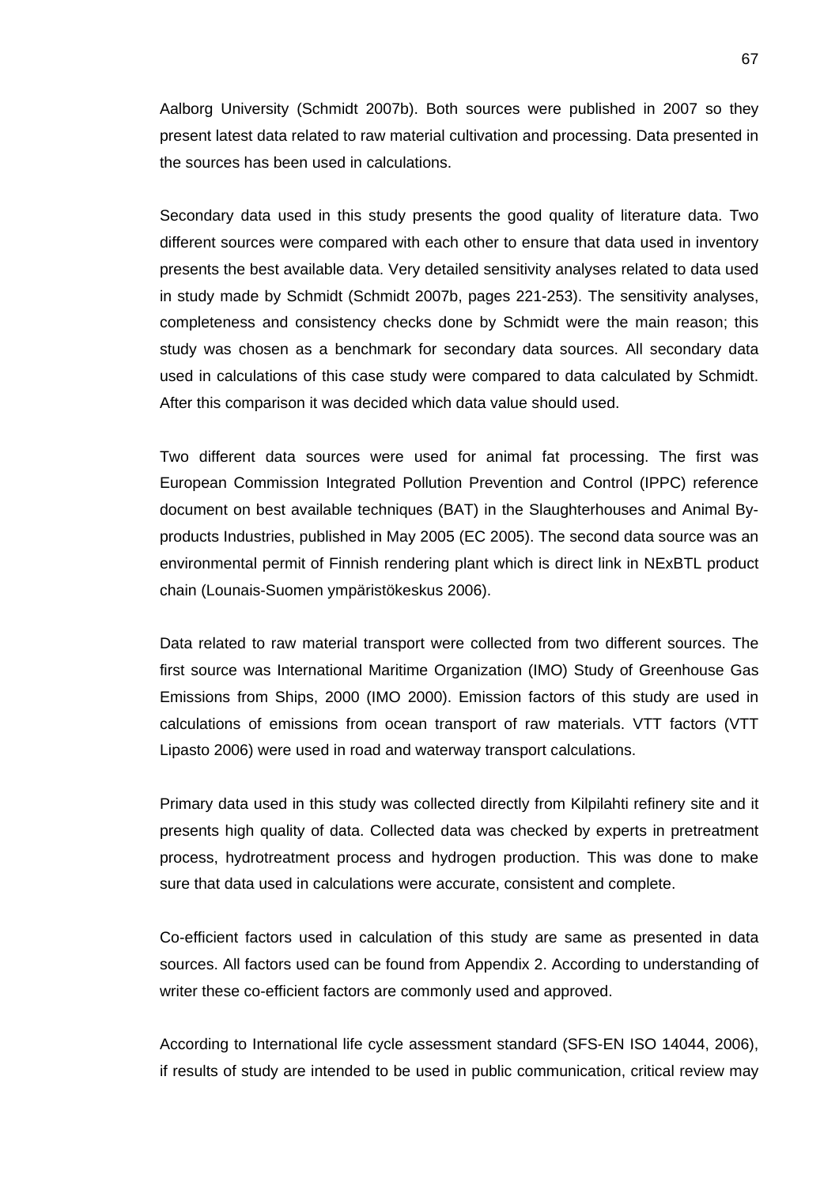Aalborg University (Schmidt 2007b). Both sources were published in 2007 so they present latest data related to raw material cultivation and processing. Data presented in the sources has been used in calculations.

Secondary data used in this study presents the good quality of literature data. Two different sources were compared with each other to ensure that data used in inventory presents the best available data. Very detailed sensitivity analyses related to data used in study made by Schmidt (Schmidt 2007b, pages 221-253). The sensitivity analyses, completeness and consistency checks done by Schmidt were the main reason; this study was chosen as a benchmark for secondary data sources. All secondary data used in calculations of this case study were compared to data calculated by Schmidt. After this comparison it was decided which data value should used.

Two different data sources were used for animal fat processing. The first was European Commission Integrated Pollution Prevention and Control (IPPC) reference document on best available techniques (BAT) in the Slaughterhouses and Animal By-products Industries, published in May 2005 (EC 2005). The second data source was an environmental permit of Finnish rendering plant which is direct link in NExBTL product chain (Lounais-Suomen ympäristökeskus 2006).

Data related to raw material transport were collected from two different sources. The first source was International Maritime Organization (IMO) Study of Greenhouse Gas Emissions from Ships, 2000 (IMO 2000). Emission factors of this study are used in calculations of emissions from ocean transport of raw materials. VTT factors (VTT Lipasto 2006) were used in road and waterway transport calculations.

Primary data used in this study was collected directly from Kilpilahti refinery site and it presents high quality of data. Collected data was checked by experts in pretreatment process, hydrotreatment process and hydrogen production. This was done to make sure that data used in calculations were accurate, consistent and complete.

Co-efficient factors used in calculation of this study are same as presented in data sources. All factors used can be found from Appendix 2. According to understanding of writer these co-efficient factors are commonly used and approved.

According to International life cycle assessment standard (SFS-EN ISO 14044, 2006), if results of study are intended to be used in public communication, critical review may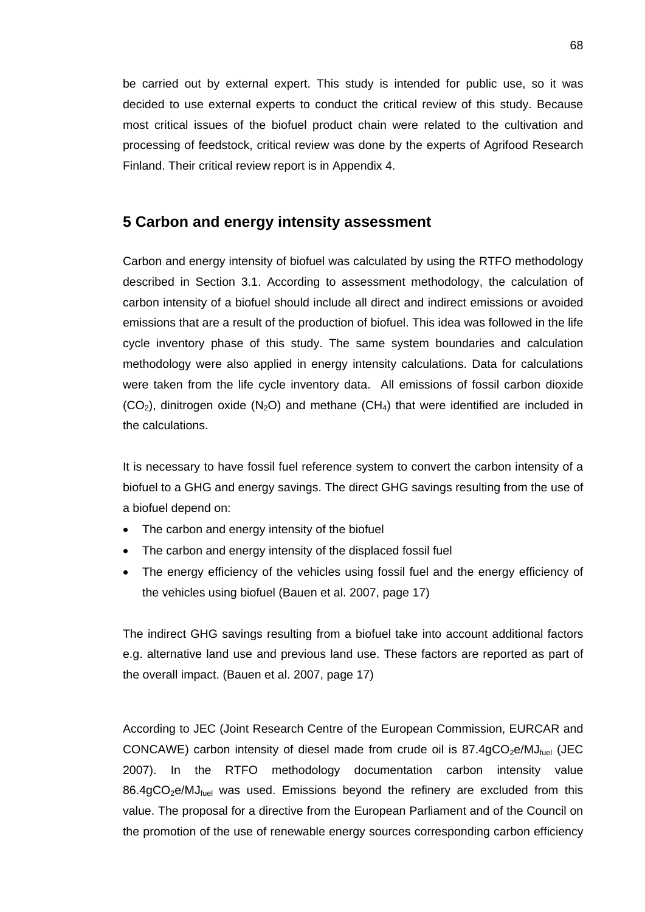be carried out by external expert. This study is intended for public use, so it was decided to use external experts to conduct the critical review of this study. Because most critical issues of the biofuel product chain were related to the cultivation and processing of feedstock, critical review was done by the experts of Agrifood Research Finland. Their critical review report is in Appendix 4.

## 5 Carbon and energy intensity assessment

Carbon and energy intensity of biofuel was calculated by using the RTFO methodology described in Section 3.1. According to assessment methodology, the calculation of carbon intensity of a biofuel should include all direct and indirect emissions or avoided emissions that are a result of the production of biofuel. This idea was followed in the life cycle inventory phase of this study. The same system boundaries and calculation methodology were also applied in energy intensity calculations. Data for calculations were taken from the life cycle inventory data. All emissions of fossil carbon dioxide ($CO_2$), dinitrogen oxide ($N_2O$) and methane ($CH_4$) that were identified are included in the calculations.

It is necessary to have fossil fuel reference system to convert the carbon intensity of a biofuel to a GHG and energy savings. The direct GHG savings resulting from the use of a biofuel depend on:

- The carbon and energy intensity of the biofuel
- The carbon and energy intensity of the displaced fossil fuel
- The energy efficiency of the vehicles using fossil fuel and the energy efficiency of the vehicles using biofuel (Bauen et al. 2007, page 17)

The indirect GHG savings resulting from a biofuel take into account additional factors e.g. alternative land use and previous land use. These factors are reported as part of the overall impact. (Bauen et al. 2007, page 17)

According to JEC (Joint Research Centre of the European Commission, EURCAR and CONCAWE) carbon intensity of diesel made from crude oil is 87.4g$CO_2$e/$MJ_{fuel}$ (JEC 2007). In the RTFO methodology documentation carbon intensity value 86.4g$CO_2$e/$MJ_{fuel}$ was used. Emissions beyond the refinery are excluded from this value. The proposal for a directive from the European Parliament and of the Council on the promotion of the use of renewable energy sources corresponding carbon efficiency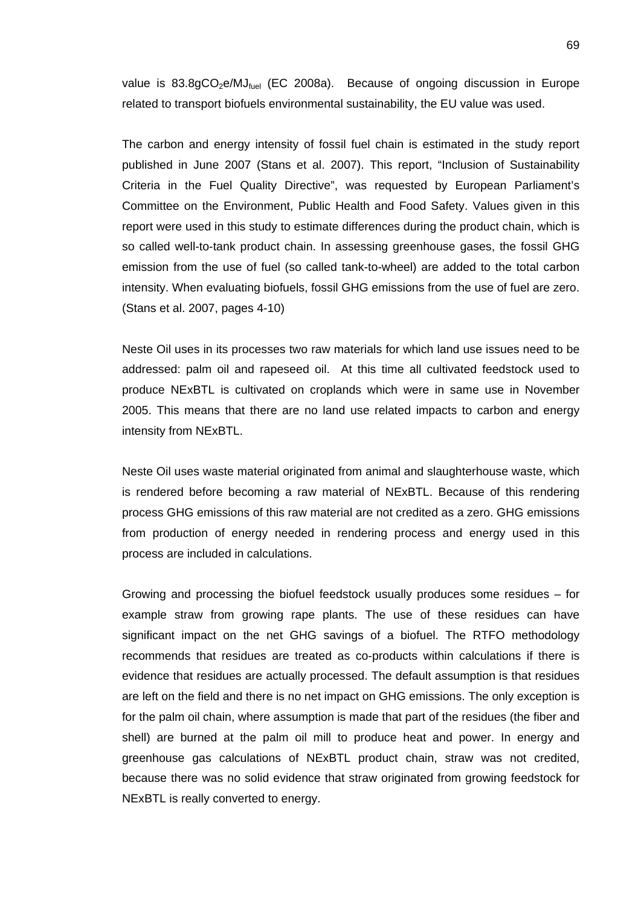value is 83.8g$CO_2$e/$MJ_{fuel}$ (EC 2008a). Because of ongoing discussion in Europe related to transport biofuels environmental sustainability, the EU value was used.

The carbon and energy intensity of fossil fuel chain is estimated in the study report published in June 2007 (Stans et al. 2007). This report, "Inclusion of Sustainability Criteria in the Fuel Quality Directive", was requested by European Parliament's Committee on the Environment, Public Health and Food Safety. Values given in this report were used in this study to estimate differences during the product chain, which is so called well-to-tank product chain. In assessing greenhouse gases, the fossil GHG emission from the use of fuel (so called tank-to-wheel) are added to the total carbon intensity. When evaluating biofuels, fossil GHG emissions from the use of fuel are zero. (Stans et al. 2007, pages 4-10)

Neste Oil uses in its processes two raw materials for which land use issues need to be addressed: palm oil and rapeseed oil. At this time all cultivated feedstock used to produce NExBTL is cultivated on croplands which were in same use in November 2005. This means that there are no land use related impacts to carbon and energy intensity from NExBTL.

Neste Oil uses waste material originated from animal and slaughterhouse waste, which is rendered before becoming a raw material of NExBTL. Because of this rendering process GHG emissions of this raw material are not credited as a zero. GHG emissions from production of energy needed in rendering process and energy used in this process are included in calculations.

Growing and processing the biofuel feedstock usually produces some residues – for example straw from growing rape plants. The use of these residues can have significant impact on the net GHG savings of a biofuel. The RTFO methodology recommends that residues are treated as co-products within calculations if there is evidence that residues are actually processed. The default assumption is that residues are left on the field and there is no net impact on GHG emissions. The only exception is for the palm oil chain, where assumption is made that part of the residues (the fiber and shell) are burned at the palm oil mill to produce heat and power. In energy and greenhouse gas calculations of NExBTL product chain, straw was not credited, because there was no solid evidence that straw originated from growing feedstock for NExBTL is really converted to energy.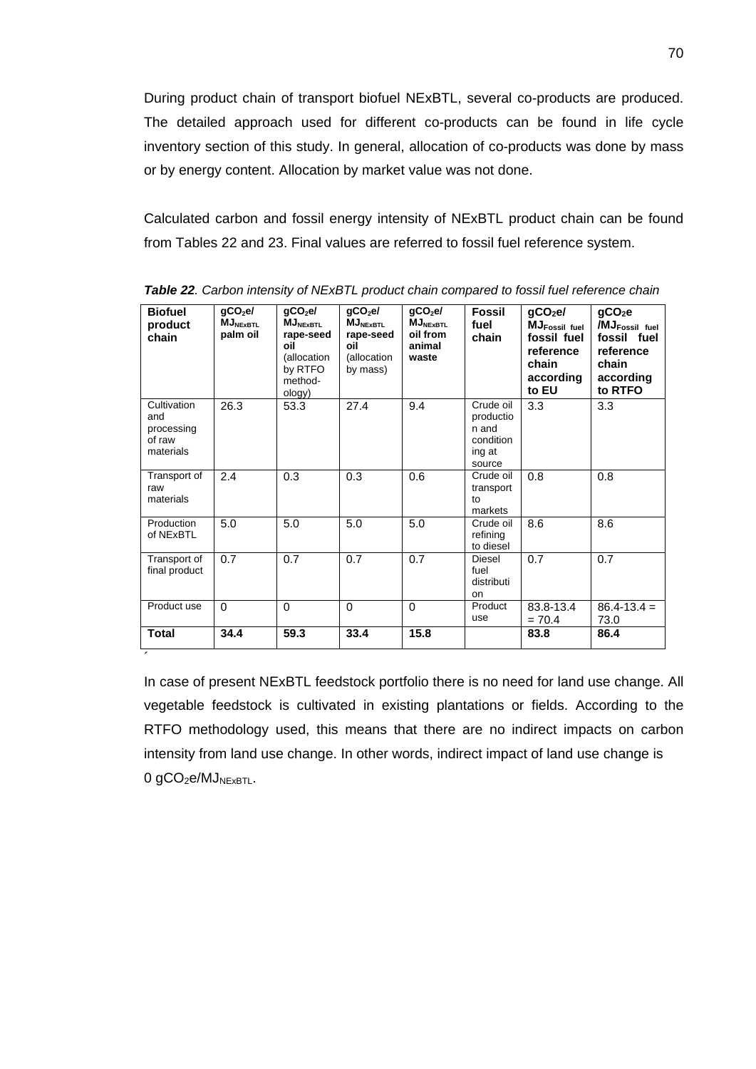During product chain of transport biofuel NExBTL, several co-products are produced. The detailed approach used for different co-products can be found in life cycle inventory section of this study. In general, allocation of co-products was done by mass or by energy content. Allocation by market value was not done.

Calculated carbon and fossil energy intensity of NExBTL product chain can be found from Tables 22 and 23. Final values are referred to fossil fuel reference system.

***Table 22**. Carbon intensity of NExBTL product chain compared to fossil fuel reference chain*

| **Biofuel product chain** | **$gCO_2e/MJ_{NExBTL}$ palm oil** | **$gCO_2e/MJ_{NExBTL}$ rape-seed oil** (allocation by RTFO method-ology) | **$gCO_2e/MJ_{NExBTL}$ rape-seed oil** (allocation by mass) | **$gCO_2e/MJ_{NExBTL}$ oil from animal waste** | **Fossil fuel chain** | **$gCO_2e/MJ_{Fossil\ fuel}$ fossil fuel reference chain according to EU** | **$gCO_2e/MJ_{Fossil\ fuel}$ fossil fuel reference chain according to RTFO** |
|---|---|---|---|---|---|---|---|
| Cultivation and processing of raw materials | 26.3 | 53.3 | 27.4 | 9.4 | Crude oil production and conditioning at source | 3.3 | 3.3 |
| Transport of raw materials | 2.4 | 0.3 | 0.3 | 0.6 | Crude oil transport to markets | 0.8 | 0.8 |
| Production of NExBTL | 5.0 | 5.0 | 5.0 | 5.0 | Crude oil refining to diesel | 8.6 | 8.6 |
| Transport of final product | 0.7 | 0.7 | 0.7 | 0.7 | Diesel fuel distribution | 0.7 | 0.7 |
| Product use | 0 | 0 | 0 | 0 | Product use | 83.8-13.4 = 70.4 | 86.4-13.4 = 73.0 |
| **Total** | **34.4** | **59.3** | **33.4** | **15.8** | | **83.8** | **86.4** |

In case of present NExBTL feedstock portfolio there is no need for land use change. All vegetable feedstock is cultivated in existing plantations or fields. According to the RTFO methodology used, this means that there are no indirect impacts on carbon intensity from land use change. In other words, indirect impact of land use change is 0 $gCO_2e/MJ_{NExBTL}$.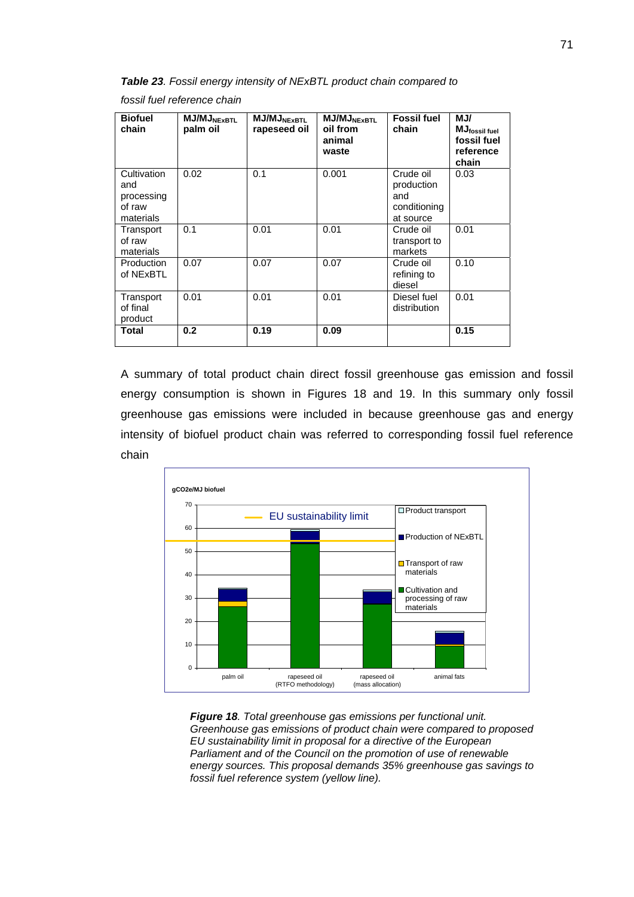***Table 23**. Fossil energy intensity of NExBTL product chain compared to fossil fuel reference chain*

| Biofuel chain | $MJ/MJ_{NExBTL}$ palm oil | $MJ/MJ_{NExBTL}$ rapeseed oil | $MJ/MJ_{NExBTL}$ oil from animal waste | Fossil fuel chain | $MJ/MJ_{fossil\ fuel}$ fossil fuel reference chain |
|---|---|---|---|---|---|
| Cultivation and processing of raw materials | 0.02 | 0.1 | 0.001 | Crude oil production and conditioning at source | 0.03 |
| Transport of raw materials | 0.1 | 0.01 | 0.01 | Crude oil transport to markets | 0.01 |
| Production of NExBTL | 0.07 | 0.07 | 0.07 | Crude oil refining to diesel | 0.10 |
| Transport of final product | 0.01 | 0.01 | 0.01 | Diesel fuel distribution | 0.01 |
| **Total** | **0.2** | **0.19** | **0.09** | | **0.15** |

A summary of total product chain direct fossil greenhouse gas emission and fossil energy consumption is shown in Figures 18 and 19. In this summary only fossil greenhouse gas emissions were included in because greenhouse gas and energy intensity of biofuel product chain was referred to corresponding fossil fuel reference chain

***Figure 18**. Total greenhouse gas emissions per functional unit. Greenhouse gas emissions of product chain were compared to proposed EU sustainability limit in proposal for a directive of the European Parliament and of the Council on the promotion of use of renewable energy sources. This proposal demands 35% greenhouse gas savings to fossil fuel reference system (yellow line).*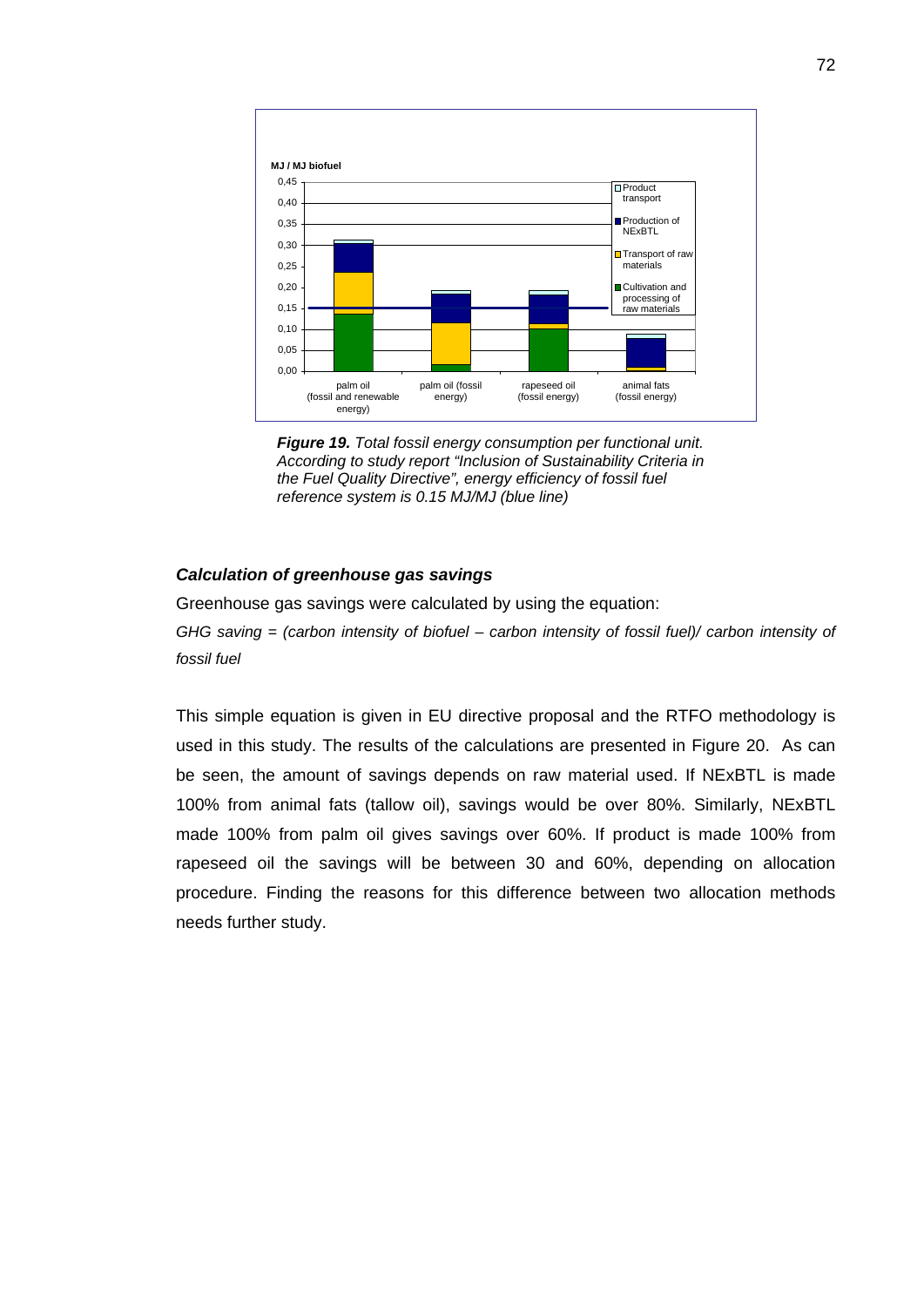*Figure 19. Total fossil energy consumption per functional unit. According to study report "Inclusion of Sustainability Criteria in the Fuel Quality Directive", energy efficiency of fossil fuel reference system is 0.15 MJ/MJ (blue line)*

### *Calculation of greenhouse gas savings*

Greenhouse gas savings were calculated by using the equation:

*GHG saving = (carbon intensity of biofuel – carbon intensity of fossil fuel)/ carbon intensity of fossil fuel*

This simple equation is given in EU directive proposal and the RTFO methodology is used in this study. The results of the calculations are presented in Figure 20. As can be seen, the amount of savings depends on raw material used. If NExBTL is made 100% from animal fats (tallow oil), savings would be over 80%. Similarly, NExBTL made 100% from palm oil gives savings over 60%. If product is made 100% from rapeseed oil the savings will be between 30 and 60%, depending on allocation procedure. Finding the reasons for this difference between two allocation methods needs further study.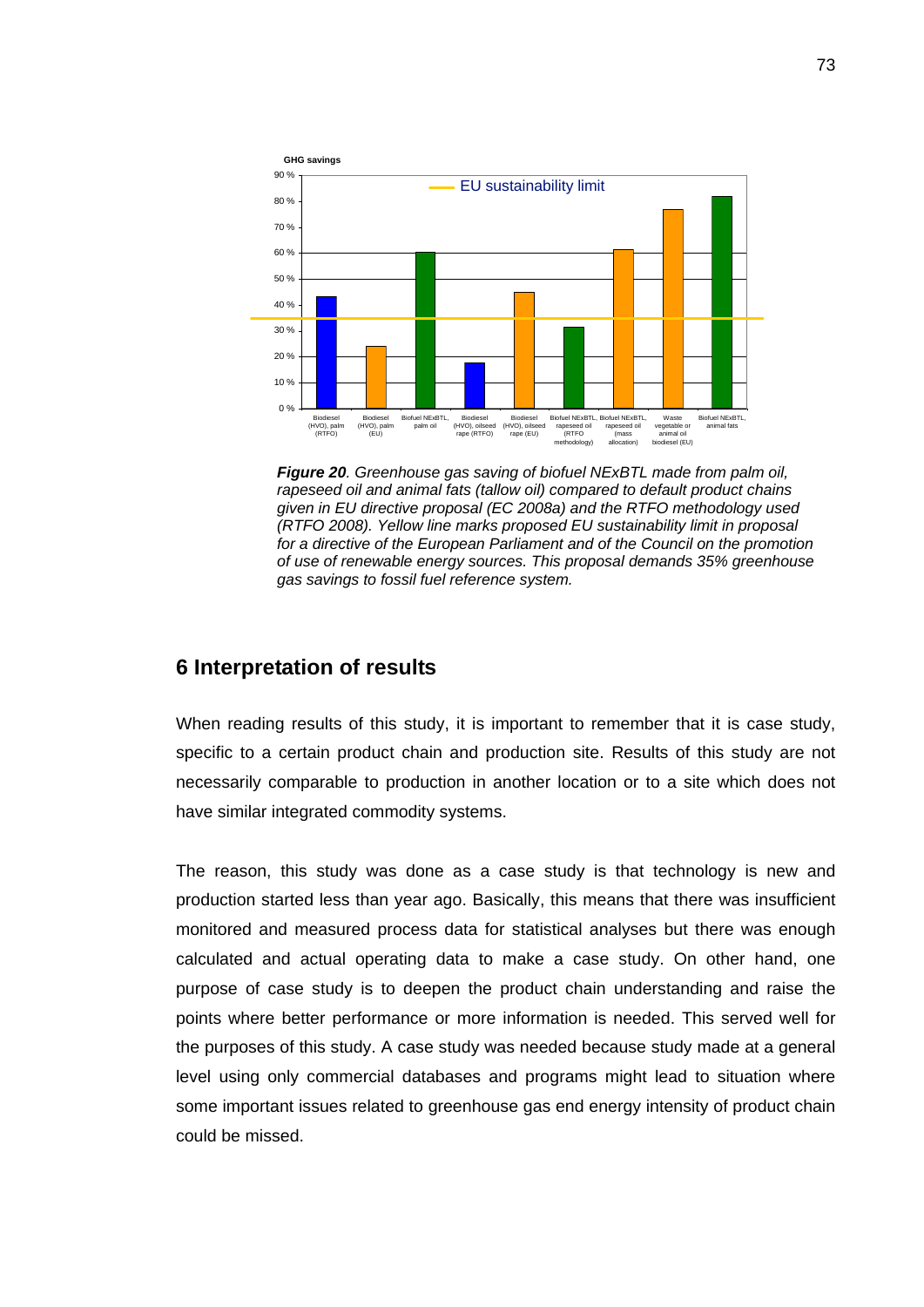*Figure 20*. *Greenhouse gas saving of biofuel NExBTL made from palm oil, rapeseed oil and animal fats (tallow oil) compared to default product chains given in EU directive proposal (EC 2008a) and the RTFO methodology used (RTFO 2008). Yellow line marks proposed EU sustainability limit in proposal for a directive of the European Parliament and of the Council on the promotion of use of renewable energy sources. This proposal demands 35% greenhouse gas savings to fossil fuel reference system.*

## 6 Interpretation of results

When reading results of this study, it is important to remember that it is case study, specific to a certain product chain and production site. Results of this study are not necessarily comparable to production in another location or to a site which does not have similar integrated commodity systems.

The reason, this study was done as a case study is that technology is new and production started less than year ago. Basically, this means that there was insufficient monitored and measured process data for statistical analyses but there was enough calculated and actual operating data to make a case study. On other hand, one purpose of case study is to deepen the product chain understanding and raise the points where better performance or more information is needed. This served well for the purposes of this study. A case study was needed because study made at a general level using only commercial databases and programs might lead to situation where some important issues related to greenhouse gas end energy intensity of product chain could be missed.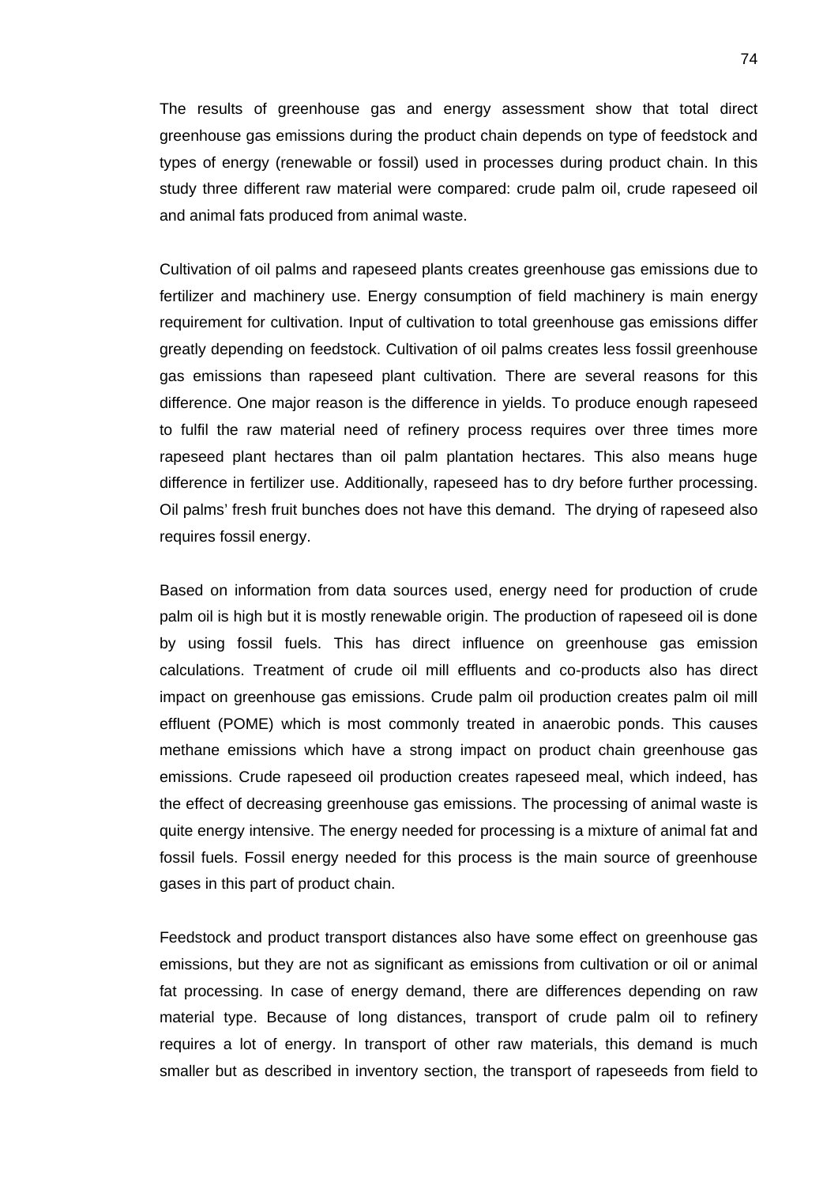The results of greenhouse gas and energy assessment show that total direct greenhouse gas emissions during the product chain depends on type of feedstock and types of energy (renewable or fossil) used in processes during product chain. In this study three different raw material were compared: crude palm oil, crude rapeseed oil and animal fats produced from animal waste.

Cultivation of oil palms and rapeseed plants creates greenhouse gas emissions due to fertilizer and machinery use. Energy consumption of field machinery is main energy requirement for cultivation. Input of cultivation to total greenhouse gas emissions differ greatly depending on feedstock. Cultivation of oil palms creates less fossil greenhouse gas emissions than rapeseed plant cultivation. There are several reasons for this difference. One major reason is the difference in yields. To produce enough rapeseed to fulfil the raw material need of refinery process requires over three times more rapeseed plant hectares than oil palm plantation hectares. This also means huge difference in fertilizer use. Additionally, rapeseed has to dry before further processing. Oil palms' fresh fruit bunches does not have this demand. The drying of rapeseed also requires fossil energy.

Based on information from data sources used, energy need for production of crude palm oil is high but it is mostly renewable origin. The production of rapeseed oil is done by using fossil fuels. This has direct influence on greenhouse gas emission calculations. Treatment of crude oil mill effluents and co-products also has direct impact on greenhouse gas emissions. Crude palm oil production creates palm oil mill effluent (POME) which is most commonly treated in anaerobic ponds. This causes methane emissions which have a strong impact on product chain greenhouse gas emissions. Crude rapeseed oil production creates rapeseed meal, which indeed, has the effect of decreasing greenhouse gas emissions. The processing of animal waste is quite energy intensive. The energy needed for processing is a mixture of animal fat and fossil fuels. Fossil energy needed for this process is the main source of greenhouse gases in this part of product chain.

Feedstock and product transport distances also have some effect on greenhouse gas emissions, but they are not as significant as emissions from cultivation or oil or animal fat processing. In case of energy demand, there are differences depending on raw material type. Because of long distances, transport of crude palm oil to refinery requires a lot of energy. In transport of other raw materials, this demand is much smaller but as described in inventory section, the transport of rapeseeds from field to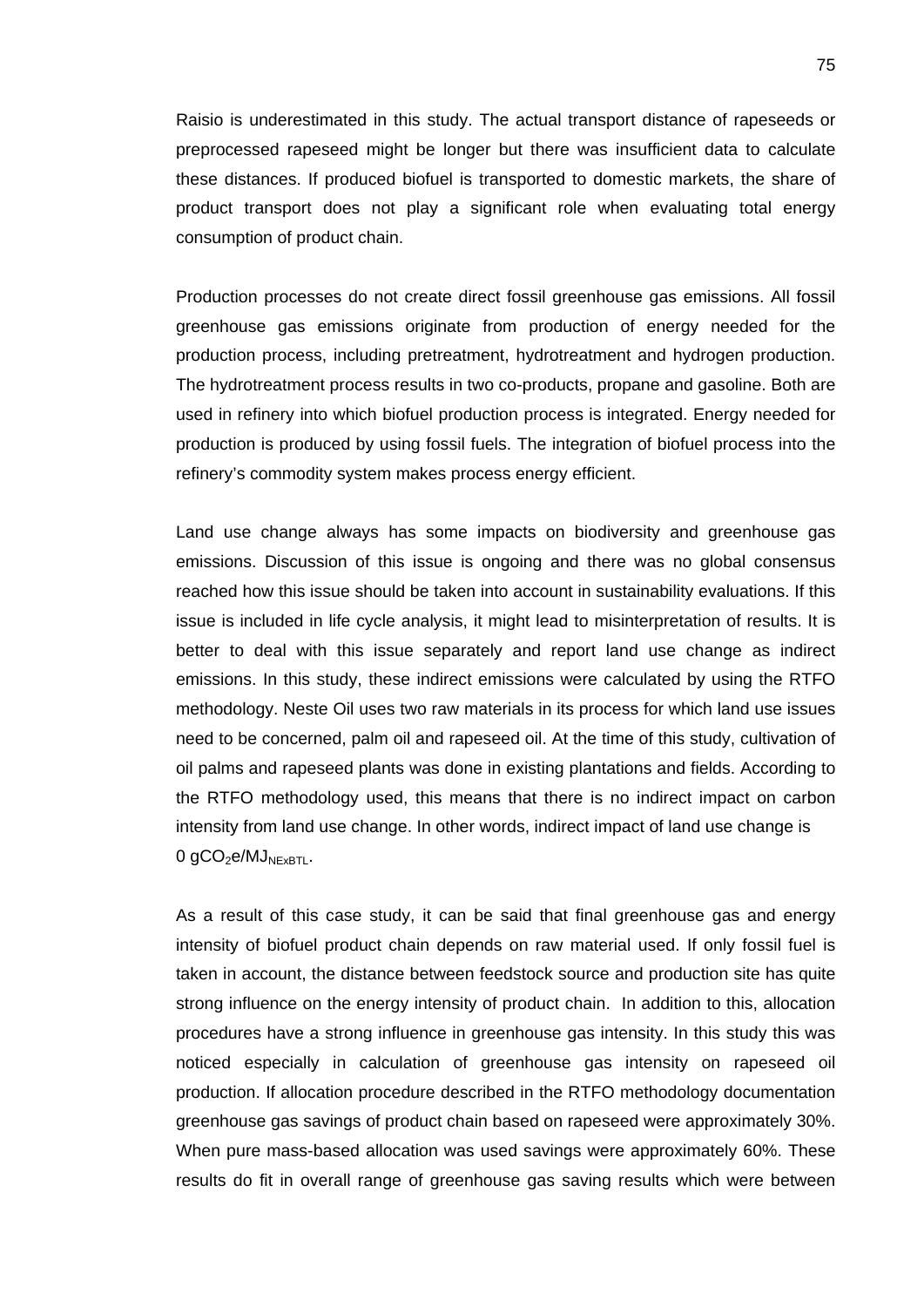Raisio is underestimated in this study. The actual transport distance of rapeseeds or preprocessed rapeseed might be longer but there was insufficient data to calculate these distances. If produced biofuel is transported to domestic markets, the share of product transport does not play a significant role when evaluating total energy consumption of product chain.

Production processes do not create direct fossil greenhouse gas emissions. All fossil greenhouse gas emissions originate from production of energy needed for the production process, including pretreatment, hydrotreatment and hydrogen production. The hydrotreatment process results in two co-products, propane and gasoline. Both are used in refinery into which biofuel production process is integrated. Energy needed for production is produced by using fossil fuels. The integration of biofuel process into the refinery's commodity system makes process energy efficient.

Land use change always has some impacts on biodiversity and greenhouse gas emissions. Discussion of this issue is ongoing and there was no global consensus reached how this issue should be taken into account in sustainability evaluations. If this issue is included in life cycle analysis, it might lead to misinterpretation of results. It is better to deal with this issue separately and report land use change as indirect emissions. In this study, these indirect emissions were calculated by using the RTFO methodology. Neste Oil uses two raw materials in its process for which land use issues need to be concerned, palm oil and rapeseed oil. At the time of this study, cultivation of oil palms and rapeseed plants was done in existing plantations and fields. According to the RTFO methodology used, this means that there is no indirect impact on carbon intensity from land use change. In other words, indirect impact of land use change is $0\ gCO_2e/MJ_{NExBTL}$.

As a result of this case study, it can be said that final greenhouse gas and energy intensity of biofuel product chain depends on raw material used. If only fossil fuel is taken in account, the distance between feedstock source and production site has quite strong influence on the energy intensity of product chain. In addition to this, allocation procedures have a strong influence in greenhouse gas intensity. In this study this was noticed especially in calculation of greenhouse gas intensity on rapeseed oil production. If allocation procedure described in the RTFO methodology documentation greenhouse gas savings of product chain based on rapeseed were approximately 30%. When pure mass-based allocation was used savings were approximately 60%. These results do fit in overall range of greenhouse gas saving results which were between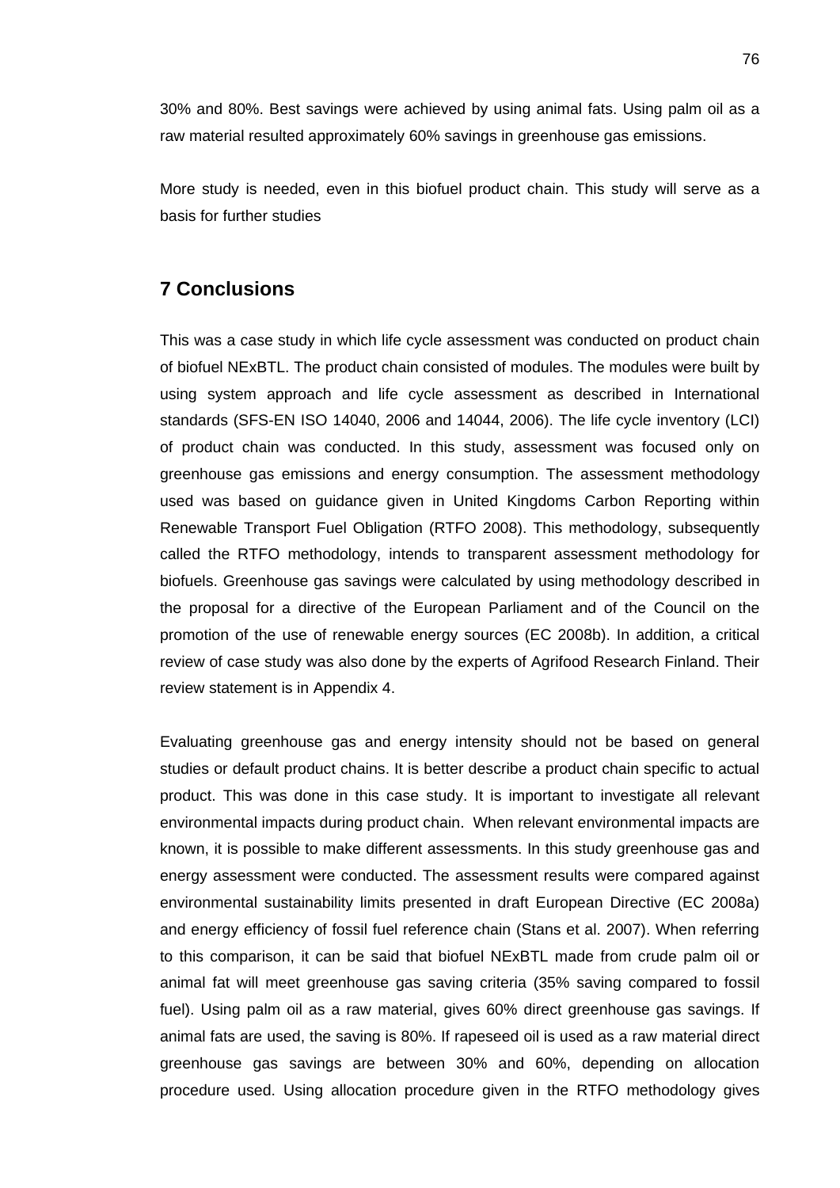30% and 80%. Best savings were achieved by using animal fats. Using palm oil as a raw material resulted approximately 60% savings in greenhouse gas emissions.

More study is needed, even in this biofuel product chain. This study will serve as a basis for further studies

## 7 Conclusions

This was a case study in which life cycle assessment was conducted on product chain of biofuel NExBTL. The product chain consisted of modules. The modules were built by using system approach and life cycle assessment as described in International standards (SFS-EN ISO 14040, 2006 and 14044, 2006). The life cycle inventory (LCI) of product chain was conducted. In this study, assessment was focused only on greenhouse gas emissions and energy consumption. The assessment methodology used was based on guidance given in United Kingdoms Carbon Reporting within Renewable Transport Fuel Obligation (RTFO 2008). This methodology, subsequently called the RTFO methodology, intends to transparent assessment methodology for biofuels. Greenhouse gas savings were calculated by using methodology described in the proposal for a directive of the European Parliament and of the Council on the promotion of the use of renewable energy sources (EC 2008b). In addition, a critical review of case study was also done by the experts of Agrifood Research Finland. Their review statement is in Appendix 4.

Evaluating greenhouse gas and energy intensity should not be based on general studies or default product chains. It is better describe a product chain specific to actual product. This was done in this case study. It is important to investigate all relevant environmental impacts during product chain. When relevant environmental impacts are known, it is possible to make different assessments. In this study greenhouse gas and energy assessment were conducted. The assessment results were compared against environmental sustainability limits presented in draft European Directive (EC 2008a) and energy efficiency of fossil fuel reference chain (Stans et al. 2007). When referring to this comparison, it can be said that biofuel NExBTL made from crude palm oil or animal fat will meet greenhouse gas saving criteria (35% saving compared to fossil fuel). Using palm oil as a raw material, gives 60% direct greenhouse gas savings. If animal fats are used, the saving is 80%. If rapeseed oil is used as a raw material direct greenhouse gas savings are between 30% and 60%, depending on allocation procedure used. Using allocation procedure given in the RTFO methodology gives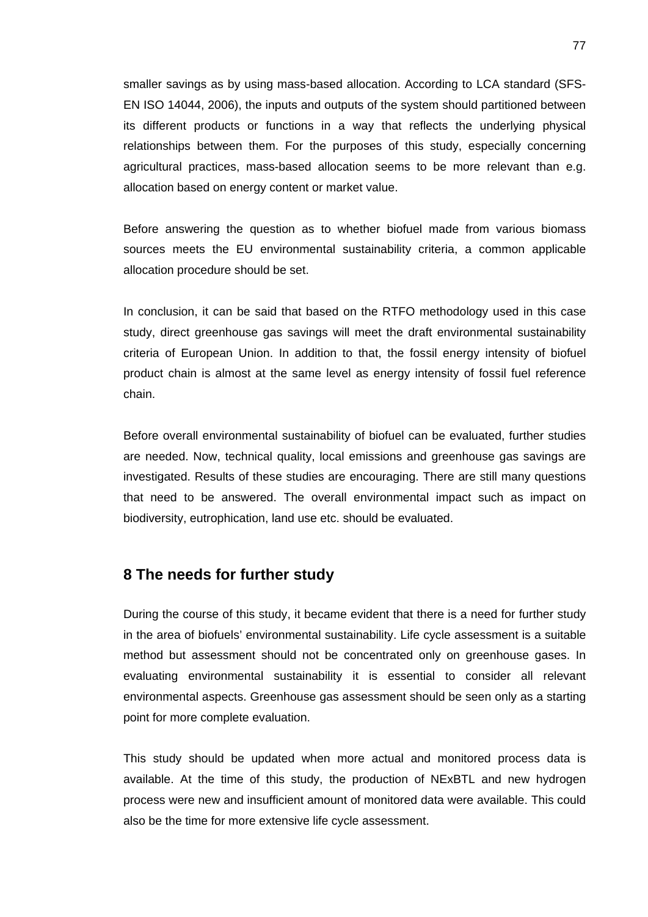smaller savings as by using mass-based allocation. According to LCA standard (SFS-EN ISO 14044, 2006), the inputs and outputs of the system should partitioned between its different products or functions in a way that reflects the underlying physical relationships between them. For the purposes of this study, especially concerning agricultural practices, mass-based allocation seems to be more relevant than e.g. allocation based on energy content or market value.

Before answering the question as to whether biofuel made from various biomass sources meets the EU environmental sustainability criteria, a common applicable allocation procedure should be set.

In conclusion, it can be said that based on the RTFO methodology used in this case study, direct greenhouse gas savings will meet the draft environmental sustainability criteria of European Union. In addition to that, the fossil energy intensity of biofuel product chain is almost at the same level as energy intensity of fossil fuel reference chain.

Before overall environmental sustainability of biofuel can be evaluated, further studies are needed. Now, technical quality, local emissions and greenhouse gas savings are investigated. Results of these studies are encouraging. There are still many questions that need to be answered. The overall environmental impact such as impact on biodiversity, eutrophication, land use etc. should be evaluated.

# 8 The needs for further study

During the course of this study, it became evident that there is a need for further study in the area of biofuels' environmental sustainability. Life cycle assessment is a suitable method but assessment should not be concentrated only on greenhouse gases. In evaluating environmental sustainability it is essential to consider all relevant environmental aspects. Greenhouse gas assessment should be seen only as a starting point for more complete evaluation.

This study should be updated when more actual and monitored process data is available. At the time of this study, the production of NExBTL and new hydrogen process were new and insufficient amount of monitored data were available. This could also be the time for more extensive life cycle assessment.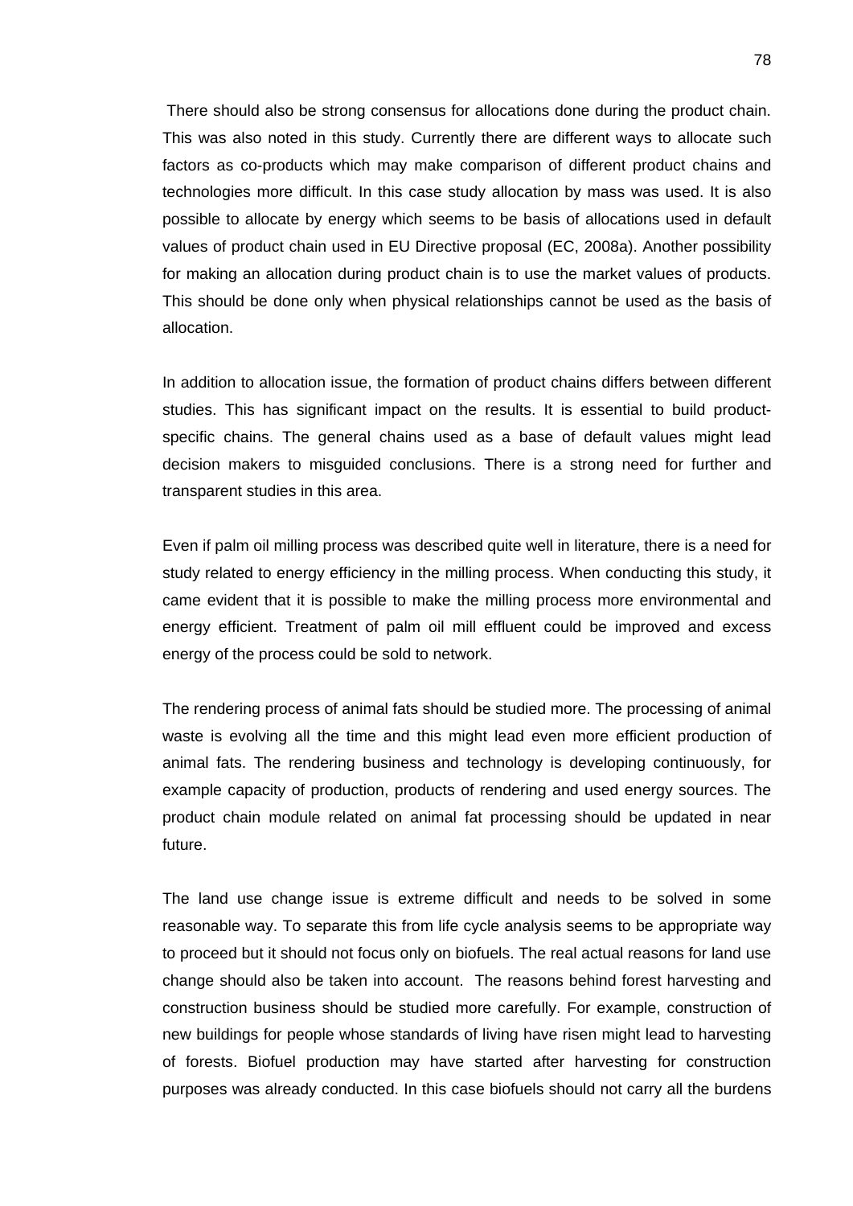There should also be strong consensus for allocations done during the product chain. This was also noted in this study. Currently there are different ways to allocate such factors as co-products which may make comparison of different product chains and technologies more difficult. In this case study allocation by mass was used. It is also possible to allocate by energy which seems to be basis of allocations used in default values of product chain used in EU Directive proposal (EC, 2008a). Another possibility for making an allocation during product chain is to use the market values of products. This should be done only when physical relationships cannot be used as the basis of allocation.

In addition to allocation issue, the formation of product chains differs between different studies. This has significant impact on the results. It is essential to build product-specific chains. The general chains used as a base of default values might lead decision makers to misguided conclusions. There is a strong need for further and transparent studies in this area.

Even if palm oil milling process was described quite well in literature, there is a need for study related to energy efficiency in the milling process. When conducting this study, it came evident that it is possible to make the milling process more environmental and energy efficient. Treatment of palm oil mill effluent could be improved and excess energy of the process could be sold to network.

The rendering process of animal fats should be studied more. The processing of animal waste is evolving all the time and this might lead even more efficient production of animal fats. The rendering business and technology is developing continuously, for example capacity of production, products of rendering and used energy sources. The product chain module related on animal fat processing should be updated in near future.

The land use change issue is extreme difficult and needs to be solved in some reasonable way. To separate this from life cycle analysis seems to be appropriate way to proceed but it should not focus only on biofuels. The real actual reasons for land use change should also be taken into account. The reasons behind forest harvesting and construction business should be studied more carefully. For example, construction of new buildings for people whose standards of living have risen might lead to harvesting of forests. Biofuel production may have started after harvesting for construction purposes was already conducted. In this case biofuels should not carry all the burdens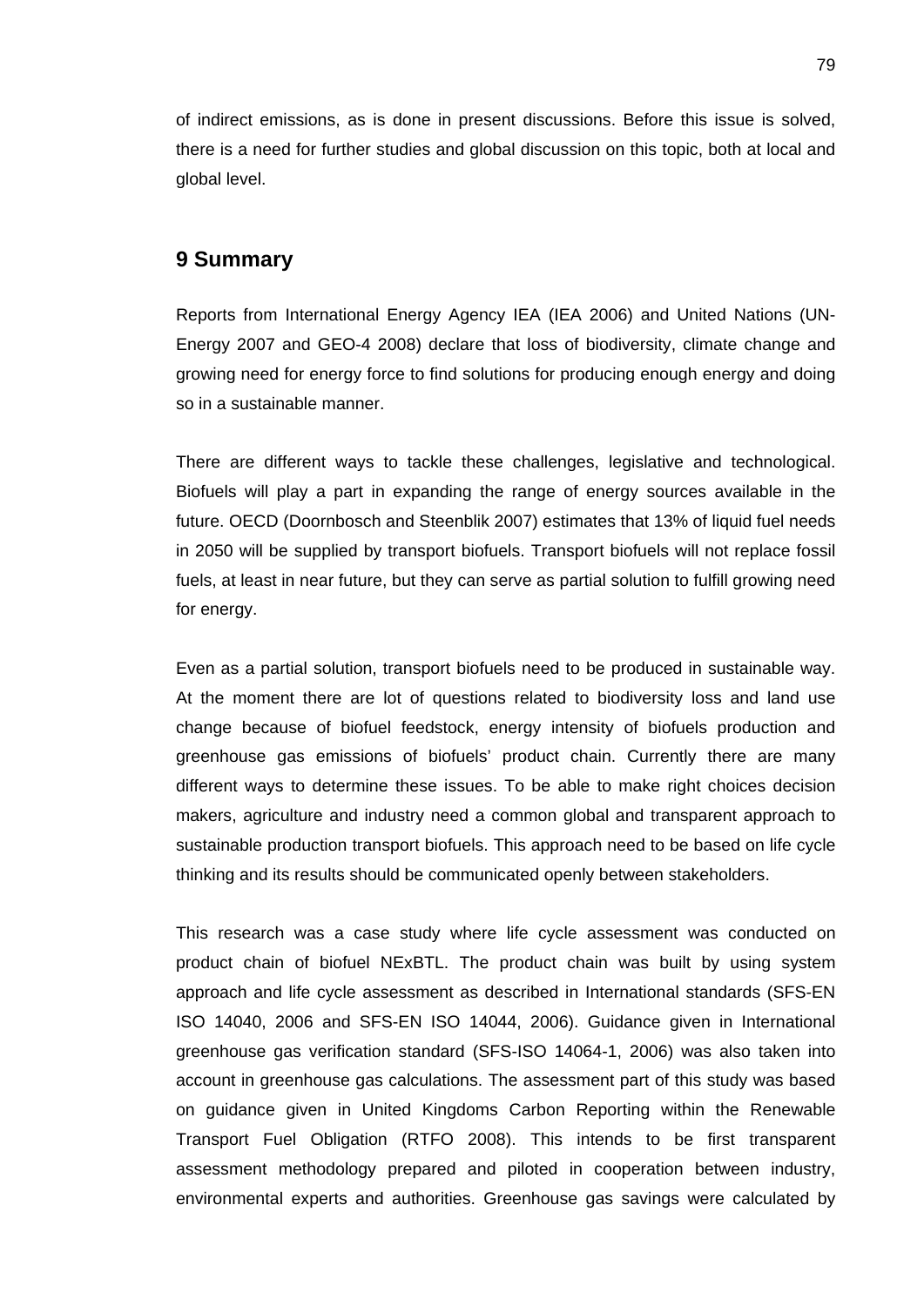of indirect emissions, as is done in present discussions. Before this issue is solved, there is a need for further studies and global discussion on this topic, both at local and global level.

## 9 Summary

Reports from International Energy Agency IEA (IEA 2006) and United Nations (UN-Energy 2007 and GEO-4 2008) declare that loss of biodiversity, climate change and growing need for energy force to find solutions for producing enough energy and doing so in a sustainable manner.

There are different ways to tackle these challenges, legislative and technological. Biofuels will play a part in expanding the range of energy sources available in the future. OECD (Doornbosch and Steenblik 2007) estimates that 13% of liquid fuel needs in 2050 will be supplied by transport biofuels. Transport biofuels will not replace fossil fuels, at least in near future, but they can serve as partial solution to fulfill growing need for energy.

Even as a partial solution, transport biofuels need to be produced in sustainable way. At the moment there are lot of questions related to biodiversity loss and land use change because of biofuel feedstock, energy intensity of biofuels production and greenhouse gas emissions of biofuels' product chain. Currently there are many different ways to determine these issues. To be able to make right choices decision makers, agriculture and industry need a common global and transparent approach to sustainable production transport biofuels. This approach need to be based on life cycle thinking and its results should be communicated openly between stakeholders.

This research was a case study where life cycle assessment was conducted on product chain of biofuel NExBTL. The product chain was built by using system approach and life cycle assessment as described in International standards (SFS-EN ISO 14040, 2006 and SFS-EN ISO 14044, 2006). Guidance given in International greenhouse gas verification standard (SFS-ISO 14064-1, 2006) was also taken into account in greenhouse gas calculations. The assessment part of this study was based on guidance given in United Kingdoms Carbon Reporting within the Renewable Transport Fuel Obligation (RTFO 2008). This intends to be first transparent assessment methodology prepared and piloted in cooperation between industry, environmental experts and authorities. Greenhouse gas savings were calculated by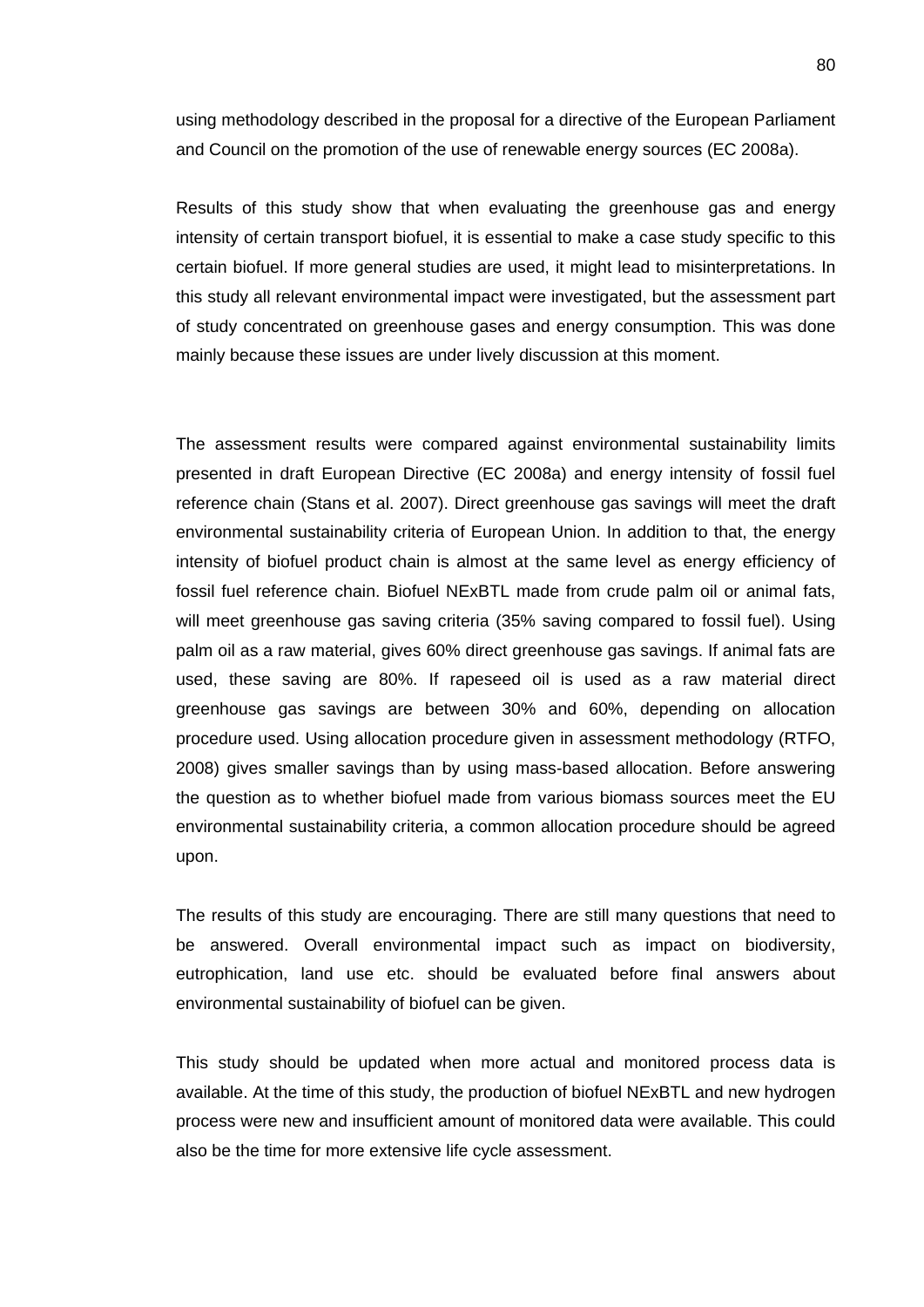using methodology described in the proposal for a directive of the European Parliament and Council on the promotion of the use of renewable energy sources (EC 2008a).

Results of this study show that when evaluating the greenhouse gas and energy intensity of certain transport biofuel, it is essential to make a case study specific to this certain biofuel. If more general studies are used, it might lead to misinterpretations. In this study all relevant environmental impact were investigated, but the assessment part of study concentrated on greenhouse gases and energy consumption. This was done mainly because these issues are under lively discussion at this moment.

The assessment results were compared against environmental sustainability limits presented in draft European Directive (EC 2008a) and energy intensity of fossil fuel reference chain (Stans et al. 2007). Direct greenhouse gas savings will meet the draft environmental sustainability criteria of European Union. In addition to that, the energy intensity of biofuel product chain is almost at the same level as energy efficiency of fossil fuel reference chain. Biofuel NExBTL made from crude palm oil or animal fats, will meet greenhouse gas saving criteria (35% saving compared to fossil fuel). Using palm oil as a raw material, gives 60% direct greenhouse gas savings. If animal fats are used, these saving are 80%. If rapeseed oil is used as a raw material direct greenhouse gas savings are between 30% and 60%, depending on allocation procedure used. Using allocation procedure given in assessment methodology (RTFO, 2008) gives smaller savings than by using mass-based allocation. Before answering the question as to whether biofuel made from various biomass sources meet the EU environmental sustainability criteria, a common allocation procedure should be agreed upon.

The results of this study are encouraging. There are still many questions that need to be answered. Overall environmental impact such as impact on biodiversity, eutrophication, land use etc. should be evaluated before final answers about environmental sustainability of biofuel can be given.

This study should be updated when more actual and monitored process data is available. At the time of this study, the production of biofuel NExBTL and new hydrogen process were new and insufficient amount of monitored data were available. This could also be the time for more extensive life cycle assessment.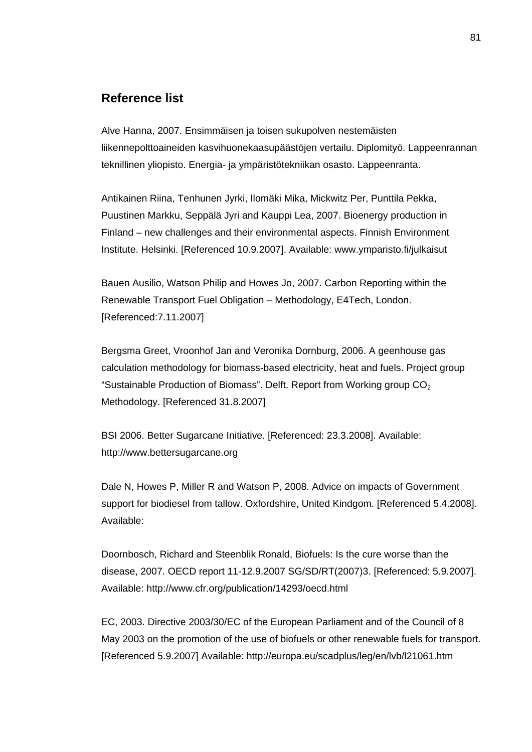## Reference list

Alve Hanna, 2007. Ensimmäisen ja toisen sukupolven nestemäisten liikennepolttoaineiden kasvihuonekaasupäästöjen vertailu. Diplomityö. Lappeenrannan teknillinen yliopisto. Energia- ja ympäristötekniikan osasto. Lappeenranta.

Antikainen Riina, Tenhunen Jyrki, Ilomäki Mika, Mickwitz Per, Punttila Pekka, Puustinen Markku, Seppälä Jyri and Kauppi Lea, 2007. Bioenergy production in Finland – new challenges and their environmental aspects. Finnish Environment Institute. Helsinki. [Referenced 10.9.2007]. Available: www.ymparisto.fi/julkaisut

Bauen Ausilio, Watson Philip and Howes Jo, 2007. Carbon Reporting within the Renewable Transport Fuel Obligation – Methodology, E4Tech, London. [Referenced:7.11.2007]

Bergsma Greet, Vroonhof Jan and Veronika Dornburg, 2006. A geenhouse gas calculation methodology for biomass-based electricity, heat and fuels. Project group "Sustainable Production of Biomass". Delft. Report from Working group $CO_2$ Methodology. [Referenced 31.8.2007]

BSI 2006. Better Sugarcane Initiative. [Referenced: 23.3.2008]. Available: http://www.bettersugarcane.org

Dale N, Howes P, Miller R and Watson P, 2008. Advice on impacts of Government support for biodiesel from tallow. Oxfordshire, United Kindgom. [Referenced 5.4.2008]. Available:

Doornbosch, Richard and Steenblik Ronald, Biofuels: Is the cure worse than the disease, 2007. OECD report 11-12.9.2007 SG/SD/RT(2007)3. [Referenced: 5.9.2007]. Available: http://www.cfr.org/publication/14293/oecd.html

EC, 2003. Directive 2003/30/EC of the European Parliament and of the Council of 8 May 2003 on the promotion of the use of biofuels or other renewable fuels for transport. [Referenced 5.9.2007] Available: http://europa.eu/scadplus/leg/en/lvb/l21061.htm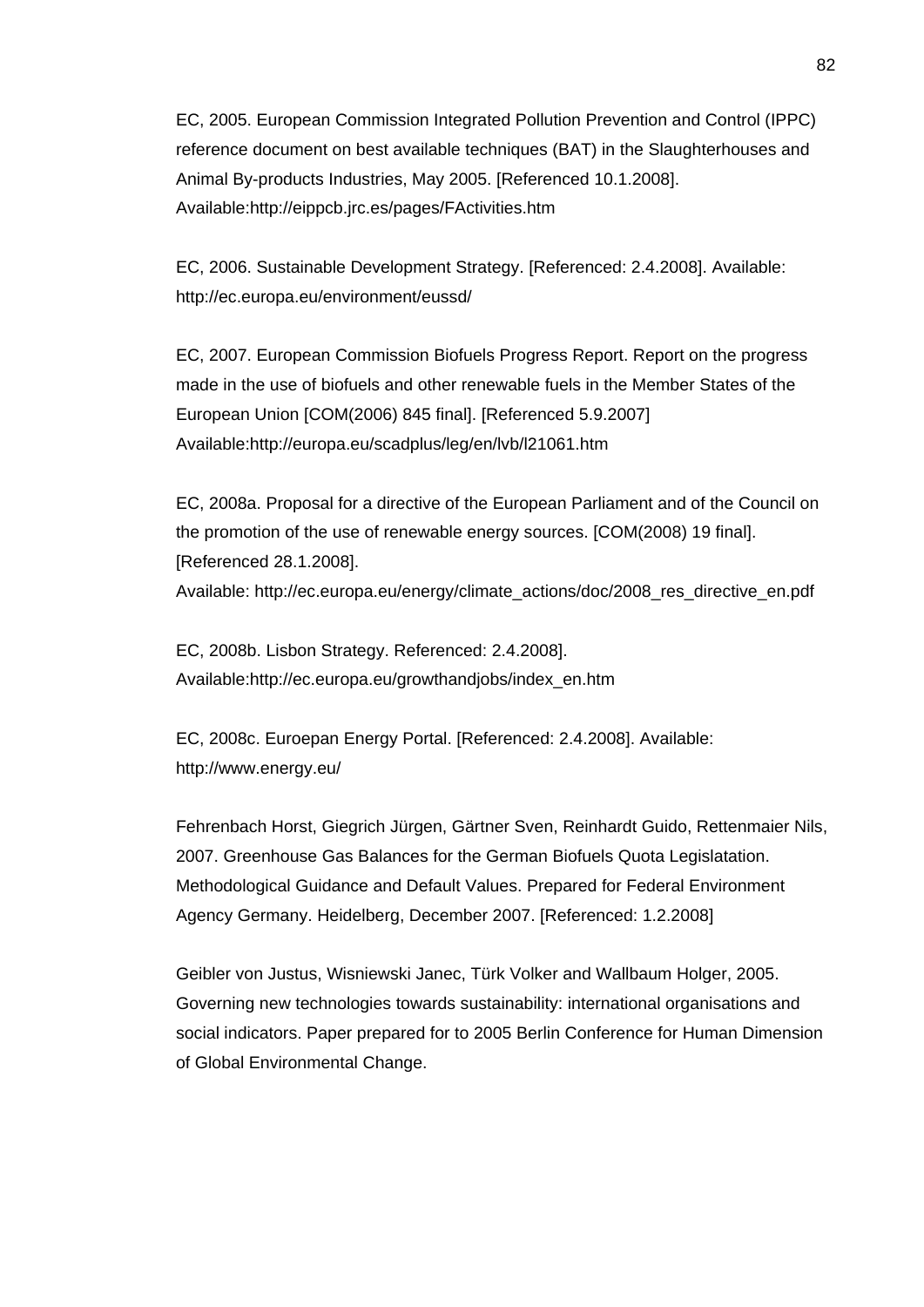EC, 2005. European Commission Integrated Pollution Prevention and Control (IPPC) reference document on best available techniques (BAT) in the Slaughterhouses and Animal By-products Industries, May 2005. [Referenced 10.1.2008]. Available:http://eippcb.jrc.es/pages/FActivities.htm

EC, 2006. Sustainable Development Strategy. [Referenced: 2.4.2008]. Available: http://ec.europa.eu/environment/eussd/

EC, 2007. European Commission Biofuels Progress Report. Report on the progress made in the use of biofuels and other renewable fuels in the Member States of the European Union [COM(2006) 845 final]. [Referenced 5.9.2007] Available:http://europa.eu/scadplus/leg/en/lvb/l21061.htm

EC, 2008a. Proposal for a directive of the European Parliament and of the Council on the promotion of the use of renewable energy sources. [COM(2008) 19 final]. [Referenced 28.1.2008].
Available: http://ec.europa.eu/energy/climate_actions/doc/2008_res_directive_en.pdf

EC, 2008b. Lisbon Strategy. Referenced: 2.4.2008].
Available:http://ec.europa.eu/growthandjobs/index_en.htm

EC, 2008c. Euroepan Energy Portal. [Referenced: 2.4.2008]. Available: http://www.energy.eu/

Fehrenbach Horst, Giegrich Jürgen, Gärtner Sven, Reinhardt Guido, Rettenmaier Nils, 2007. Greenhouse Gas Balances for the German Biofuels Quota Legislatation. Methodological Guidance and Default Values. Prepared for Federal Environment Agency Germany. Heidelberg, December 2007. [Referenced: 1.2.2008]

Geibler von Justus, Wisniewski Janec, Türk Volker and Wallbaum Holger, 2005. Governing new technologies towards sustainability: international organisations and social indicators. Paper prepared for to 2005 Berlin Conference for Human Dimension of Global Environmental Change.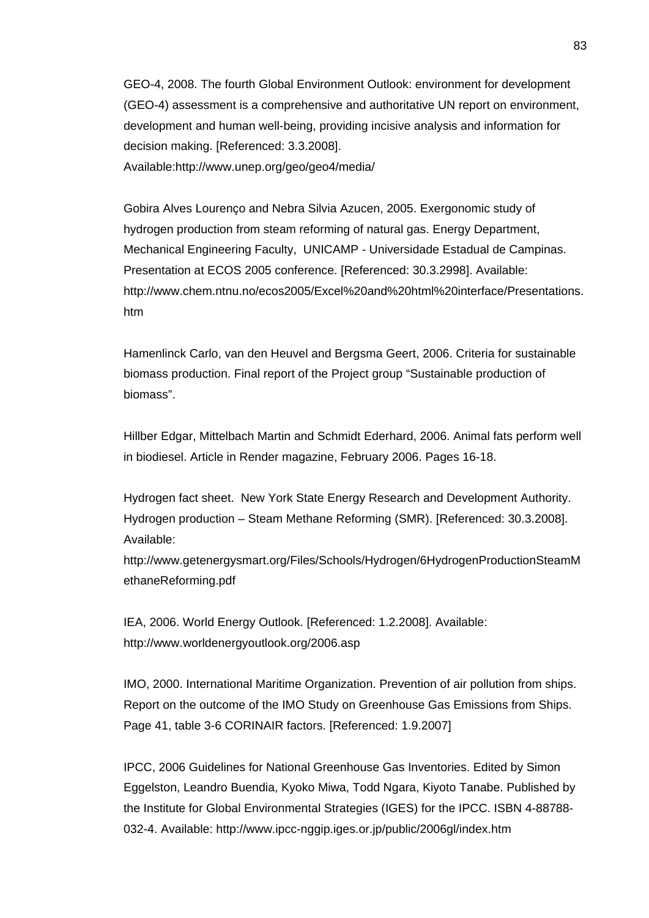GEO-4, 2008. The fourth Global Environment Outlook: environment for development (GEO-4) assessment is a comprehensive and authoritative UN report on environment, development and human well-being, providing incisive analysis and information for decision making. [Referenced: 3.3.2008].
Available:http://www.unep.org/geo/geo4/media/

Gobira Alves Lourenço and Nebra Silvia Azucen, 2005. Exergonomic study of hydrogen production from steam reforming of natural gas. Energy Department, Mechanical Engineering Faculty, UNICAMP - Universidade Estadual de Campinas. Presentation at ECOS 2005 conference. [Referenced: 30.3.2998]. Available: http://www.chem.ntnu.no/ecos2005/Excel%20and%20html%20interface/Presentations.htm

Hamenlinck Carlo, van den Heuvel and Bergsma Geert, 2006. Criteria for sustainable biomass production. Final report of the Project group "Sustainable production of biomass".

Hillber Edgar, Mittelbach Martin and Schmidt Ederhard, 2006. Animal fats perform well in biodiesel. Article in Render magazine, February 2006. Pages 16-18.

Hydrogen fact sheet. New York State Energy Research and Development Authority. Hydrogen production – Steam Methane Reforming (SMR). [Referenced: 30.3.2008]. Available:
http://www.getenergysmart.org/Files/Schools/Hydrogen/6HydrogenProductionSteamMethaneReforming.pdf

IEA, 2006. World Energy Outlook. [Referenced: 1.2.2008]. Available: http://www.worldenergyoutlook.org/2006.asp

IMO, 2000. International Maritime Organization. Prevention of air pollution from ships. Report on the outcome of the IMO Study on Greenhouse Gas Emissions from Ships. Page 41, table 3-6 CORINAIR factors. [Referenced: 1.9.2007]

IPCC, 2006 Guidelines for National Greenhouse Gas Inventories. Edited by Simon Eggelston, Leandro Buendia, Kyoko Miwa, Todd Ngara, Kiyoto Tanabe. Published by the Institute for Global Environmental Strategies (IGES) for the IPCC. ISBN 4-88788-032-4. Available: http://www.ipcc-nggip.iges.or.jp/public/2006gl/index.htm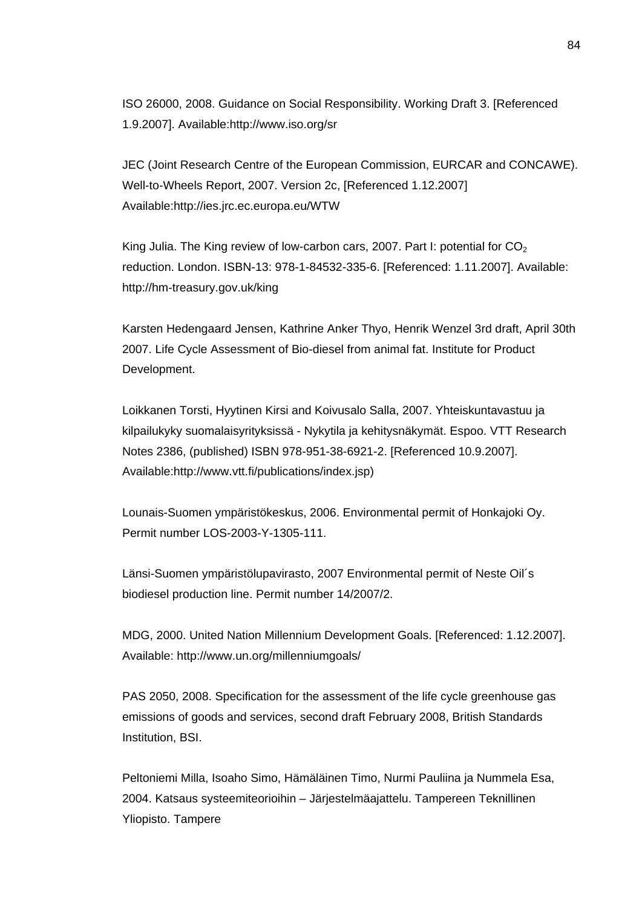ISO 26000, 2008. Guidance on Social Responsibility. Working Draft 3. [Referenced 1.9.2007]. Available:http://www.iso.org/sr

JEC (Joint Research Centre of the European Commission, EURCAR and CONCAWE). Well-to-Wheels Report, 2007. Version 2c, [Referenced 1.12.2007] Available:http://ies.jrc.ec.europa.eu/WTW

King Julia. The King review of low-carbon cars, 2007. Part I: potential for $CO_2$ reduction. London. ISBN-13: 978-1-84532-335-6. [Referenced: 1.11.2007]. Available: http://hm-treasury.gov.uk/king

Karsten Hedengaard Jensen, Kathrine Anker Thyo, Henrik Wenzel 3rd draft, April 30th 2007. Life Cycle Assessment of Bio-diesel from animal fat. Institute for Product Development.

Loikkanen Torsti, Hyytinen Kirsi and Koivusalo Salla, 2007. Yhteiskuntavastuu ja kilpailukyky suomalaisyrityksissä - Nykytila ja kehitysnäkymät. Espoo. VTT Research Notes 2386, (published) ISBN 978-951-38-6921-2. [Referenced 10.9.2007]. Available:http://www.vtt.fi/publications/index.jsp)

Lounais-Suomen ympäristökeskus, 2006. Environmental permit of Honkajoki Oy. Permit number LOS-2003-Y-1305-111.

Länsi-Suomen ympäristölupavirasto, 2007 Environmental permit of Neste Oil´s biodiesel production line. Permit number 14/2007/2.

MDG, 2000. United Nation Millennium Development Goals. [Referenced: 1.12.2007]. Available: http://www.un.org/millenniumgoals/

PAS 2050, 2008. Specification for the assessment of the life cycle greenhouse gas emissions of goods and services, second draft February 2008, British Standards Institution, BSI.

Peltoniemi Milla, Isoaho Simo, Hämäläinen Timo, Nurmi Pauliina ja Nummela Esa, 2004. Katsaus systeemiteorioihin – Järjestelmäajattelu. Tampereen Teknillinen Yliopisto. Tampere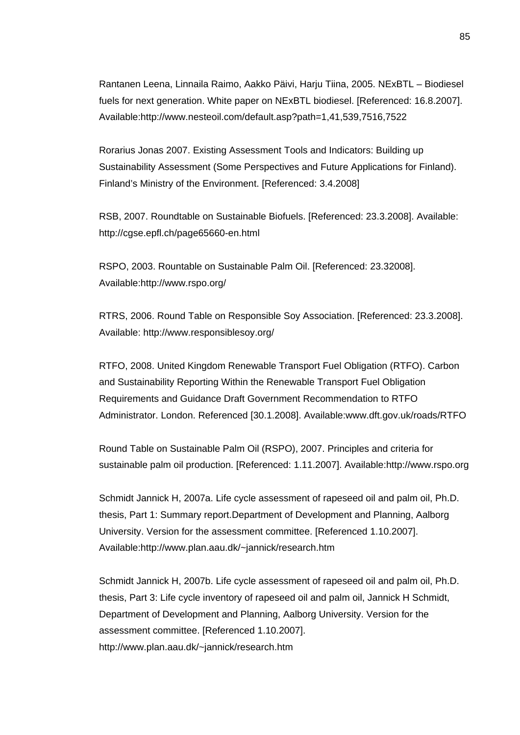Rantanen Leena, Linnaila Raimo, Aakko Päivi, Harju Tiina, 2005. NExBTL – Biodiesel fuels for next generation. White paper on NExBTL biodiesel. [Referenced: 16.8.2007]. Available:http://www.nesteoil.com/default.asp?path=1,41,539,7516,7522

Rorarius Jonas 2007. Existing Assessment Tools and Indicators: Building up Sustainability Assessment (Some Perspectives and Future Applications for Finland). Finland's Ministry of the Environment. [Referenced: 3.4.2008]

RSB, 2007. Roundtable on Sustainable Biofuels. [Referenced: 23.3.2008]. Available: http://cgse.epfl.ch/page65660-en.html

RSPO, 2003. Rountable on Sustainable Palm Oil. [Referenced: 23.32008]. Available:http://www.rspo.org/

RTRS, 2006. Round Table on Responsible Soy Association. [Referenced: 23.3.2008]. Available: http://www.responsiblesoy.org/

RTFO, 2008. United Kingdom Renewable Transport Fuel Obligation (RTFO). Carbon and Sustainability Reporting Within the Renewable Transport Fuel Obligation Requirements and Guidance Draft Government Recommendation to RTFO Administrator. London. Referenced [30.1.2008]. Available:www.dft.gov.uk/roads/RTFO

Round Table on Sustainable Palm Oil (RSPO), 2007. Principles and criteria for sustainable palm oil production. [Referenced: 1.11.2007]. Available:http://www.rspo.org

Schmidt Jannick H, 2007a. Life cycle assessment of rapeseed oil and palm oil, Ph.D. thesis, Part 1: Summary report.Department of Development and Planning, Aalborg University. Version for the assessment committee. [Referenced 1.10.2007]. Available:http://www.plan.aau.dk/~jannick/research.htm

Schmidt Jannick H, 2007b. Life cycle assessment of rapeseed oil and palm oil, Ph.D. thesis, Part 3: Life cycle inventory of rapeseed oil and palm oil, Jannick H Schmidt, Department of Development and Planning, Aalborg University. Version for the assessment committee. [Referenced 1.10.2007]. http://www.plan.aau.dk/~jannick/research.htm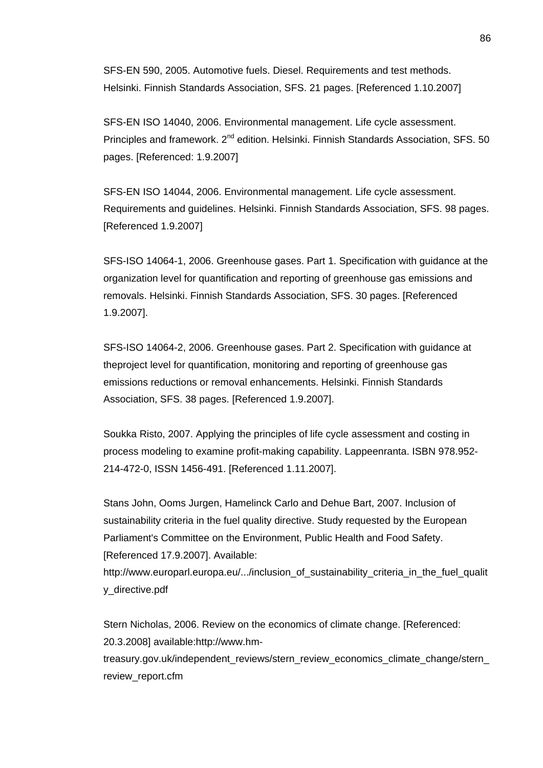SFS-EN 590, 2005. Automotive fuels. Diesel. Requirements and test methods. Helsinki. Finnish Standards Association, SFS. 21 pages. [Referenced 1.10.2007]

SFS-EN ISO 14040, 2006. Environmental management. Life cycle assessment. Principles and framework. 2$^{nd}$ edition. Helsinki. Finnish Standards Association, SFS. 50 pages. [Referenced: 1.9.2007]

SFS-EN ISO 14044, 2006. Environmental management. Life cycle assessment. Requirements and guidelines. Helsinki. Finnish Standards Association, SFS. 98 pages. [Referenced 1.9.2007]

SFS-ISO 14064-1, 2006. Greenhouse gases. Part 1. Specification with guidance at the organization level for quantification and reporting of greenhouse gas emissions and removals. Helsinki. Finnish Standards Association, SFS. 30 pages. [Referenced 1.9.2007].

SFS-ISO 14064-2, 2006. Greenhouse gases. Part 2. Specification with guidance at theproject level for quantification, monitoring and reporting of greenhouse gas emissions reductions or removal enhancements. Helsinki. Finnish Standards Association, SFS. 38 pages. [Referenced 1.9.2007].

Soukka Risto, 2007. Applying the principles of life cycle assessment and costing in process modeling to examine profit-making capability. Lappeenranta. ISBN 978.952-214-472-0, ISSN 1456-491. [Referenced 1.11.2007].

Stans John, Ooms Jurgen, Hamelinck Carlo and Dehue Bart, 2007. Inclusion of sustainability criteria in the fuel quality directive. Study requested by the European Parliament's Committee on the Environment, Public Health and Food Safety. [Referenced 17.9.2007]. Available: http://www.europarl.europa.eu/.../inclusion_of_sustainability_criteria_in_the_fuel_quality_directive.pdf

Stern Nicholas, 2006. Review on the economics of climate change. [Referenced: 20.3.2008] available:http://www.hm-treasury.gov.uk/independent_reviews/stern_review_economics_climate_change/stern_review_report.cfm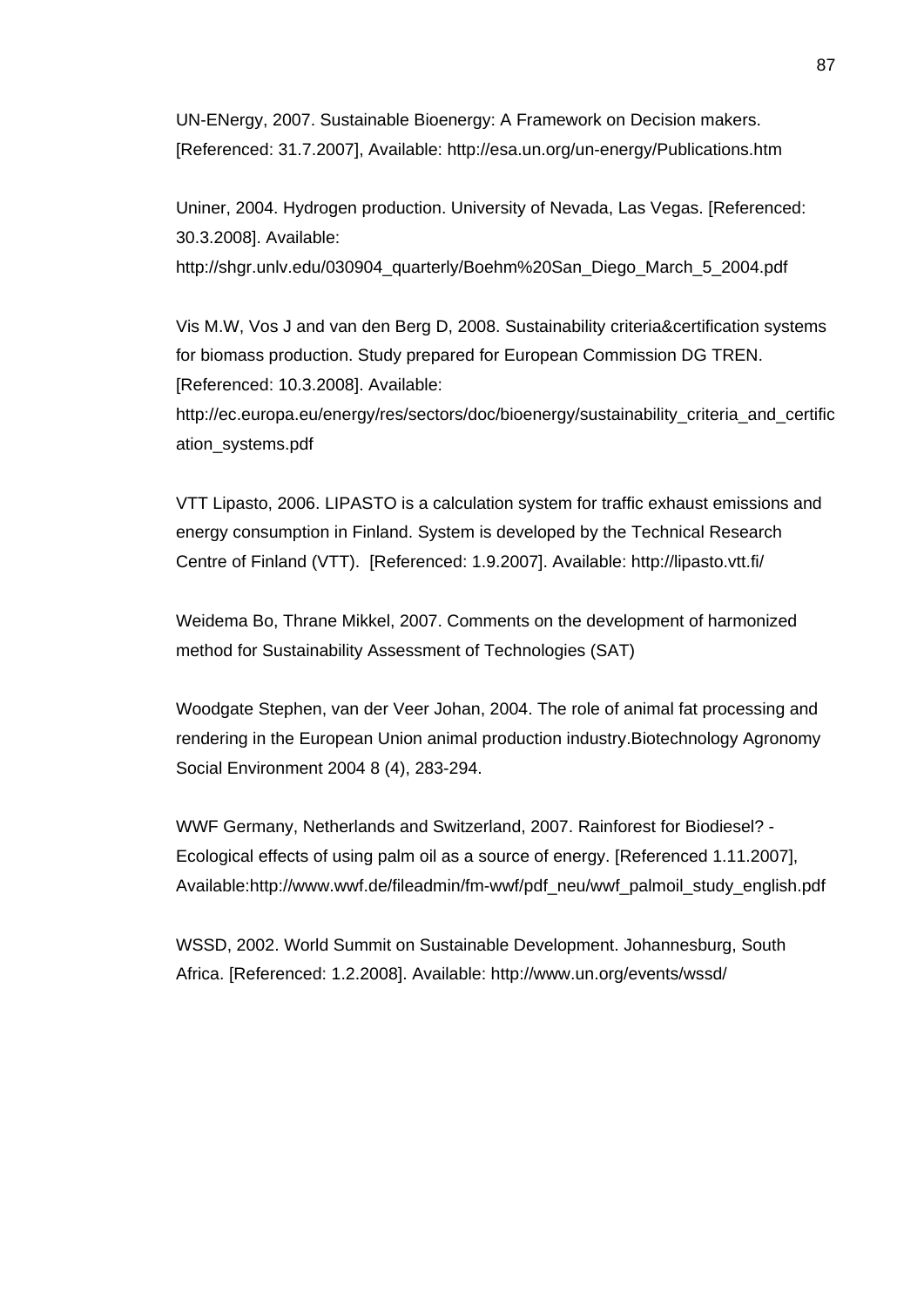UN-ENergy, 2007. Sustainable Bioenergy: A Framework on Decision makers. [Referenced: 31.7.2007], Available: http://esa.un.org/un-energy/Publications.htm

Uniner, 2004. Hydrogen production. University of Nevada, Las Vegas. [Referenced: 30.3.2008]. Available: http://shgr.unlv.edu/030904_quarterly/Boehm%20San_Diego_March_5_2004.pdf

Vis M.W, Vos J and van den Berg D, 2008. Sustainability criteria&certification systems for biomass production. Study prepared for European Commission DG TREN. [Referenced: 10.3.2008]. Available: http://ec.europa.eu/energy/res/sectors/doc/bioenergy/sustainability_criteria_and_certification_systems.pdf

VTT Lipasto, 2006. LIPASTO is a calculation system for traffic exhaust emissions and energy consumption in Finland. System is developed by the Technical Research Centre of Finland (VTT). [Referenced: 1.9.2007]. Available: http://lipasto.vtt.fi/

Weidema Bo, Thrane Mikkel, 2007. Comments on the development of harmonized method for Sustainability Assessment of Technologies (SAT)

Woodgate Stephen, van der Veer Johan, 2004. The role of animal fat processing and rendering in the European Union animal production industry.Biotechnology Agronomy Social Environment 2004 8 (4), 283-294.

WWF Germany, Netherlands and Switzerland, 2007. Rainforest for Biodiesel? - Ecological effects of using palm oil as a source of energy. [Referenced 1.11.2007], Available:http://www.wwf.de/fileadmin/fm-wwf/pdf_neu/wwf_palmoil_study_english.pdf

WSSD, 2002. World Summit on Sustainable Development. Johannesburg, South Africa. [Referenced: 1.2.2008]. Available: http://www.un.org/events/wssd/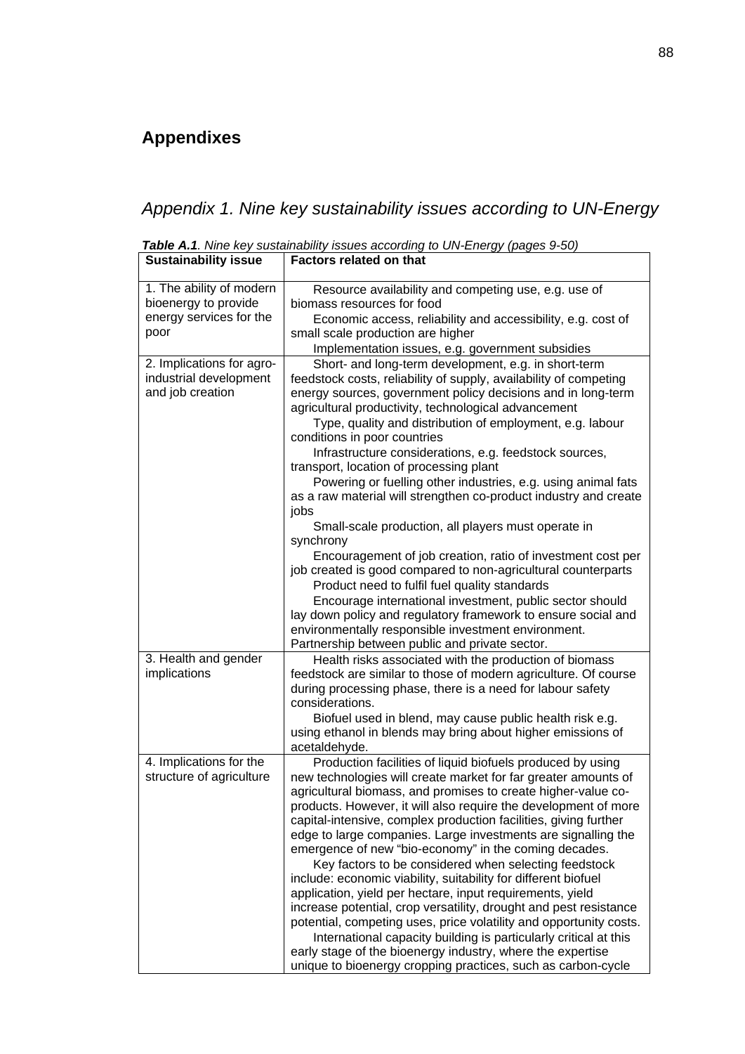# Appendixes

## *Appendix 1. Nine key sustainability issues according to UN-Energy*

***Table A.1**. Nine key sustainability issues according to UN-Energy (pages 9-50)*

| Sustainability issue | Factors related on that |
|---|---|
| 1. The ability of modern bioenergy to provide energy services for the poor | Resource availability and competing use, e.g. use of biomass resources for food<br>Economic access, reliability and accessibility, e.g. cost of small scale production are higher<br>Implementation issues, e.g. government subsidies |
| 2. Implications for agro-industrial development and job creation | Short- and long-term development, e.g. in short-term feedstock costs, reliability of supply, availability of competing energy sources, government policy decisions and in long-term agricultural productivity, technological advancement<br>Type, quality and distribution of employment, e.g. labour conditions in poor countries<br>Infrastructure considerations, e.g. feedstock sources, transport, location of processing plant<br>Powering or fuelling other industries, e.g. using animal fats as a raw material will strengthen co-product industry and create jobs<br>Small-scale production, all players must operate in synchrony<br>Encouragement of job creation, ratio of investment cost per job created is good compared to non-agricultural counterparts<br>Product need to fulfil fuel quality standards<br>Encourage international investment, public sector should lay down policy and regulatory framework to ensure social and environmentally responsible investment environment. Partnership between public and private sector. |
| 3. Health and gender implications | Health risks associated with the production of biomass feedstock are similar to those of modern agriculture. Of course during processing phase, there is a need for labour safety considerations.<br>Biofuel used in blend, may cause public health risk e.g. using ethanol in blends may bring about higher emissions of acetaldehyde. |
| 4. Implications for the structure of agriculture | Production facilities of liquid biofuels produced by using new technologies will create market for far greater amounts of agricultural biomass, and promises to create higher-value co-products. However, it will also require the development of more capital-intensive, complex production facilities, giving further edge to large companies. Large investments are signalling the emergence of new "bio-economy" in the coming decades.<br>Key factors to be considered when selecting feedstock include: economic viability, suitability for different biofuel application, yield per hectare, input requirements, yield increase potential, crop versatility, drought and pest resistance potential, competing uses, price volatility and opportunity costs.<br>International capacity building is particularly critical at this early stage of the bioenergy industry, where the expertise unique to bioenergy cropping practices, such as carbon-cycle |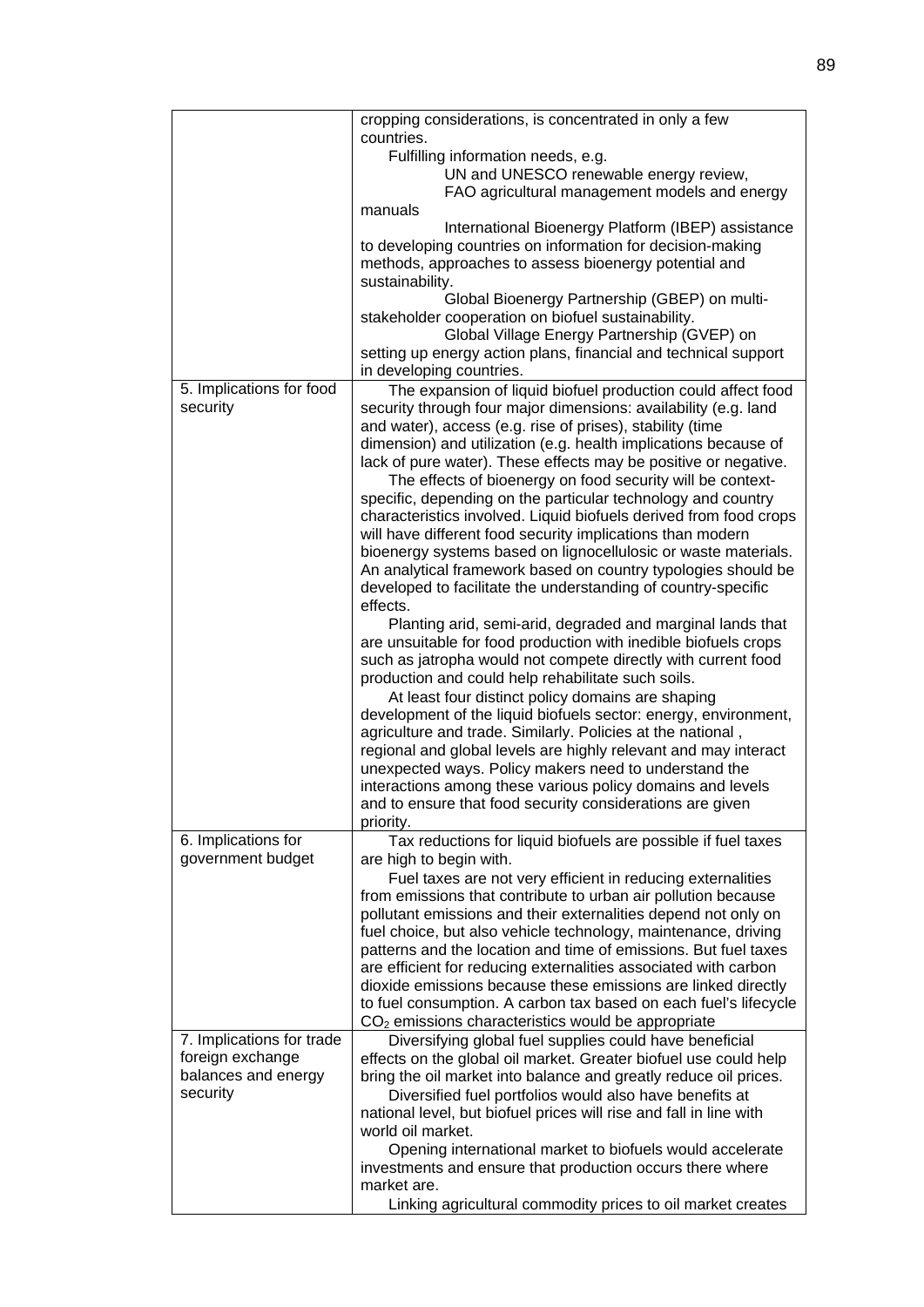| | |
|---|---|
| | cropping considerations, is concentrated in only a few countries.<br>Fulfilling information needs, e.g.<br>UN and UNESCO renewable energy review,<br>FAO agricultural management models and energy manuals<br>International Bioenergy Platform (IBEP) assistance to developing countries on information for decision-making methods, approaches to assess bioenergy potential and sustainability.<br>Global Bioenergy Partnership (GBEP) on multi-stakeholder cooperation on biofuel sustainability.<br>Global Village Energy Partnership (GVEP) on setting up energy action plans, financial and technical support in developing countries. |
| 5. Implications for food security | The expansion of liquid biofuel production could affect food security through four major dimensions: availability (e.g. land and water), access (e.g. rise of prises), stability (time dimension) and utilization (e.g. health implications because of lack of pure water). These effects may be positive or negative.<br>The effects of bioenergy on food security will be context-specific, depending on the particular technology and country characteristics involved. Liquid biofuels derived from food crops will have different food security implications than modern bioenergy systems based on lignocellulosic or waste materials. An analytical framework based on country typologies should be developed to facilitate the understanding of country-specific effects.<br>Planting arid, semi-arid, degraded and marginal lands that are unsuitable for food production with inedible biofuels crops such as jatropha would not compete directly with current food production and could help rehabilitate such soils.<br>At least four distinct policy domains are shaping development of the liquid biofuels sector: energy, environment, agriculture and trade. Similarly. Policies at the national , regional and global levels are highly relevant and may interact unexpected ways. Policy makers need to understand the interactions among these various policy domains and levels and to ensure that food security considerations are given priority. |
| 6. Implications for government budget | Tax reductions for liquid biofuels are possible if fuel taxes are high to begin with.<br>Fuel taxes are not very efficient in reducing externalities from emissions that contribute to urban air pollution because pollutant emissions and their externalities depend not only on fuel choice, but also vehicle technology, maintenance, driving patterns and the location and time of emissions. But fuel taxes are efficient for reducing externalities associated with carbon dioxide emissions because these emissions are linked directly to fuel consumption. A carbon tax based on each fuel's lifecycle $CO_2$ emissions characteristics would be appropriate |
| 7. Implications for trade foreign exchange balances and energy security | Diversifying global fuel supplies could have beneficial effects on the global oil market. Greater biofuel use could help bring the oil market into balance and greatly reduce oil prices.<br>Diversified fuel portfolios would also have benefits at national level, but biofuel prices will rise and fall in line with world oil market.<br>Opening international market to biofuels would accelerate investments and ensure that production occurs there where market are.<br>Linking agricultural commodity prices to oil market creates |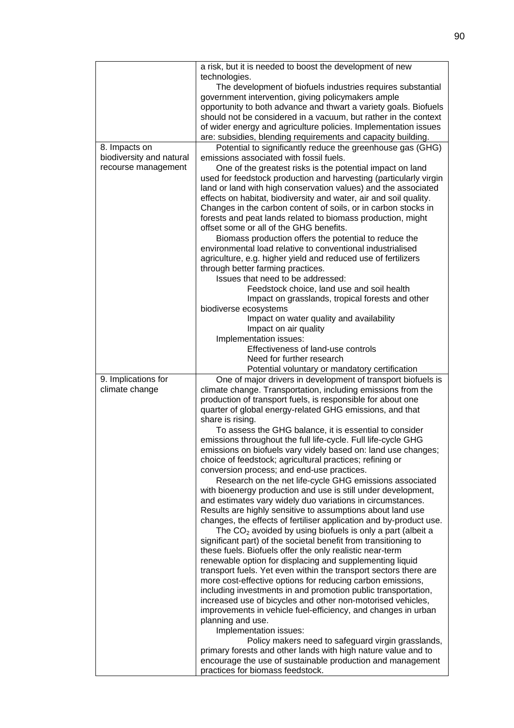| | |
|---|---|
| | a risk, but it is needed to boost the development of new technologies.<br>The development of biofuels industries requires substantial government intervention, giving policymakers ample opportunity to both advance and thwart a variety goals. Biofuels should not be considered in a vacuum, but rather in the context of wider energy and agriculture policies. Implementation issues are: subsidies, blending requirements and capacity building. |
| 8. Impacts on biodiversity and natural recourse management | Potential to significantly reduce the greenhouse gas (GHG) emissions associated with fossil fuels.<br>One of the greatest risks is the potential impact on land used for feedstock production and harvesting (particularly virgin land or land with high conservation values) and the associated effects on habitat, biodiversity and water, air and soil quality. Changes in the carbon content of soils, or in carbon stocks in forests and peat lands related to biomass production, might offset some or all of the GHG benefits.<br>Biomass production offers the potential to reduce the environmental load relative to conventional industrialised agriculture, e.g. higher yield and reduced use of fertilizers through better farming practices.<br>Issues that need to be addressed:<br>Feedstock choice, land use and soil health<br>Impact on grasslands, tropical forests and other biodiverse ecosystems<br>Impact on water quality and availability<br>Impact on air quality<br>Implementation issues:<br>Effectiveness of land-use controls<br>Need for further research<br>Potential voluntary or mandatory certification |
| 9. Implications for climate change | One of major drivers in development of transport biofuels is climate change. Transportation, including emissions from the production of transport fuels, is responsible for about one quarter of global energy-related GHG emissions, and that share is rising.<br>To assess the GHG balance, it is essential to consider emissions throughout the full life-cycle. Full life-cycle GHG emissions on biofuels vary videly based on: land use changes; choice of feedstock; agricultural practices; refining or conversion process; and end-use practices.<br>Research on the net life-cycle GHG emissions associated with bioenergy production and use is still under development, and estimates vary widely duo variations in circumstances. Results are highly sensitive to assumptions about land use changes, the effects of fertiliser application and by-product use.<br>The $CO_2$ avoided by using biofuels is only a part (albeit a significant part) of the societal benefit from transitioning to these fuels. Biofuels offer the only realistic near-term renewable option for displacing and supplementing liquid transport fuels. Yet even within the transport sectors there are more cost-effective options for reducing carbon emissions, including investments in and promotion public transportation, increased use of bicycles and other non-motorised vehicles, improvements in vehicle fuel-efficiency, and changes in urban planning and use.<br>Implementation issues:<br>Policy makers need to safeguard virgin grasslands, primary forests and other lands with high nature value and to encourage the use of sustainable production and management practices for biomass feedstock. |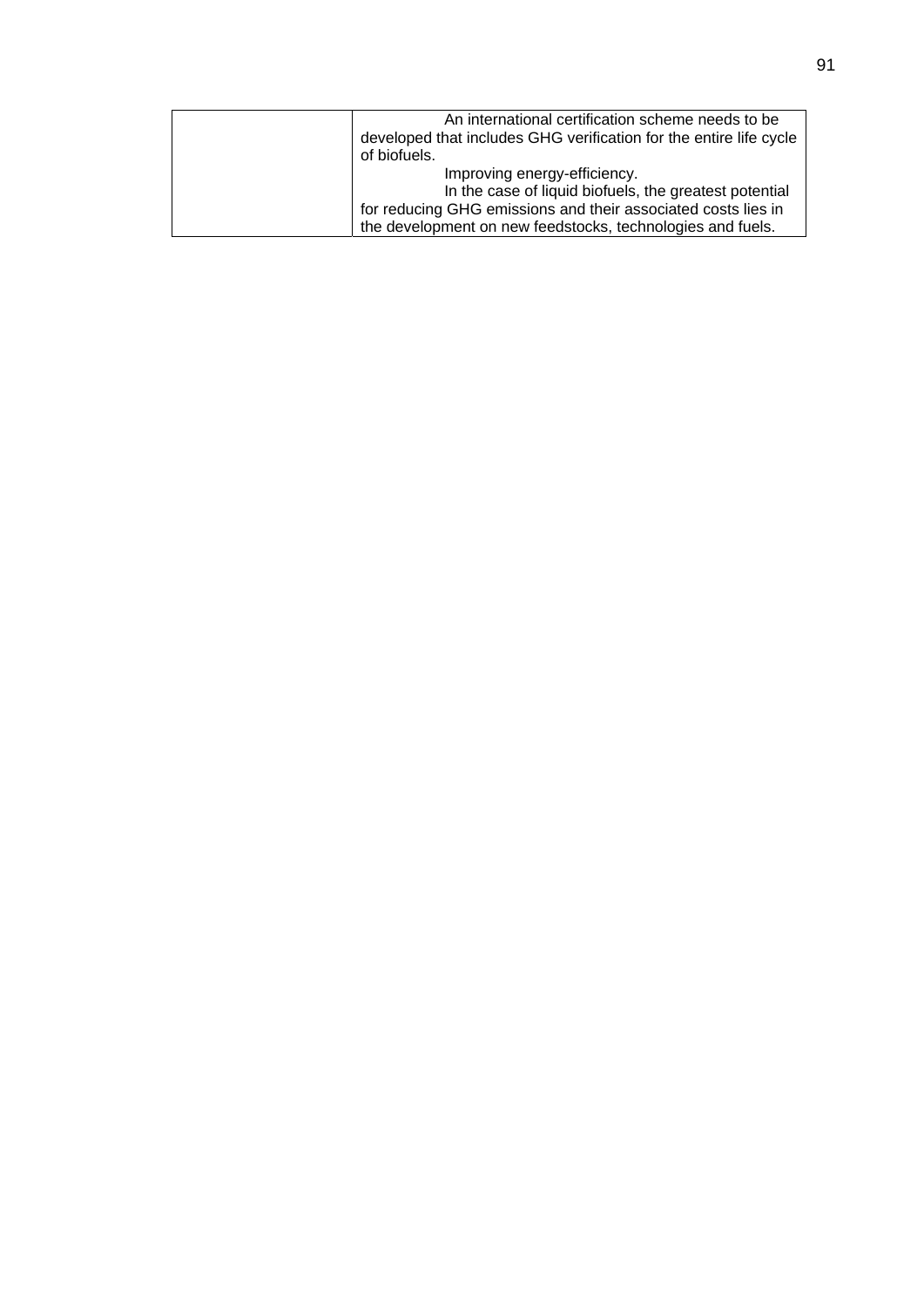|  |  |
|---|---|
|  | An international certification scheme needs to be developed that includes GHG verification for the entire life cycle of biofuels.<br>Improving energy-efficiency.<br>In the case of liquid biofuels, the greatest potential for reducing GHG emissions and their associated costs lies in the development on new feedstocks, technologies and fuels. |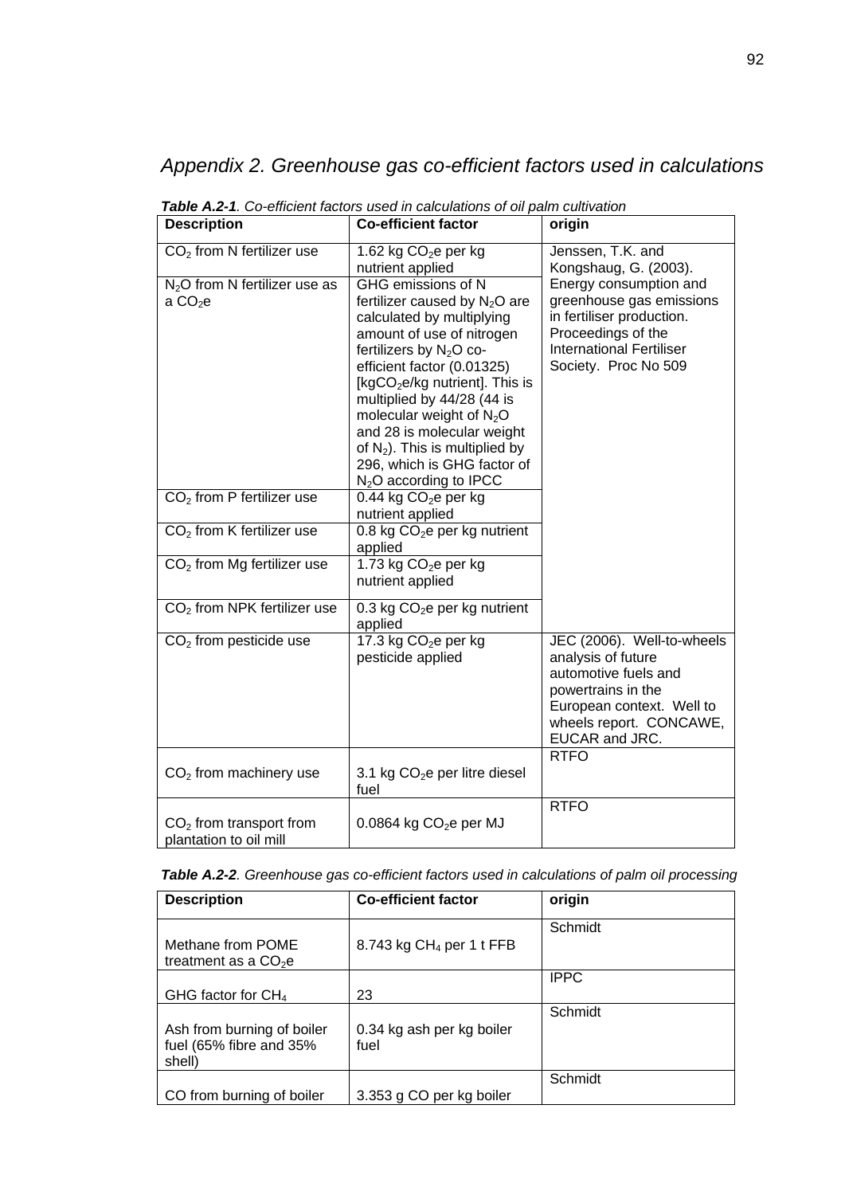# *Appendix 2. Greenhouse gas co-efficient factors used in calculations*

***Table A.2-1**. Co-efficient factors used in calculations of oil palm cultivation*

| Description | Co-efficient factor | origin |
|---|---|---|
| $CO_2$ from N fertilizer use | 1.62 kg $CO_2$e per kg nutrient applied | Jenssen, T.K. and Kongshaug, G. (2003). Energy consumption and greenhouse gas emissions in fertiliser production. Proceedings of the International Fertiliser Society. Proc No 509 |
| $N_2O$ from N fertilizer use as a $CO_2$e | GHG emissions of N fertilizer caused by $N_2O$ are calculated by multiplying amount of use of nitrogen fertilizers by $N_2O$ co-efficient factor (0.01325) [kg$CO_2$e/kg nutrient]. This is multiplied by 44/28 (44 is molecular weight of $N_2O$ and 28 is molecular weight of $N_2$). This is multiplied by 296, which is GHG factor of $N_2O$ according to IPCC | |
| $CO_2$ from P fertilizer use | 0.44 kg $CO_2$e per kg nutrient applied | |
| $CO_2$ from K fertilizer use | 0.8 kg $CO_2$e per kg nutrient applied | |
| $CO_2$ from Mg fertilizer use | 1.73 kg $CO_2$e per kg nutrient applied | |
| $CO_2$ from NPK fertilizer use | 0.3 kg $CO_2$e per kg nutrient applied | |
| $CO_2$ from pesticide use | 17.3 kg $CO_2$e per kg pesticide applied | JEC (2006). Well-to-wheels analysis of future automotive fuels and powertrains in the European context. Well to wheels report. CONCAWE, EUCAR and JRC. |
| $CO_2$ from machinery use | 3.1 kg $CO_2$e per litre diesel fuel | RTFO |
| $CO_2$ from transport from plantation to oil mill | 0.0864 kg $CO_2$e per MJ | RTFO |

***Table A.2-2**. Greenhouse gas co-efficient factors used in calculations of palm oil processing*

| Description | Co-efficient factor | origin |
|---|---|---|
| Methane from POME treatment as a $CO_2$e | 8.743 kg $CH_4$ per 1 t FFB | Schmidt |
| GHG factor for $CH_4$ | 23 | IPPC |
| Ash from burning of boiler fuel (65% fibre and 35% shell) | 0.34 kg ash per kg boiler fuel | Schmidt |
| CO from burning of boiler | 3.353 g CO per kg boiler | Schmidt |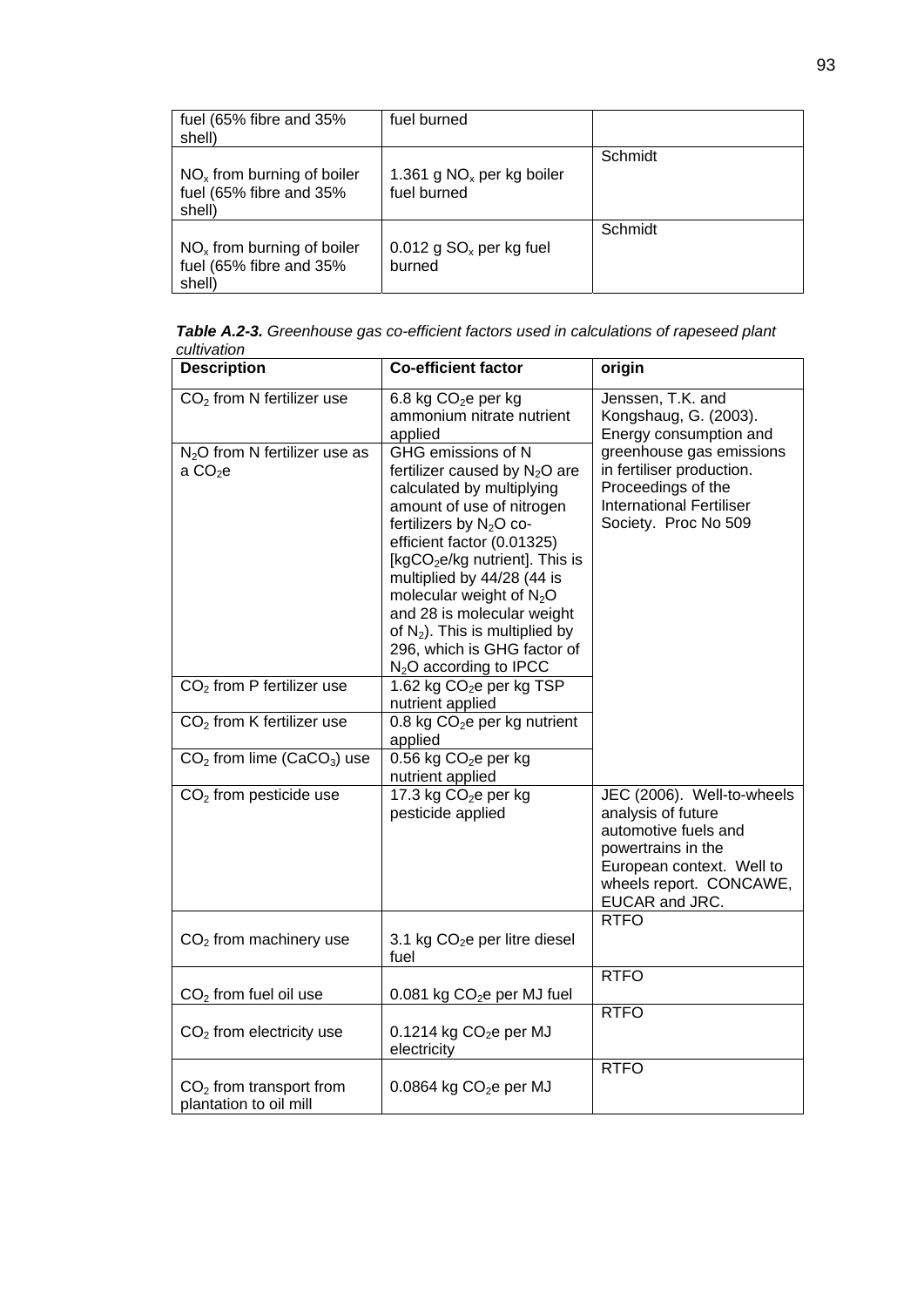| | | |
|---|---|---|
| fuel (65% fibre and 35% shell) | fuel burned | |
| $NO_x$ from burning of boiler fuel (65% fibre and 35% shell) | 1.361 g $NO_x$ per kg boiler fuel burned | Schmidt |
| $NO_x$ from burning of boiler fuel (65% fibre and 35% shell) | 0.012 g $SO_x$ per kg fuel burned | Schmidt |

***Table A.2-3.*** *Greenhouse gas co-efficient factors used in calculations of rapeseed plant cultivation*

| Description | Co-efficient factor | origin |
|---|---|---|
| $CO_2$ from N fertilizer use | 6.8 kg $CO_2$e per kg ammonium nitrate nutrient applied | Jenssen, T.K. and Kongshaug, G. (2003). Energy consumption and greenhouse gas emissions in fertiliser production. Proceedings of the International Fertiliser Society. Proc No 509 |
| $N_2O$ from N fertilizer use as a $CO_2$e | GHG emissions of N fertilizer caused by $N_2O$ are calculated by multiplying amount of use of nitrogen fertilizers by $N_2O$ co-efficient factor (0.01325) [kg$CO_2$e/kg nutrient]. This is multiplied by 44/28 (44 is molecular weight of $N_2O$ and 28 is molecular weight of $N_2$). This is multiplied by 296, which is GHG factor of $N_2O$ according to IPCC | |
| $CO_2$ from P fertilizer use | 1.62 kg $CO_2$e per kg TSP nutrient applied | |
| $CO_2$ from K fertilizer use | 0.8 kg $CO_2$e per kg nutrient applied | |
| $CO_2$ from lime ($CaCO_3$) use | 0.56 kg $CO_2$e per kg nutrient applied | |
| $CO_2$ from pesticide use | 17.3 kg $CO_2$e per kg pesticide applied | JEC (2006). Well-to-wheels analysis of future automotive fuels and powertrains in the European context. Well to wheels report. CONCAWE, EUCAR and JRC. |
| $CO_2$ from machinery use | 3.1 kg $CO_2$e per litre diesel fuel | RTFO |
| $CO_2$ from fuel oil use | 0.081 kg $CO_2$e per MJ fuel | RTFO |
| $CO_2$ from electricity use | 0.1214 kg $CO_2$e per MJ electricity | RTFO |
| $CO_2$ from transport from plantation to oil mill | 0.0864 kg $CO_2$e per MJ | RTFO |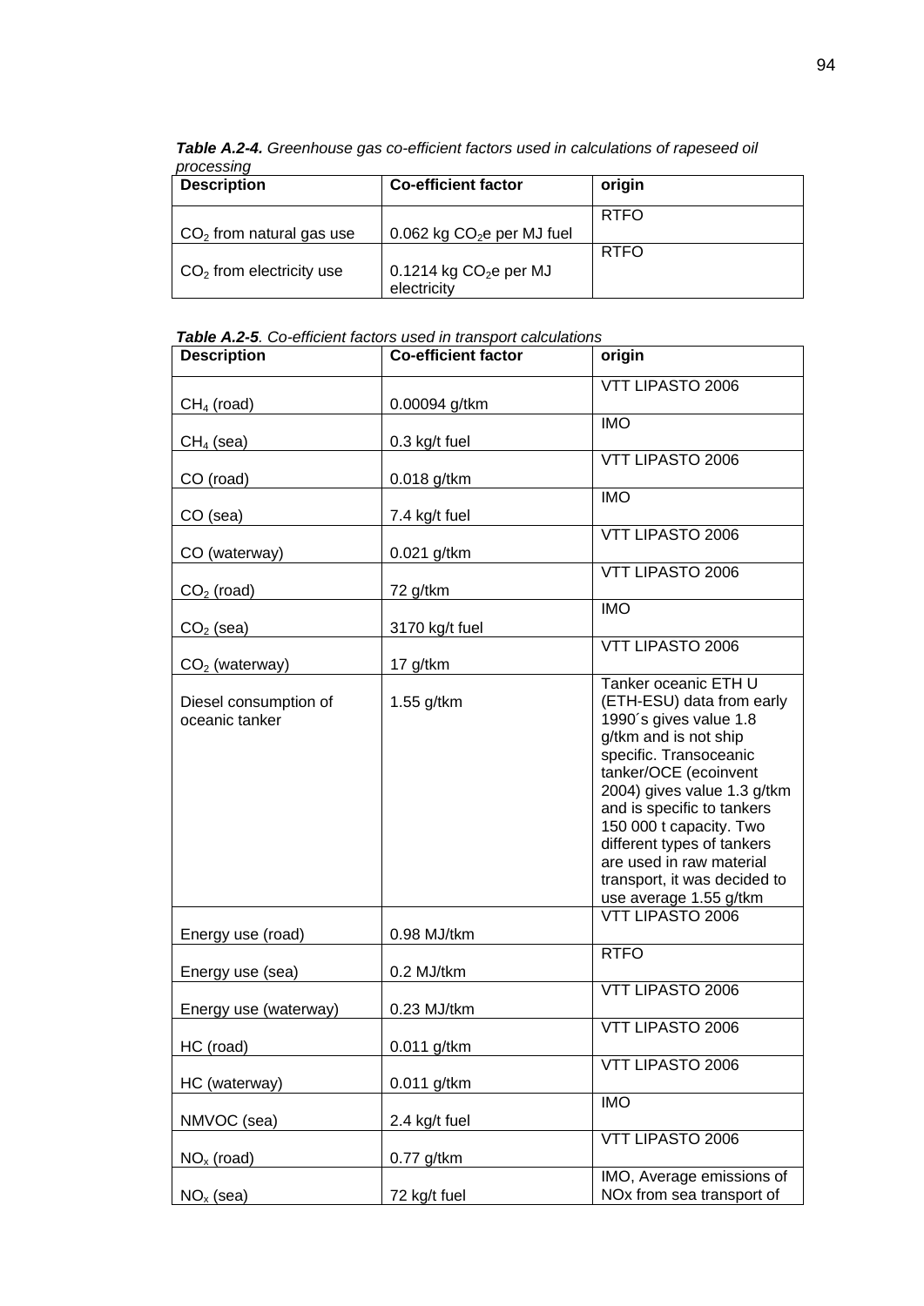***Table A.2-4.*** *Greenhouse gas co-efficient factors used in calculations of rapeseed oil processing*

| Description | Co-efficient factor | origin |
|---|---|---|
| $CO_2$ from natural gas use | 0.062 kg $CO_2$e per MJ fuel | RTFO |
| $CO_2$ from electricity use | 0.1214 kg $CO_2$e per MJ electricity | RTFO |

***Table A.2-5***. *Co-efficient factors used in transport calculations*

| Description | Co-efficient factor | origin |
|---|---|---|
| $CH_4$ (road) | 0.00094 g/tkm | VTT LIPASTO 2006 |
| $CH_4$ (sea) | 0.3 kg/t fuel | IMO |
| CO (road) | 0.018 g/tkm | VTT LIPASTO 2006 |
| CO (sea) | 7.4 kg/t fuel | IMO |
| CO (waterway) | 0.021 g/tkm | VTT LIPASTO 2006 |
| $CO_2$ (road) | 72 g/tkm | VTT LIPASTO 2006 |
| $CO_2$ (sea) | 3170 kg/t fuel | IMO |
| $CO_2$ (waterway) | 17 g/tkm | VTT LIPASTO 2006 |
| Diesel consumption of oceanic tanker | 1.55 g/tkm | Tanker oceanic ETH U (ETH-ESU) data from early 1990´s gives value 1.8 g/tkm and is not ship specific. Transoceanic tanker/OCE (ecoinvent 2004) gives value 1.3 g/tkm and is specific to tankers 150 000 t capacity. Two different types of tankers are used in raw material transport, it was decided to use average 1.55 g/tkm |
| Energy use (road) | 0.98 MJ/tkm | VTT LIPASTO 2006 |
| Energy use (sea) | 0.2 MJ/tkm | RTFO |
| Energy use (waterway) | 0.23 MJ/tkm | VTT LIPASTO 2006 |
| HC (road) | 0.011 g/tkm | VTT LIPASTO 2006 |
| HC (waterway) | 0.011 g/tkm | VTT LIPASTO 2006 |
| NMVOC (sea) | 2.4 kg/t fuel | IMO |
| $NO_x$ (road) | 0.77 g/tkm | VTT LIPASTO 2006 |
| $NO_x$ (sea) | 72 kg/t fuel | IMO, Average emissions of NOx from sea transport of |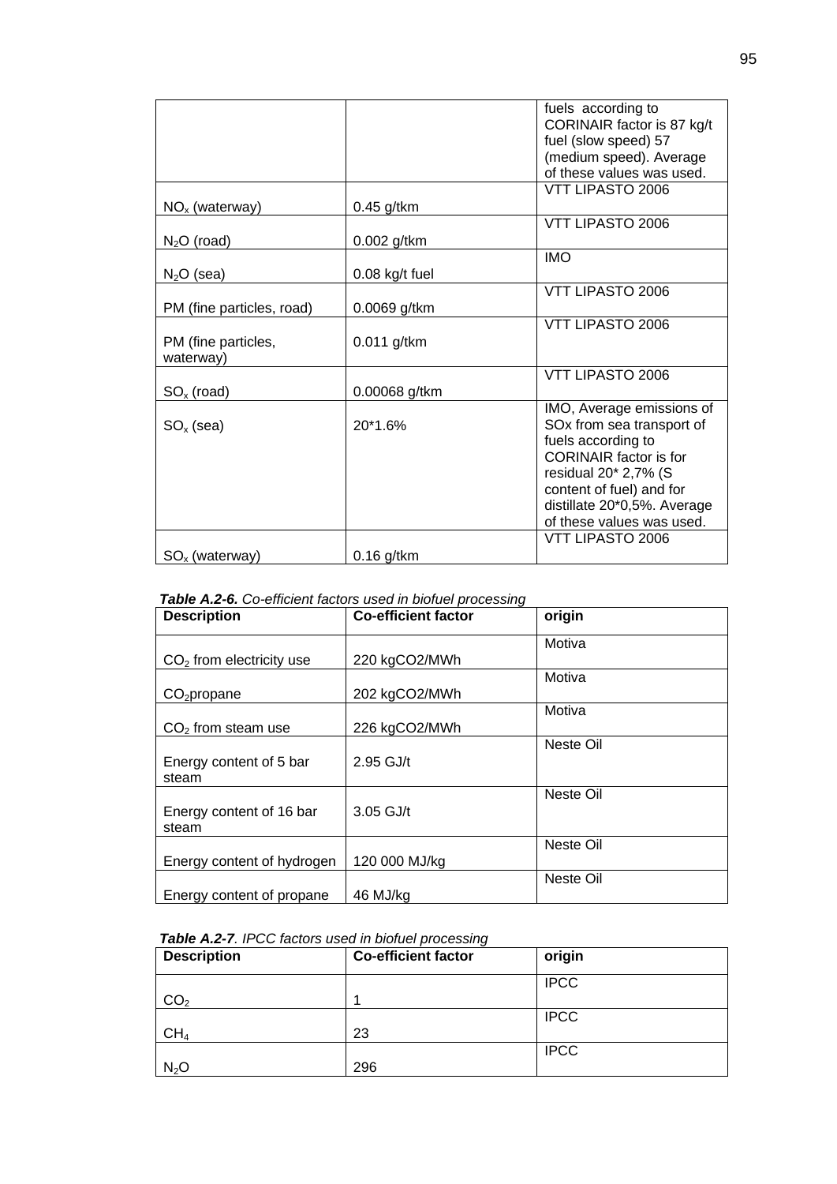| | | |
|---|---|---|
| | | fuels according to CORINAIR factor is 87 kg/t fuel (slow speed) 57 (medium speed). Average of these values was used. |
| $NO_x$ (waterway) | 0.45 g/tkm | VTT LIPASTO 2006 |
| $N_2O$ (road) | 0.002 g/tkm | VTT LIPASTO 2006 |
| $N_2O$ (sea) | 0.08 kg/t fuel | IMO |
| PM (fine particles, road) | 0.0069 g/tkm | VTT LIPASTO 2006 |
| PM (fine particles, waterway) | 0.011 g/tkm | VTT LIPASTO 2006 |
| $SO_x$ (road) | 0.00068 g/tkm | VTT LIPASTO 2006 |
| $SO_x$ (sea) | 20*1.6% | IMO, Average emissions of SOx from sea transport of fuels according to CORINAIR factor is for residual 20* 2,7% (S content of fuel) and for distillate 20*0,5%. Average of these values was used. |
| $SO_x$ (waterway) | 0.16 g/tkm | VTT LIPASTO 2006 |

***Table A.2-6.*** *Co-efficient factors used in biofuel processing*

| Description | Co-efficient factor | origin |
|---|---|---|
| $CO_2$ from electricity use | 220 kgCO2/MWh | Motiva |
| $CO_2$propane | 202 kgCO2/MWh | Motiva |
| $CO_2$ from steam use | 226 kgCO2/MWh | Motiva |
| Energy content of 5 bar steam | 2.95 GJ/t | Neste Oil |
| Energy content of 16 bar steam | 3.05 GJ/t | Neste Oil |
| Energy content of hydrogen | 120 000 MJ/kg | Neste Oil |
| Energy content of propane | 46 MJ/kg | Neste Oil |

***Table A.2-7****. IPCC factors used in biofuel processing*

| Description | Co-efficient factor | origin |
|---|---|---|
| $CO_2$ | 1 | IPCC |
| $CH_4$ | 23 | IPCC |
| $N_2O$ | 296 | IPCC |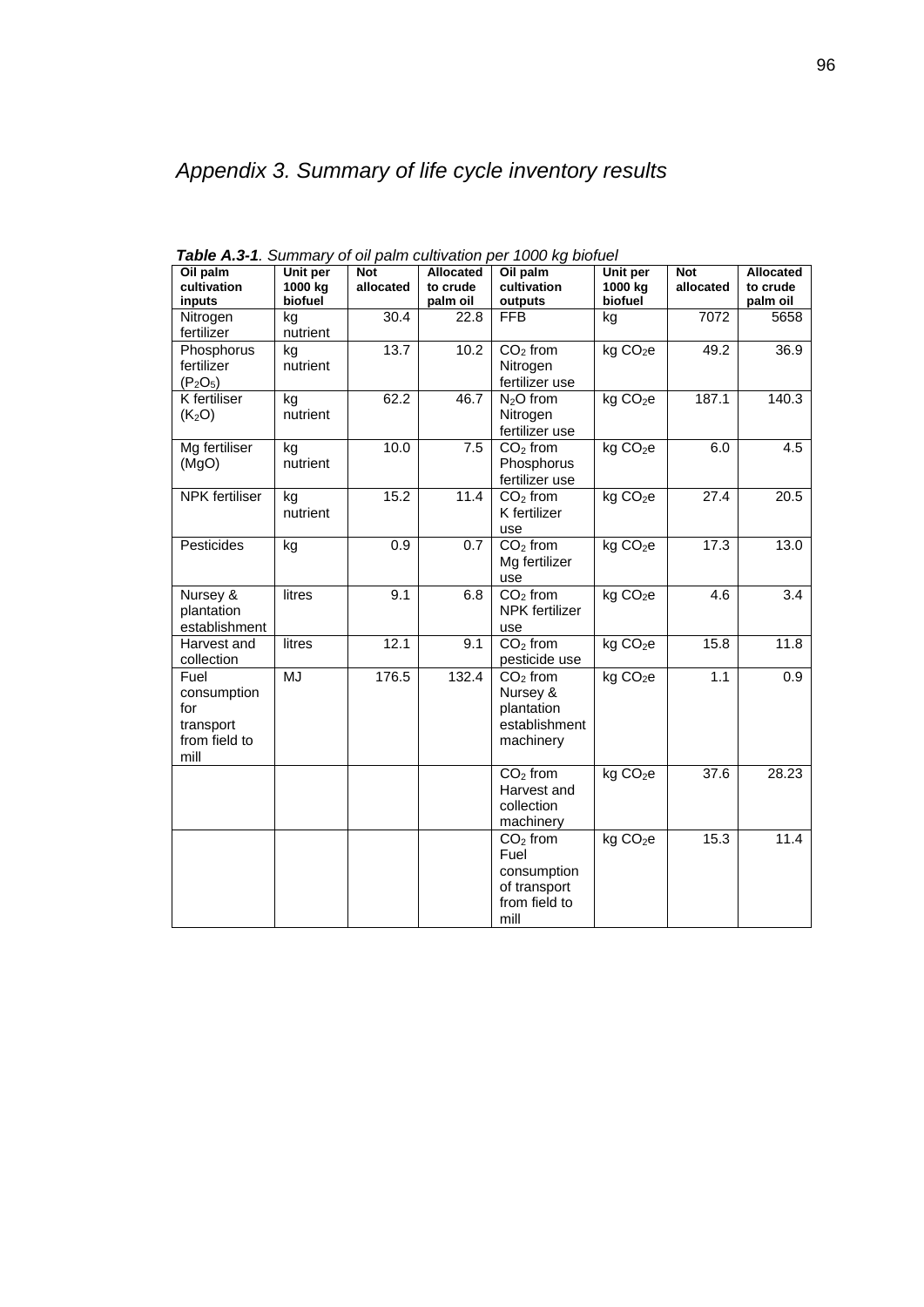# *Appendix 3. Summary of life cycle inventory results*

***Table A.3-1**. Summary of oil palm cultivation per 1000 kg biofuel*

| Oil palm cultivation inputs | Unit per 1000 kg biofuel | Not allocated | Allocated to crude palm oil | Oil palm cultivation outputs | Unit per 1000 kg biofuel | Not allocated | Allocated to crude palm oil |
|---|---|---|---|---|---|---|---|
| Nitrogen fertilizer | kg nutrient | 30.4 | 22.8 | FFB | kg | 7072 | 5658 |
| Phosphorus fertilizer ($P_2O_5$) | kg nutrient | 13.7 | 10.2 | $CO_2$ from Nitrogen fertilizer use | kg $CO_2$e | 49.2 | 36.9 |
| K fertiliser ($K_2O$) | kg nutrient | 62.2 | 46.7 | $N_2O$ from Nitrogen fertilizer use | kg $CO_2$e | 187.1 | 140.3 |
| Mg fertiliser (MgO) | kg nutrient | 10.0 | 7.5 | $CO_2$ from Phosphorus fertilizer use | kg $CO_2$e | 6.0 | 4.5 |
| NPK fertiliser | kg nutrient | 15.2 | 11.4 | $CO_2$ from K fertilizer use | kg $CO_2$e | 27.4 | 20.5 |
| Pesticides | kg | 0.9 | 0.7 | $CO_2$ from Mg fertilizer use | kg $CO_2$e | 17.3 | 13.0 |
| Nursey & plantation establishment | litres | 9.1 | 6.8 | $CO_2$ from NPK fertilizer use | kg $CO_2$e | 4.6 | 3.4 |
| Harvest and collection | litres | 12.1 | 9.1 | $CO_2$ from pesticide use | kg $CO_2$e | 15.8 | 11.8 |
| Fuel consumption for transport from field to mill | MJ | 176.5 | 132.4 | $CO_2$ from Nursey & plantation establishment machinery | kg $CO_2$e | 1.1 | 0.9 |
| | | | | $CO_2$ from Harvest and collection machinery | kg $CO_2$e | 37.6 | 28.23 |
| | | | | $CO_2$ from Fuel consumption of transport from field to mill | kg $CO_2$e | 15.3 | 11.4 |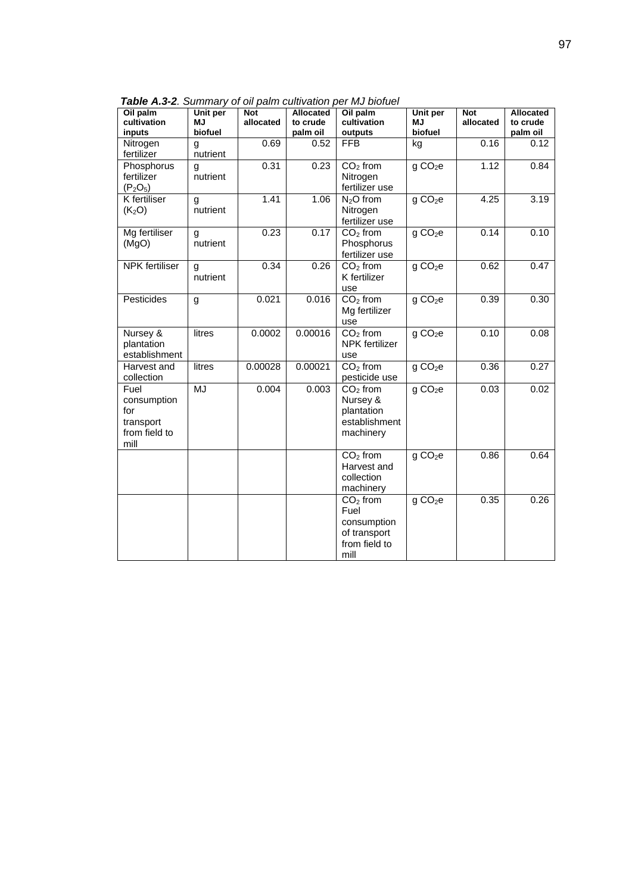***Table A.3-2**. Summary of oil palm cultivation per MJ biofuel*

| Oil palm cultivation inputs | Unit per MJ biofuel | Not allocated | Allocated to crude palm oil | Oil palm cultivation outputs | Unit per MJ biofuel | Not allocated | Allocated to crude palm oil |
|---|---|---|---|---|---|---|---|
| Nitrogen fertilizer | g nutrient | 0.69 | 0.52 | FFB | kg | 0.16 | 0.12 |
| Phosphorus fertilizer ($P_2O_5$) | g nutrient | 0.31 | 0.23 | $CO_2$ from Nitrogen fertilizer use | g $CO_2$e | 1.12 | 0.84 |
| K fertiliser ($K_2O$) | g nutrient | 1.41 | 1.06 | $N_2O$ from Nitrogen fertilizer use | g $CO_2$e | 4.25 | 3.19 |
| Mg fertiliser (MgO) | g nutrient | 0.23 | 0.17 | $CO_2$ from Phosphorus fertilizer use | g $CO_2$e | 0.14 | 0.10 |
| NPK fertiliser | g nutrient | 0.34 | 0.26 | $CO_2$ from K fertilizer use | g $CO_2$e | 0.62 | 0.47 |
| Pesticides | g | 0.021 | 0.016 | $CO_2$ from Mg fertilizer use | g $CO_2$e | 0.39 | 0.30 |
| Nursey & plantation establishment | litres | 0.0002 | 0.00016 | $CO_2$ from NPK fertilizer use | g $CO_2$e | 0.10 | 0.08 |
| Harvest and collection | litres | 0.00028 | 0.00021 | $CO_2$ from pesticide use | g $CO_2$e | 0.36 | 0.27 |
| Fuel consumption for transport from field to mill | MJ | 0.004 | 0.003 | $CO_2$ from Nursey & plantation establishment machinery | g $CO_2$e | 0.03 | 0.02 |
| | | | | $CO_2$ from Harvest and collection machinery | g $CO_2$e | 0.86 | 0.64 |
| | | | | $CO_2$ from Fuel consumption of transport from field to mill | g $CO_2$e | 0.35 | 0.26 |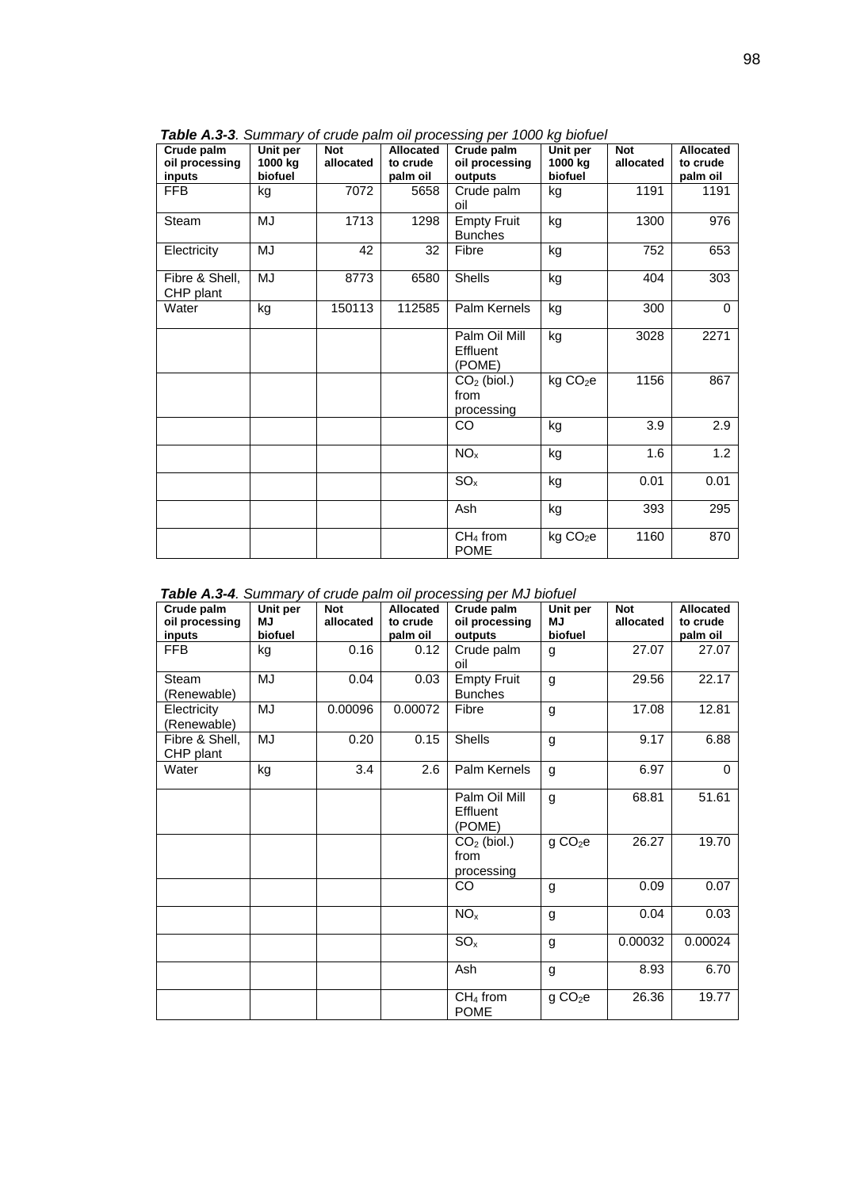***Table A.3-3***. *Summary of crude palm oil processing per 1000 kg biofuel*

| Crude palm oil processing inputs | Unit per 1000 kg biofuel | Not allocated | Allocated to crude palm oil | Crude palm oil processing outputs | Unit per 1000 kg biofuel | Not allocated | Allocated to crude palm oil |
|---|---|---|---|---|---|---|---|
| FFB | kg | 7072 | 5658 | Crude palm oil | kg | 1191 | 1191 |
| Steam | MJ | 1713 | 1298 | Empty Fruit Bunches | kg | 1300 | 976 |
| Electricity | MJ | 42 | 32 | Fibre | kg | 752 | 653 |
| Fibre & Shell, CHP plant | MJ | 8773 | 6580 | Shells | kg | 404 | 303 |
| Water | kg | 150113 | 112585 | Palm Kernels | kg | 300 | 0 |
| | | | | Palm Oil Mill Effluent (POME) | kg | 3028 | 2271 |
| | | | | $CO_2$ (biol.) from processing | kg $CO_2e$ | 1156 | 867 |
| | | | | CO | kg | 3.9 | 2.9 |
| | | | | $NO_x$ | kg | 1.6 | 1.2 |
| | | | | $SO_x$ | kg | 0.01 | 0.01 |
| | | | | Ash | kg | 393 | 295 |
| | | | | $CH_4$ from POME | kg $CO_2e$ | 1160 | 870 |

***Table A.3-4***. *Summary of crude palm oil processing per MJ biofuel*

| Crude palm oil processing inputs | Unit per MJ biofuel | Not allocated | Allocated to crude palm oil | Crude palm oil processing outputs | Unit per MJ biofuel | Not allocated | Allocated to crude palm oil |
|---|---|---|---|---|---|---|---|
| FFB | kg | 0.16 | 0.12 | Crude palm oil | g | 27.07 | 27.07 |
| Steam (Renewable) | MJ | 0.04 | 0.03 | Empty Fruit Bunches | g | 29.56 | 22.17 |
| Electricity (Renewable) | MJ | 0.00096 | 0.00072 | Fibre | g | 17.08 | 12.81 |
| Fibre & Shell, CHP plant | MJ | 0.20 | 0.15 | Shells | g | 9.17 | 6.88 |
| Water | kg | 3.4 | 2.6 | Palm Kernels | g | 6.97 | 0 |
| | | | | Palm Oil Mill Effluent (POME) | g | 68.81 | 51.61 |
| | | | | $CO_2$ (biol.) from processing | g $CO_2e$ | 26.27 | 19.70 |
| | | | | CO | g | 0.09 | 0.07 |
| | | | | $NO_x$ | g | 0.04 | 0.03 |
| | | | | $SO_x$ | g | 0.00032 | 0.00024 |
| | | | | Ash | g | 8.93 | 6.70 |
| | | | | $CH_4$ from POME | g $CO_2e$ | 26.36 | 19.77 |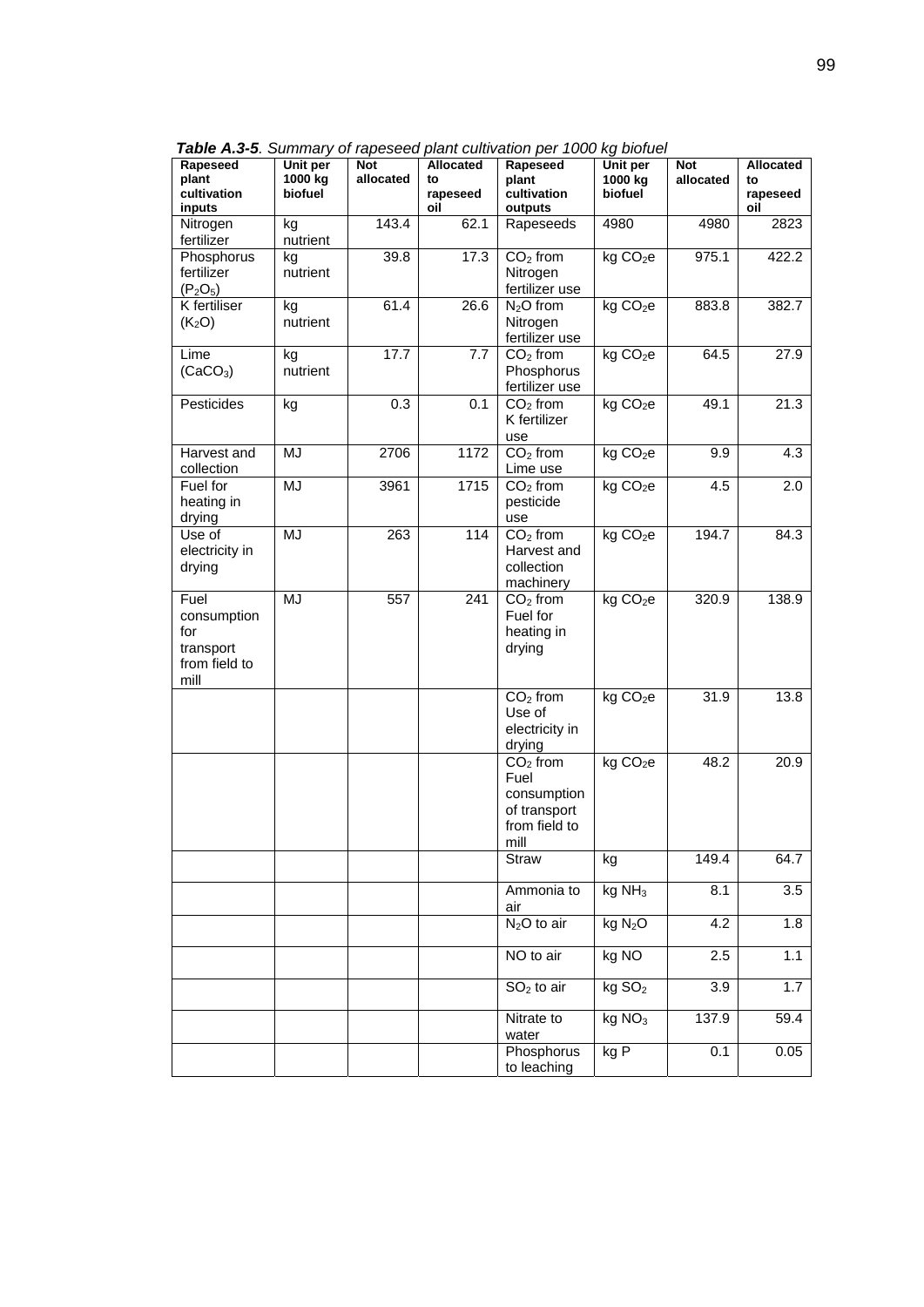***Table A.3-5***. *Summary of rapeseed plant cultivation per 1000 kg biofuel*

| Rapeseed plant cultivation inputs | Unit per 1000 kg biofuel | Not allocated | Allocated to rapeseed oil | Rapeseed plant cultivation outputs | Unit per 1000 kg biofuel | Not allocated | Allocated to rapeseed oil |
|---|---|---|---|---|---|---|---|
| Nitrogen fertilizer | kg nutrient | 143.4 | 62.1 | Rapeseeds | 4980 | 4980 | 2823 |
| Phosphorus fertilizer ($P_2O_5$) | kg nutrient | 39.8 | 17.3 | $CO_2$ from Nitrogen fertilizer use | kg $CO_2$e | 975.1 | 422.2 |
| K fertiliser ($K_2O$) | kg nutrient | 61.4 | 26.6 | $N_2O$ from Nitrogen fertilizer use | kg $CO_2$e | 883.8 | 382.7 |
| Lime ($CaCO_3$) | kg nutrient | 17.7 | 7.7 | $CO_2$ from Phosphorus fertilizer use | kg $CO_2$e | 64.5 | 27.9 |
| Pesticides | kg | 0.3 | 0.1 | $CO_2$ from K fertilizer use | kg $CO_2$e | 49.1 | 21.3 |
| Harvest and collection | MJ | 2706 | 1172 | $CO_2$ from Lime use | kg $CO_2$e | 9.9 | 4.3 |
| Fuel for heating in drying | MJ | 3961 | 1715 | $CO_2$ from pesticide use | kg $CO_2$e | 4.5 | 2.0 |
| Use of electricity in drying | MJ | 263 | 114 | $CO_2$ from Harvest and collection machinery | kg $CO_2$e | 194.7 | 84.3 |
| Fuel consumption for transport from field to mill | MJ | 557 | 241 | $CO_2$ from Fuel for heating in drying | kg $CO_2$e | 320.9 | 138.9 |
| | | | | $CO_2$ from Use of electricity in drying | kg $CO_2$e | 31.9 | 13.8 |
| | | | | $CO_2$ from Fuel consumption of transport from field to mill | kg $CO_2$e | 48.2 | 20.9 |
| | | | | Straw | kg | 149.4 | 64.7 |
| | | | | Ammonia to air | kg $NH_3$ | 8.1 | 3.5 |
| | | | | $N_2O$ to air | kg $N_2O$ | 4.2 | 1.8 |
| | | | | NO to air | kg NO | 2.5 | 1.1 |
| | | | | $SO_2$ to air | kg $SO_2$ | 3.9 | 1.7 |
| | | | | Nitrate to water | kg $NO_3$ | 137.9 | 59.4 |
| | | | | Phosphorus to leaching | kg P | 0.1 | 0.05 |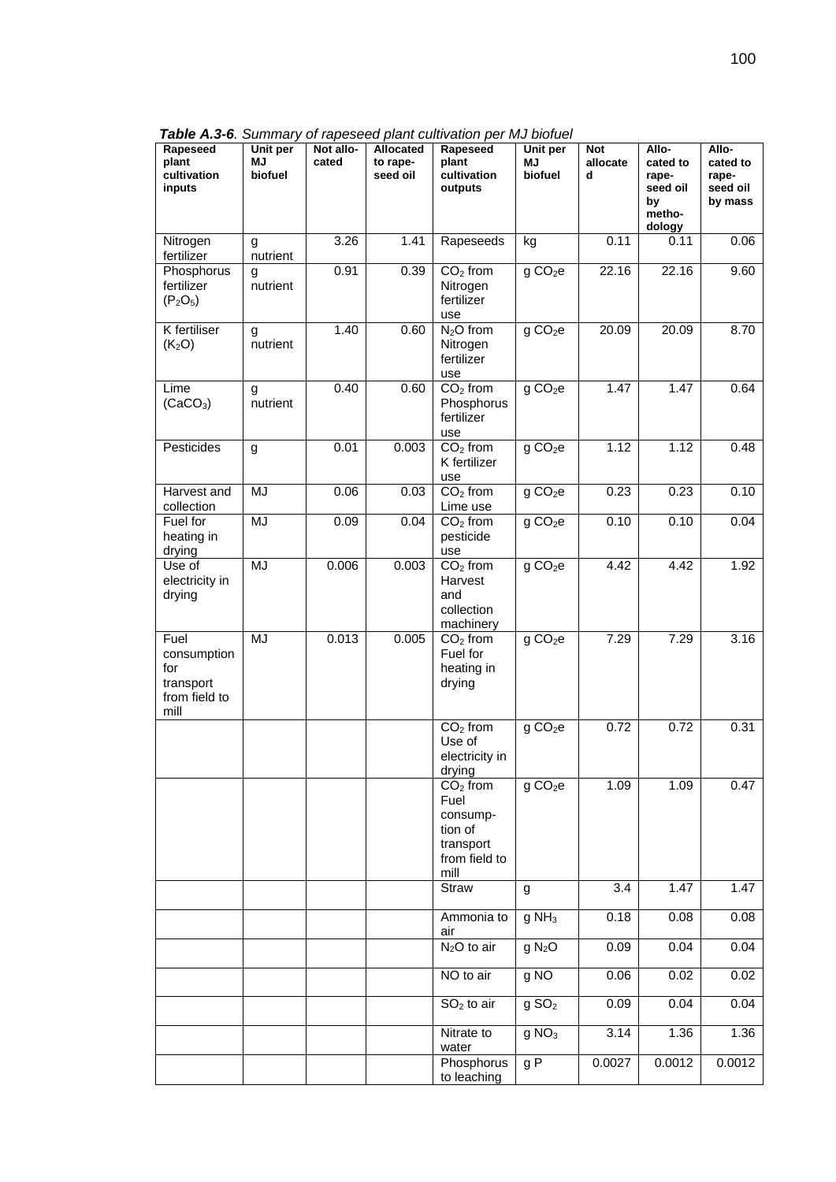***Table A.3-6**. Summary of rapeseed plant cultivation per MJ biofuel*

| Rapeseed plant cultivation inputs | Unit per MJ biofuel | Not allocated | Allocated to rapeseed oil | Rapeseed plant cultivation outputs | Unit per MJ biofuel | Not allocated | Allocated to rapeseed oil by methodology | Allocated to rapeseed oil by mass |
|---|---|---|---|---|---|---|---|---|
| Nitrogen fertilizer | g nutrient | 3.26 | 1.41 | Rapeseeds | kg | 0.11 | 0.11 | 0.06 |
| Phosphorus fertilizer ($P_2O_5$) | g nutrient | 0.91 | 0.39 | $CO_2$ from Nitrogen fertilizer use | g $CO_2$e | 22.16 | 22.16 | 9.60 |
| K fertiliser ($K_2O$) | g nutrient | 1.40 | 0.60 | $N_2O$ from Nitrogen fertilizer use | g $CO_2$e | 20.09 | 20.09 | 8.70 |
| Lime ($CaCO_3$) | g nutrient | 0.40 | 0.60 | $CO_2$ from Phosphorus fertilizer use | g $CO_2$e | 1.47 | 1.47 | 0.64 |
| Pesticides | g | 0.01 | 0.003 | $CO_2$ from K fertilizer use | g $CO_2$e | 1.12 | 1.12 | 0.48 |
| Harvest and collection | MJ | 0.06 | 0.03 | $CO_2$ from Lime use | g $CO_2$e | 0.23 | 0.23 | 0.10 |
| Fuel for heating in drying | MJ | 0.09 | 0.04 | $CO_2$ from pesticide use | g $CO_2$e | 0.10 | 0.10 | 0.04 |
| Use of electricity in drying | MJ | 0.006 | 0.003 | $CO_2$ from Harvest and collection machinery | g $CO_2$e | 4.42 | 4.42 | 1.92 |
| Fuel consumption for transport from field to mill | MJ | 0.013 | 0.005 | $CO_2$ from Fuel for heating in drying | g $CO_2$e | 7.29 | 7.29 | 3.16 |
| | | | | $CO_2$ from Use of electricity in drying | g $CO_2$e | 0.72 | 0.72 | 0.31 |
| | | | | $CO_2$ from Fuel consumption of transport from field to mill | g $CO_2$e | 1.09 | 1.09 | 0.47 |
| | | | | Straw | g | 3.4 | 1.47 | 1.47 |
| | | | | Ammonia to air | g $NH_3$ | 0.18 | 0.08 | 0.08 |
| | | | | $N_2O$ to air | g $N_2O$ | 0.09 | 0.04 | 0.04 |
| | | | | NO to air | g NO | 0.06 | 0.02 | 0.02 |
| | | | | $SO_2$ to air | g $SO_2$ | 0.09 | 0.04 | 0.04 |
| | | | | Nitrate to water | g $NO_3$ | 3.14 | 1.36 | 1.36 |
| | | | | Phosphorus to leaching | g P | 0.0027 | 0.0012 | 0.0012 |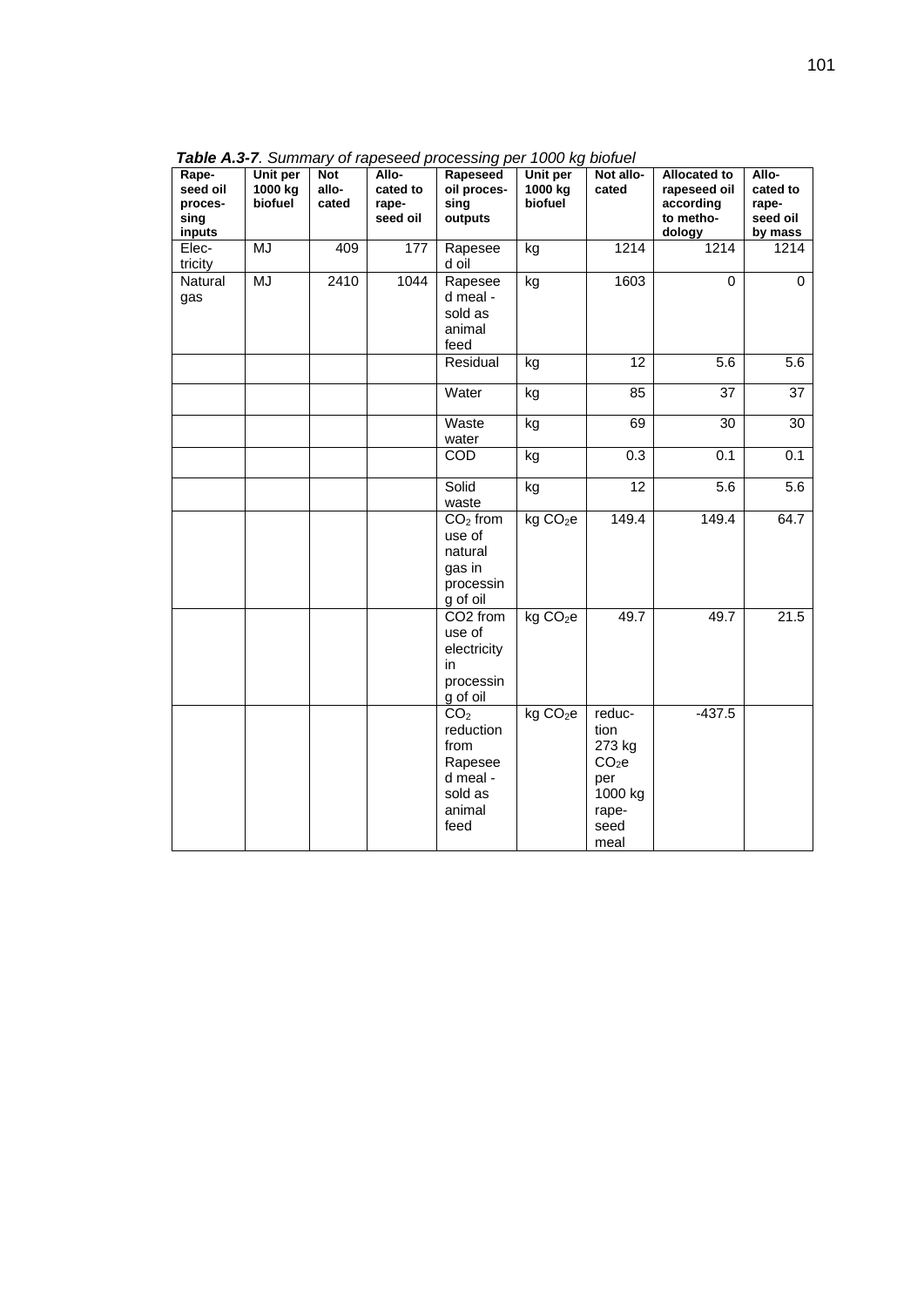***Table A.3-7**. Summary of rapeseed processing per 1000 kg biofuel*

| Rapeseed oil processing inputs | Unit per 1000 kg biofuel | Not allocated | Allocated to rapeseed oil | Rapeseed oil processing outputs | Unit per 1000 kg biofuel | Not allocated | Allocated to rapeseed oil according to methodology | Allocated to rapeseed oil by mass |
|---|---|---|---|---|---|---|---|---|
| Electricity | MJ | 409 | 177 | Rapeseed oil | kg | 1214 | 1214 | 1214 |
| Natural gas | MJ | 2410 | 1044 | Rapeseed meal - sold as animal feed | kg | 1603 | 0 | 0 |
| | | | | Residual | kg | 12 | 5.6 | 5.6 |
| | | | | Water | kg | 85 | 37 | 37 |
| | | | | Waste water | kg | 69 | 30 | 30 |
| | | | | COD | kg | 0.3 | 0.1 | 0.1 |
| | | | | Solid waste | kg | 12 | 5.6 | 5.6 |
| | | | | $CO_2$ from use of natural gas in processing of oil | kg $CO_2e$ | 149.4 | 149.4 | 64.7 |
| | | | | CO2 from use of electricity in processing of oil | kg $CO_2e$ | 49.7 | 49.7 | 21.5 |
| | | | | $CO_2$ reduction from Rapeseed meal - sold as animal feed | kg $CO_2e$ | reduction 273 kg $CO_2e$ per 1000 kg rapeseed meal | -437.5 | |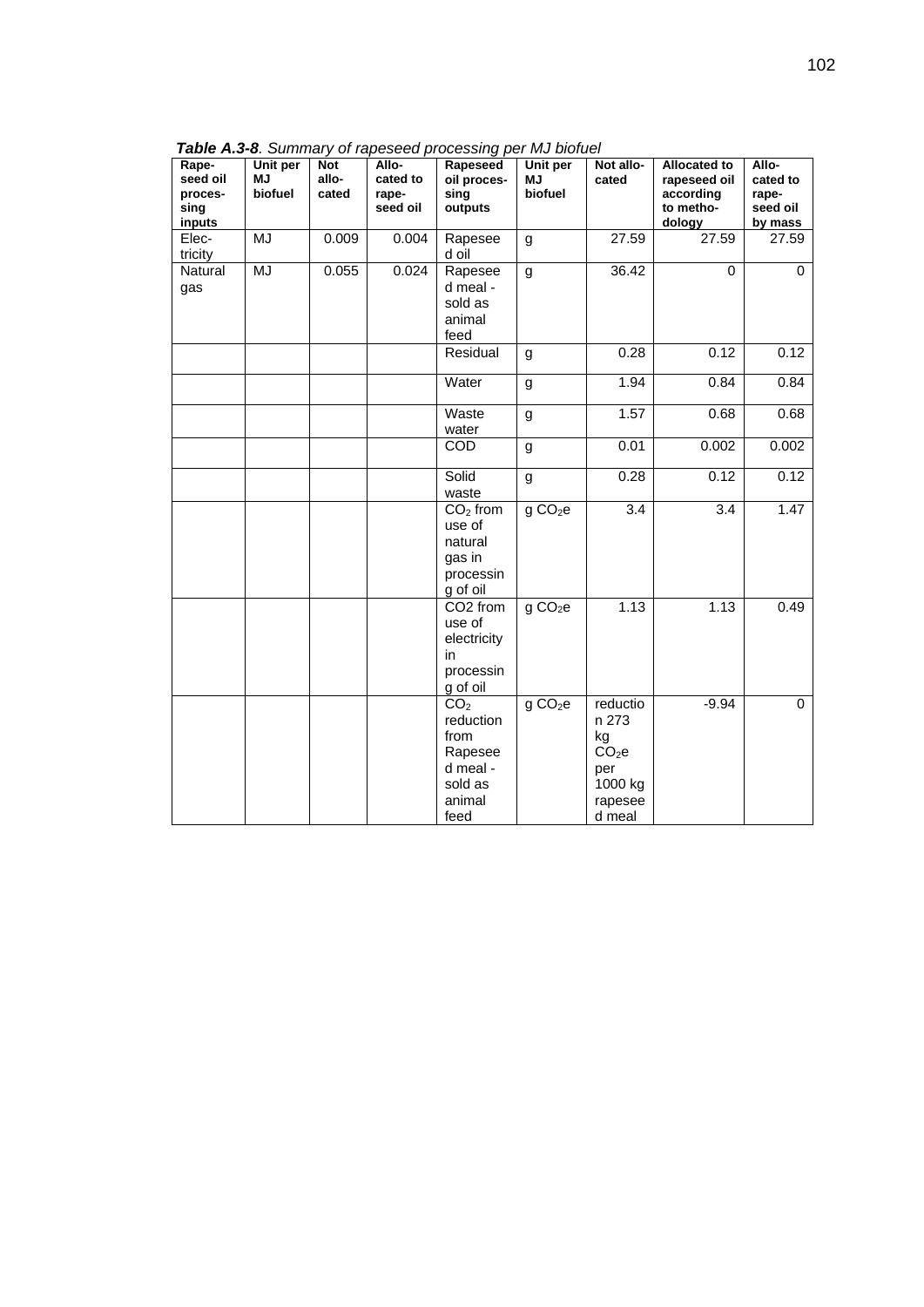***Table A.3-8**. Summary of rapeseed processing per MJ biofuel*

| Rapeseed oil processing inputs | Unit per MJ biofuel | Not allocated | Allocated to rapeseed oil | Rapeseed oil processing outputs | Unit per MJ biofuel | Not allocated | Allocated to rapeseed oil according to methodology | Allocated to rapeseed oil by mass |
|---|---|---|---|---|---|---|---|---|
| Electricity | MJ | 0.009 | 0.004 | Rapeseed oil | g | 27.59 | 27.59 | 27.59 |
| Natural gas | MJ | 0.055 | 0.024 | Rapeseed meal - sold as animal feed | g | 36.42 | 0 | 0 |
| | | | | Residual | g | 0.28 | 0.12 | 0.12 |
| | | | | Water | g | 1.94 | 0.84 | 0.84 |
| | | | | Waste water | g | 1.57 | 0.68 | 0.68 |
| | | | | COD | g | 0.01 | 0.002 | 0.002 |
| | | | | Solid waste | g | 0.28 | 0.12 | 0.12 |
| | | | | $CO_2$ from use of natural gas in processing of oil | g $CO_2e$ | 3.4 | 3.4 | 1.47 |
| | | | | CO2 from use of electricity in processing of oil | g $CO_2e$ | 1.13 | 1.13 | 0.49 |
| | | | | $CO_2$ reduction from Rapeseed meal - sold as animal feed | g $CO_2e$ | reduction 273 kg $CO_2e$ per 1000 kg rapeseed meal | -9.94 | 0 |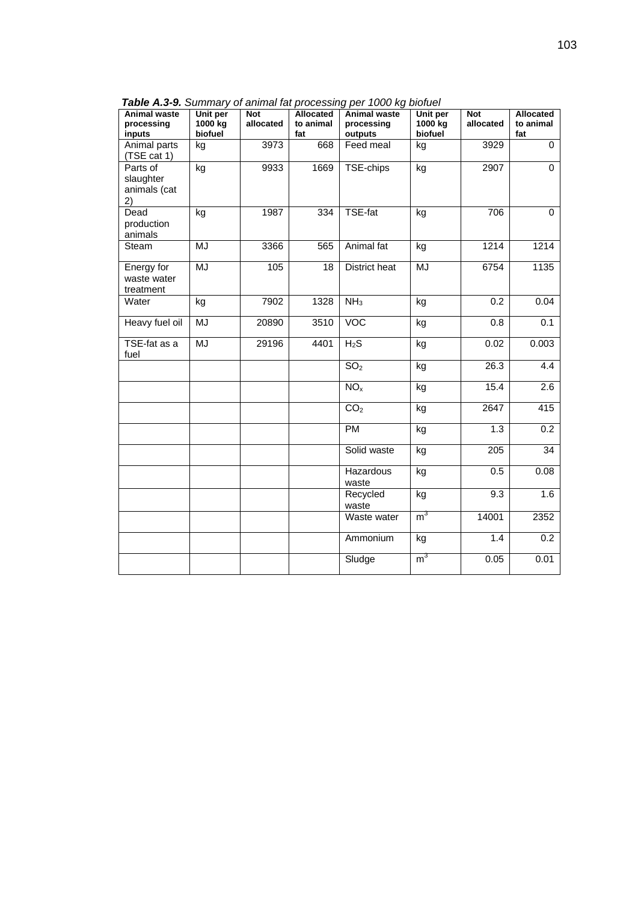***Table A.3-9.*** *Summary of animal fat processing per 1000 kg biofuel*

| Animal waste processing inputs | Unit per 1000 kg biofuel | Not allocated | Allocated to animal fat | Animal waste processing outputs | Unit per 1000 kg biofuel | Not allocated | Allocated to animal fat |
|---|---|---|---|---|---|---|---|
| Animal parts (TSE cat 1) | kg | 3973 | 668 | Feed meal | kg | 3929 | 0 |
| Parts of slaughter animals (cat 2) | kg | 9933 | 1669 | TSE-chips | kg | 2907 | 0 |
| Dead production animals | kg | 1987 | 334 | TSE-fat | kg | 706 | 0 |
| Steam | MJ | 3366 | 565 | Animal fat | kg | 1214 | 1214 |
| Energy for waste water treatment | MJ | 105 | 18 | District heat | MJ | 6754 | 1135 |
| Water | kg | 7902 | 1328 | $NH_3$ | kg | 0.2 | 0.04 |
| Heavy fuel oil | MJ | 20890 | 3510 | VOC | kg | 0.8 | 0.1 |
| TSE-fat as a fuel | MJ | 29196 | 4401 | $H_2S$ | kg | 0.02 | 0.003 |
| | | | | $SO_2$ | kg | 26.3 | 4.4 |
| | | | | $NO_x$ | kg | 15.4 | 2.6 |
| | | | | $CO_2$ | kg | 2647 | 415 |
| | | | | PM | kg | 1.3 | 0.2 |
| | | | | Solid waste | kg | 205 | 34 |
| | | | | Hazardous waste | kg | 0.5 | 0.08 |
| | | | | Recycled waste | kg | 9.3 | 1.6 |
| | | | | Waste water | $m^3$ | 14001 | 2352 |
| | | | | Ammonium | kg | 1.4 | 0.2 |
| | | | | Sludge | $m^3$ | 0.05 | 0.01 |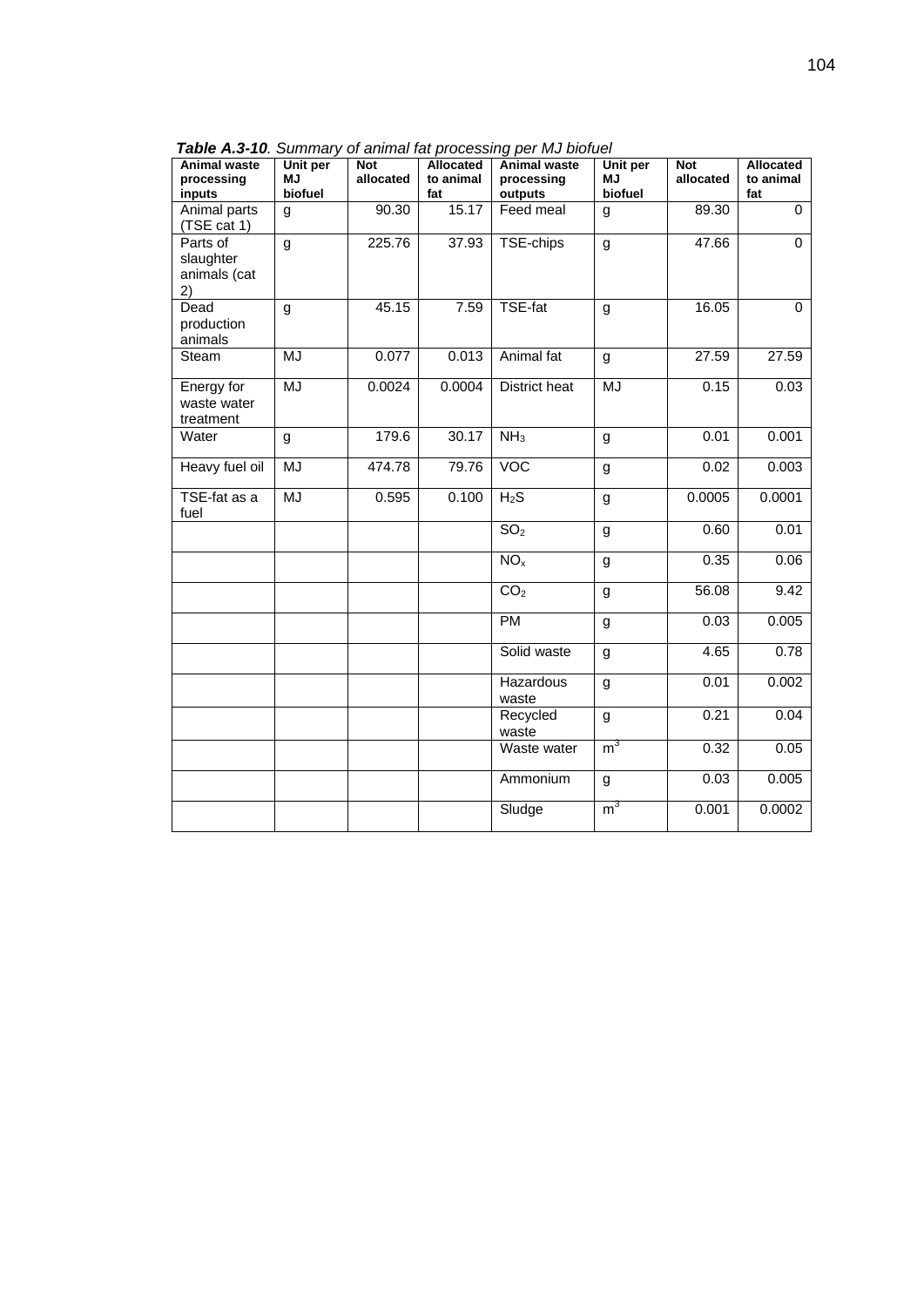***Table A.3-10**. Summary of animal fat processing per MJ biofuel*

| Animal waste processing inputs | Unit per MJ biofuel | Not allocated | Allocated to animal fat | Animal waste processing outputs | Unit per MJ biofuel | Not allocated | Allocated to animal fat |
|---|---|---|---|---|---|---|---|
| Animal parts (TSE cat 1) | g | 90.30 | 15.17 | Feed meal | g | 89.30 | 0 |
| Parts of slaughter animals (cat 2) | g | 225.76 | 37.93 | TSE-chips | g | 47.66 | 0 |
| Dead production animals | g | 45.15 | 7.59 | TSE-fat | g | 16.05 | 0 |
| Steam | MJ | 0.077 | 0.013 | Animal fat | g | 27.59 | 27.59 |
| Energy for waste water treatment | MJ | 0.0024 | 0.0004 | District heat | MJ | 0.15 | 0.03 |
| Water | g | 179.6 | 30.17 | $NH_3$ | g | 0.01 | 0.001 |
| Heavy fuel oil | MJ | 474.78 | 79.76 | VOC | g | 0.02 | 0.003 |
| TSE-fat as a fuel | MJ | 0.595 | 0.100 | $H_2S$ | g | 0.0005 | 0.0001 |
| | | | | $SO_2$ | g | 0.60 | 0.01 |
| | | | | $NO_x$ | g | 0.35 | 0.06 |
| | | | | $CO_2$ | g | 56.08 | 9.42 |
| | | | | PM | g | 0.03 | 0.005 |
| | | | | Solid waste | g | 4.65 | 0.78 |
| | | | | Hazardous waste | g | 0.01 | 0.002 |
| | | | | Recycled waste | g | 0.21 | 0.04 |
| | | | | Waste water | $m^3$ | 0.32 | 0.05 |
| | | | | Ammonium | g | 0.03 | 0.005 |
| | | | | Sludge | $m^3$ | 0.001 | 0.0002 |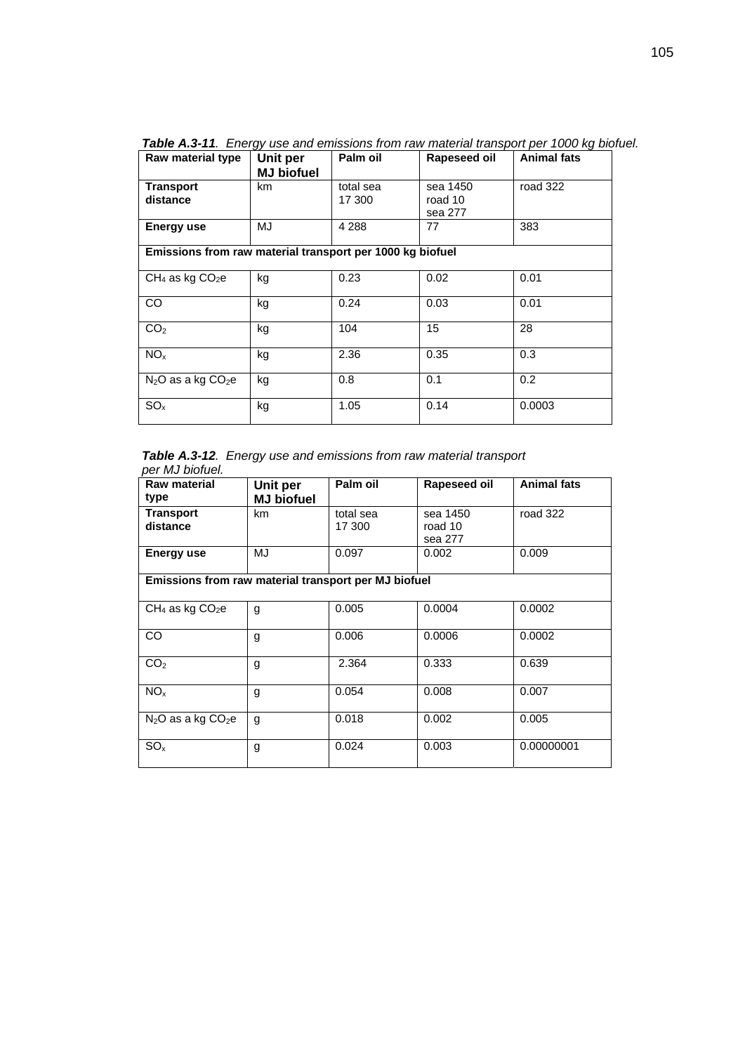***Table A.3-11****. Energy use and emissions from raw material transport per 1000 kg biofuel.*

| Raw material type | Unit per MJ biofuel | Palm oil | Rapeseed oil | Animal fats |
|---|---|---|---|---|
| **Transport distance** | km | total sea 17 300 | sea 1450 road 10 sea 277 | road 322 |
| **Energy use** | MJ | 4 288 | 77 | 383 |
| **Emissions from raw material transport per 1000 kg biofuel** | | | | |
| $CH_4$ as kg $CO_2e$ | kg | 0.23 | 0.02 | 0.01 |
| CO | kg | 0.24 | 0.03 | 0.01 |
| $CO_2$ | kg | 104 | 15 | 28 |
| $NO_x$ | kg | 2.36 | 0.35 | 0.3 |
| $N_2O$ as a kg $CO_2e$ | kg | 0.8 | 0.1 | 0.2 |
| $SO_x$ | kg | 1.05 | 0.14 | 0.0003 |

***Table A.3-12****. Energy use and emissions from raw material transport per MJ biofuel.*

| Raw material type | Unit per MJ biofuel | Palm oil | Rapeseed oil | Animal fats |
|---|---|---|---|---|
| **Transport distance** | km | total sea 17 300 | sea 1450 road 10 sea 277 | road 322 |
| **Energy use** | MJ | 0.097 | 0.002 | 0.009 |
| **Emissions from raw material transport per MJ biofuel** | | | | |
| $CH_4$ as kg $CO_2e$ | g | 0.005 | 0.0004 | 0.0002 |
| CO | g | 0.006 | 0.0006 | 0.0002 |
| $CO_2$ | g | 2.364 | 0.333 | 0.639 |
| $NO_x$ | g | 0.054 | 0.008 | 0.007 |
| $N_2O$ as a kg $CO_2e$ | g | 0.018 | 0.002 | 0.005 |
| $SO_x$ | g | 0.024 | 0.003 | 0.00000001 |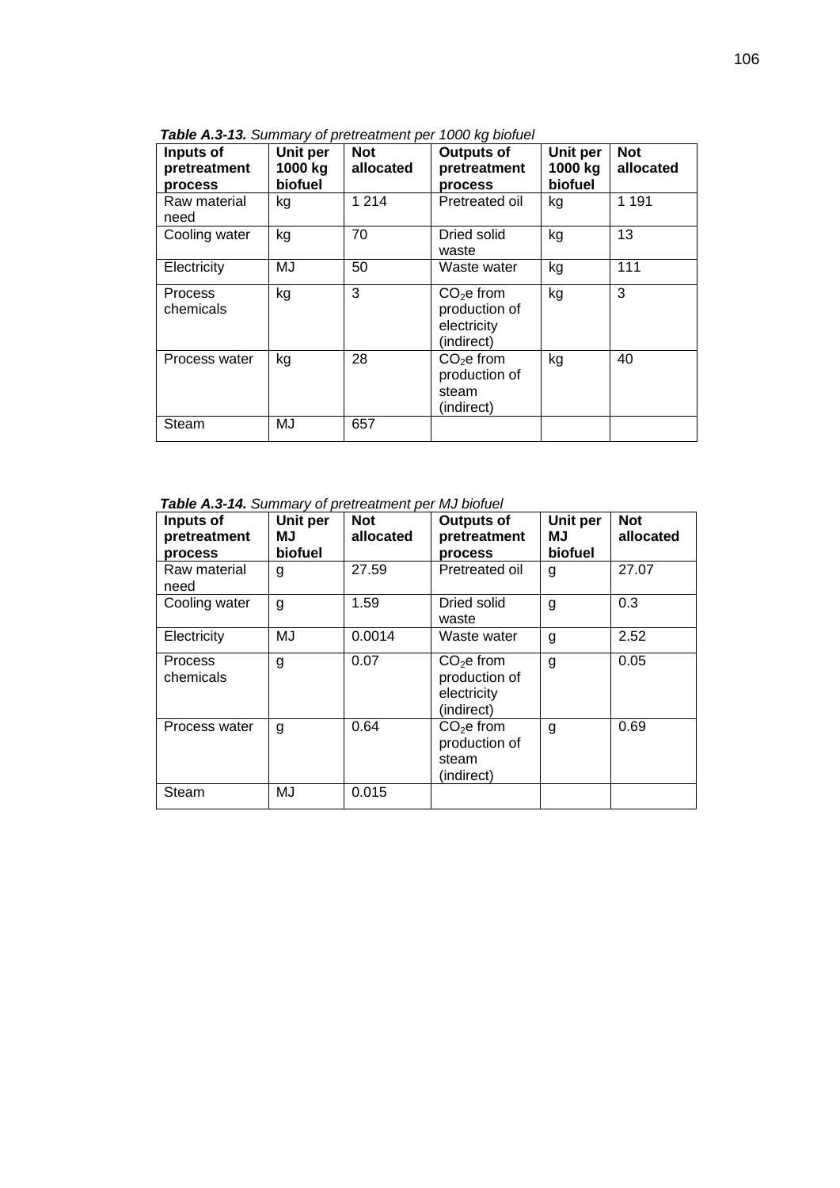***Table A.3-13.*** *Summary of pretreatment per 1000 kg biofuel*

| Inputs of pretreatment process | Unit per 1000 kg biofuel | Not allocated | Outputs of pretreatment process | Unit per 1000 kg biofuel | Not allocated |
|---|---|---|---|---|---|
| Raw material need | kg | 1 214 | Pretreated oil | kg | 1 191 |
| Cooling water | kg | 70 | Dried solid waste | kg | 13 |
| Electricity | MJ | 50 | Waste water | kg | 111 |
| Process chemicals | kg | 3 | $CO_2$e from production of electricity (indirect) | kg | 3 |
| Process water | kg | 28 | $CO_2$e from production of steam (indirect) | kg | 40 |
| Steam | MJ | 657 | | | |

***Table A.3-14.*** *Summary of pretreatment per MJ biofuel*

| Inputs of pretreatment process | Unit per MJ biofuel | Not allocated | Outputs of pretreatment process | Unit per MJ biofuel | Not allocated |
|---|---|---|---|---|---|
| Raw material need | g | 27.59 | Pretreated oil | g | 27.07 |
| Cooling water | g | 1.59 | Dried solid waste | g | 0.3 |
| Electricity | MJ | 0.0014 | Waste water | g | 2.52 |
| Process chemicals | g | 0.07 | $CO_2$e from production of electricity (indirect) | g | 0.05 |
| Process water | g | 0.64 | $CO_2$e from production of steam (indirect) | g | 0.69 |
| Steam | MJ | 0.015 | | | |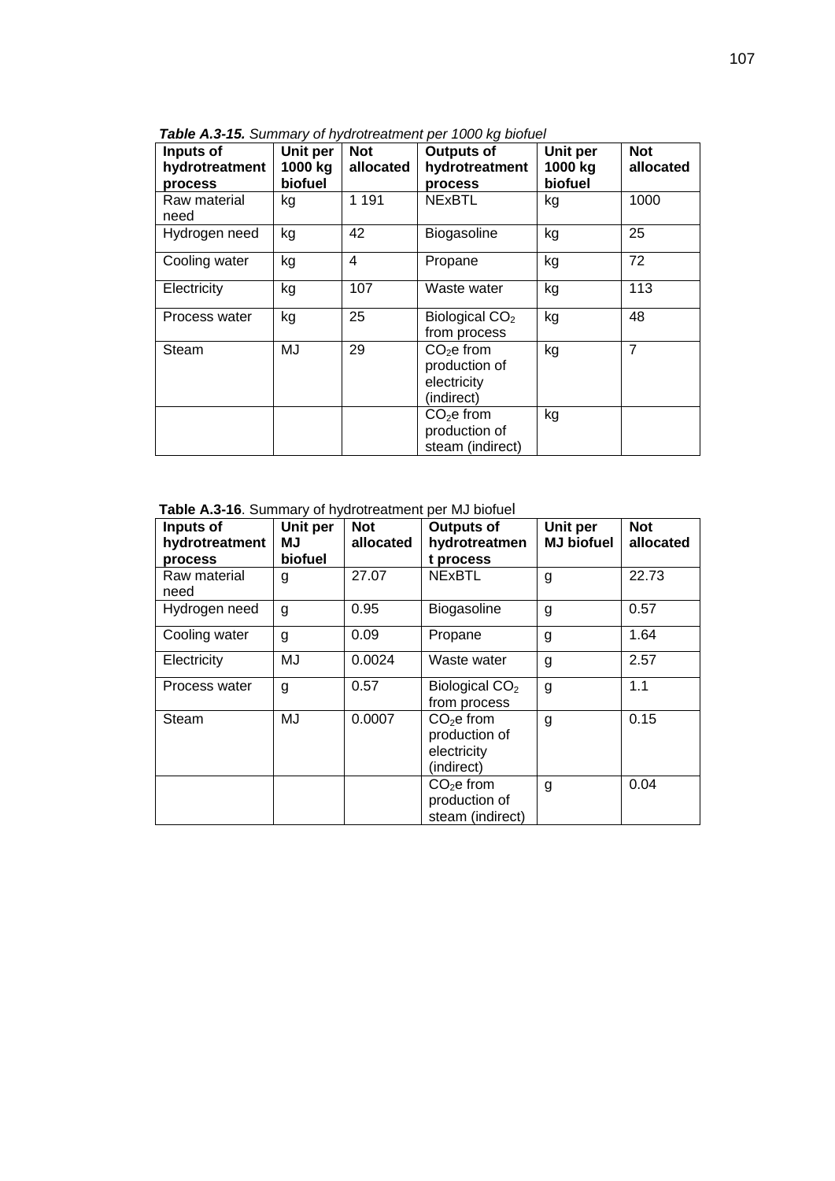***Table A.3-15.*** *Summary of hydrotreatment per 1000 kg biofuel*

| Inputs of hydrotreatment process | Unit per 1000 kg biofuel | Not allocated | Outputs of hydrotreatment process | Unit per 1000 kg biofuel | Not allocated |
|---|---|---|---|---|---|
| Raw material need | kg | 1 191 | NExBTL | kg | 1000 |
| Hydrogen need | kg | 42 | Biogasoline | kg | 25 |
| Cooling water | kg | 4 | Propane | kg | 72 |
| Electricity | kg | 107 | Waste water | kg | 113 |
| Process water | kg | 25 | Biological $CO_2$ from process | kg | 48 |
| Steam | MJ | 29 | $CO_2$e from production of electricity (indirect) | kg | 7 |
| | | | $CO_2$e from production of steam (indirect) | kg | |

**Table A.3-16**. Summary of hydrotreatment per MJ biofuel

| Inputs of hydrotreatment process | Unit per MJ biofuel | Not allocated | Outputs of hydrotreatment process | Unit per MJ biofuel | Not allocated |
|---|---|---|---|---|---|
| Raw material need | g | 27.07 | NExBTL | g | 22.73 |
| Hydrogen need | g | 0.95 | Biogasoline | g | 0.57 |
| Cooling water | g | 0.09 | Propane | g | 1.64 |
| Electricity | MJ | 0.0024 | Waste water | g | 2.57 |
| Process water | g | 0.57 | Biological $CO_2$ from process | g | 1.1 |
| Steam | MJ | 0.0007 | $CO_2$e from production of electricity (indirect) | g | 0.15 |
| | | | $CO_2$e from production of steam (indirect) | g | 0.04 |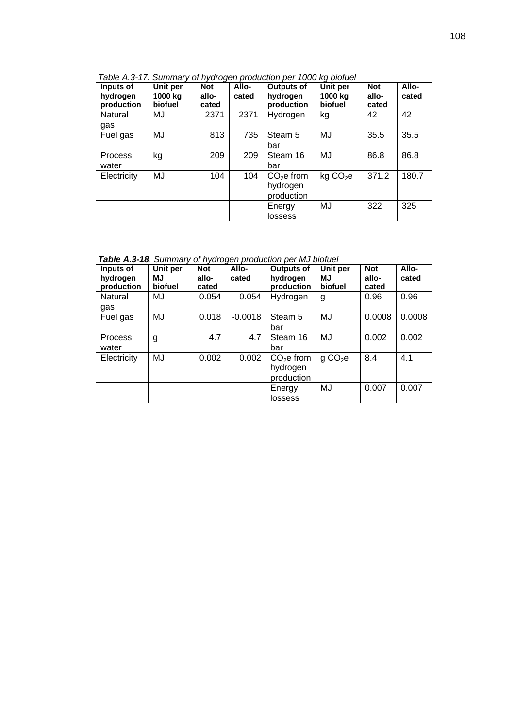*Table A.3-17. Summary of hydrogen production per 1000 kg biofuel*

| Inputs of hydrogen production | Unit per 1000 kg biofuel | Not allo-cated | Allo-cated | Outputs of hydrogen production | Unit per 1000 kg biofuel | Not allo-cated | Allo-cated |
|---|---|---|---|---|---|---|---|
| Natural gas | MJ | 2371 | 2371 | Hydrogen | kg | 42 | 42 |
| Fuel gas | MJ | 813 | 735 | Steam 5 bar | MJ | 35.5 | 35.5 |
| Process water | kg | 209 | 209 | Steam 16 bar | MJ | 86.8 | 86.8 |
| Electricity | MJ | 104 | 104 | $CO_2$e from hydrogen production | kg $CO_2$e | 371.2 | 180.7 |
| | | | | Energy lossess | MJ | 322 | 325 |

***Table A.3-18**. Summary of hydrogen production per MJ biofuel*

| Inputs of hydrogen production | Unit per MJ biofuel | Not allo-cated | Allo-cated | Outputs of hydrogen production | Unit per MJ biofuel | Not allo-cated | Allo-cated |
|---|---|---|---|---|---|---|---|
| Natural gas | MJ | 0.054 | 0.054 | Hydrogen | g | 0.96 | 0.96 |
| Fuel gas | MJ | 0.018 | -0.0018 | Steam 5 bar | MJ | 0.0008 | 0.0008 |
| Process water | g | 4.7 | 4.7 | Steam 16 bar | MJ | 0.002 | 0.002 |
| Electricity | MJ | 0.002 | 0.002 | $CO_2$e from hydrogen production | g $CO_2$e | 8.4 | 4.1 |
| | | | | Energy lossess | MJ | 0.007 | 0.007 |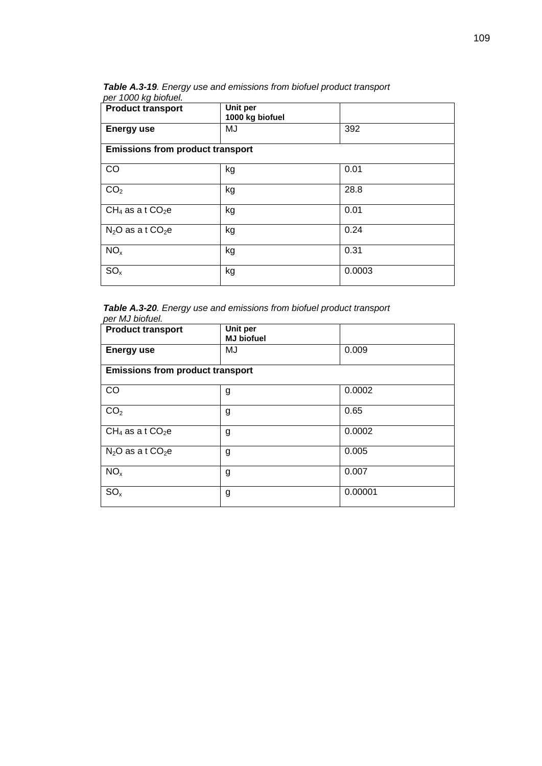***Table A.3-19****. Energy use and emissions from biofuel product transport per 1000 kg biofuel.*

| **Product transport** | **Unit per 1000 kg biofuel** | |
|---|---|---|
| **Energy use** | MJ | 392 |
| **Emissions from product transport** | | |
| CO | kg | 0.01 |
| $CO_2$ | kg | 28.8 |
| $CH_4$ as a t $CO_2$e | kg | 0.01 |
| $N_2O$ as a t $CO_2$e | kg | 0.24 |
| $NO_x$ | kg | 0.31 |
| $SO_x$ | kg | 0.0003 |

***Table A.3-20****. Energy use and emissions from biofuel product transport per MJ biofuel.*

| **Product transport** | **Unit per MJ biofuel** | |
|---|---|---|
| **Energy use** | MJ | 0.009 |
| **Emissions from product transport** | | |
| CO | g | 0.0002 |
| $CO_2$ | g | 0.65 |
| $CH_4$ as a t $CO_2$e | g | 0.0002 |
| $N_2O$ as a t $CO_2$e | g | 0.005 |
| $NO_x$ | g | 0.007 |
| $SO_x$ | g | 0.00001 |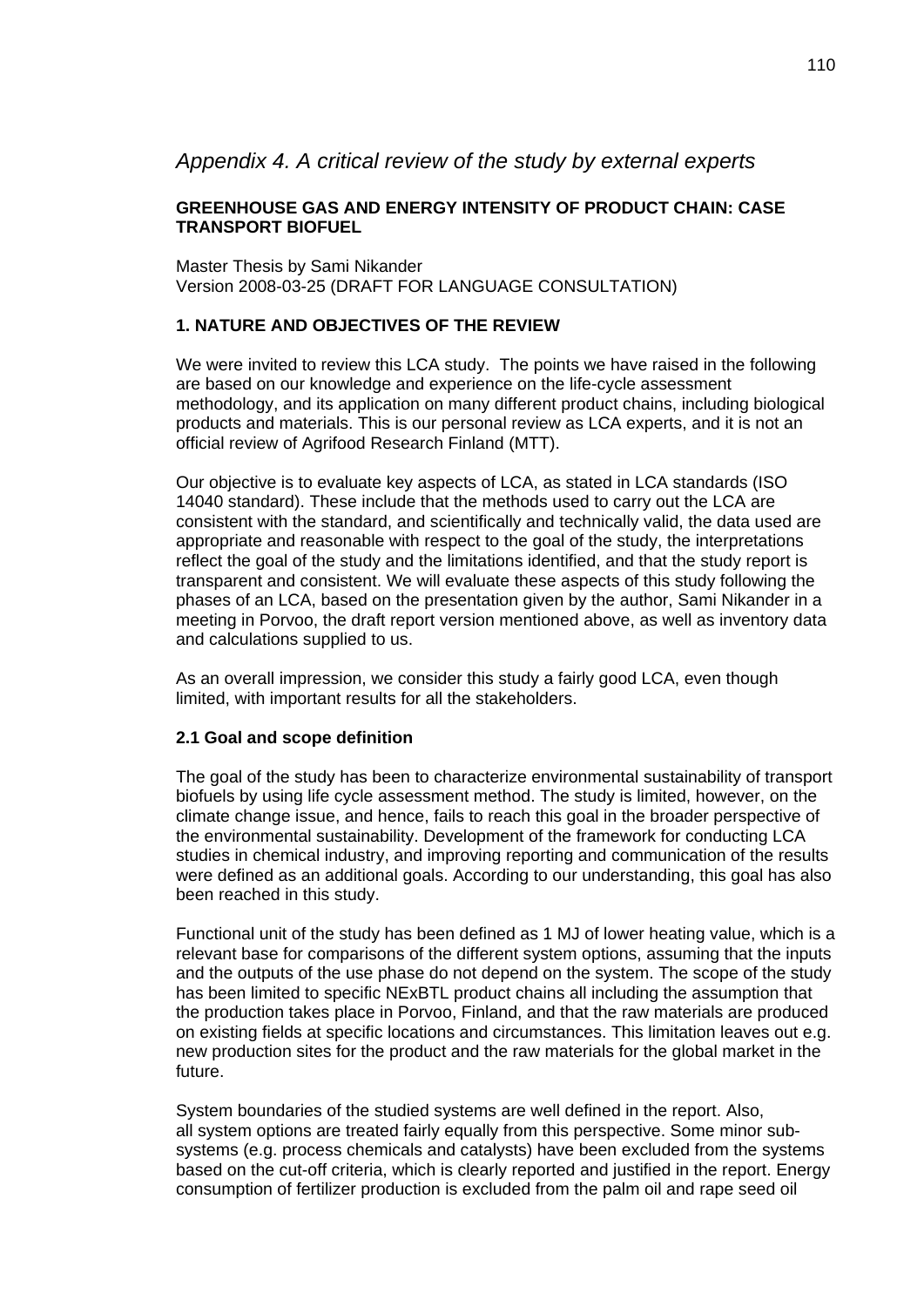## *Appendix 4. A critical review of the study by external experts*

**GREENHOUSE GAS AND ENERGY INTENSITY OF PRODUCT CHAIN: CASE TRANSPORT BIOFUEL**

Master Thesis by Sami Nikander
Version 2008-03-25 (DRAFT FOR LANGUAGE CONSULTATION)

**1. NATURE AND OBJECTIVES OF THE REVIEW**

We were invited to review this LCA study. The points we have raised in the following are based on our knowledge and experience on the life-cycle assessment methodology, and its application on many different product chains, including biological products and materials. This is our personal review as LCA experts, and it is not an official review of Agrifood Research Finland (MTT).

Our objective is to evaluate key aspects of LCA, as stated in LCA standards (ISO 14040 standard). These include that the methods used to carry out the LCA are consistent with the standard, and scientifically and technically valid, the data used are appropriate and reasonable with respect to the goal of the study, the interpretations reflect the goal of the study and the limitations identified, and that the study report is transparent and consistent. We will evaluate these aspects of this study following the phases of an LCA, based on the presentation given by the author, Sami Nikander in a meeting in Porvoo, the draft report version mentioned above, as well as inventory data and calculations supplied to us.

As an overall impression, we consider this study a fairly good LCA, even though limited, with important results for all the stakeholders.

**2.1 Goal and scope definition**

The goal of the study has been to characterize environmental sustainability of transport biofuels by using life cycle assessment method. The study is limited, however, on the climate change issue, and hence, fails to reach this goal in the broader perspective of the environmental sustainability. Development of the framework for conducting LCA studies in chemical industry, and improving reporting and communication of the results were defined as an additional goals. According to our understanding, this goal has also been reached in this study.

Functional unit of the study has been defined as 1 MJ of lower heating value, which is a relevant base for comparisons of the different system options, assuming that the inputs and the outputs of the use phase do not depend on the system. The scope of the study has been limited to specific NExBTL product chains all including the assumption that the production takes place in Porvoo, Finland, and that the raw materials are produced on existing fields at specific locations and circumstances. This limitation leaves out e.g. new production sites for the product and the raw materials for the global market in the future.

System boundaries of the studied systems are well defined in the report. Also, all system options are treated fairly equally from this perspective. Some minor sub-systems (e.g. process chemicals and catalysts) have been excluded from the systems based on the cut-off criteria, which is clearly reported and justified in the report. Energy consumption of fertilizer production is excluded from the palm oil and rape seed oil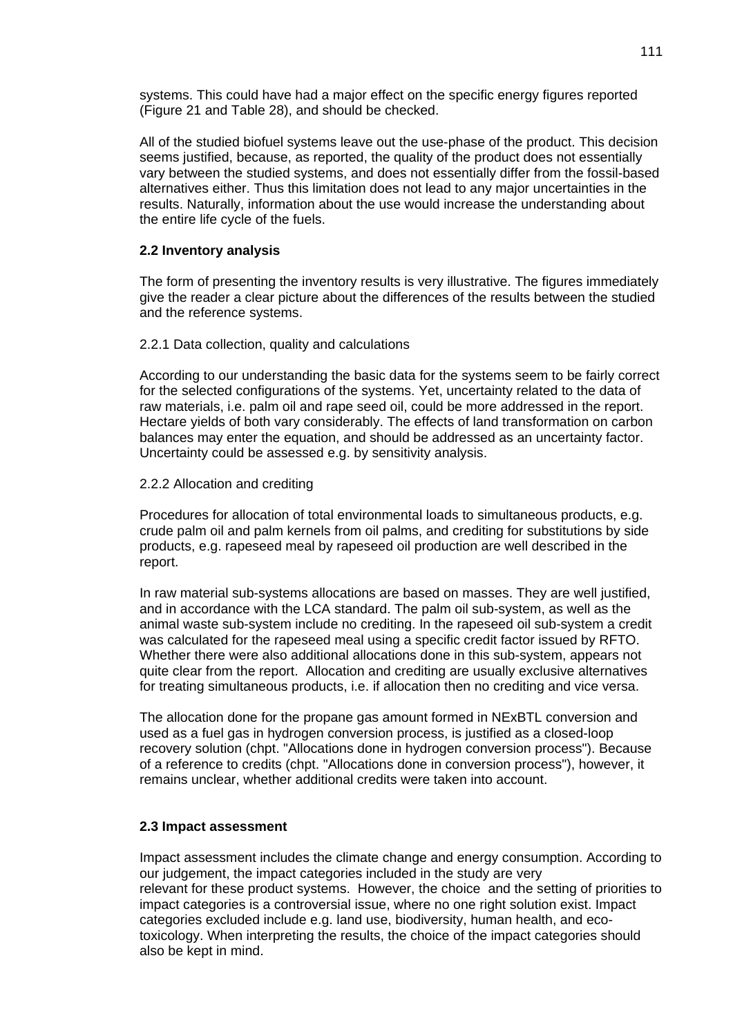systems. This could have had a major effect on the specific energy figures reported (Figure 21 and Table 28), and should be checked.

All of the studied biofuel systems leave out the use-phase of the product. This decision seems justified, because, as reported, the quality of the product does not essentially vary between the studied systems, and does not essentially differ from the fossil-based alternatives either. Thus this limitation does not lead to any major uncertainties in the results. Naturally, information about the use would increase the understanding about the entire life cycle of the fuels.

**2.2 Inventory analysis**

The form of presenting the inventory results is very illustrative. The figures immediately give the reader a clear picture about the differences of the results between the studied and the reference systems.

2.2.1 Data collection, quality and calculations

According to our understanding the basic data for the systems seem to be fairly correct for the selected configurations of the systems. Yet, uncertainty related to the data of raw materials, i.e. palm oil and rape seed oil, could be more addressed in the report. Hectare yields of both vary considerably. The effects of land transformation on carbon balances may enter the equation, and should be addressed as an uncertainty factor. Uncertainty could be assessed e.g. by sensitivity analysis.

2.2.2 Allocation and crediting

Procedures for allocation of total environmental loads to simultaneous products, e.g. crude palm oil and palm kernels from oil palms, and crediting for substitutions by side products, e.g. rapeseed meal by rapeseed oil production are well described in the report.

In raw material sub-systems allocations are based on masses. They are well justified, and in accordance with the LCA standard. The palm oil sub-system, as well as the animal waste sub-system include no crediting. In the rapeseed oil sub-system a credit was calculated for the rapeseed meal using a specific credit factor issued by RFTO. Whether there were also additional allocations done in this sub-system, appears not quite clear from the report. Allocation and crediting are usually exclusive alternatives for treating simultaneous products, i.e. if allocation then no crediting and vice versa.

The allocation done for the propane gas amount formed in NExBTL conversion and used as a fuel gas in hydrogen conversion process, is justified as a closed-loop recovery solution (chpt. "Allocations done in hydrogen conversion process"). Because of a reference to credits (chpt. "Allocations done in conversion process"), however, it remains unclear, whether additional credits were taken into account.

**2.3 Impact assessment**

Impact assessment includes the climate change and energy consumption. According to our judgement, the impact categories included in the study are very relevant for these product systems. However, the choice and the setting of priorities to impact categories is a controversial issue, where no one right solution exist. Impact categories excluded include e.g. land use, biodiversity, human health, and eco-toxicology. When interpreting the results, the choice of the impact categories should also be kept in mind.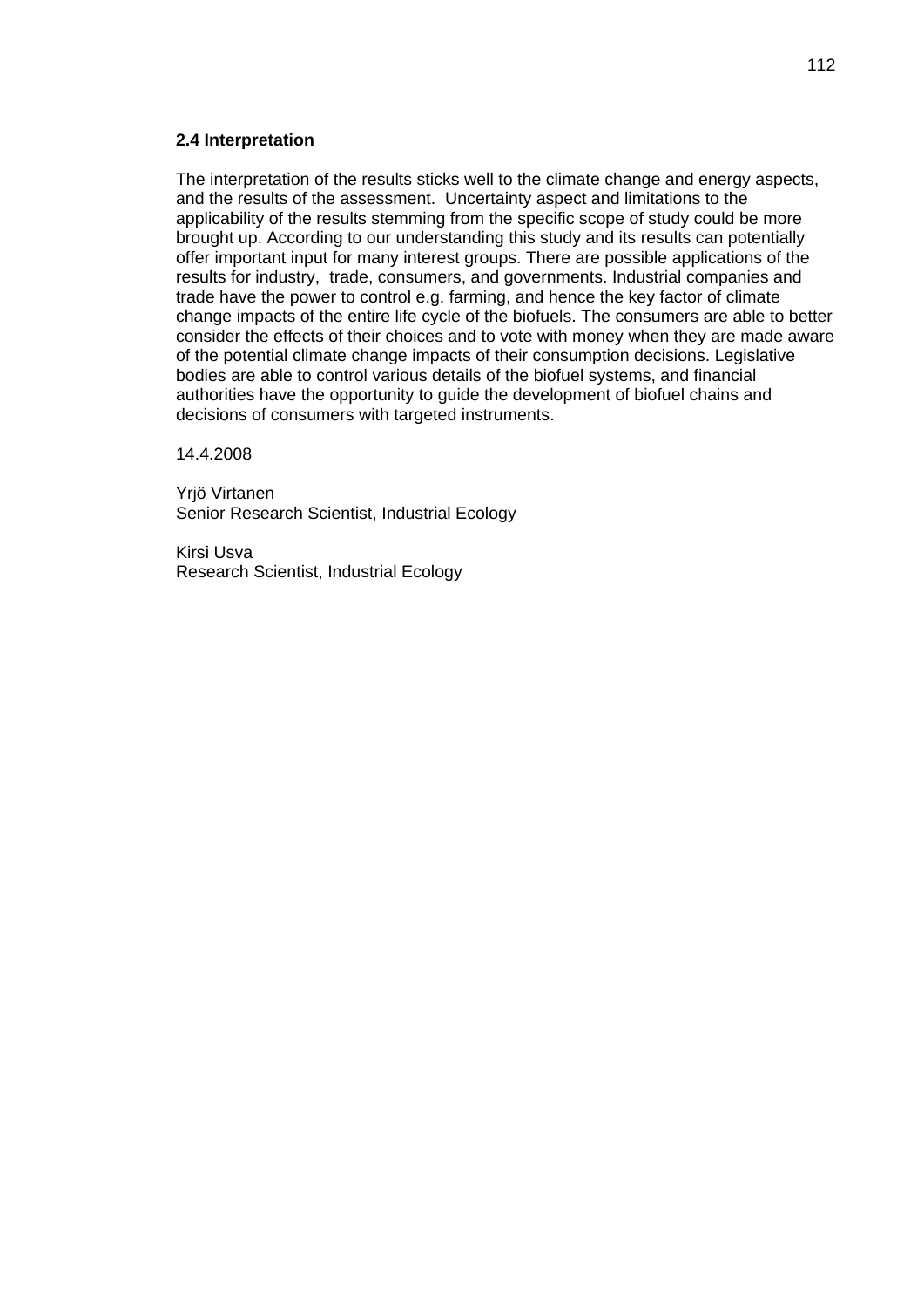## 2.4 Interpretation

The interpretation of the results sticks well to the climate change and energy aspects, and the results of the assessment. Uncertainty aspect and limitations to the applicability of the results stemming from the specific scope of study could be more brought up. According to our understanding this study and its results can potentially offer important input for many interest groups. There are possible applications of the results for industry, trade, consumers, and governments. Industrial companies and trade have the power to control e.g. farming, and hence the key factor of climate change impacts of the entire life cycle of the biofuels. The consumers are able to better consider the effects of their choices and to vote with money when they are made aware of the potential climate change impacts of their consumption decisions. Legislative bodies are able to control various details of the biofuel systems, and financial authorities have the opportunity to guide the development of biofuel chains and decisions of consumers with targeted instruments.

14.4.2008

Yrjö Virtanen
Senior Research Scientist, Industrial Ecology

Kirsi Usva
Research Scientist, Industrial Ecology